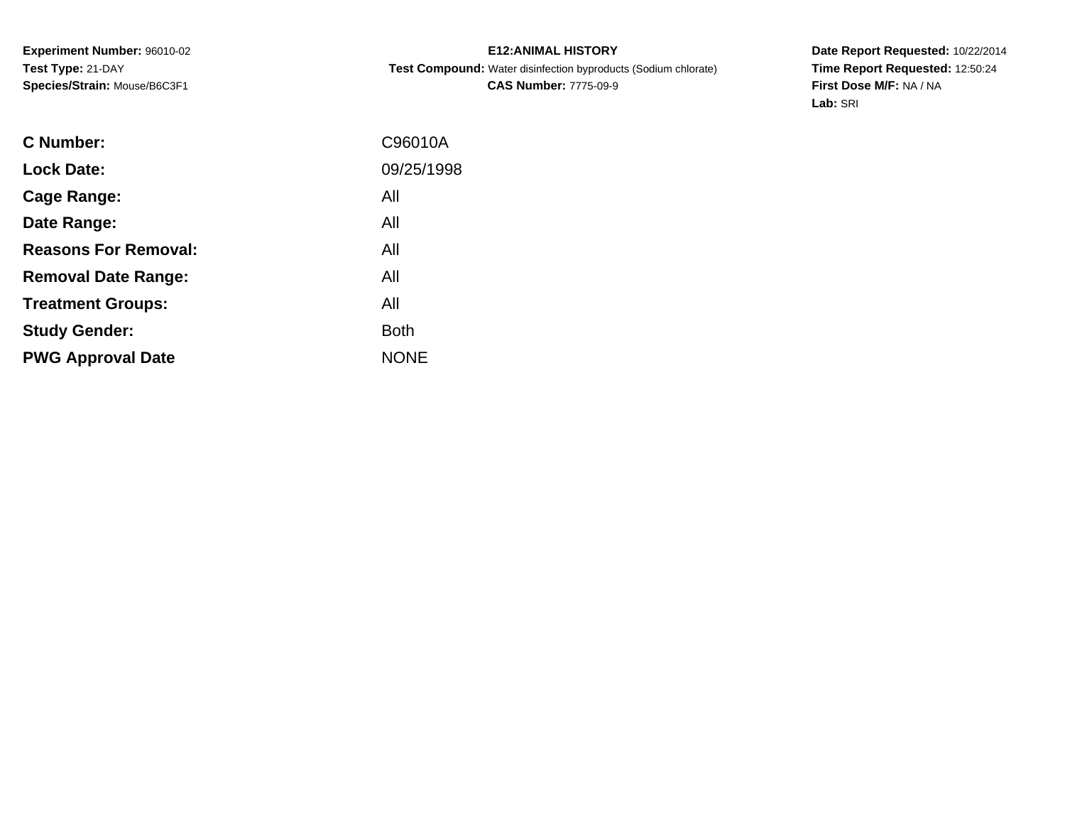**Experiment Number:** 96010-02
**Test Type:** 21-DAY
**Species/Strain:** Mouse/B6C3F1

**E12:ANIMAL HISTORY**
**Test Compound:** Water disinfection byproducts (Sodium chlorate)
**CAS Number:** 7775-09-9

**Date Report Requested:** 10/22/2014
**Time Report Requested:** 12:50:24
**First Dose M/F:** NA / NA
**Lab:** SRI

| | |
|---|---|
| **C Number:** | C96010A |
| **Lock Date:** | 09/25/1998 |
| **Cage Range:** | All |
| **Date Range:** | All |
| **Reasons For Removal:** | All |
| **Removal Date Range:** | All |
| **Treatment Groups:** | All |
| **Study Gender:** | Both |
| **PWG Approval Date** | NONE |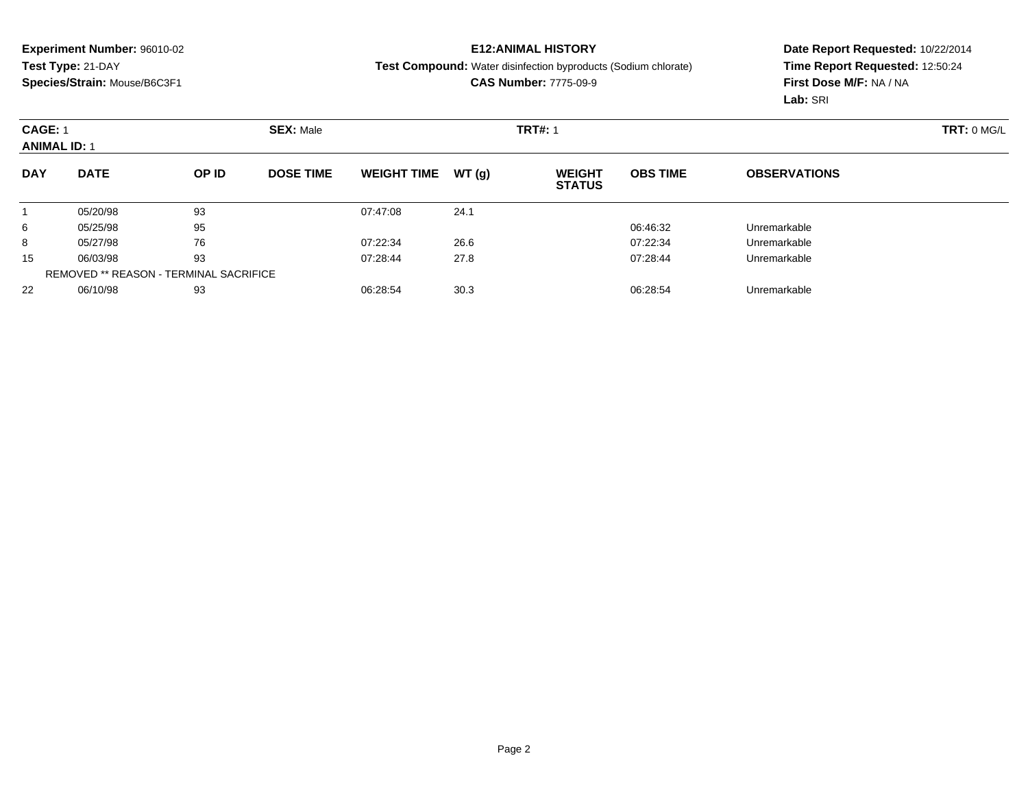**Experiment Number:** 96010-02
**Test Type:** 21-DAY
**Species/Strain:** Mouse/B6C3F1

**E12:ANIMAL HISTORY**
**Test Compound:** Water disinfection byproducts (Sodium chlorate)
**CAS Number:** 7775-09-9

**Date Report Requested:** 10/22/2014
**Time Report Requested:** 12:50:24
**First Dose M/F:** NA / NA
**Lab:** SRI

**CAGE:** 1 **SEX:** Male **TRT#:** 1 **TRT:** 0 MG/L
**ANIMAL ID:** 1

| DAY | DATE | OP ID | DOSE TIME | WEIGHT TIME | WT (g) | WEIGHT STATUS | OBS TIME | OBSERVATIONS |
|---|---|---|---|---|---|---|---|---|
| 1 | 05/20/98 | 93 | | 07:47:08 | 24.1 | | | |
| 6 | 05/25/98 | 95 | | | | | 06:46:32 | Unremarkable |
| 8 | 05/27/98 | 76 | | 07:22:34 | 26.6 | | 07:22:34 | Unremarkable |
| 15 | 06/03/98 | 93 | | 07:28:44 | 27.8 | | 07:28:44 | Unremarkable |
| REMOVED ** REASON - TERMINAL SACRIFICE | | | | | | | | |
| 22 | 06/10/98 | 93 | | 06:28:54 | 30.3 | | 06:28:54 | Unremarkable |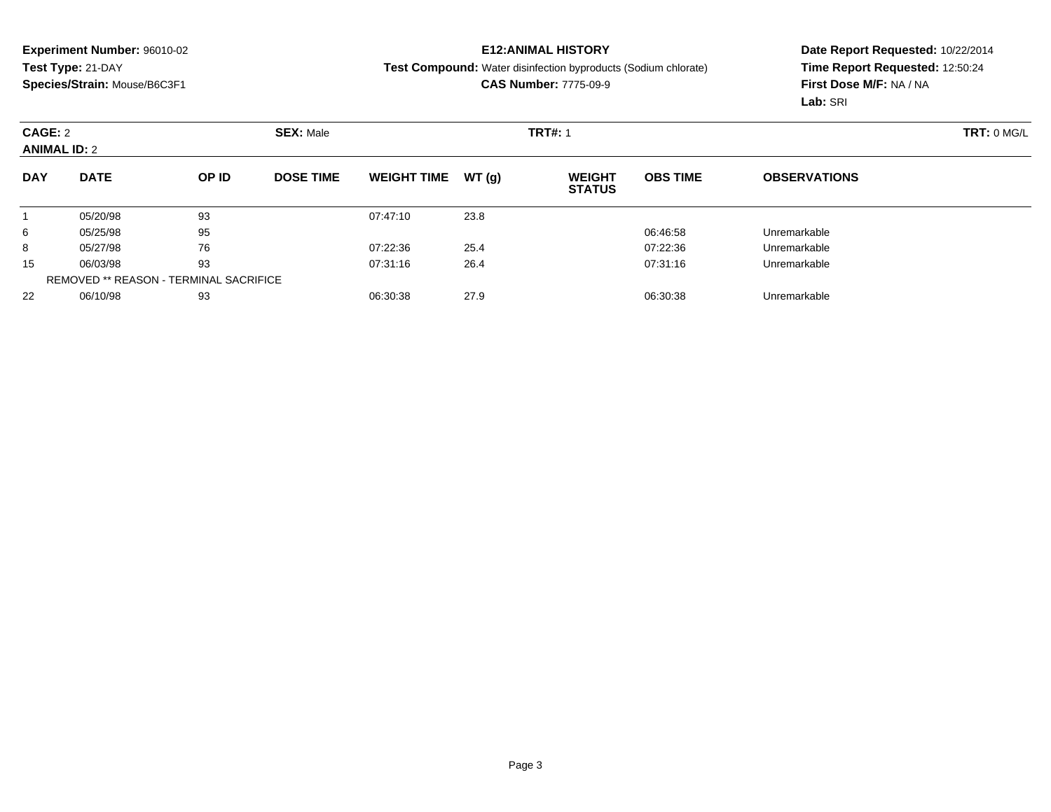**Experiment Number:** 96010-02
**Test Type:** 21-DAY
**Species/Strain:** Mouse/B6C3F1

**E12:ANIMAL HISTORY**
**Test Compound:** Water disinfection byproducts (Sodium chlorate)
**CAS Number:** 7775-09-9

**Date Report Requested:** 10/22/2014
**Time Report Requested:** 12:50:24
**First Dose M/F:** NA / NA
**Lab:** SRI

**CAGE:** 2 **SEX:** Male **TRT#:** 1 **TRT:** 0 MG/L
**ANIMAL ID:** 2

| DAY | DATE | OP ID | DOSE TIME | WEIGHT TIME | WT (g) | WEIGHT STATUS | OBS TIME | OBSERVATIONS |
|---|---|---|---|---|---|---|---|---|
| 1 | 05/20/98 | 93 | | 07:47:10 | 23.8 | | | |
| 6 | 05/25/98 | 95 | | | | | 06:46:58 | Unremarkable |
| 8 | 05/27/98 | 76 | | 07:22:36 | 25.4 | | 07:22:36 | Unremarkable |
| 15 | 06/03/98 | 93 | | 07:31:16 | 26.4 | | 07:31:16 | Unremarkable |
| | REMOVED ** REASON - TERMINAL SACRIFICE | | | | | | | |
| 22 | 06/10/98 | 93 | | 06:30:38 | 27.9 | | 06:30:38 | Unremarkable |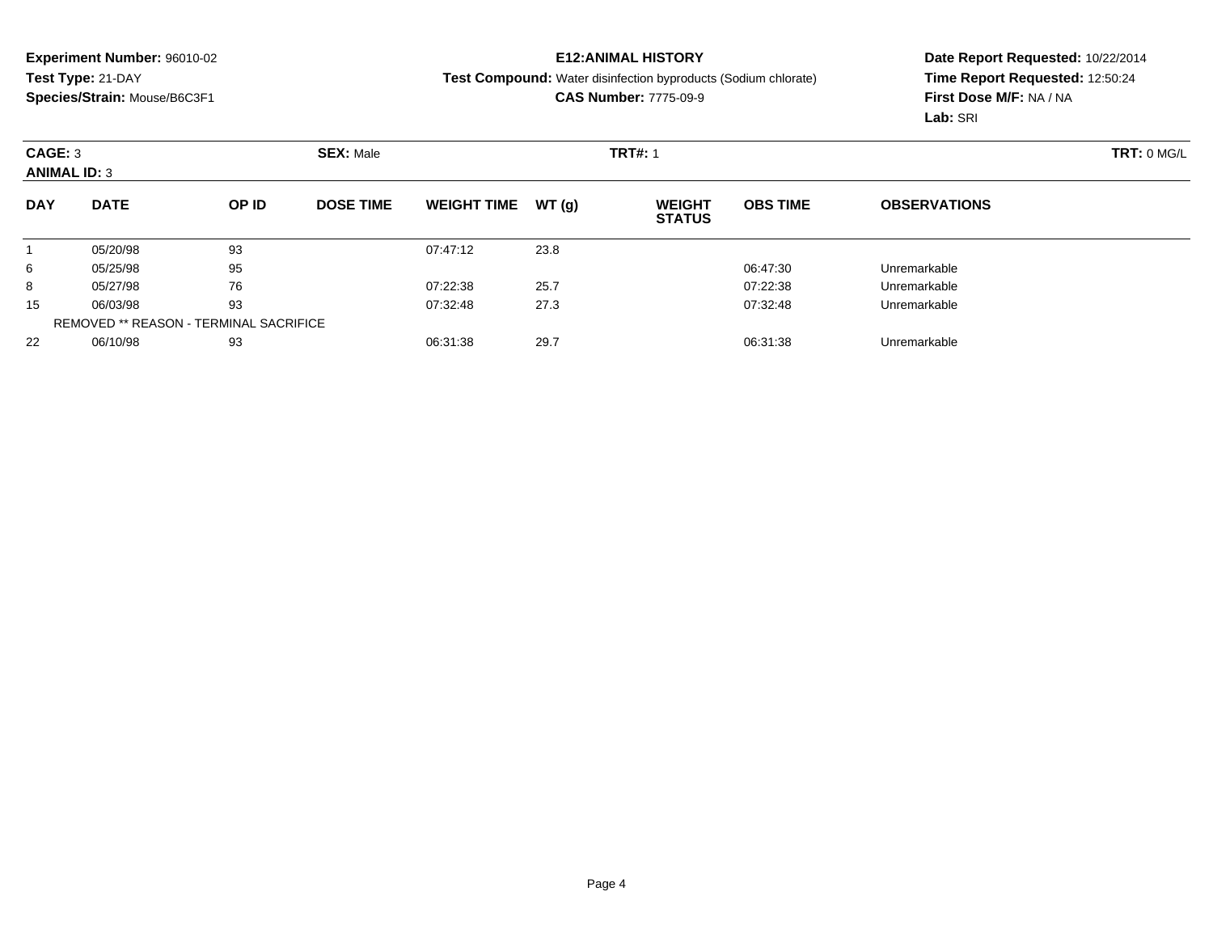**Experiment Number:** 96010-02
**Test Type:** 21-DAY
**Species/Strain:** Mouse/B6C3F1

**E12:ANIMAL HISTORY**
**Test Compound:** Water disinfection byproducts (Sodium chlorate)
**CAS Number:** 7775-09-9

**Date Report Requested:** 10/22/2014
**Time Report Requested:** 12:50:24
**First Dose M/F:** NA / NA
**Lab:** SRI

**CAGE:** 3 **SEX:** Male **TRT#:** 1 **TRT:** 0 MG/L
**ANIMAL ID:** 3

| DAY | DATE | OP ID | DOSE TIME | WEIGHT TIME | WT (g) | WEIGHT STATUS | OBS TIME | OBSERVATIONS |
|---|---|---|---|---|---|---|---|---|
| 1 | 05/20/98 | 93 | | 07:47:12 | 23.8 | | | |
| 6 | 05/25/98 | 95 | | | | | 06:47:30 | Unremarkable |
| 8 | 05/27/98 | 76 | | 07:22:38 | 25.7 | | 07:22:38 | Unremarkable |
| 15 | 06/03/98 | 93 | | 07:32:48 | 27.3 | | 07:32:48 | Unremarkable |
| | REMOVED ** REASON - TERMINAL SACRIFICE | | | | | | | |
| 22 | 06/10/98 | 93 | | 06:31:38 | 29.7 | | 06:31:38 | Unremarkable |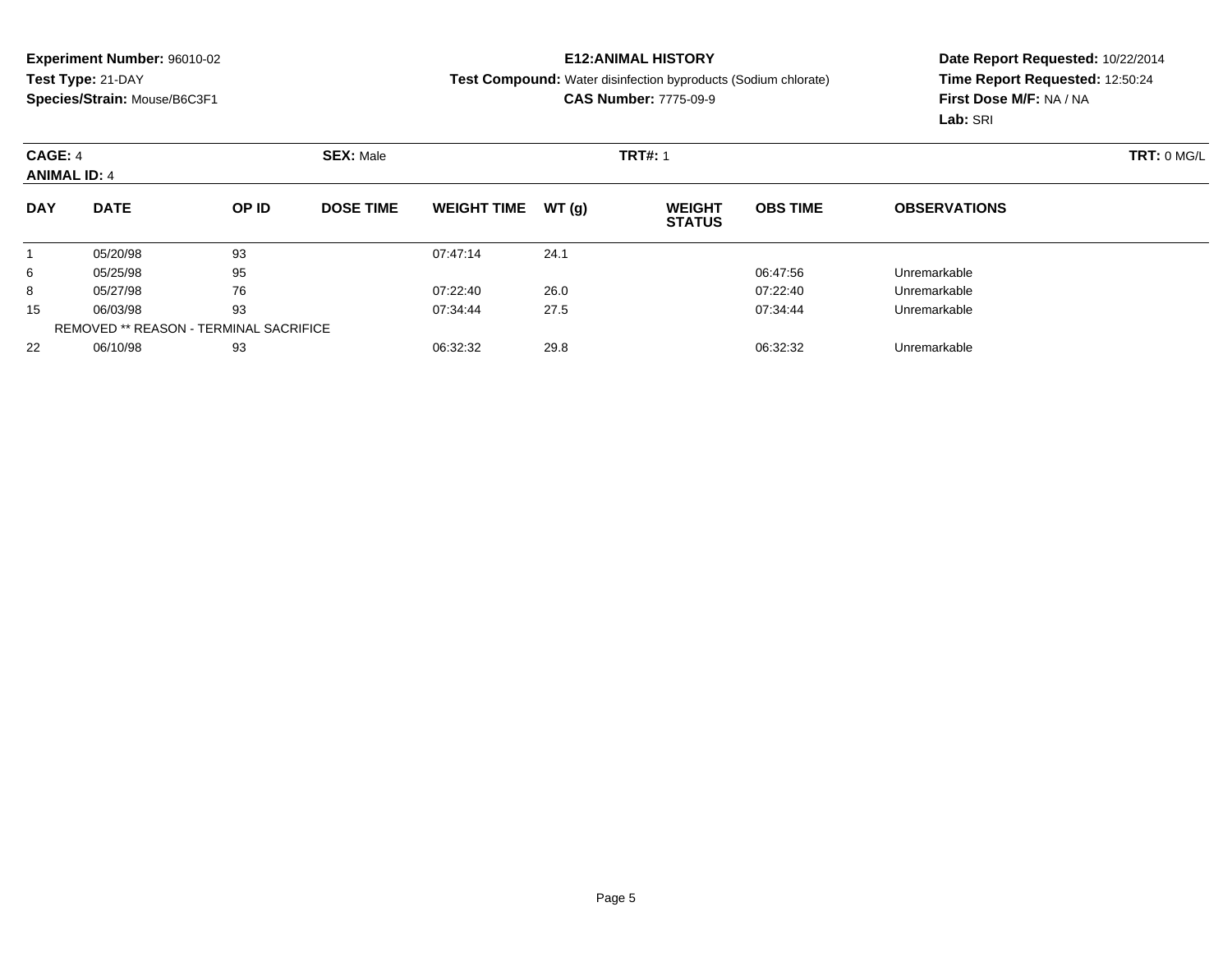**Experiment Number:** 96010-02
**Test Type:** 21-DAY
**Species/Strain:** Mouse/B6C3F1

**E12:ANIMAL HISTORY**
**Test Compound:** Water disinfection byproducts (Sodium chlorate)
**CAS Number:** 7775-09-9

**Date Report Requested:** 10/22/2014
**Time Report Requested:** 12:50:24
**First Dose M/F:** NA / NA
**Lab:** SRI

**CAGE:** 4 **SEX:** Male **TRT#:** 1 **TRT:** 0 MG/L
**ANIMAL ID:** 4

| DAY | DATE | OP ID | DOSE TIME | WEIGHT TIME | WT (g) | WEIGHT STATUS | OBS TIME | OBSERVATIONS |
|---|---|---|---|---|---|---|---|---|
| 1 | 05/20/98 | 93 | | 07:47:14 | 24.1 | | | |
| 6 | 05/25/98 | 95 | | | | | 06:47:56 | Unremarkable |
| 8 | 05/27/98 | 76 | | 07:22:40 | 26.0 | | 07:22:40 | Unremarkable |
| 15 | 06/03/98 | 93 | | 07:34:44 | 27.5 | | 07:34:44 | Unremarkable |
| | REMOVED ** REASON - TERMINAL SACRIFICE | | | | | | | |
| 22 | 06/10/98 | 93 | | 06:32:32 | 29.8 | | 06:32:32 | Unremarkable |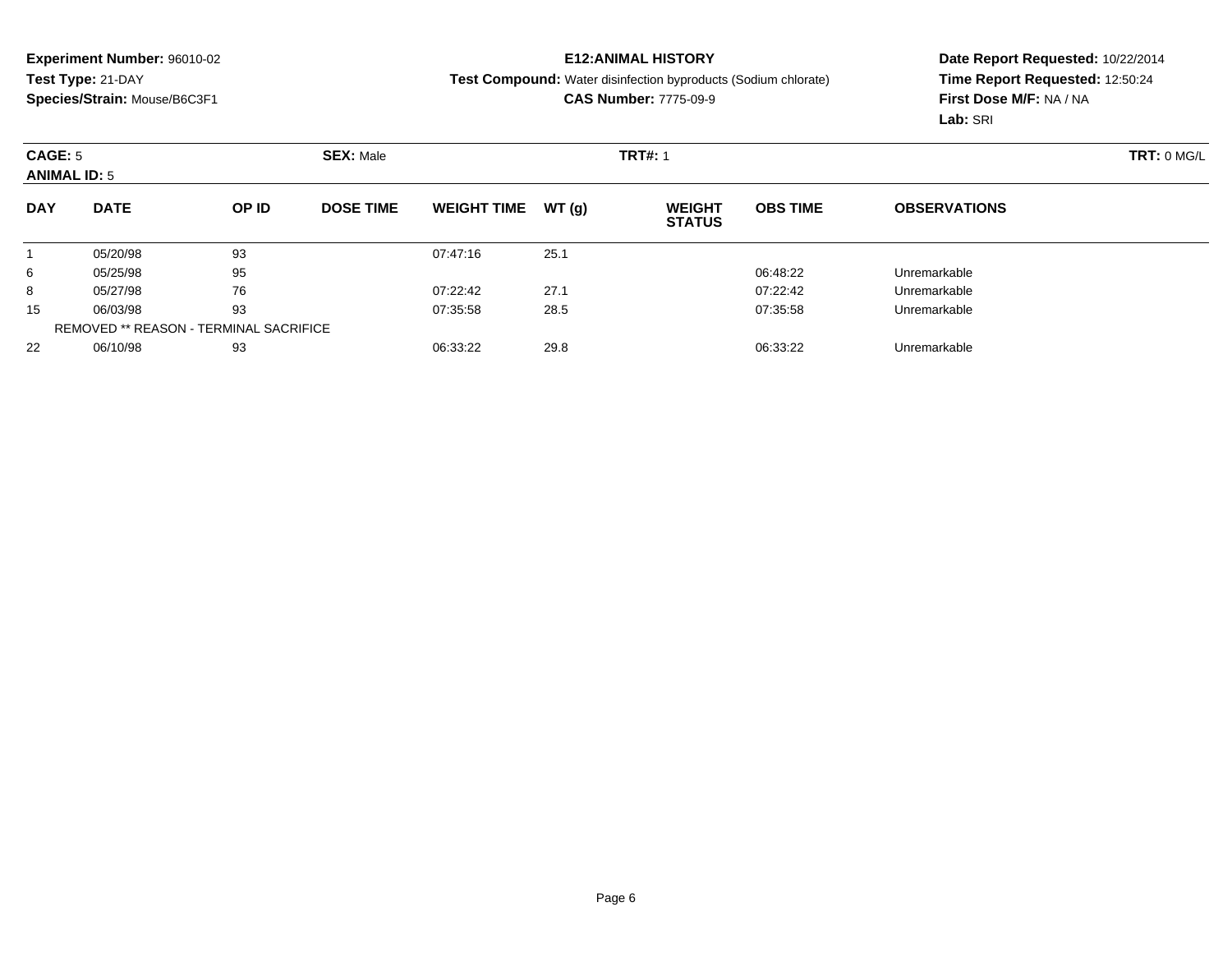**Experiment Number:** 96010-02
**Test Type:** 21-DAY
**Species/Strain:** Mouse/B6C3F1

**E12:ANIMAL HISTORY**
**Test Compound:** Water disinfection byproducts (Sodium chlorate)
**CAS Number:** 7775-09-9

**Date Report Requested:** 10/22/2014
**Time Report Requested:** 12:50:24
**First Dose M/F:** NA / NA
**Lab:** SRI

**CAGE:** 5 **SEX:** Male **TRT#:** 1 **TRT:** 0 MG/L
**ANIMAL ID:** 5

| DAY | DATE | OP ID | DOSE TIME | WEIGHT TIME | WT (g) | WEIGHT STATUS | OBS TIME | OBSERVATIONS |
|---|---|---|---|---|---|---|---|---|
| 1 | 05/20/98 | 93 | | 07:47:16 | 25.1 | | | |
| 6 | 05/25/98 | 95 | | | | | 06:48:22 | Unremarkable |
| 8 | 05/27/98 | 76 | | 07:22:42 | 27.1 | | 07:22:42 | Unremarkable |
| 15 | 06/03/98 | 93 | | 07:35:58 | 28.5 | | 07:35:58 | Unremarkable |
| | REMOVED ** REASON - TERMINAL SACRIFICE | | | | | | | |
| 22 | 06/10/98 | 93 | | 06:33:22 | 29.8 | | 06:33:22 | Unremarkable |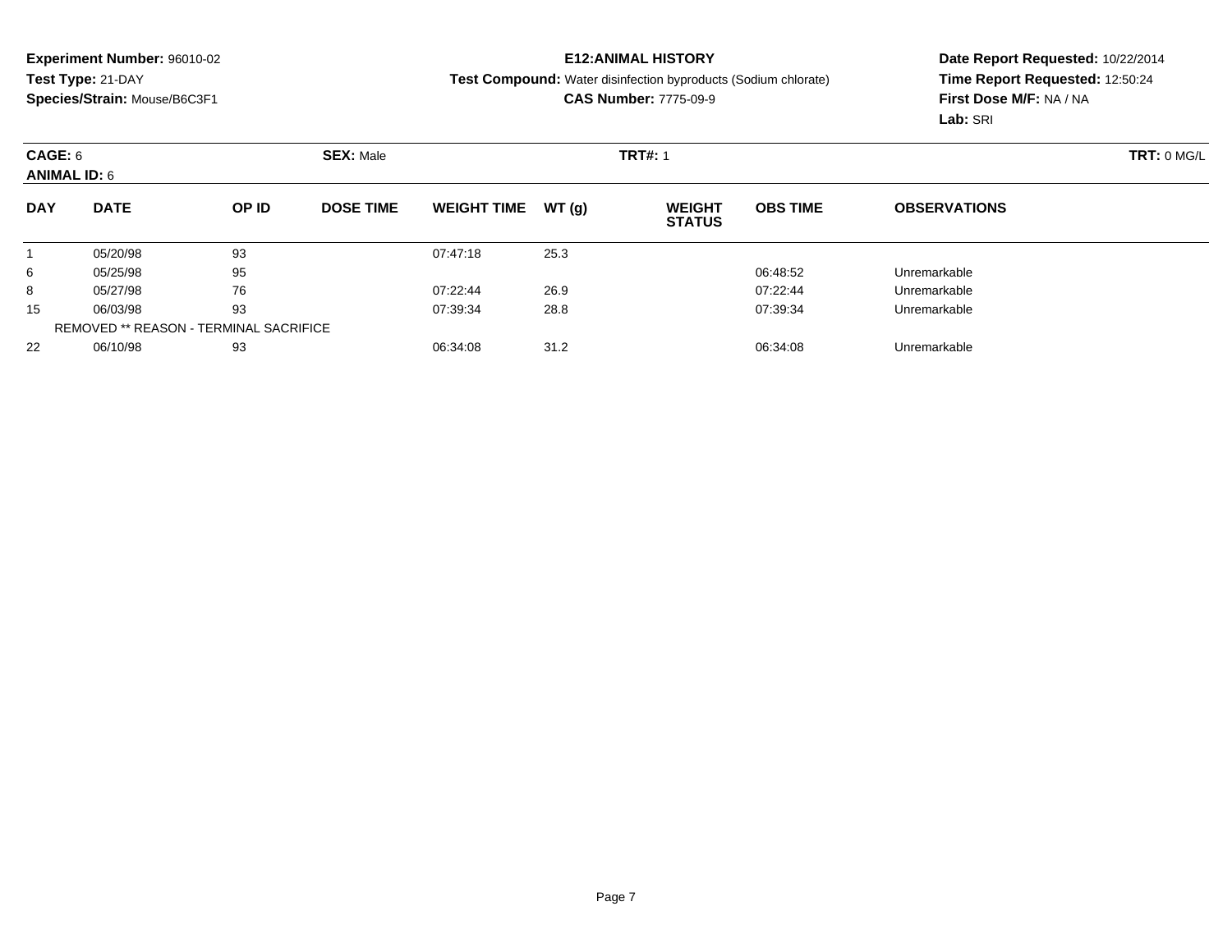**Experiment Number:** 96010-02
**Test Type:** 21-DAY
**Species/Strain:** Mouse/B6C3F1

**E12:ANIMAL HISTORY**
**Test Compound:** Water disinfection byproducts (Sodium chlorate)
**CAS Number:** 7775-09-9

**Date Report Requested:** 10/22/2014
**Time Report Requested:** 12:50:24
**First Dose M/F:** NA / NA
**Lab:** SRI

**CAGE:** 6 **SEX:** Male **TRT#:** 1 **TRT:** 0 MG/L
**ANIMAL ID:** 6

| DAY | DATE | OP ID | DOSE TIME | WEIGHT TIME | WT (g) | WEIGHT STATUS | OBS TIME | OBSERVATIONS |
|---|---|---|---|---|---|---|---|---|
| 1 | 05/20/98 | 93 | | 07:47:18 | 25.3 | | | |
| 6 | 05/25/98 | 95 | | | | | 06:48:52 | Unremarkable |
| 8 | 05/27/98 | 76 | | 07:22:44 | 26.9 | | 07:22:44 | Unremarkable |
| 15 | 06/03/98 | 93 | | 07:39:34 | 28.8 | | 07:39:34 | Unremarkable |
| | REMOVED ** REASON - TERMINAL SACRIFICE | | | | | | | |
| 22 | 06/10/98 | 93 | | 06:34:08 | 31.2 | | 06:34:08 | Unremarkable |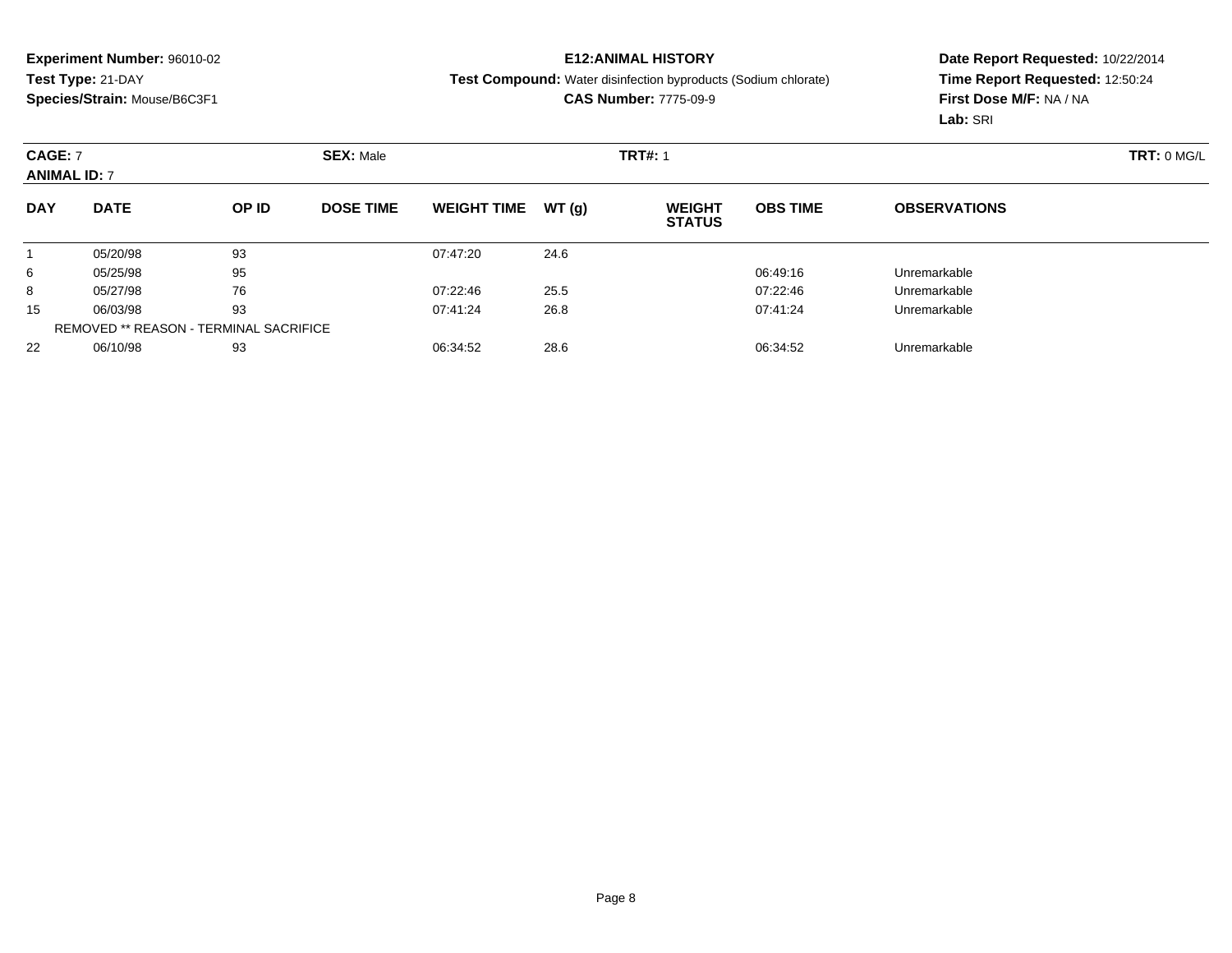**Experiment Number:** 96010-02
**Test Type:** 21-DAY
**Species/Strain:** Mouse/B6C3F1

**E12:ANIMAL HISTORY**
**Test Compound:** Water disinfection byproducts (Sodium chlorate)
**CAS Number:** 7775-09-9

**Date Report Requested:** 10/22/2014
**Time Report Requested:** 12:50:24
**First Dose M/F:** NA / NA
**Lab:** SRI

**CAGE:** 7 **SEX:** Male **TRT#:** 1 **TRT:** 0 MG/L
**ANIMAL ID:** 7

| DAY | DATE | OP ID | DOSE TIME | WEIGHT TIME | WT (g) | WEIGHT STATUS | OBS TIME | OBSERVATIONS |
|---|---|---|---|---|---|---|---|---|
| 1 | 05/20/98 | 93 | | 07:47:20 | 24.6 | | | |
| 6 | 05/25/98 | 95 | | | | | 06:49:16 | Unremarkable |
| 8 | 05/27/98 | 76 | | 07:22:46 | 25.5 | | 07:22:46 | Unremarkable |
| 15 | 06/03/98 | 93 | | 07:41:24 | 26.8 | | 07:41:24 | Unremarkable |
| | REMOVED ** REASON - TERMINAL SACRIFICE | | | | | | | |
| 22 | 06/10/98 | 93 | | 06:34:52 | 28.6 | | 06:34:52 | Unremarkable |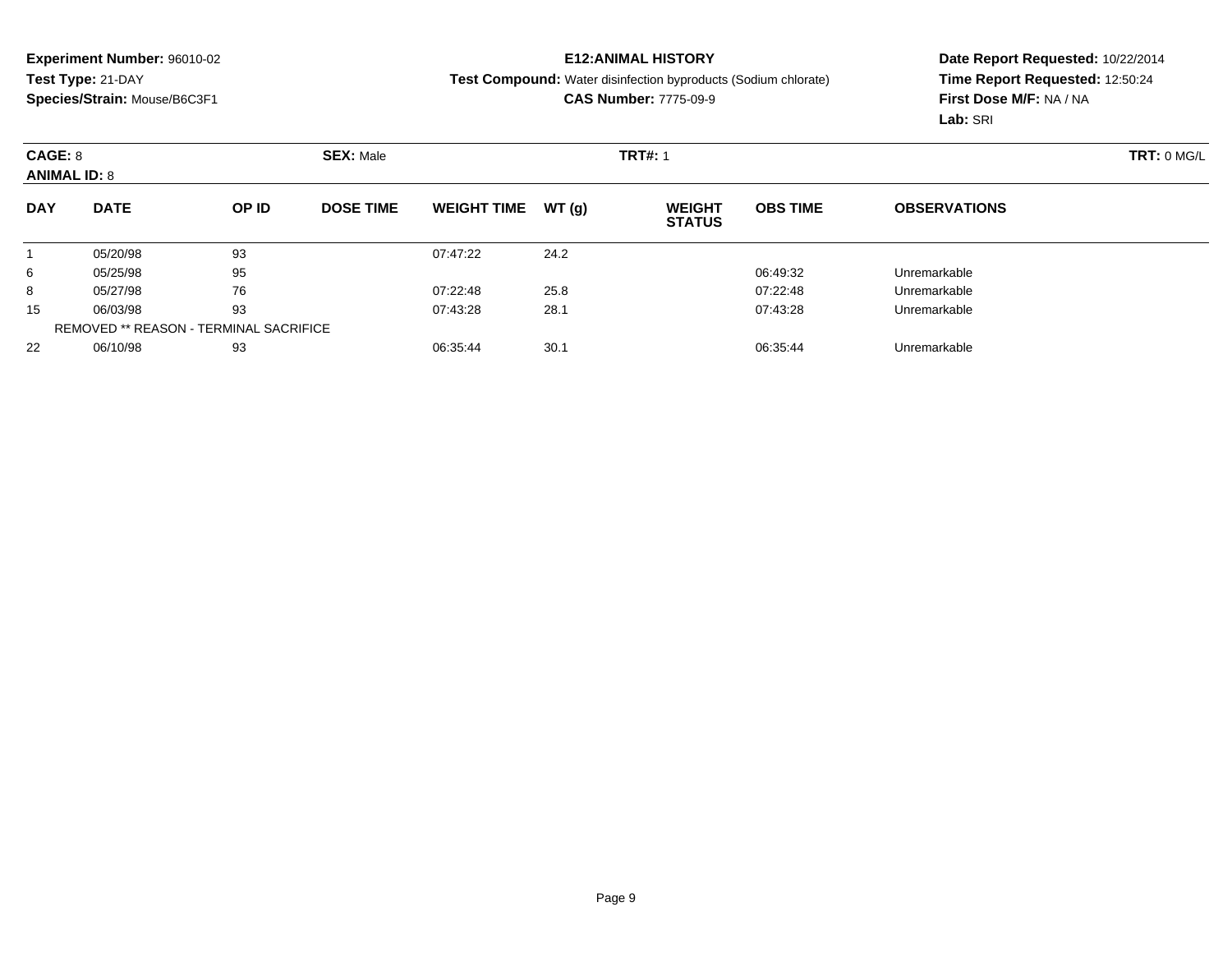**Experiment Number:** 96010-02
**Test Type:** 21-DAY
**Species/Strain:** Mouse/B6C3F1

**E12:ANIMAL HISTORY**
**Test Compound:** Water disinfection byproducts (Sodium chlorate)
**CAS Number:** 7775-09-9

**Date Report Requested:** 10/22/2014
**Time Report Requested:** 12:50:24
**First Dose M/F:** NA / NA
**Lab:** SRI

**CAGE:** 8 **SEX:** Male **TRT#:** 1 **TRT:** 0 MG/L
**ANIMAL ID:** 8

| DAY | DATE | OP ID | DOSE TIME | WEIGHT TIME | WT (g) | WEIGHT STATUS | OBS TIME | OBSERVATIONS |
|---|---|---|---|---|---|---|---|---|
| 1 | 05/20/98 | 93 | | 07:47:22 | 24.2 | | | |
| 6 | 05/25/98 | 95 | | | | | 06:49:32 | Unremarkable |
| 8 | 05/27/98 | 76 | | 07:22:48 | 25.8 | | 07:22:48 | Unremarkable |
| 15 | 06/03/98 | 93 | | 07:43:28 | 28.1 | | 07:43:28 | Unremarkable |
| | REMOVED ** REASON - TERMINAL SACRIFICE | | | | | | | |
| 22 | 06/10/98 | 93 | | 06:35:44 | 30.1 | | 06:35:44 | Unremarkable |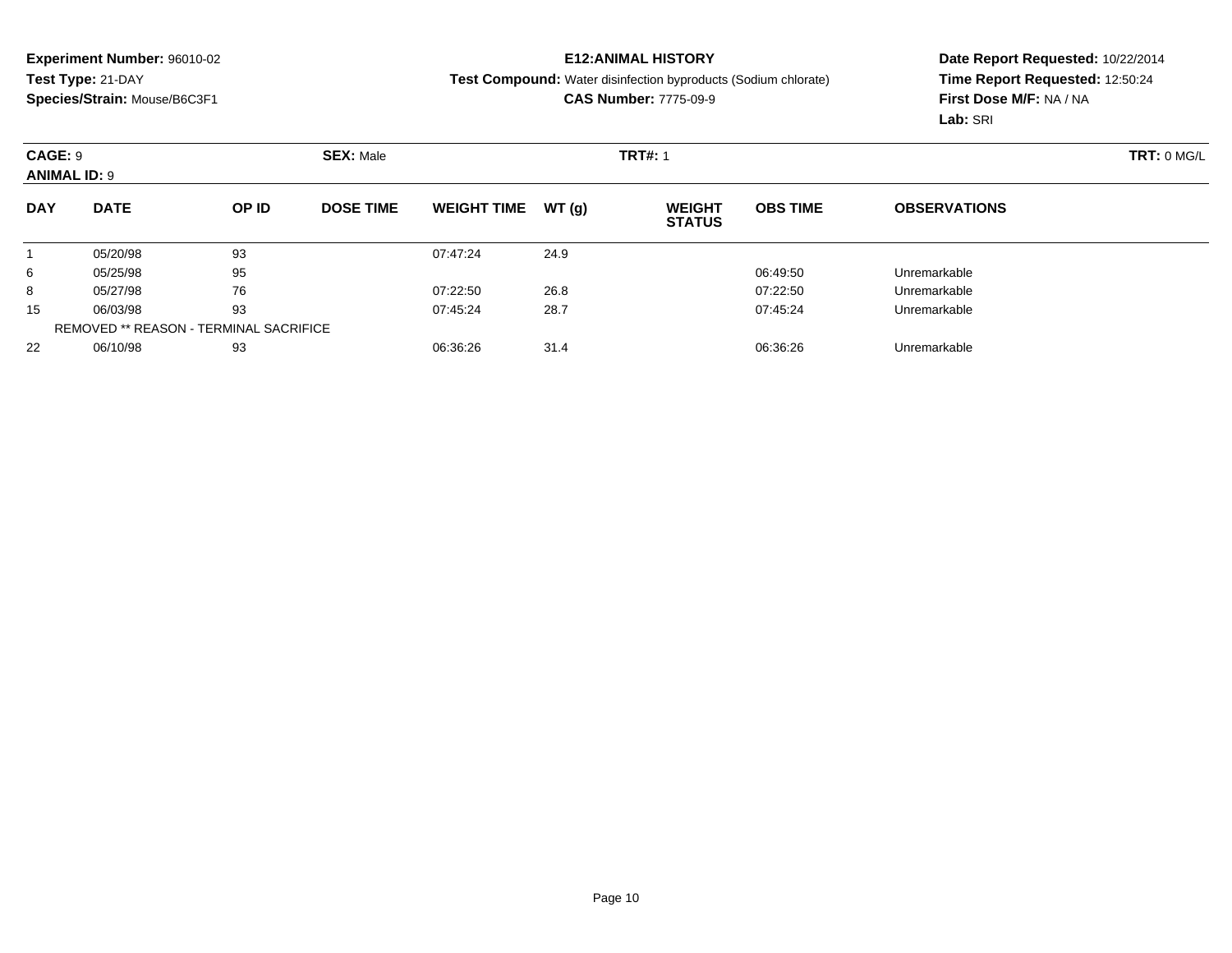**Experiment Number:** 96010-02
**Test Type:** 21-DAY
**Species/Strain:** Mouse/B6C3F1

**E12:ANIMAL HISTORY**
**Test Compound:** Water disinfection byproducts (Sodium chlorate)
**CAS Number:** 7775-09-9

**Date Report Requested:** 10/22/2014
**Time Report Requested:** 12:50:24
**First Dose M/F:** NA / NA
**Lab:** SRI

**CAGE:** 9 **SEX:** Male **TRT#:** 1 **TRT:** 0 MG/L
**ANIMAL ID:** 9

| DAY | DATE | OP ID | DOSE TIME | WEIGHT TIME | WT (g) | WEIGHT STATUS | OBS TIME | OBSERVATIONS |
|---|---|---|---|---|---|---|---|---|
| 1 | 05/20/98 | 93 | | 07:47:24 | 24.9 | | | |
| 6 | 05/25/98 | 95 | | | | | 06:49:50 | Unremarkable |
| 8 | 05/27/98 | 76 | | 07:22:50 | 26.8 | | 07:22:50 | Unremarkable |
| 15 | 06/03/98 | 93 | | 07:45:24 | 28.7 | | 07:45:24 | Unremarkable |
| REMOVED ** REASON - TERMINAL SACRIFICE | | | | | | | | |
| 22 | 06/10/98 | 93 | | 06:36:26 | 31.4 | | 06:36:26 | Unremarkable |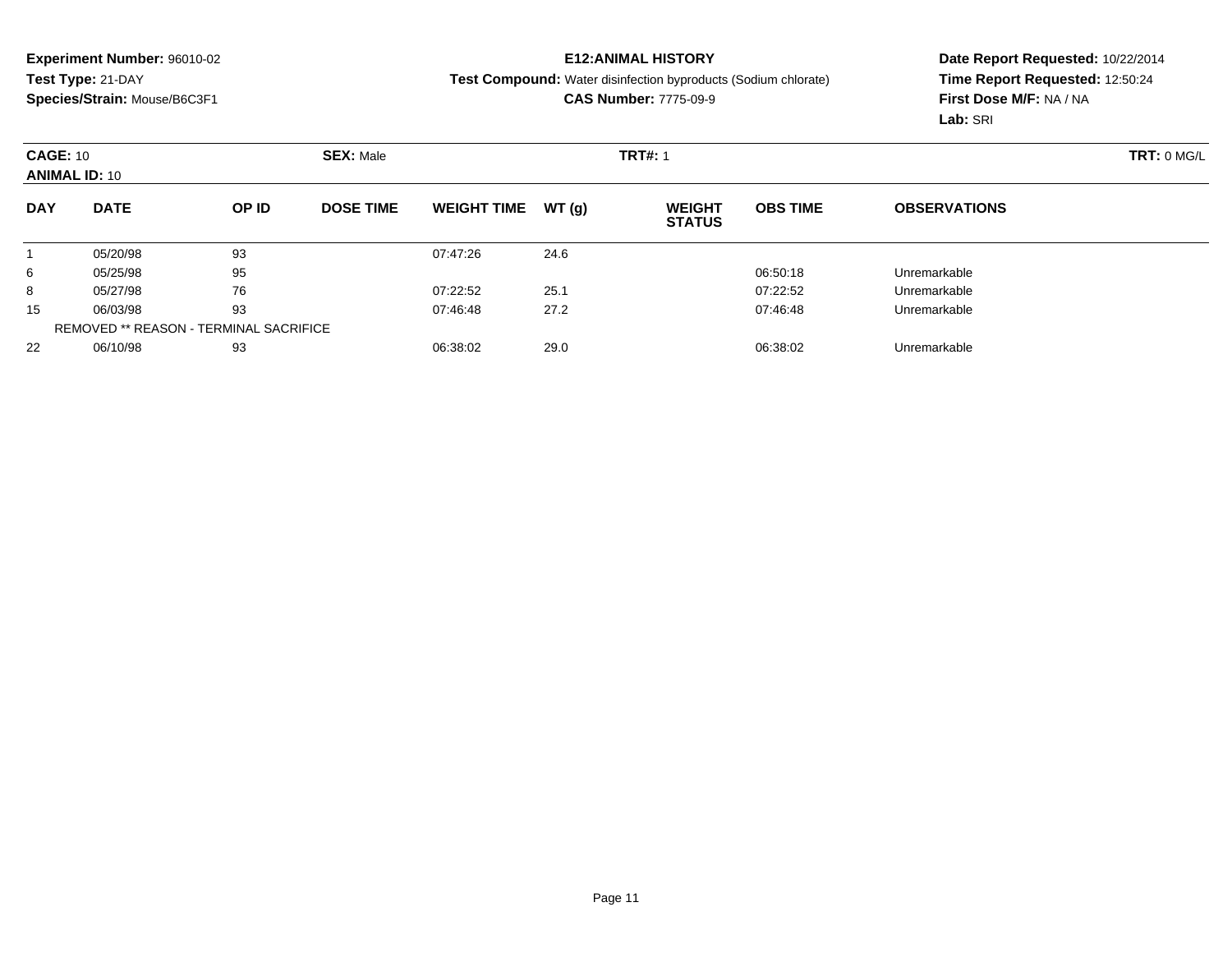**Experiment Number:** 96010-02
**Test Type:** 21-DAY
**Species/Strain:** Mouse/B6C3F1

**E12:ANIMAL HISTORY**
**Test Compound:** Water disinfection byproducts (Sodium chlorate)
**CAS Number:** 7775-09-9

**Date Report Requested:** 10/22/2014
**Time Report Requested:** 12:50:24
**First Dose M/F:** NA / NA
**Lab:** SRI

**CAGE:** 10 **SEX:** Male **TRT#:** 1 **TRT:** 0 MG/L
**ANIMAL ID:** 10

| DAY | DATE | OP ID | DOSE TIME | WEIGHT TIME | WT (g) | WEIGHT STATUS | OBS TIME | OBSERVATIONS |
|---|---|---|---|---|---|---|---|---|
| 1 | 05/20/98 | 93 | | 07:47:26 | 24.6 | | | |
| 6 | 05/25/98 | 95 | | | | | 06:50:18 | Unremarkable |
| 8 | 05/27/98 | 76 | | 07:22:52 | 25.1 | | 07:22:52 | Unremarkable |
| 15 | 06/03/98 | 93 | | 07:46:48 | 27.2 | | 07:46:48 | Unremarkable |
| | REMOVED ** REASON - TERMINAL SACRIFICE | | | | | | | |
| 22 | 06/10/98 | 93 | | 06:38:02 | 29.0 | | 06:38:02 | Unremarkable |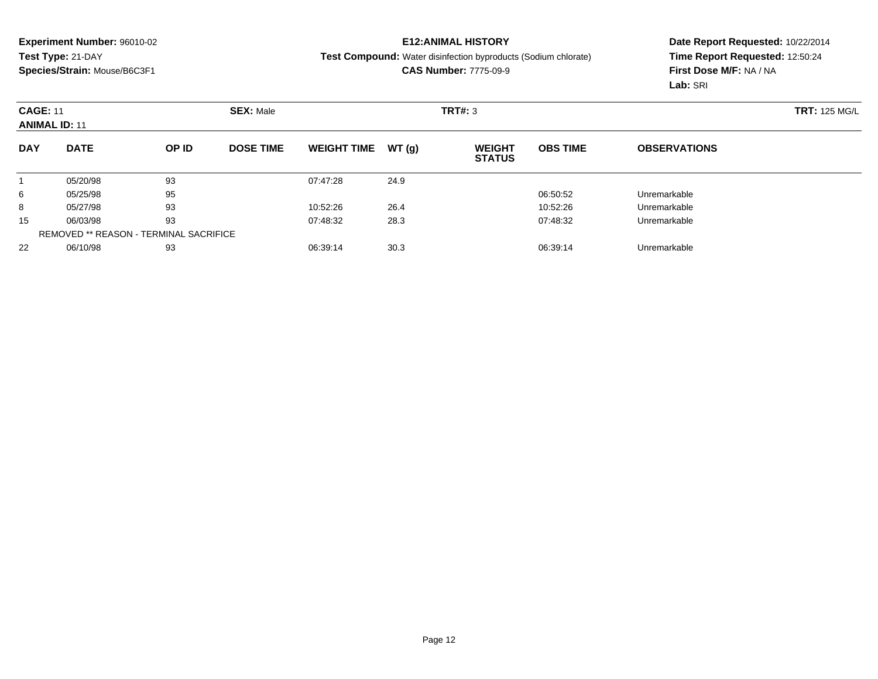**Experiment Number:** 96010-02
**Test Type:** 21-DAY
**Species/Strain:** Mouse/B6C3F1

**E12:ANIMAL HISTORY**
**Test Compound:** Water disinfection byproducts (Sodium chlorate)
**CAS Number:** 7775-09-9

**Date Report Requested:** 10/22/2014
**Time Report Requested:** 12:50:24
**First Dose M/F:** NA / NA
**Lab:** SRI

**CAGE:** 11
**ANIMAL ID:** 11
**SEX:** Male
**TRT#:** 3
**TRT:** 125 MG/L

| DAY | DATE | OP ID | DOSE TIME | WEIGHT TIME | WT (g) | WEIGHT STATUS | OBS TIME | OBSERVATIONS |
|---|---|---|---|---|---|---|---|---|
| 1 | 05/20/98 | 93 | | 07:47:28 | 24.9 | | | |
| 6 | 05/25/98 | 95 | | | | | 06:50:52 | Unremarkable |
| 8 | 05/27/98 | 93 | | 10:52:26 | 26.4 | | 10:52:26 | Unremarkable |
| 15 | 06/03/98 | 93 | | 07:48:32 | 28.3 | | 07:48:32 | Unremarkable |
| | REMOVED ** REASON - TERMINAL SACRIFICE | | | | | | | |
| 22 | 06/10/98 | 93 | | 06:39:14 | 30.3 | | 06:39:14 | Unremarkable |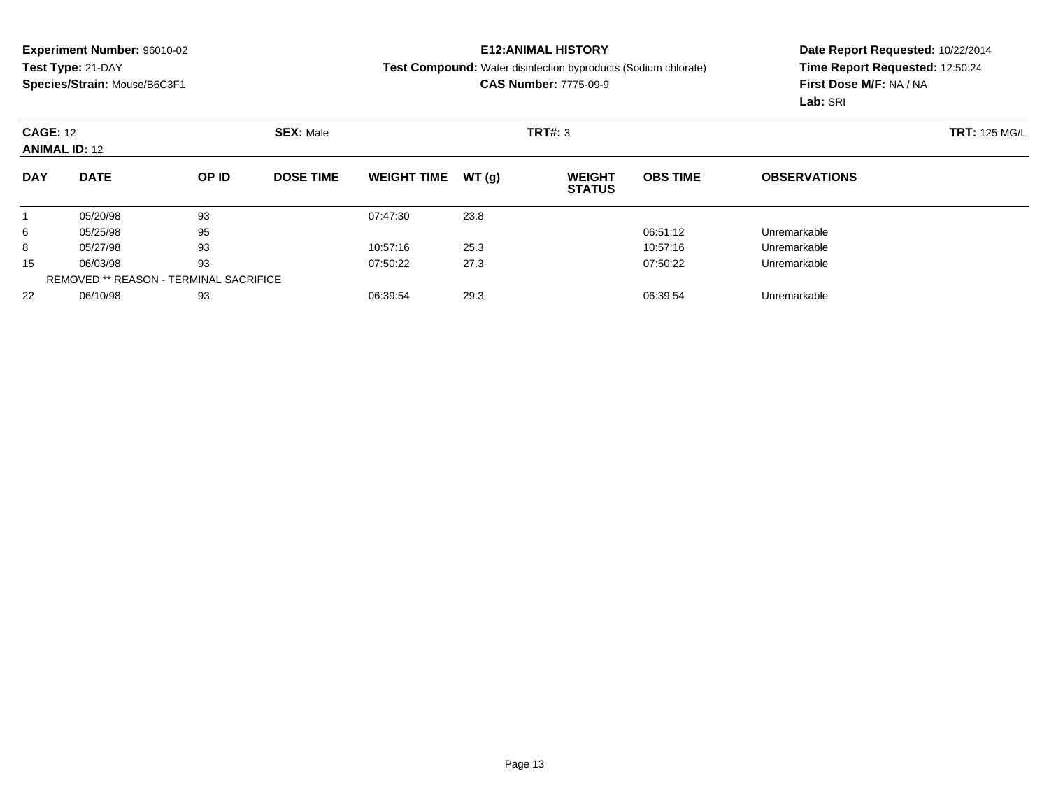**Experiment Number:** 96010-02
**Test Type:** 21-DAY
**Species/Strain:** Mouse/B6C3F1

**E12:ANIMAL HISTORY**
**Test Compound:** Water disinfection byproducts (Sodium chlorate)
**CAS Number:** 7775-09-9

**Date Report Requested:** 10/22/2014
**Time Report Requested:** 12:50:24
**First Dose M/F:** NA / NA
**Lab:** SRI

**CAGE:** 12
**ANIMAL ID:** 12
**SEX:** Male
**TRT#:** 3
**TRT:** 125 MG/L

| DAY | DATE | OP ID | DOSE TIME | WEIGHT TIME | WT (g) | WEIGHT STATUS | OBS TIME | OBSERVATIONS |
|---|---|---|---|---|---|---|---|---|
| 1 | 05/20/98 | 93 | | 07:47:30 | 23.8 | | | |
| 6 | 05/25/98 | 95 | | | | | 06:51:12 | Unremarkable |
| 8 | 05/27/98 | 93 | | 10:57:16 | 25.3 | | 10:57:16 | Unremarkable |
| 15 | 06/03/98 | 93 | | 07:50:22 | 27.3 | | 07:50:22 | Unremarkable |
| | REMOVED ** REASON - TERMINAL SACRIFICE | | | | | | | |
| 22 | 06/10/98 | 93 | | 06:39:54 | 29.3 | | 06:39:54 | Unremarkable |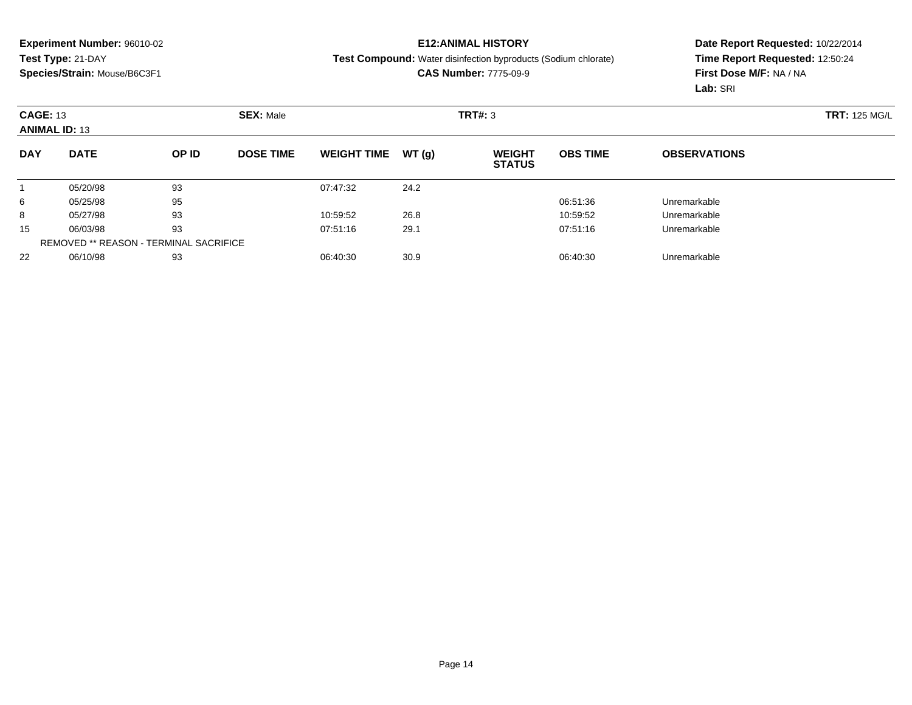**Experiment Number:** 96010-02
**Test Type:** 21-DAY
**Species/Strain:** Mouse/B6C3F1

**E12:ANIMAL HISTORY**
**Test Compound:** Water disinfection byproducts (Sodium chlorate)
**CAS Number:** 7775-09-9

**Date Report Requested:** 10/22/2014
**Time Report Requested:** 12:50:24
**First Dose M/F:** NA / NA
**Lab:** SRI

**CAGE:** 13 **SEX:** Male **TRT#:** 3 **TRT:** 125 MG/L
**ANIMAL ID:** 13

| DAY | DATE | OP ID | DOSE TIME | WEIGHT TIME | WT (g) | WEIGHT STATUS | OBS TIME | OBSERVATIONS |
|---|---|---|---|---|---|---|---|---|
| 1 | 05/20/98 | 93 | | 07:47:32 | 24.2 | | | |
| 6 | 05/25/98 | 95 | | | | | 06:51:36 | Unremarkable |
| 8 | 05/27/98 | 93 | | 10:59:52 | 26.8 | | 10:59:52 | Unremarkable |
| 15 | 06/03/98 | 93 | | 07:51:16 | 29.1 | | 07:51:16 | Unremarkable |
| | REMOVED ** REASON - TERMINAL SACRIFICE | | | | | | | |
| 22 | 06/10/98 | 93 | | 06:40:30 | 30.9 | | 06:40:30 | Unremarkable |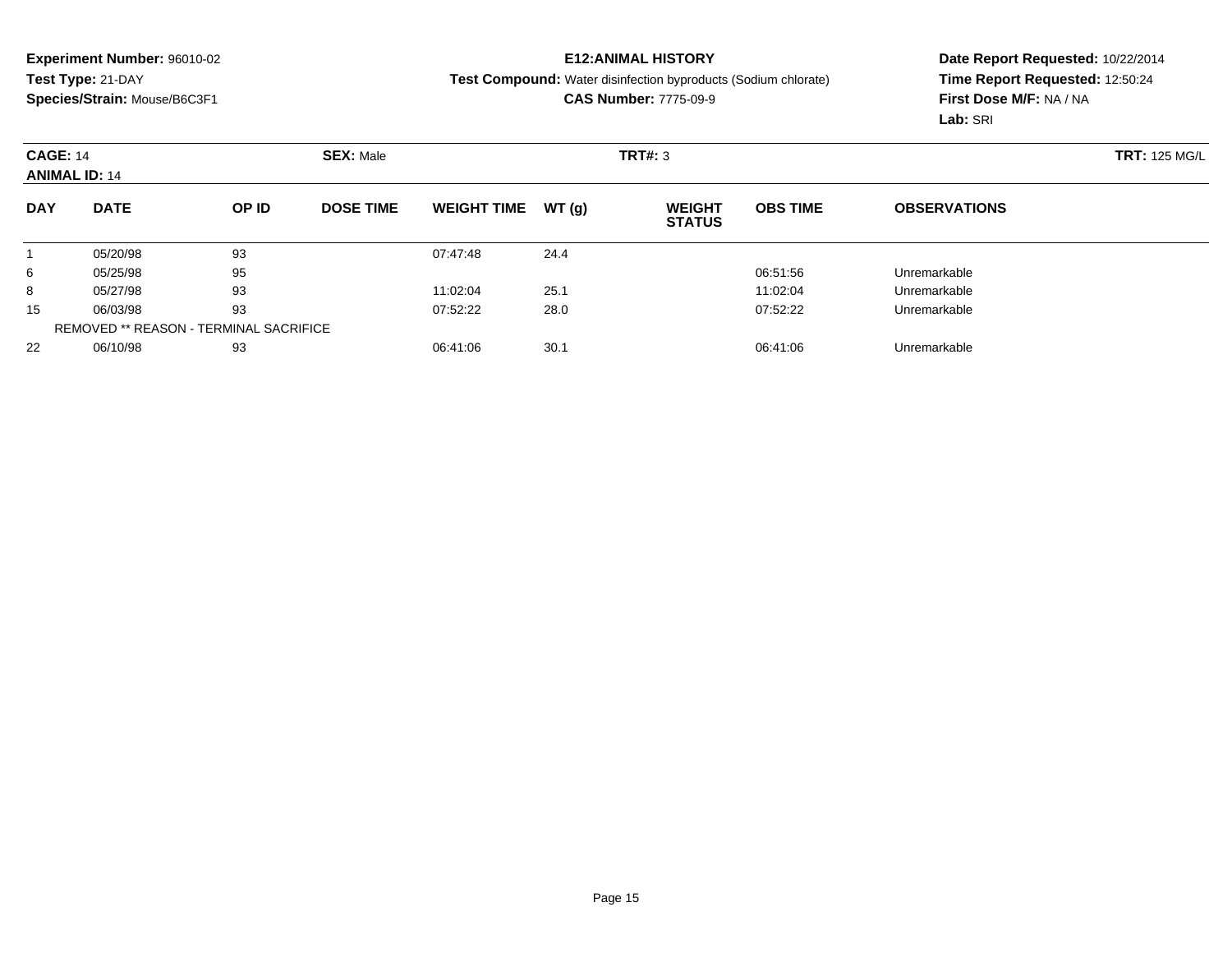**Experiment Number:** 96010-02
**Test Type:** 21-DAY
**Species/Strain:** Mouse/B6C3F1

**E12:ANIMAL HISTORY**
**Test Compound:** Water disinfection byproducts (Sodium chlorate)
**CAS Number:** 7775-09-9

**Date Report Requested:** 10/22/2014
**Time Report Requested:** 12:50:24
**First Dose M/F:** NA / NA
**Lab:** SRI

**CAGE:** 14 | **SEX:** Male | **TRT#:** 3 | **TRT:** 125 MG/L
**ANIMAL ID:** 14

| DAY | DATE | OP ID | DOSE TIME | WEIGHT TIME | WT (g) | WEIGHT STATUS | OBS TIME | OBSERVATIONS |
|---|---|---|---|---|---|---|---|---|
| 1 | 05/20/98 | 93 | | 07:47:48 | 24.4 | | | |
| 6 | 05/25/98 | 95 | | | | | 06:51:56 | Unremarkable |
| 8 | 05/27/98 | 93 | | 11:02:04 | 25.1 | | 11:02:04 | Unremarkable |
| 15 | 06/03/98 | 93 | | 07:52:22 | 28.0 | | 07:52:22 | Unremarkable |
| | REMOVED ** REASON - TERMINAL SACRIFICE | | | | | | | |
| 22 | 06/10/98 | 93 | | 06:41:06 | 30.1 | | 06:41:06 | Unremarkable |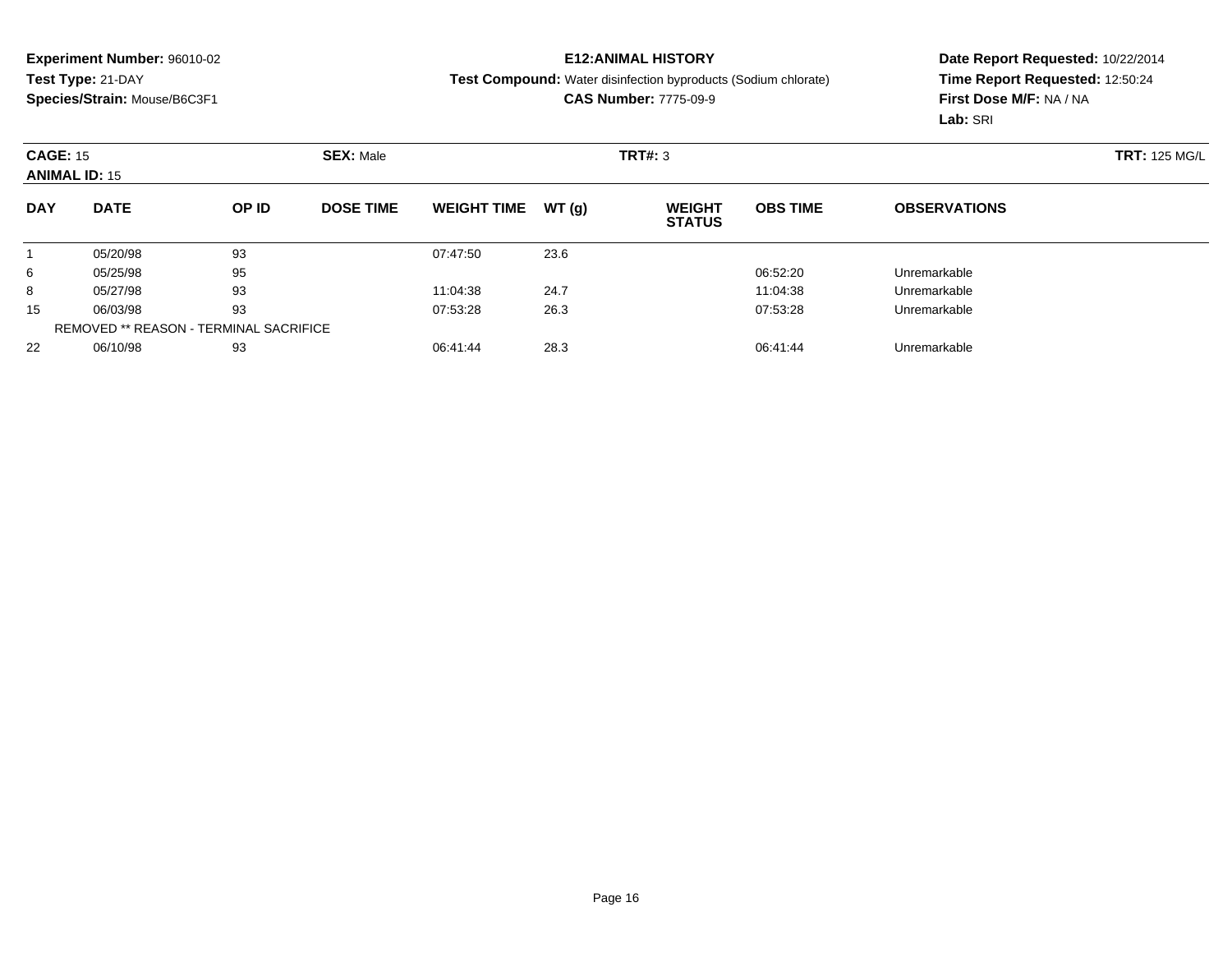**Experiment Number:** 96010-02
**Test Type:** 21-DAY
**Species/Strain:** Mouse/B6C3F1

**E12:ANIMAL HISTORY**
**Test Compound:** Water disinfection byproducts (Sodium chlorate)
**CAS Number:** 7775-09-9

**Date Report Requested:** 10/22/2014
**Time Report Requested:** 12:50:24
**First Dose M/F:** NA / NA
**Lab:** SRI

**CAGE:** 15 **SEX:** Male **TRT#:** 3 **TRT:** 125 MG/L
**ANIMAL ID:** 15

| DAY | DATE | OP ID | DOSE TIME | WEIGHT TIME | WT (g) | WEIGHT STATUS | OBS TIME | OBSERVATIONS |
|---|---|---|---|---|---|---|---|---|
| 1 | 05/20/98 | 93 | | 07:47:50 | 23.6 | | | |
| 6 | 05/25/98 | 95 | | | | | 06:52:20 | Unremarkable |
| 8 | 05/27/98 | 93 | | 11:04:38 | 24.7 | | 11:04:38 | Unremarkable |
| 15 | 06/03/98 | 93 | | 07:53:28 | 26.3 | | 07:53:28 | Unremarkable |
| | REMOVED ** REASON - TERMINAL SACRIFICE | | | | | | | |
| 22 | 06/10/98 | 93 | | 06:41:44 | 28.3 | | 06:41:44 | Unremarkable |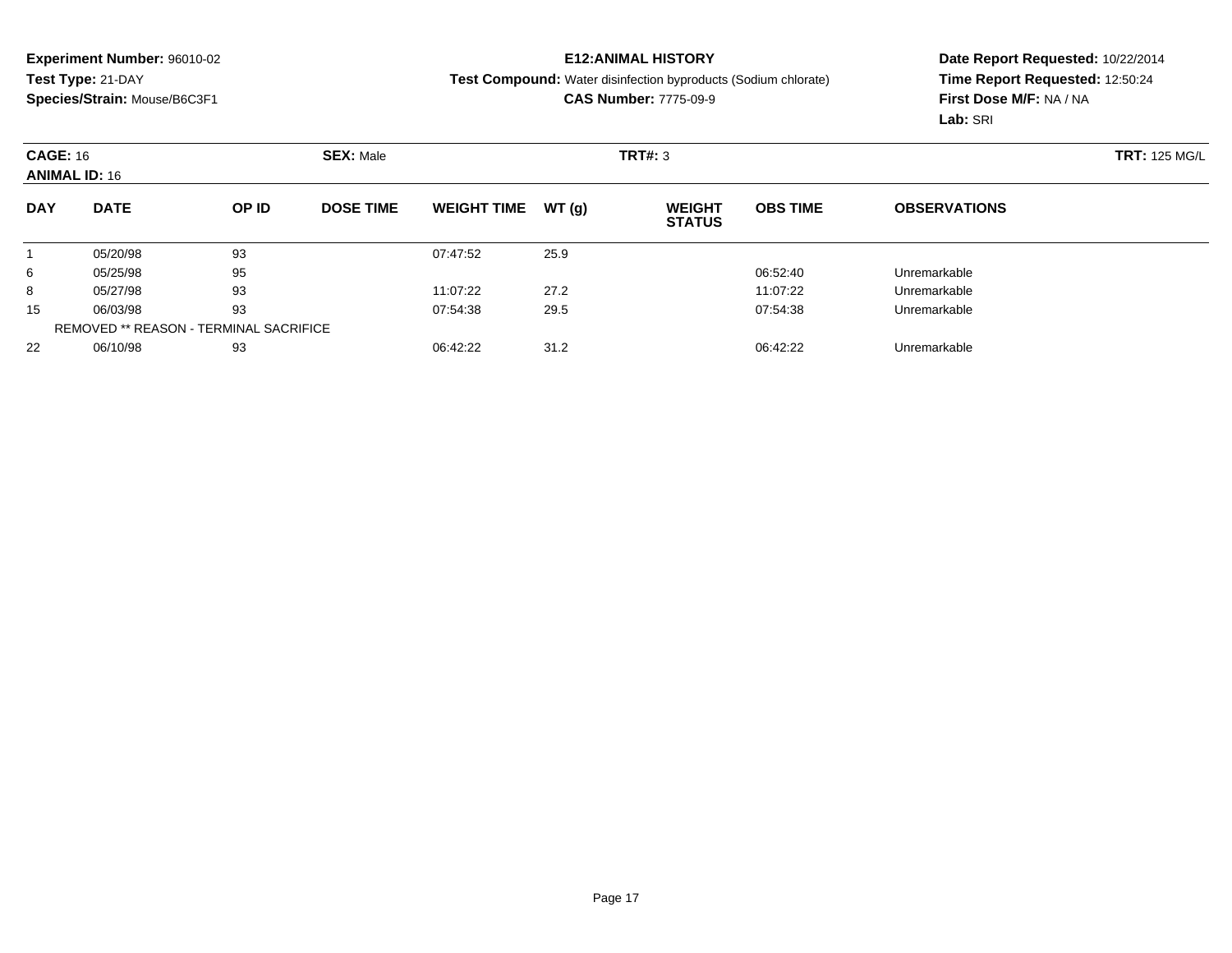**Experiment Number:** 96010-02
**Test Type:** 21-DAY
**Species/Strain:** Mouse/B6C3F1

**E12:ANIMAL HISTORY**
**Test Compound:** Water disinfection byproducts (Sodium chlorate)
**CAS Number:** 7775-09-9

**Date Report Requested:** 10/22/2014
**Time Report Requested:** 12:50:24
**First Dose M/F:** NA / NA
**Lab:** SRI

**CAGE:** 16 **SEX:** Male **TRT#:** 3 **TRT:** 125 MG/L
**ANIMAL ID:** 16

| DAY | DATE | OP ID | DOSE TIME | WEIGHT TIME | WT (g) | WEIGHT STATUS | OBS TIME | OBSERVATIONS |
|---|---|---|---|---|---|---|---|---|
| 1 | 05/20/98 | 93 | | 07:47:52 | 25.9 | | | |
| 6 | 05/25/98 | 95 | | | | | 06:52:40 | Unremarkable |
| 8 | 05/27/98 | 93 | | 11:07:22 | 27.2 | | 11:07:22 | Unremarkable |
| 15 | 06/03/98 | 93 | | 07:54:38 | 29.5 | | 07:54:38 | Unremarkable |
| | REMOVED ** REASON - TERMINAL SACRIFICE | | | | | | | |
| 22 | 06/10/98 | 93 | | 06:42:22 | 31.2 | | 06:42:22 | Unremarkable |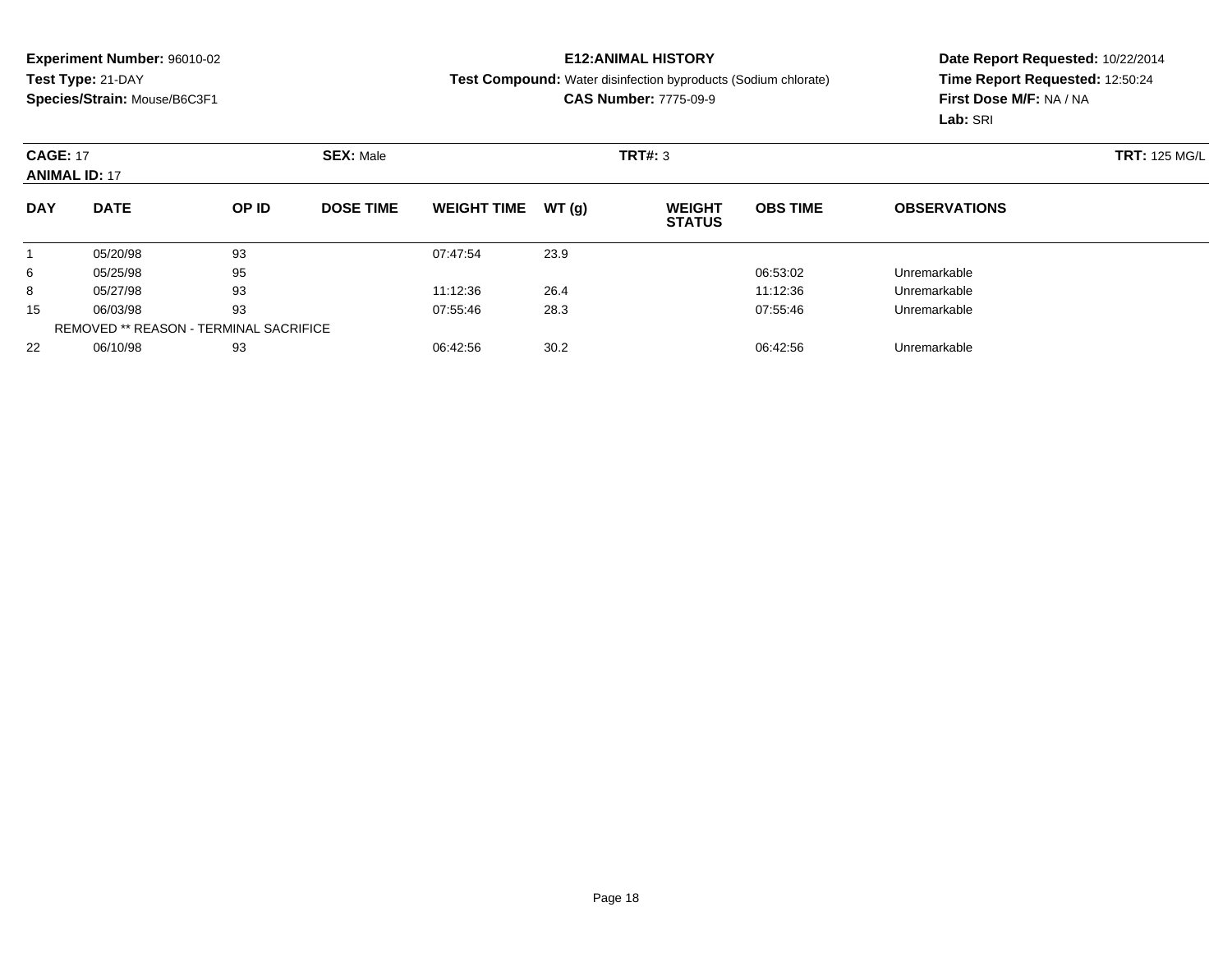**Experiment Number:** 96010-02
**Test Type:** 21-DAY
**Species/Strain:** Mouse/B6C3F1

**E12:ANIMAL HISTORY**
**Test Compound:** Water disinfection byproducts (Sodium chlorate)
**CAS Number:** 7775-09-9

**Date Report Requested:** 10/22/2014
**Time Report Requested:** 12:50:24
**First Dose M/F:** NA / NA
**Lab:** SRI

**CAGE:** 17 **SEX:** Male **TRT#:** 3 **TRT:** 125 MG/L
**ANIMAL ID:** 17

| DAY | DATE | OP ID | DOSE TIME | WEIGHT TIME | WT (g) | WEIGHT STATUS | OBS TIME | OBSERVATIONS |
|---|---|---|---|---|---|---|---|---|
| 1 | 05/20/98 | 93 | | 07:47:54 | 23.9 | | | |
| 6 | 05/25/98 | 95 | | | | | 06:53:02 | Unremarkable |
| 8 | 05/27/98 | 93 | | 11:12:36 | 26.4 | | 11:12:36 | Unremarkable |
| 15 | 06/03/98 | 93 | | 07:55:46 | 28.3 | | 07:55:46 | Unremarkable |
| | REMOVED ** REASON - TERMINAL SACRIFICE | | | | | | | |
| 22 | 06/10/98 | 93 | | 06:42:56 | 30.2 | | 06:42:56 | Unremarkable |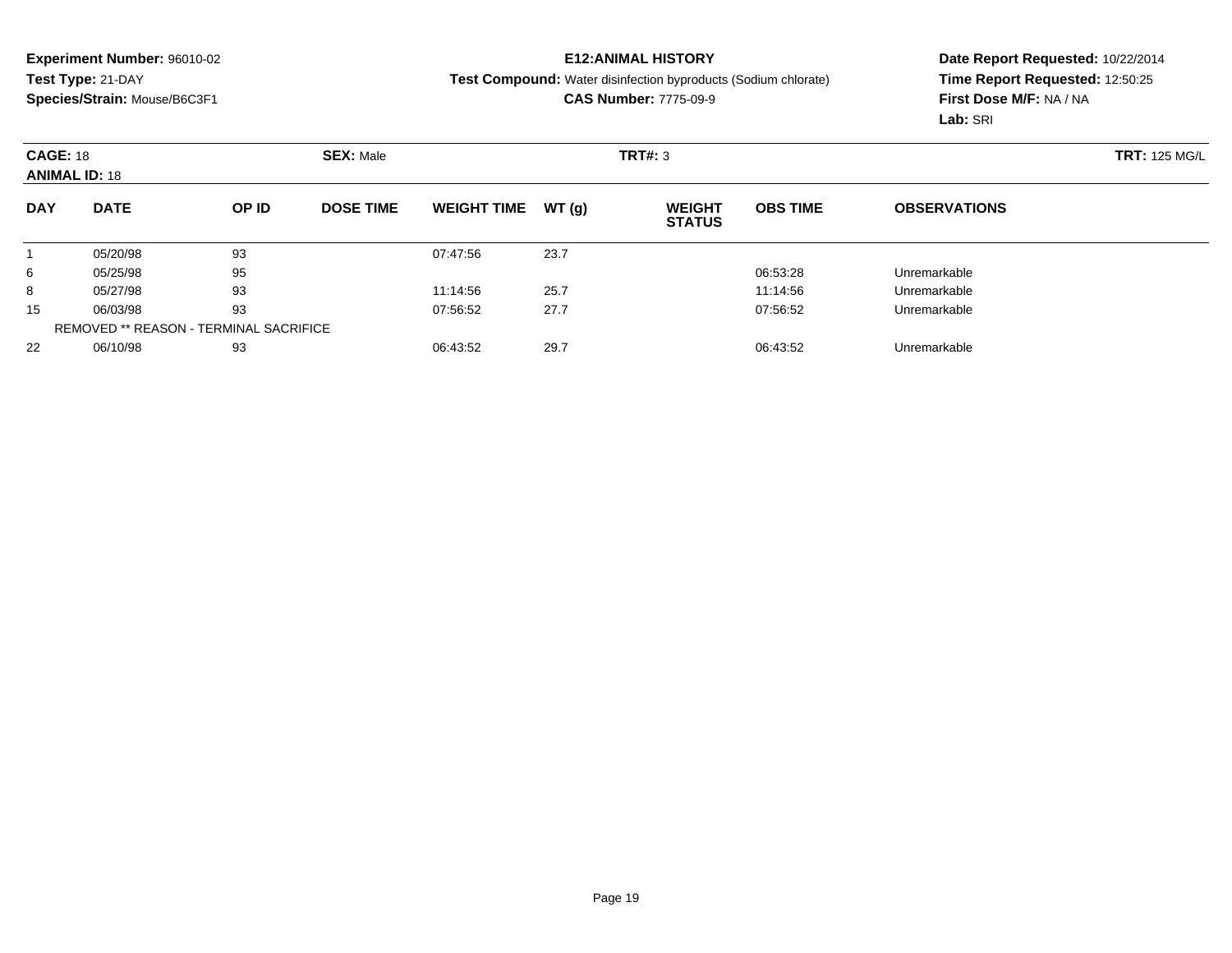**Experiment Number:** 96010-02
**Test Type:** 21-DAY
**Species/Strain:** Mouse/B6C3F1

**E12:ANIMAL HISTORY**
**Test Compound:** Water disinfection byproducts (Sodium chlorate)
**CAS Number:** 7775-09-9

**Date Report Requested:** 10/22/2014
**Time Report Requested:** 12:50:25
**First Dose M/F:** NA / NA
**Lab:** SRI

**CAGE:** 18 **SEX:** Male **TRT#:** 3 **TRT:** 125 MG/L
**ANIMAL ID:** 18

| DAY | DATE | OP ID | DOSE TIME | WEIGHT TIME | WT (g) | WEIGHT STATUS | OBS TIME | OBSERVATIONS |
|---|---|---|---|---|---|---|---|---|
| 1 | 05/20/98 | 93 | | 07:47:56 | 23.7 | | | |
| 6 | 05/25/98 | 95 | | | | | 06:53:28 | Unremarkable |
| 8 | 05/27/98 | 93 | | 11:14:56 | 25.7 | | 11:14:56 | Unremarkable |
| 15 | 06/03/98 | 93 | | 07:56:52 | 27.7 | | 07:56:52 | Unremarkable |
| | REMOVED ** REASON - TERMINAL SACRIFICE | | | | | | | |
| 22 | 06/10/98 | 93 | | 06:43:52 | 29.7 | | 06:43:52 | Unremarkable |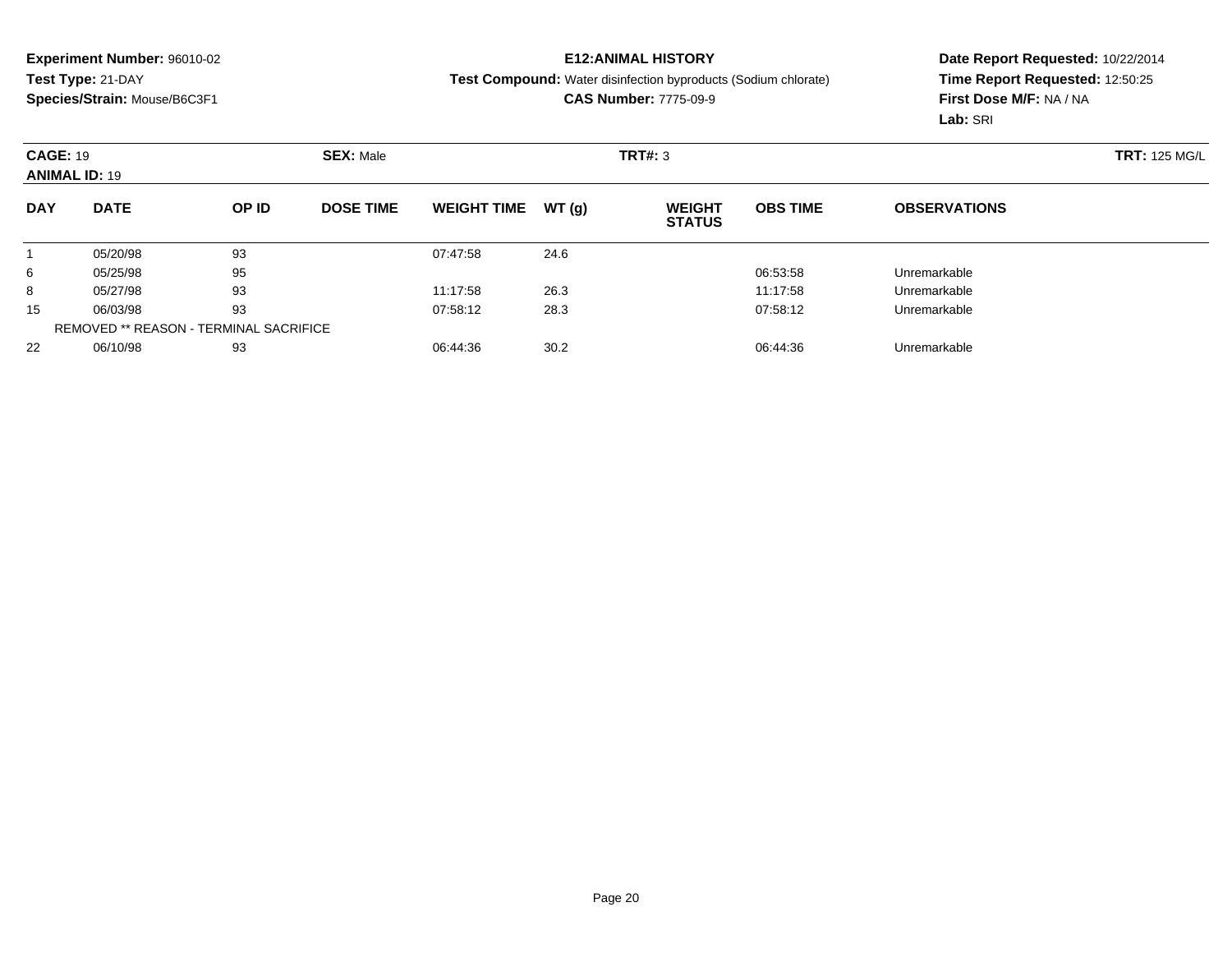**Experiment Number:** 96010-02
**Test Type:** 21-DAY
**Species/Strain:** Mouse/B6C3F1

**E12:ANIMAL HISTORY**
**Test Compound:** Water disinfection byproducts (Sodium chlorate)
**CAS Number:** 7775-09-9

**Date Report Requested:** 10/22/2014
**Time Report Requested:** 12:50:25
**First Dose M/F:** NA / NA
**Lab:** SRI

**CAGE:** 19 **SEX:** Male **TRT#:** 3 **TRT:** 125 MG/L
**ANIMAL ID:** 19

| DAY | DATE | OP ID | DOSE TIME | WEIGHT TIME | WT (g) | WEIGHT STATUS | OBS TIME | OBSERVATIONS |
|---|---|---|---|---|---|---|---|---|
| 1 | 05/20/98 | 93 | | 07:47:58 | 24.6 | | | |
| 6 | 05/25/98 | 95 | | | | | 06:53:58 | Unremarkable |
| 8 | 05/27/98 | 93 | | 11:17:58 | 26.3 | | 11:17:58 | Unremarkable |
| 15 | 06/03/98 | 93 | | 07:58:12 | 28.3 | | 07:58:12 | Unremarkable |
| | REMOVED ** REASON - TERMINAL SACRIFICE | | | | | | | |
| 22 | 06/10/98 | 93 | | 06:44:36 | 30.2 | | 06:44:36 | Unremarkable |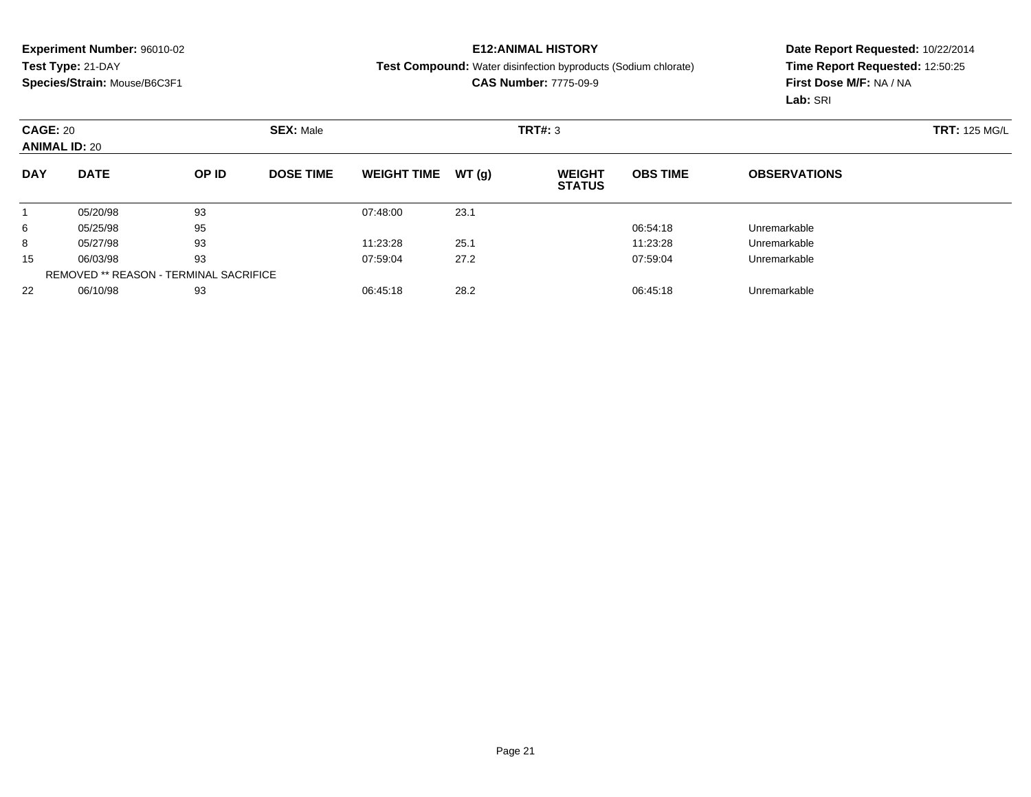**Experiment Number:** 96010-02
**Test Type:** 21-DAY
**Species/Strain:** Mouse/B6C3F1

**E12:ANIMAL HISTORY**
**Test Compound:** Water disinfection byproducts (Sodium chlorate)
**CAS Number:** 7775-09-9

**Date Report Requested:** 10/22/2014
**Time Report Requested:** 12:50:25
**First Dose M/F:** NA / NA
**Lab:** SRI

**CAGE:** 20 **SEX:** Male **TRT#:** 3 **TRT:** 125 MG/L
**ANIMAL ID:** 20

| DAY | DATE | OP ID | DOSE TIME | WEIGHT TIME | WT (g) | WEIGHT STATUS | OBS TIME | OBSERVATIONS |
|---|---|---|---|---|---|---|---|---|
| 1 | 05/20/98 | 93 | | 07:48:00 | 23.1 | | | |
| 6 | 05/25/98 | 95 | | | | | 06:54:18 | Unremarkable |
| 8 | 05/27/98 | 93 | | 11:23:28 | 25.1 | | 11:23:28 | Unremarkable |
| 15 | 06/03/98 | 93 | | 07:59:04 | 27.2 | | 07:59:04 | Unremarkable |
| | REMOVED ** REASON - TERMINAL SACRIFICE | | | | | | | |
| 22 | 06/10/98 | 93 | | 06:45:18 | 28.2 | | 06:45:18 | Unremarkable |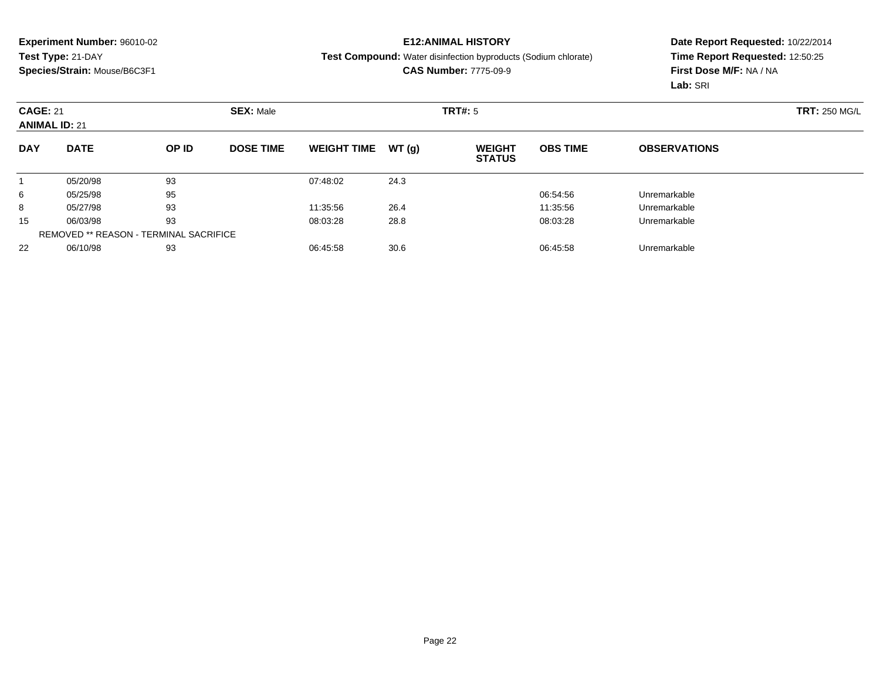**Experiment Number:** 96010-02
**Test Type:** 21-DAY
**Species/Strain:** Mouse/B6C3F1

**E12:ANIMAL HISTORY**
**Test Compound:** Water disinfection byproducts (Sodium chlorate)
**CAS Number:** 7775-09-9

**Date Report Requested:** 10/22/2014
**Time Report Requested:** 12:50:25
**First Dose M/F:** NA / NA
**Lab:** SRI

**CAGE:** 21 **SEX:** Male **TRT#:** 5 **TRT:** 250 MG/L
**ANIMAL ID:** 21

| DAY | DATE | OP ID | DOSE TIME | WEIGHT TIME | WT (g) | WEIGHT STATUS | OBS TIME | OBSERVATIONS |
|---|---|---|---|---|---|---|---|---|
| 1 | 05/20/98 | 93 | | 07:48:02 | 24.3 | | | |
| 6 | 05/25/98 | 95 | | | | | 06:54:56 | Unremarkable |
| 8 | 05/27/98 | 93 | | 11:35:56 | 26.4 | | 11:35:56 | Unremarkable |
| 15 | 06/03/98 | 93 | | 08:03:28 | 28.8 | | 08:03:28 | Unremarkable |
| | REMOVED ** REASON - TERMINAL SACRIFICE | | | | | | | |
| 22 | 06/10/98 | 93 | | 06:45:58 | 30.6 | | 06:45:58 | Unremarkable |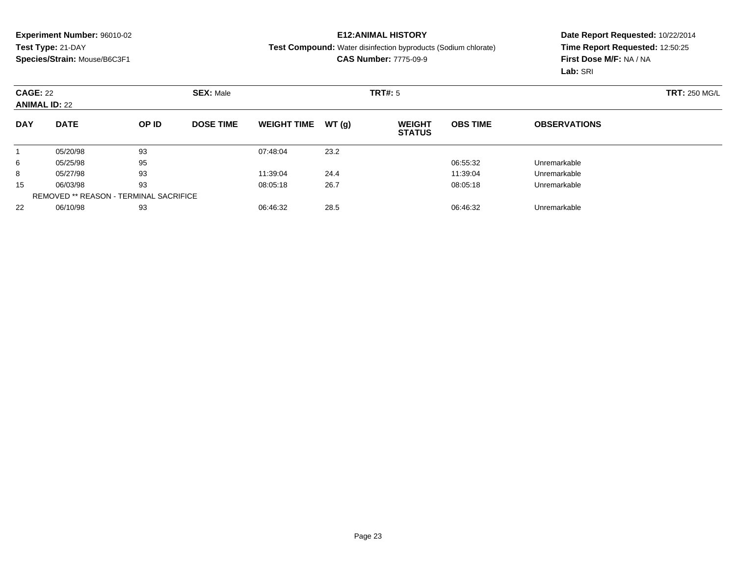**Experiment Number:** 96010-02
**Test Type:** 21-DAY
**Species/Strain:** Mouse/B6C3F1

**E12:ANIMAL HISTORY**
**Test Compound:** Water disinfection byproducts (Sodium chlorate)
**CAS Number:** 7775-09-9

**Date Report Requested:** 10/22/2014
**Time Report Requested:** 12:50:25
**First Dose M/F:** NA / NA
**Lab:** SRI

**CAGE:** 22 **SEX:** Male **TRT#:** 5 **TRT:** 250 MG/L
**ANIMAL ID:** 22

| DAY | DATE | OP ID | DOSE TIME | WEIGHT TIME | WT (g) | WEIGHT STATUS | OBS TIME | OBSERVATIONS |
|---|---|---|---|---|---|---|---|---|
| 1 | 05/20/98 | 93 | | 07:48:04 | 23.2 | | | |
| 6 | 05/25/98 | 95 | | | | | 06:55:32 | Unremarkable |
| 8 | 05/27/98 | 93 | | 11:39:04 | 24.4 | | 11:39:04 | Unremarkable |
| 15 | 06/03/98 | 93 | | 08:05:18 | 26.7 | | 08:05:18 | Unremarkable |
| | REMOVED ** REASON - TERMINAL SACRIFICE | | | | | | | |
| 22 | 06/10/98 | 93 | | 06:46:32 | 28.5 | | 06:46:32 | Unremarkable |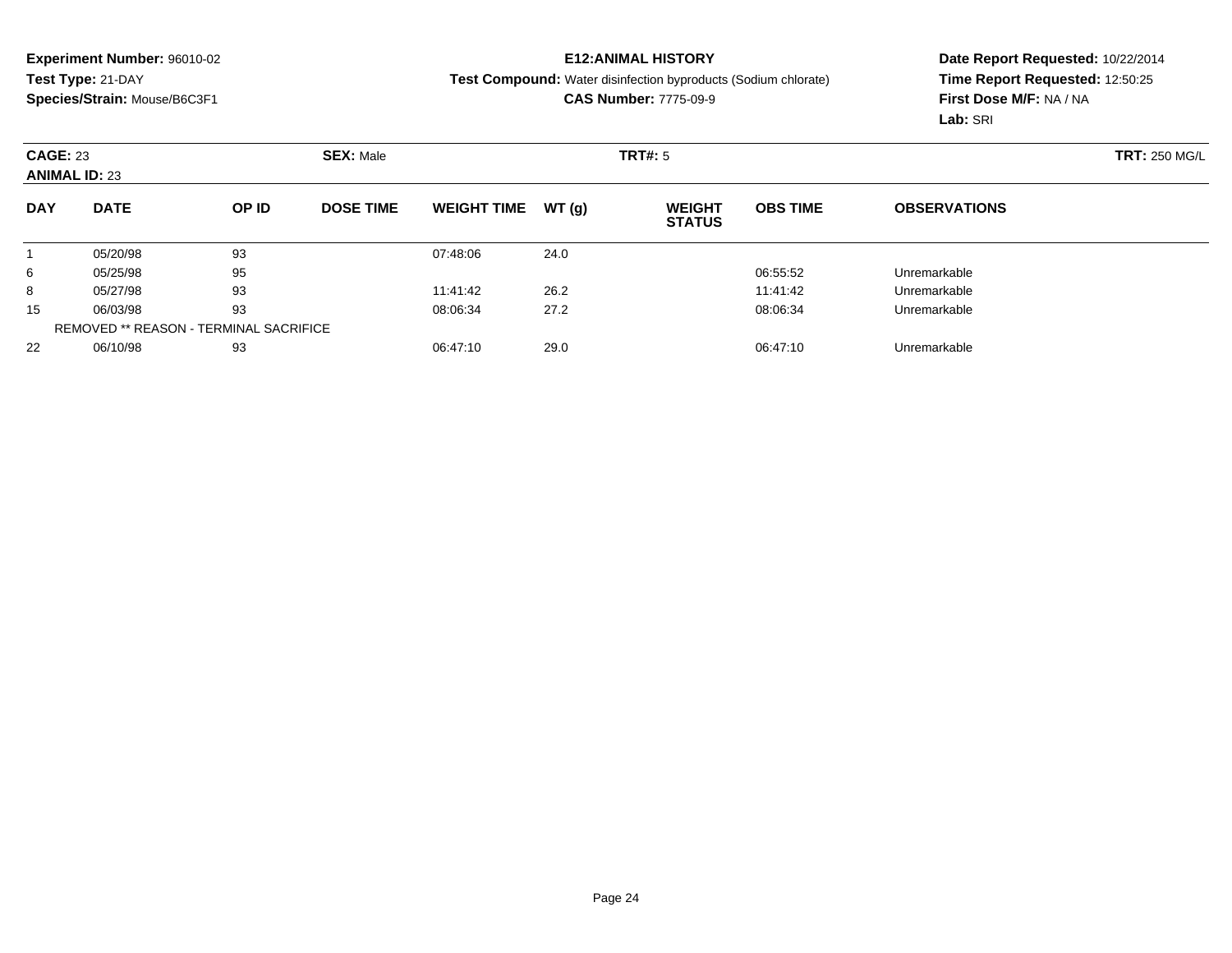**Experiment Number:** 96010-02
**Test Type:** 21-DAY
**Species/Strain:** Mouse/B6C3F1

**E12:ANIMAL HISTORY**
**Test Compound:** Water disinfection byproducts (Sodium chlorate)
**CAS Number:** 7775-09-9

**Date Report Requested:** 10/22/2014
**Time Report Requested:** 12:50:25
**First Dose M/F:** NA / NA
**Lab:** SRI

**CAGE:** 23 **SEX:** Male **TRT#:** 5 **TRT:** 250 MG/L
**ANIMAL ID:** 23

| DAY | DATE | OP ID | DOSE TIME | WEIGHT TIME | WT (g) | WEIGHT STATUS | OBS TIME | OBSERVATIONS |
|---|---|---|---|---|---|---|---|---|
| 1 | 05/20/98 | 93 | | 07:48:06 | 24.0 | | | |
| 6 | 05/25/98 | 95 | | | | | 06:55:52 | Unremarkable |
| 8 | 05/27/98 | 93 | | 11:41:42 | 26.2 | | 11:41:42 | Unremarkable |
| 15 | 06/03/98 | 93 | | 08:06:34 | 27.2 | | 08:06:34 | Unremarkable |
| | REMOVED ** REASON - TERMINAL SACRIFICE | | | | | | | |
| 22 | 06/10/98 | 93 | | 06:47:10 | 29.0 | | 06:47:10 | Unremarkable |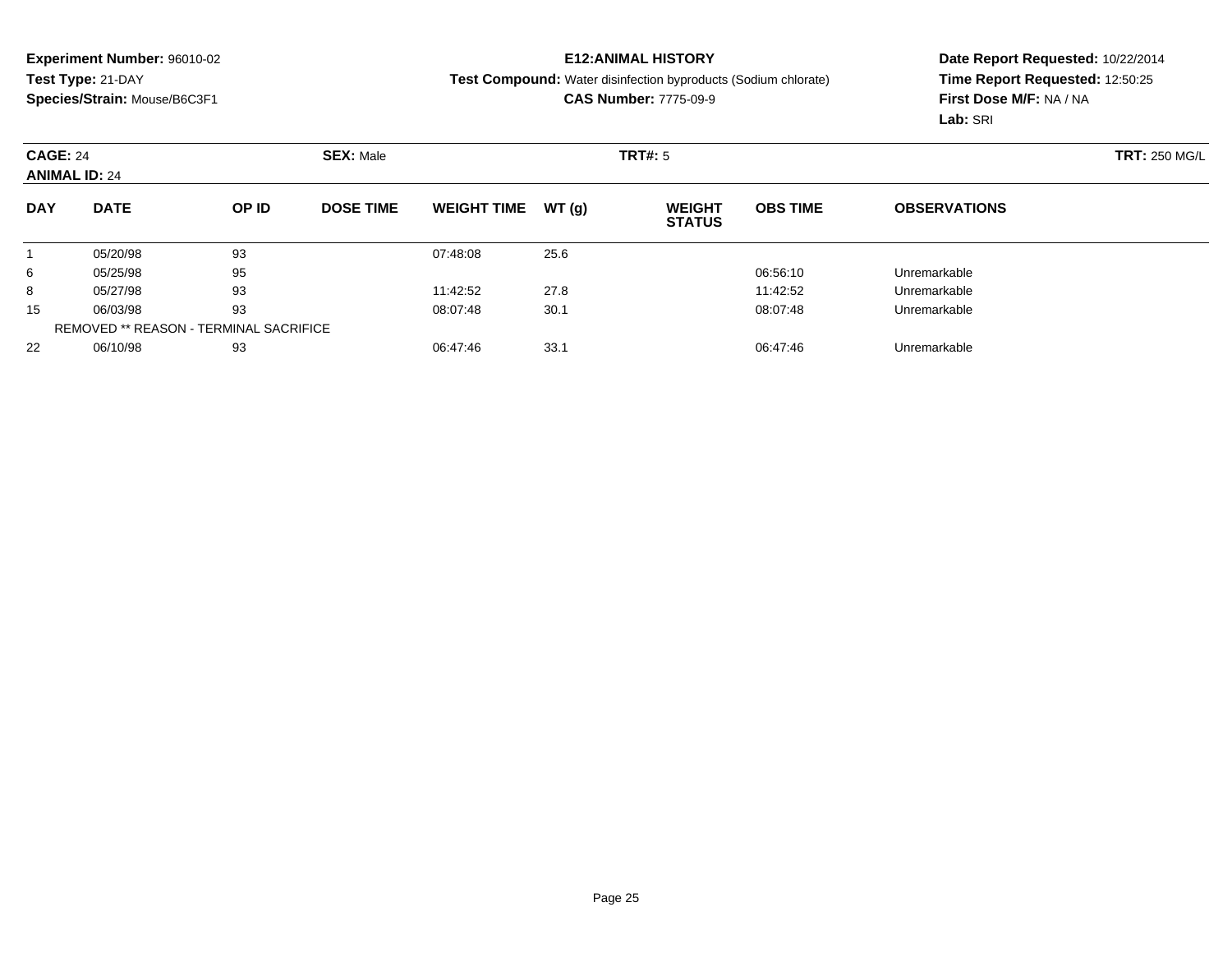**Experiment Number:** 96010-02
**Test Type:** 21-DAY
**Species/Strain:** Mouse/B6C3F1

**E12:ANIMAL HISTORY**
**Test Compound:** Water disinfection byproducts (Sodium chlorate)
**CAS Number:** 7775-09-9

**Date Report Requested:** 10/22/2014
**Time Report Requested:** 12:50:25
**First Dose M/F:** NA / NA
**Lab:** SRI

**CAGE:** 24 **SEX:** Male **TRT#:** 5 **TRT:** 250 MG/L
**ANIMAL ID:** 24

| DAY | DATE | OP ID | DOSE TIME | WEIGHT TIME | WT (g) | WEIGHT STATUS | OBS TIME | OBSERVATIONS |
|---|---|---|---|---|---|---|---|---|
| 1 | 05/20/98 | 93 | | 07:48:08 | 25.6 | | | |
| 6 | 05/25/98 | 95 | | | | | 06:56:10 | Unremarkable |
| 8 | 05/27/98 | 93 | | 11:42:52 | 27.8 | | 11:42:52 | Unremarkable |
| 15 | 06/03/98 | 93 | | 08:07:48 | 30.1 | | 08:07:48 | Unremarkable |
| | REMOVED ** REASON - TERMINAL SACRIFICE | | | | | | | |
| 22 | 06/10/98 | 93 | | 06:47:46 | 33.1 | | 06:47:46 | Unremarkable |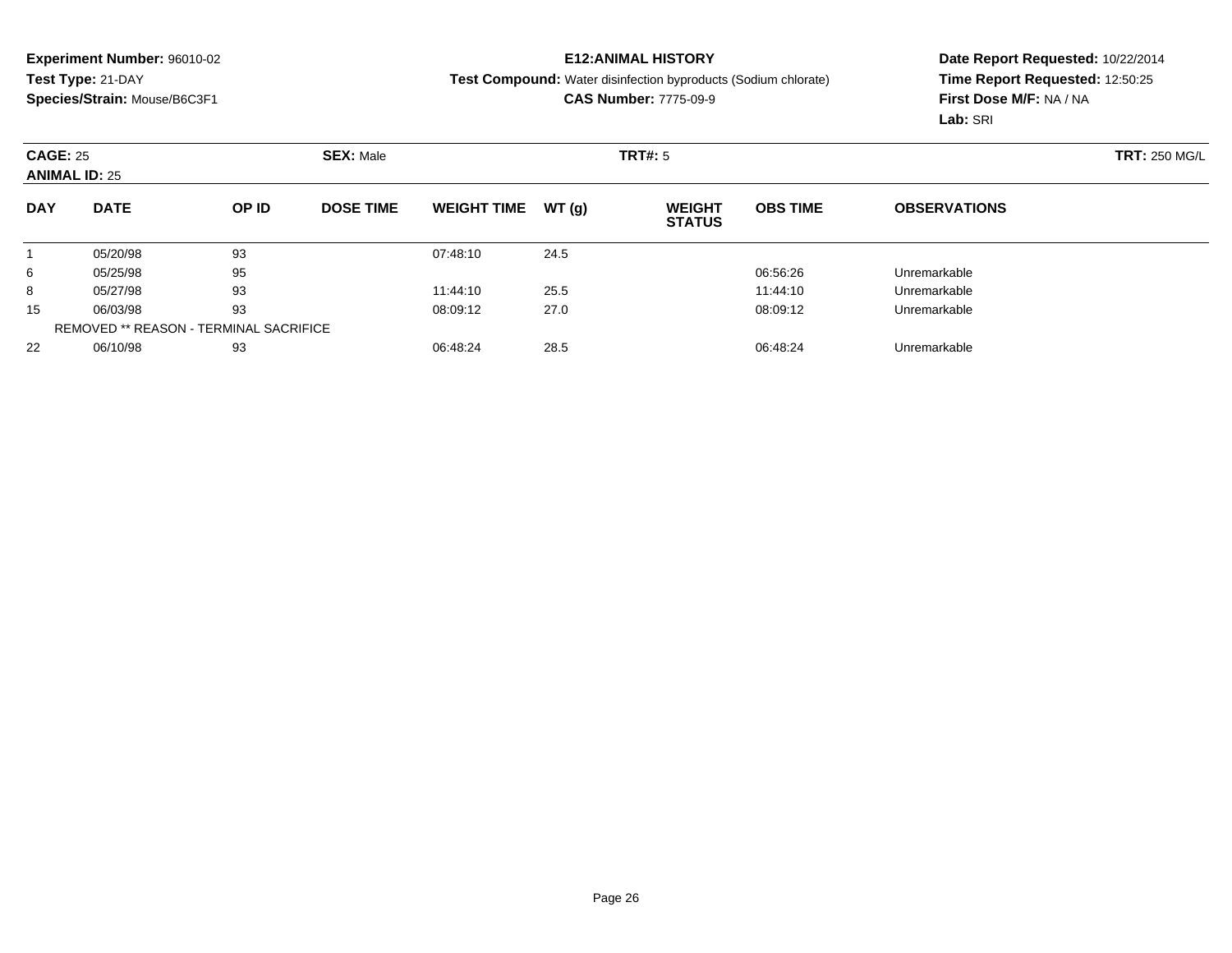**Experiment Number:** 96010-02
**Test Type:** 21-DAY
**Species/Strain:** Mouse/B6C3F1

**E12:ANIMAL HISTORY**
**Test Compound:** Water disinfection byproducts (Sodium chlorate)
**CAS Number:** 7775-09-9

**Date Report Requested:** 10/22/2014
**Time Report Requested:** 12:50:25
**First Dose M/F:** NA / NA
**Lab:** SRI

**CAGE:** 25 **SEX:** Male **TRT#:** 5 **TRT:** 250 MG/L
**ANIMAL ID:** 25

| DAY | DATE | OP ID | DOSE TIME | WEIGHT TIME | WT (g) | WEIGHT STATUS | OBS TIME | OBSERVATIONS |
|---|---|---|---|---|---|---|---|---|
| 1 | 05/20/98 | 93 | | 07:48:10 | 24.5 | | | |
| 6 | 05/25/98 | 95 | | | | | 06:56:26 | Unremarkable |
| 8 | 05/27/98 | 93 | | 11:44:10 | 25.5 | | 11:44:10 | Unremarkable |
| 15 | 06/03/98 | 93 | | 08:09:12 | 27.0 | | 08:09:12 | Unremarkable |
| | REMOVED ** REASON - TERMINAL SACRIFICE | | | | | | | |
| 22 | 06/10/98 | 93 | | 06:48:24 | 28.5 | | 06:48:24 | Unremarkable |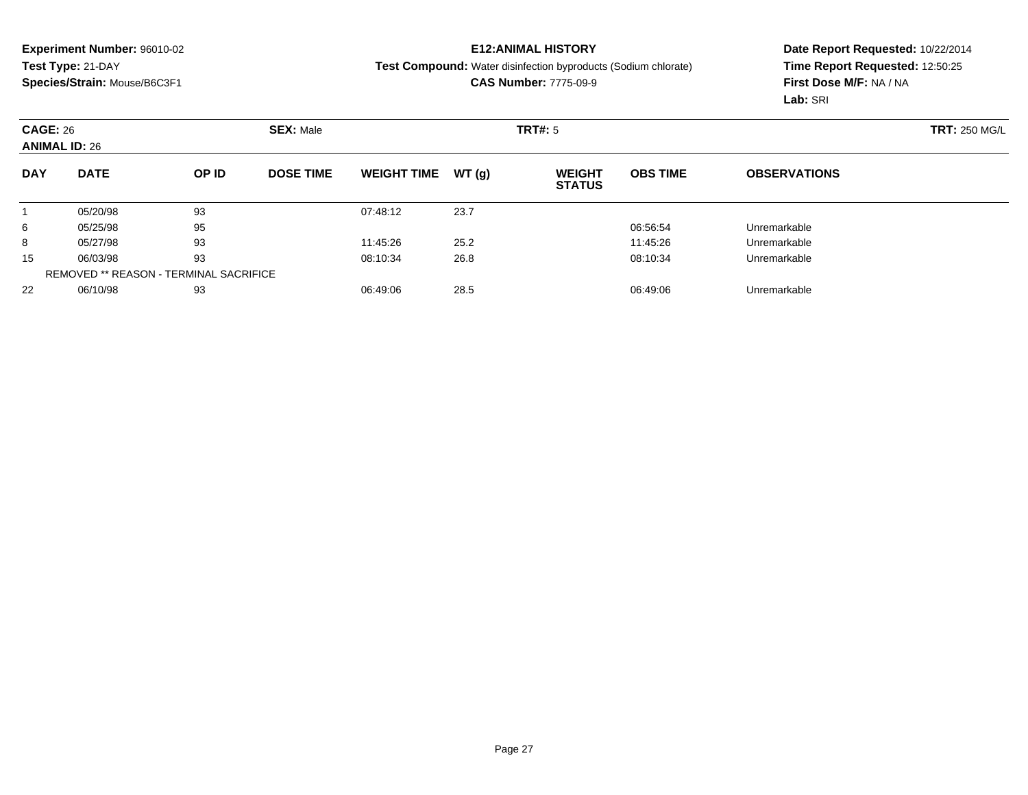**Experiment Number:** 96010-02
**Test Type:** 21-DAY
**Species/Strain:** Mouse/B6C3F1

**E12:ANIMAL HISTORY**
**Test Compound:** Water disinfection byproducts (Sodium chlorate)
**CAS Number:** 7775-09-9

**Date Report Requested:** 10/22/2014
**Time Report Requested:** 12:50:25
**First Dose M/F:** NA / NA
**Lab:** SRI

**CAGE:** 26 **SEX:** Male **TRT#:** 5 **TRT:** 250 MG/L
**ANIMAL ID:** 26

| DAY | DATE | OP ID | DOSE TIME | WEIGHT TIME | WT (g) | WEIGHT STATUS | OBS TIME | OBSERVATIONS |
|---|---|---|---|---|---|---|---|---|
| 1 | 05/20/98 | 93 | | 07:48:12 | 23.7 | | | |
| 6 | 05/25/98 | 95 | | | | | 06:56:54 | Unremarkable |
| 8 | 05/27/98 | 93 | | 11:45:26 | 25.2 | | 11:45:26 | Unremarkable |
| 15 | 06/03/98 | 93 | | 08:10:34 | 26.8 | | 08:10:34 | Unremarkable |
| | REMOVED ** REASON - TERMINAL SACRIFICE | | | | | | | |
| 22 | 06/10/98 | 93 | | 06:49:06 | 28.5 | | 06:49:06 | Unremarkable |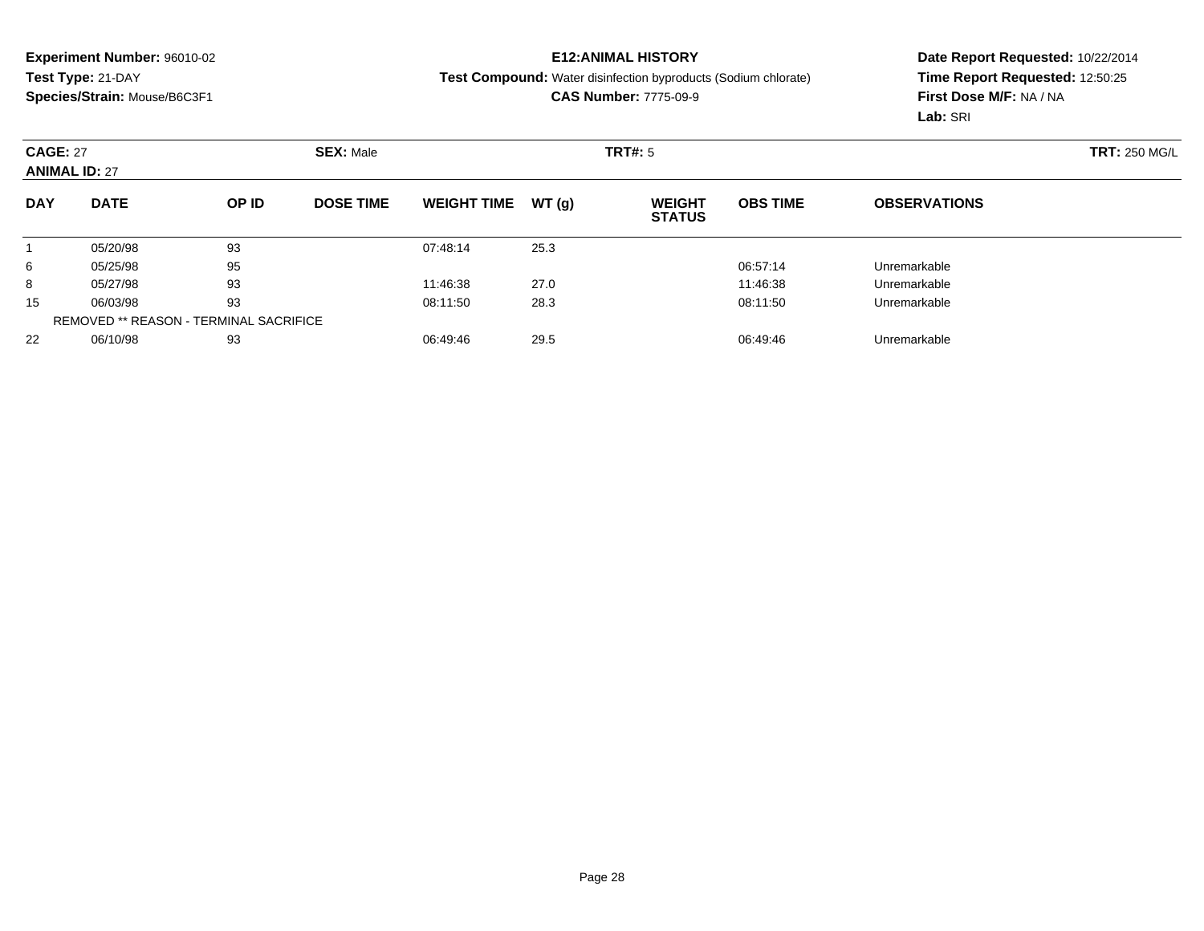**Experiment Number:** 96010-02
**Test Type:** 21-DAY
**Species/Strain:** Mouse/B6C3F1

**E12:ANIMAL HISTORY**
**Test Compound:** Water disinfection byproducts (Sodium chlorate)
**CAS Number:** 7775-09-9

**Date Report Requested:** 10/22/2014
**Time Report Requested:** 12:50:25
**First Dose M/F:** NA / NA
**Lab:** SRI

**CAGE:** 27 **SEX:** Male **TRT#:** 5 **TRT:** 250 MG/L
**ANIMAL ID:** 27

| DAY | DATE | OP ID | DOSE TIME | WEIGHT TIME | WT (g) | WEIGHT STATUS | OBS TIME | OBSERVATIONS |
|---|---|---|---|---|---|---|---|---|
| 1 | 05/20/98 | 93 | | 07:48:14 | 25.3 | | | |
| 6 | 05/25/98 | 95 | | | | | 06:57:14 | Unremarkable |
| 8 | 05/27/98 | 93 | | 11:46:38 | 27.0 | | 11:46:38 | Unremarkable |
| 15 | 06/03/98 | 93 | | 08:11:50 | 28.3 | | 08:11:50 | Unremarkable |
| | REMOVED ** REASON - TERMINAL SACRIFICE | | | | | | | |
| 22 | 06/10/98 | 93 | | 06:49:46 | 29.5 | | 06:49:46 | Unremarkable |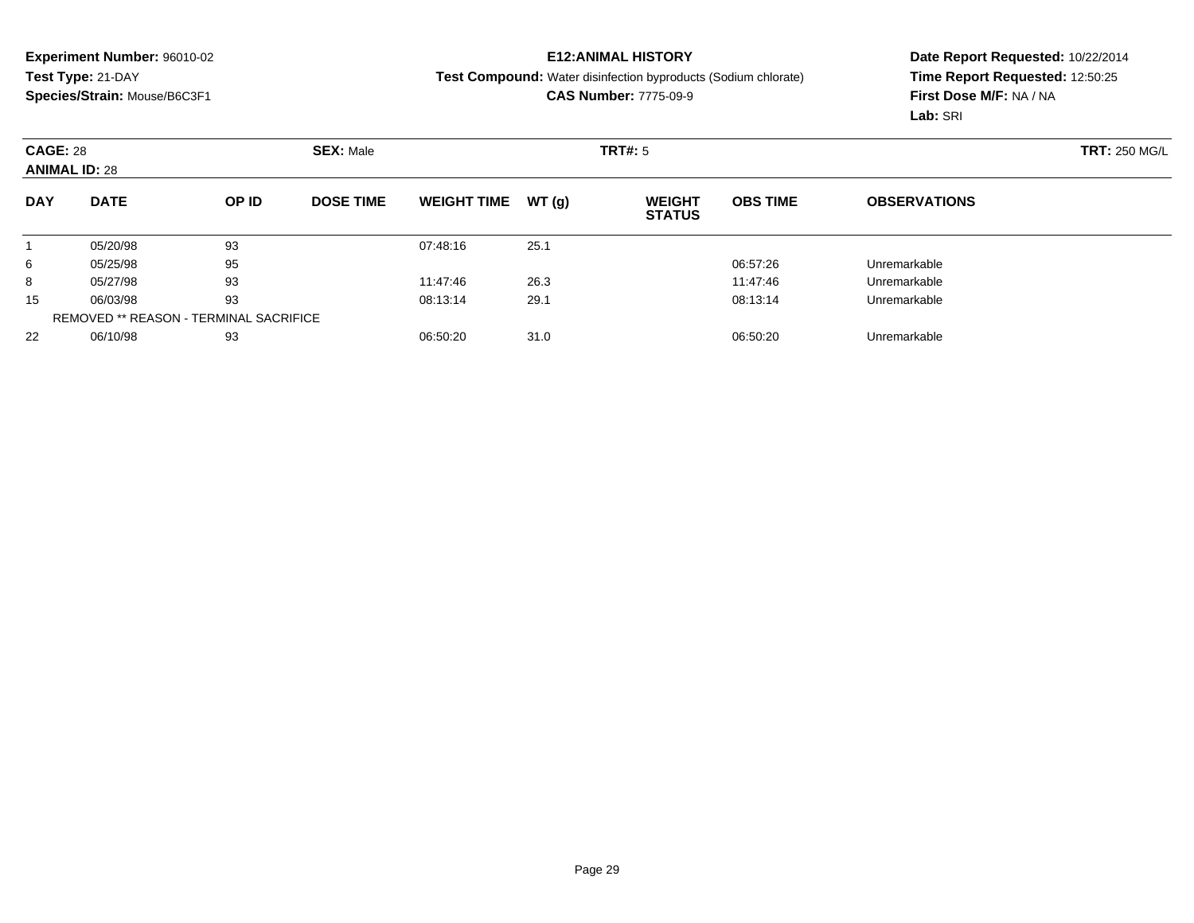**Experiment Number:** 96010-02
**Test Type:** 21-DAY
**Species/Strain:** Mouse/B6C3F1

**E12:ANIMAL HISTORY**
**Test Compound:** Water disinfection byproducts (Sodium chlorate)
**CAS Number:** 7775-09-9

**Date Report Requested:** 10/22/2014
**Time Report Requested:** 12:50:25
**First Dose M/F:** NA / NA
**Lab:** SRI

**CAGE:** 28 | **SEX:** Male | **TRT#:** 5 | **TRT:** 250 MG/L
**ANIMAL ID:** 28

| DAY | DATE | OP ID | DOSE TIME | WEIGHT TIME | WT (g) | WEIGHT STATUS | OBS TIME | OBSERVATIONS |
|---|---|---|---|---|---|---|---|---|
| 1 | 05/20/98 | 93 | | 07:48:16 | 25.1 | | | |
| 6 | 05/25/98 | 95 | | | | | 06:57:26 | Unremarkable |
| 8 | 05/27/98 | 93 | | 11:47:46 | 26.3 | | 11:47:46 | Unremarkable |
| 15 | 06/03/98 | 93 | | 08:13:14 | 29.1 | | 08:13:14 | Unremarkable |
| | REMOVED ** REASON - TERMINAL SACRIFICE | | | | | | | |
| 22 | 06/10/98 | 93 | | 06:50:20 | 31.0 | | 06:50:20 | Unremarkable |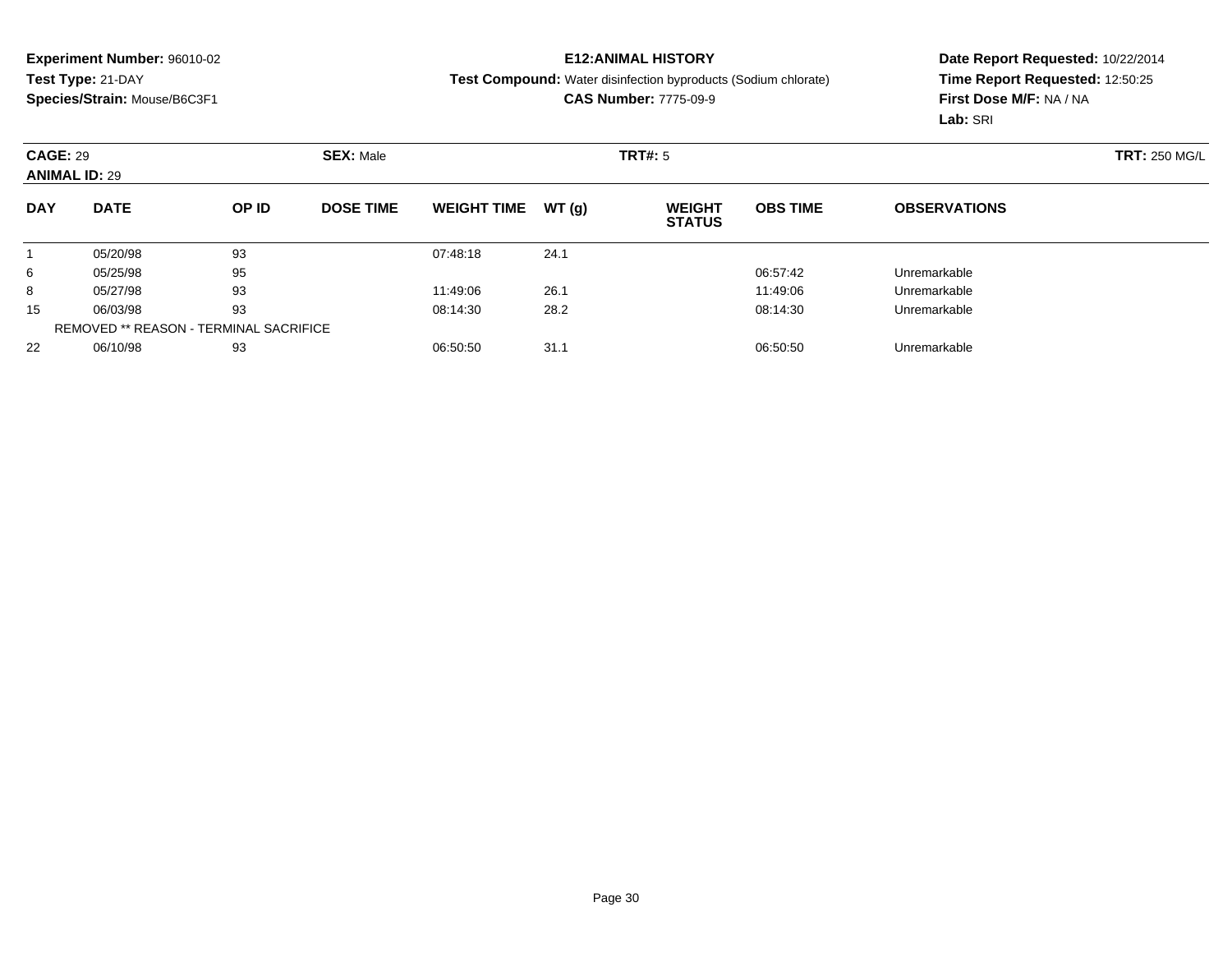**Experiment Number:** 96010-02
**Test Type:** 21-DAY
**Species/Strain:** Mouse/B6C3F1

**E12:ANIMAL HISTORY**
**Test Compound:** Water disinfection byproducts (Sodium chlorate)
**CAS Number:** 7775-09-9

**Date Report Requested:** 10/22/2014
**Time Report Requested:** 12:50:25
**First Dose M/F:** NA / NA
**Lab:** SRI

**CAGE:** 29 **SEX:** Male **TRT#:** 5 **TRT:** 250 MG/L
**ANIMAL ID:** 29

| DAY | DATE | OP ID | DOSE TIME | WEIGHT TIME | WT (g) | WEIGHT STATUS | OBS TIME | OBSERVATIONS |
|---|---|---|---|---|---|---|---|---|
| 1 | 05/20/98 | 93 | | 07:48:18 | 24.1 | | | |
| 6 | 05/25/98 | 95 | | | | | 06:57:42 | Unremarkable |
| 8 | 05/27/98 | 93 | | 11:49:06 | 26.1 | | 11:49:06 | Unremarkable |
| 15 | 06/03/98 | 93 | | 08:14:30 | 28.2 | | 08:14:30 | Unremarkable |
| | REMOVED ** REASON - TERMINAL SACRIFICE | | | | | | | |
| 22 | 06/10/98 | 93 | | 06:50:50 | 31.1 | | 06:50:50 | Unremarkable |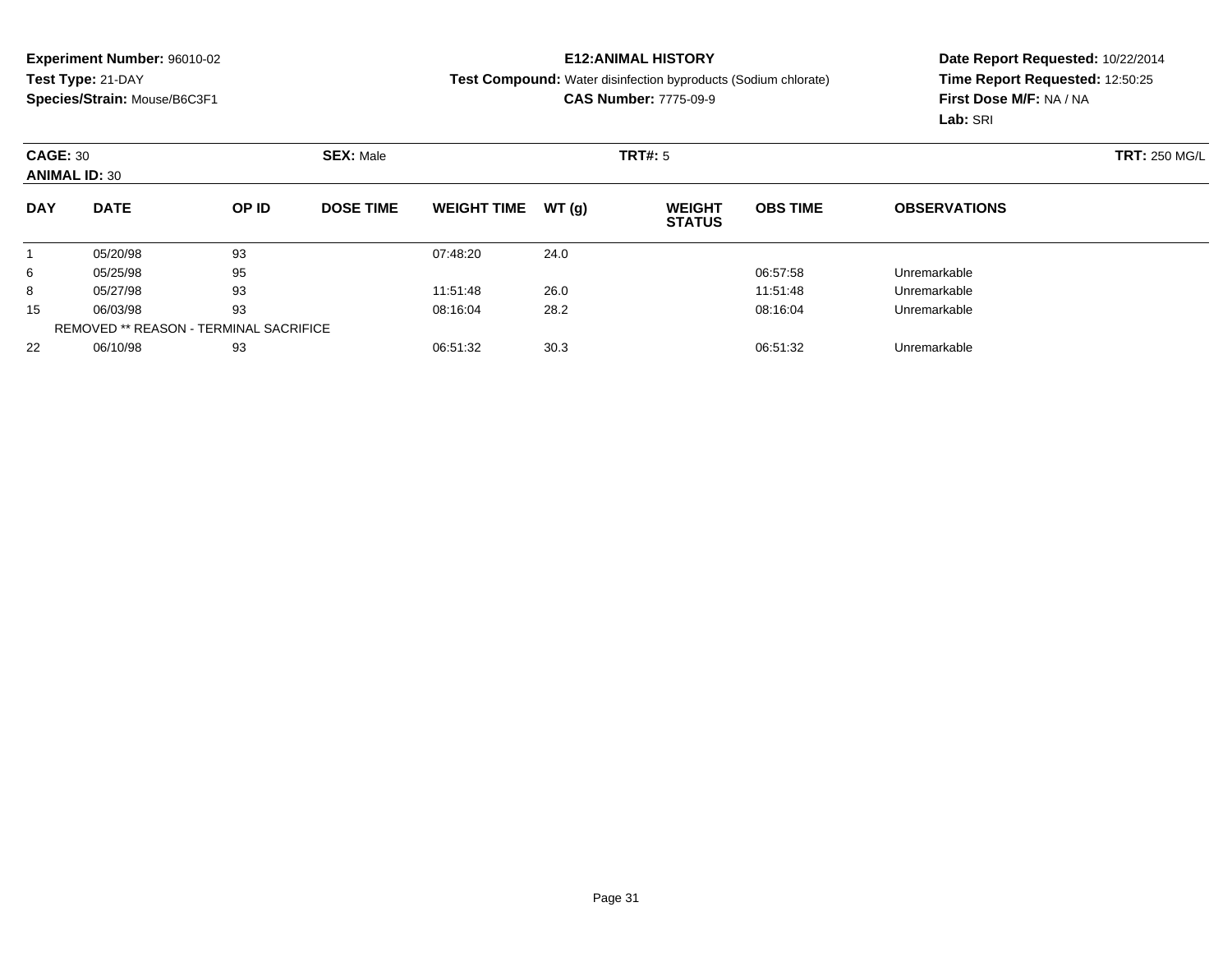**Experiment Number:** 96010-02
**Test Type:** 21-DAY
**Species/Strain:** Mouse/B6C3F1

**E12:ANIMAL HISTORY**
**Test Compound:** Water disinfection byproducts (Sodium chlorate)
**CAS Number:** 7775-09-9

**Date Report Requested:** 10/22/2014
**Time Report Requested:** 12:50:25
**First Dose M/F:** NA / NA
**Lab:** SRI

**CAGE:** 30
**ANIMAL ID:** 30
**SEX:** Male
**TRT#:** 5
**TRT:** 250 MG/L

| DAY | DATE | OP ID | DOSE TIME | WEIGHT TIME | WT (g) | WEIGHT STATUS | OBS TIME | OBSERVATIONS |
|---|---|---|---|---|---|---|---|---|
| 1 | 05/20/98 | 93 | | 07:48:20 | 24.0 | | | |
| 6 | 05/25/98 | 95 | | | | | 06:57:58 | Unremarkable |
| 8 | 05/27/98 | 93 | | 11:51:48 | 26.0 | | 11:51:48 | Unremarkable |
| 15 | 06/03/98 | 93 | | 08:16:04 | 28.2 | | 08:16:04 | Unremarkable |
| REMOVED ** REASON - TERMINAL SACRIFICE | | | | | | | | |
| 22 | 06/10/98 | 93 | | 06:51:32 | 30.3 | | 06:51:32 | Unremarkable |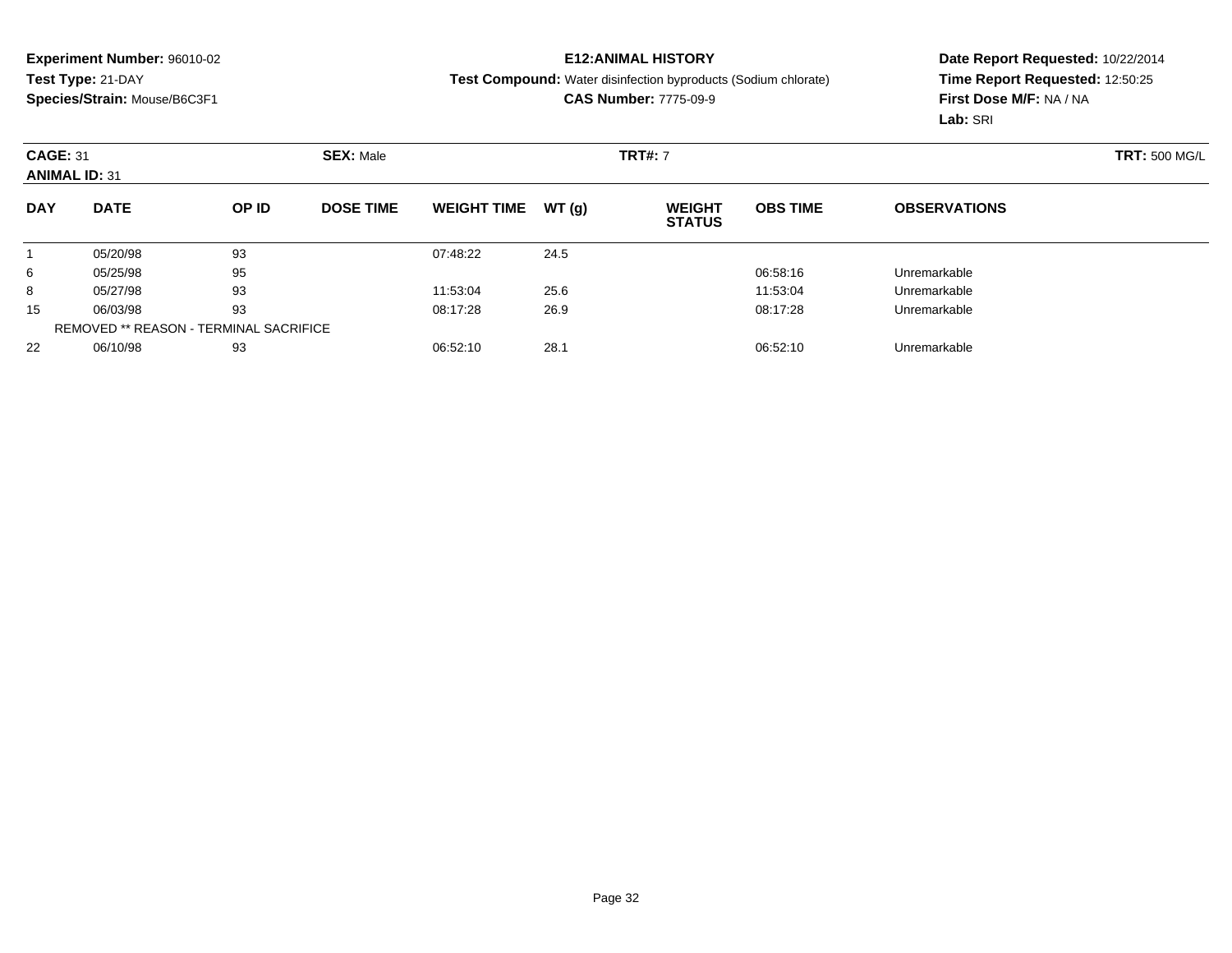**Experiment Number:** 96010-02
**Test Type:** 21-DAY
**Species/Strain:** Mouse/B6C3F1

**E12:ANIMAL HISTORY**
**Test Compound:** Water disinfection byproducts (Sodium chlorate)
**CAS Number:** 7775-09-9

**Date Report Requested:** 10/22/2014
**Time Report Requested:** 12:50:25
**First Dose M/F:** NA / NA
**Lab:** SRI

**CAGE:** 31 **SEX:** Male **TRT#:** 7 **TRT:** 500 MG/L
**ANIMAL ID:** 31

| DAY | DATE | OP ID | DOSE TIME | WEIGHT TIME | WT (g) | WEIGHT STATUS | OBS TIME | OBSERVATIONS |
|---|---|---|---|---|---|---|---|---|
| 1 | 05/20/98 | 93 | | 07:48:22 | 24.5 | | | |
| 6 | 05/25/98 | 95 | | | | | 06:58:16 | Unremarkable |
| 8 | 05/27/98 | 93 | | 11:53:04 | 25.6 | | 11:53:04 | Unremarkable |
| 15 | 06/03/98 | 93 | | 08:17:28 | 26.9 | | 08:17:28 | Unremarkable |
| | REMOVED ** REASON - TERMINAL SACRIFICE | | | | | | | |
| 22 | 06/10/98 | 93 | | 06:52:10 | 28.1 | | 06:52:10 | Unremarkable |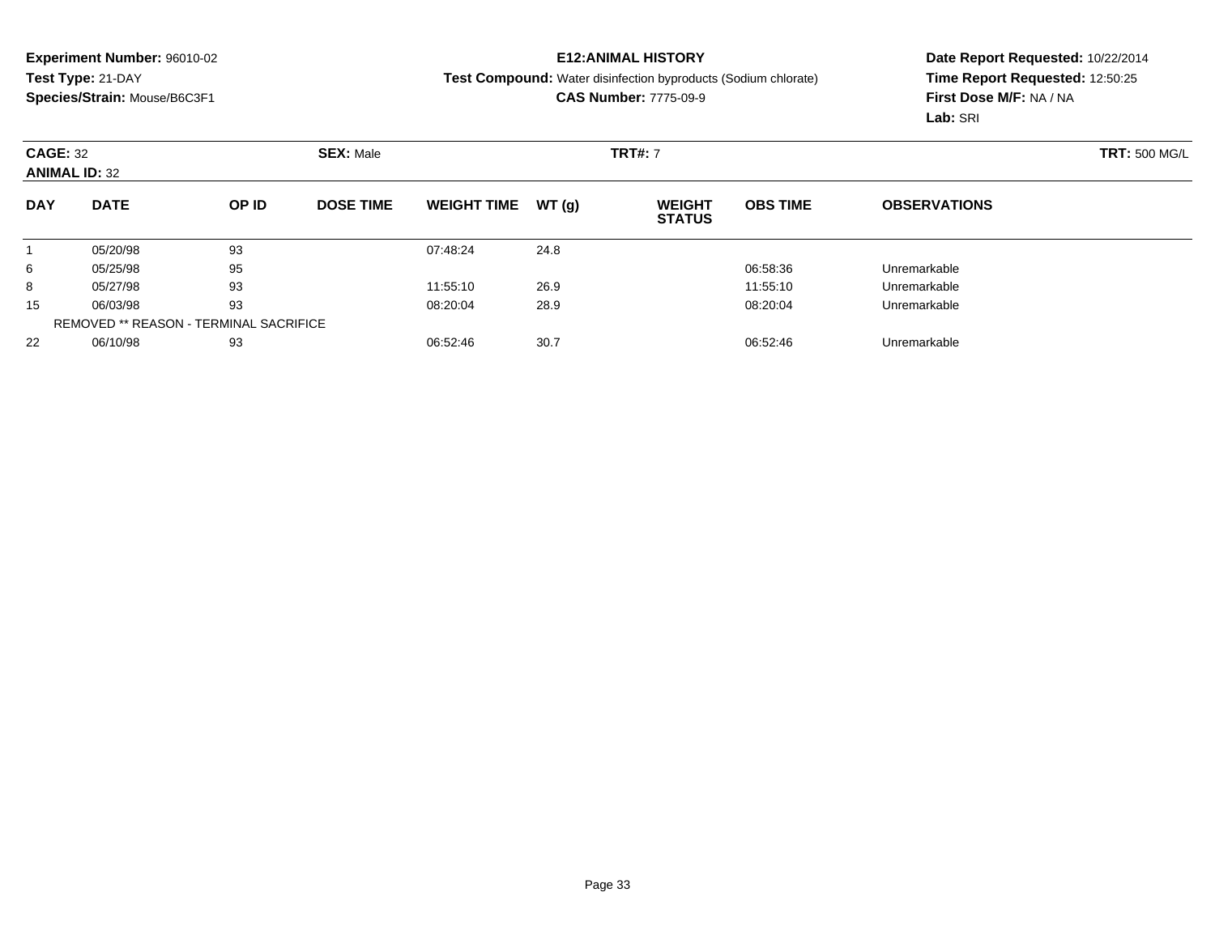**Experiment Number:** 96010-02
**Test Type:** 21-DAY
**Species/Strain:** Mouse/B6C3F1

**E12:ANIMAL HISTORY**
**Test Compound:** Water disinfection byproducts (Sodium chlorate)
**CAS Number:** 7775-09-9

**Date Report Requested:** 10/22/2014
**Time Report Requested:** 12:50:25
**First Dose M/F:** NA / NA
**Lab:** SRI

**CAGE:** 32
**ANIMAL ID:** 32
**SEX:** Male
**TRT#:** 7
**TRT:** 500 MG/L

| DAY | DATE | OP ID | DOSE TIME | WEIGHT TIME | WT (g) | WEIGHT STATUS | OBS TIME | OBSERVATIONS |
|---|---|---|---|---|---|---|---|---|
| 1 | 05/20/98 | 93 | | 07:48:24 | 24.8 | | | |
| 6 | 05/25/98 | 95 | | | | | 06:58:36 | Unremarkable |
| 8 | 05/27/98 | 93 | | 11:55:10 | 26.9 | | 11:55:10 | Unremarkable |
| 15 | 06/03/98 | 93 | | 08:20:04 | 28.9 | | 08:20:04 | Unremarkable |
| | REMOVED ** REASON - TERMINAL SACRIFICE | | | | | | | |
| 22 | 06/10/98 | 93 | | 06:52:46 | 30.7 | | 06:52:46 | Unremarkable |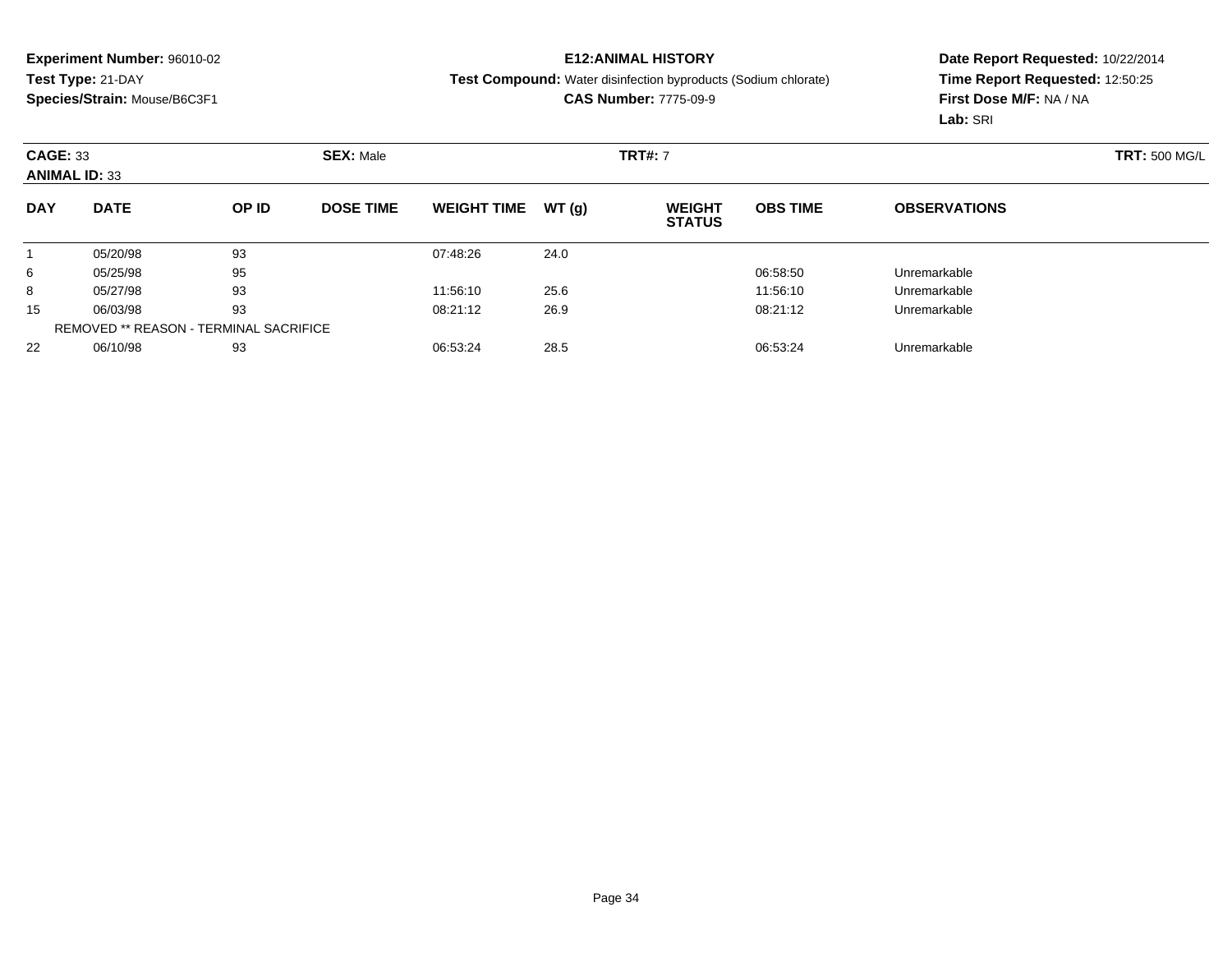**Experiment Number:** 96010-02
**Test Type:** 21-DAY
**Species/Strain:** Mouse/B6C3F1

**E12:ANIMAL HISTORY**
**Test Compound:** Water disinfection byproducts (Sodium chlorate)
**CAS Number:** 7775-09-9

**Date Report Requested:** 10/22/2014
**Time Report Requested:** 12:50:25
**First Dose M/F:** NA / NA
**Lab:** SRI

**CAGE:** 33 **SEX:** Male **TRT#:** 7 **TRT:** 500 MG/L
**ANIMAL ID:** 33

| DAY | DATE | OP ID | DOSE TIME | WEIGHT TIME | WT (g) | WEIGHT STATUS | OBS TIME | OBSERVATIONS |
|---|---|---|---|---|---|---|---|---|
| 1 | 05/20/98 | 93 | | 07:48:26 | 24.0 | | | |
| 6 | 05/25/98 | 95 | | | | | 06:58:50 | Unremarkable |
| 8 | 05/27/98 | 93 | | 11:56:10 | 25.6 | | 11:56:10 | Unremarkable |
| 15 | 06/03/98 | 93 | | 08:21:12 | 26.9 | | 08:21:12 | Unremarkable |
| REMOVED ** REASON - TERMINAL SACRIFICE | | | | | | | | |
| 22 | 06/10/98 | 93 | | 06:53:24 | 28.5 | | 06:53:24 | Unremarkable |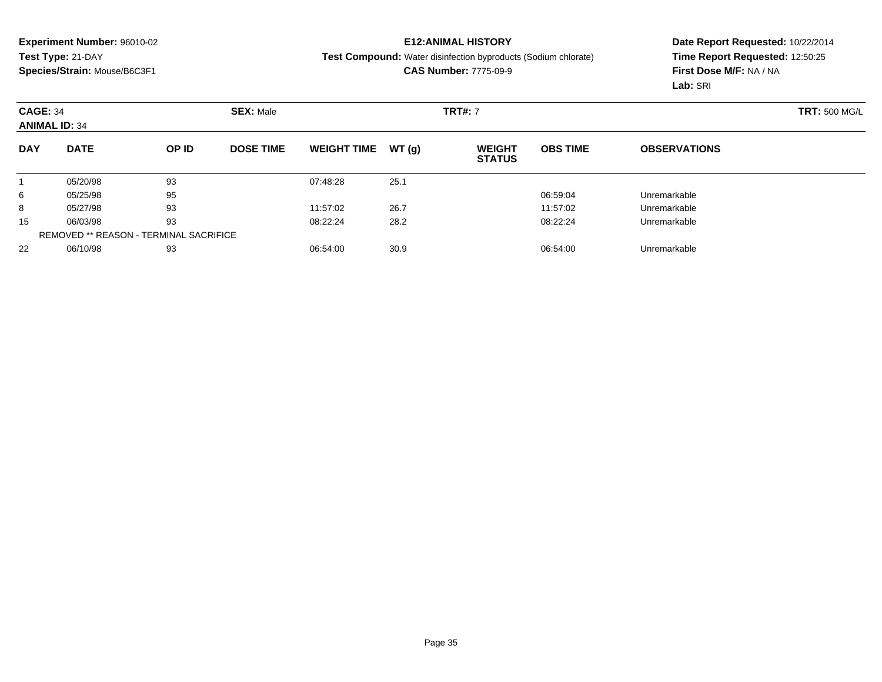**Experiment Number:** 96010-02
**Test Type:** 21-DAY
**Species/Strain:** Mouse/B6C3F1

**E12:ANIMAL HISTORY**
**Test Compound:** Water disinfection byproducts (Sodium chlorate)
**CAS Number:** 7775-09-9

**Date Report Requested:** 10/22/2014
**Time Report Requested:** 12:50:25
**First Dose M/F:** NA / NA
**Lab:** SRI

**CAGE:** 34 **SEX:** Male **TRT#:** 7 **TRT:** 500 MG/L
**ANIMAL ID:** 34

| DAY | DATE | OP ID | DOSE TIME | WEIGHT TIME | WT (g) | WEIGHT STATUS | OBS TIME | OBSERVATIONS |
|---|---|---|---|---|---|---|---|---|
| 1 | 05/20/98 | 93 | | 07:48:28 | 25.1 | | | |
| 6 | 05/25/98 | 95 | | | | | 06:59:04 | Unremarkable |
| 8 | 05/27/98 | 93 | | 11:57:02 | 26.7 | | 11:57:02 | Unremarkable |
| 15 | 06/03/98 | 93 | | 08:22:24 | 28.2 | | 08:22:24 | Unremarkable |
| | REMOVED ** REASON - TERMINAL SACRIFICE | | | | | | | |
| 22 | 06/10/98 | 93 | | 06:54:00 | 30.9 | | 06:54:00 | Unremarkable |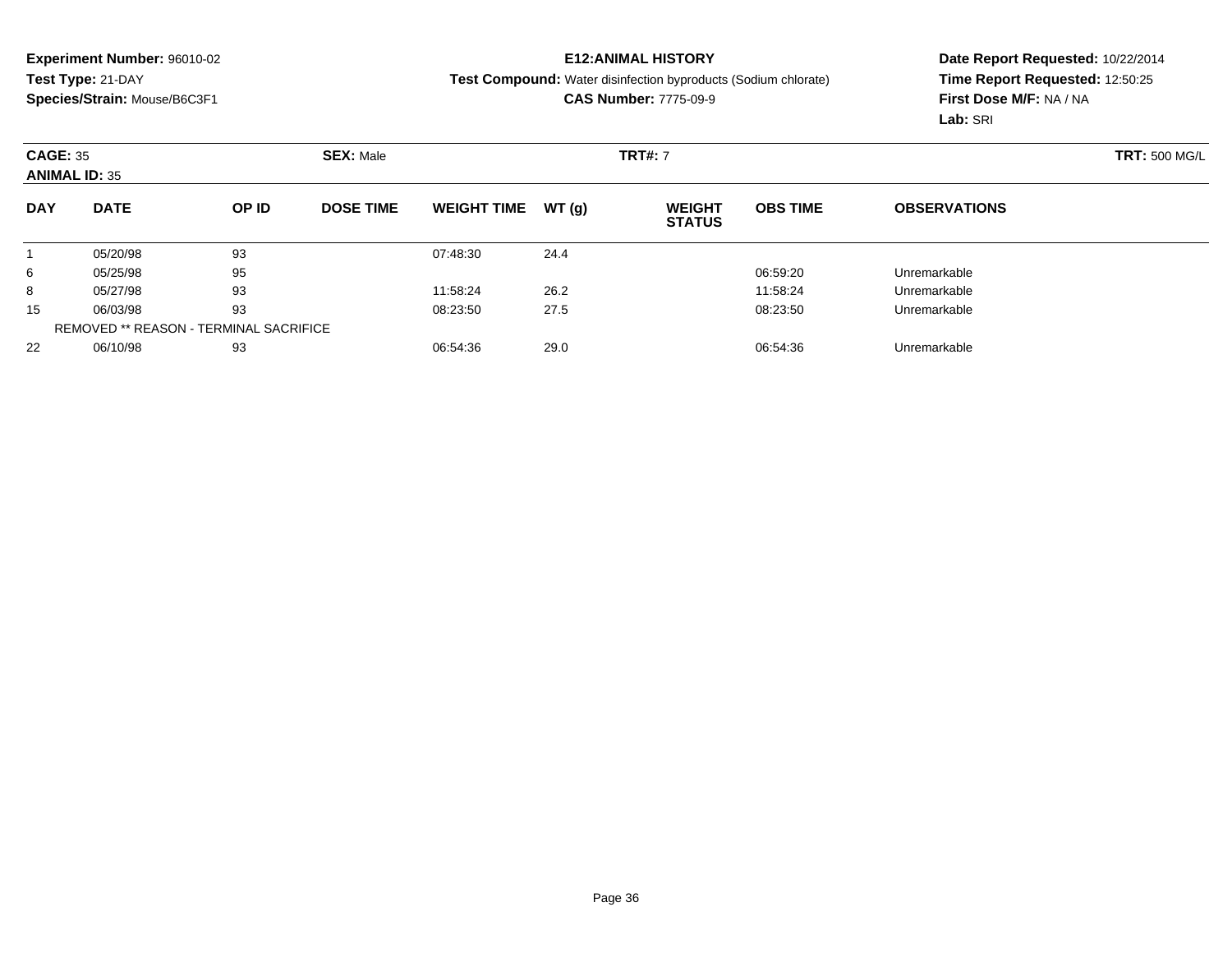**Experiment Number:** 96010-02
**Test Type:** 21-DAY
**Species/Strain:** Mouse/B6C3F1

**E12:ANIMAL HISTORY**
**Test Compound:** Water disinfection byproducts (Sodium chlorate)
**CAS Number:** 7775-09-9

**Date Report Requested:** 10/22/2014
**Time Report Requested:** 12:50:25
**First Dose M/F:** NA / NA
**Lab:** SRI

**CAGE:** 35 **SEX:** Male **TRT#:** 7 **TRT:** 500 MG/L
**ANIMAL ID:** 35

| DAY | DATE | OP ID | DOSE TIME | WEIGHT TIME | WT (g) | WEIGHT STATUS | OBS TIME | OBSERVATIONS |
|---|---|---|---|---|---|---|---|---|
| 1 | 05/20/98 | 93 | | 07:48:30 | 24.4 | | | |
| 6 | 05/25/98 | 95 | | | | | 06:59:20 | Unremarkable |
| 8 | 05/27/98 | 93 | | 11:58:24 | 26.2 | | 11:58:24 | Unremarkable |
| 15 | 06/03/98 | 93 | | 08:23:50 | 27.5 | | 08:23:50 | Unremarkable |
| | REMOVED ** REASON - TERMINAL SACRIFICE | | | | | | | |
| 22 | 06/10/98 | 93 | | 06:54:36 | 29.0 | | 06:54:36 | Unremarkable |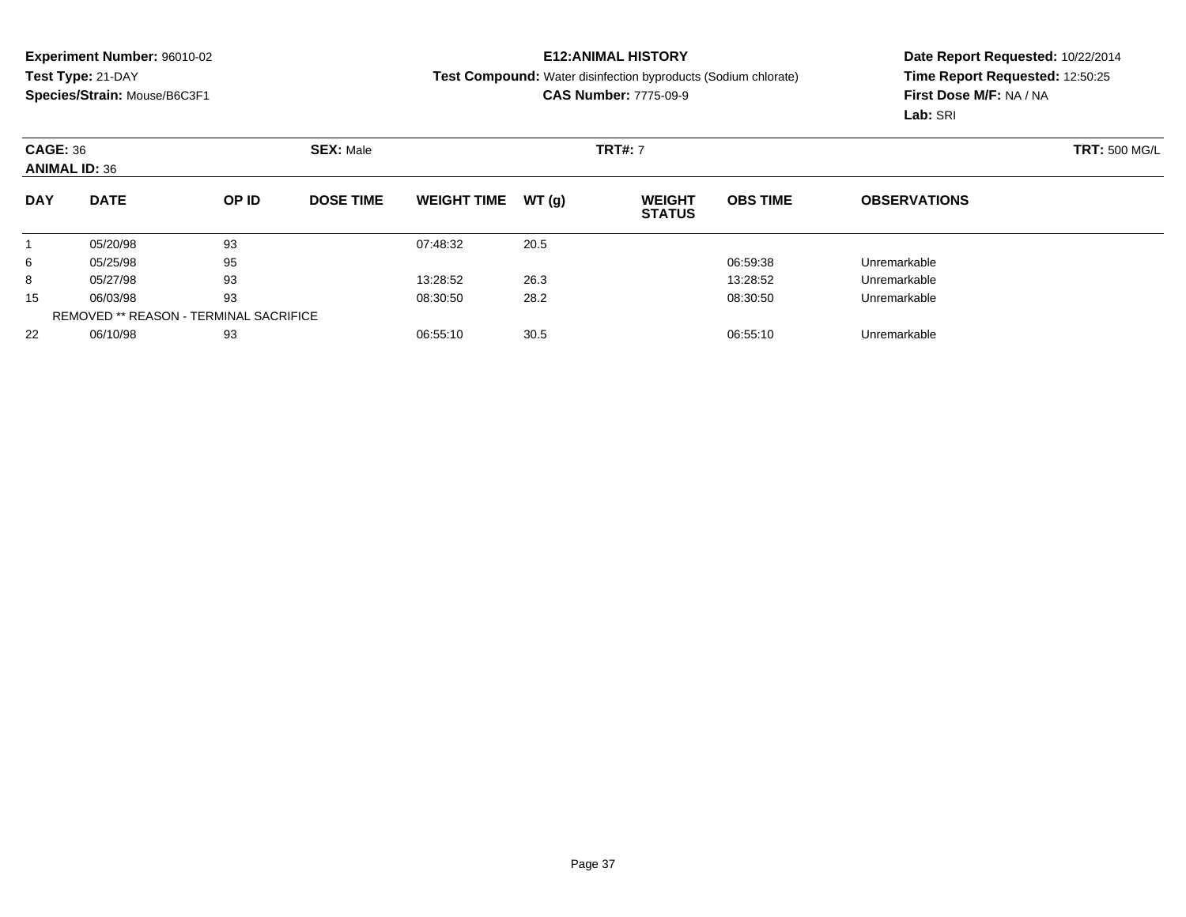**Experiment Number:** 96010-02
**Test Type:** 21-DAY
**Species/Strain:** Mouse/B6C3F1

**E12:ANIMAL HISTORY**
**Test Compound:** Water disinfection byproducts (Sodium chlorate)
**CAS Number:** 7775-09-9

**Date Report Requested:** 10/22/2014
**Time Report Requested:** 12:50:25
**First Dose M/F:** NA / NA
**Lab:** SRI

**CAGE:** 36 **SEX:** Male **TRT#:** 7 **TRT:** 500 MG/L
**ANIMAL ID:** 36

| DAY | DATE | OP ID | DOSE TIME | WEIGHT TIME | WT (g) | WEIGHT STATUS | OBS TIME | OBSERVATIONS |
|---|---|---|---|---|---|---|---|---|
| 1 | 05/20/98 | 93 | | 07:48:32 | 20.5 | | | |
| 6 | 05/25/98 | 95 | | | | | 06:59:38 | Unremarkable |
| 8 | 05/27/98 | 93 | | 13:28:52 | 26.3 | | 13:28:52 | Unremarkable |
| 15 | 06/03/98 | 93 | | 08:30:50 | 28.2 | | 08:30:50 | Unremarkable |
| | REMOVED ** REASON - TERMINAL SACRIFICE | | | | | | | |
| 22 | 06/10/98 | 93 | | 06:55:10 | 30.5 | | 06:55:10 | Unremarkable |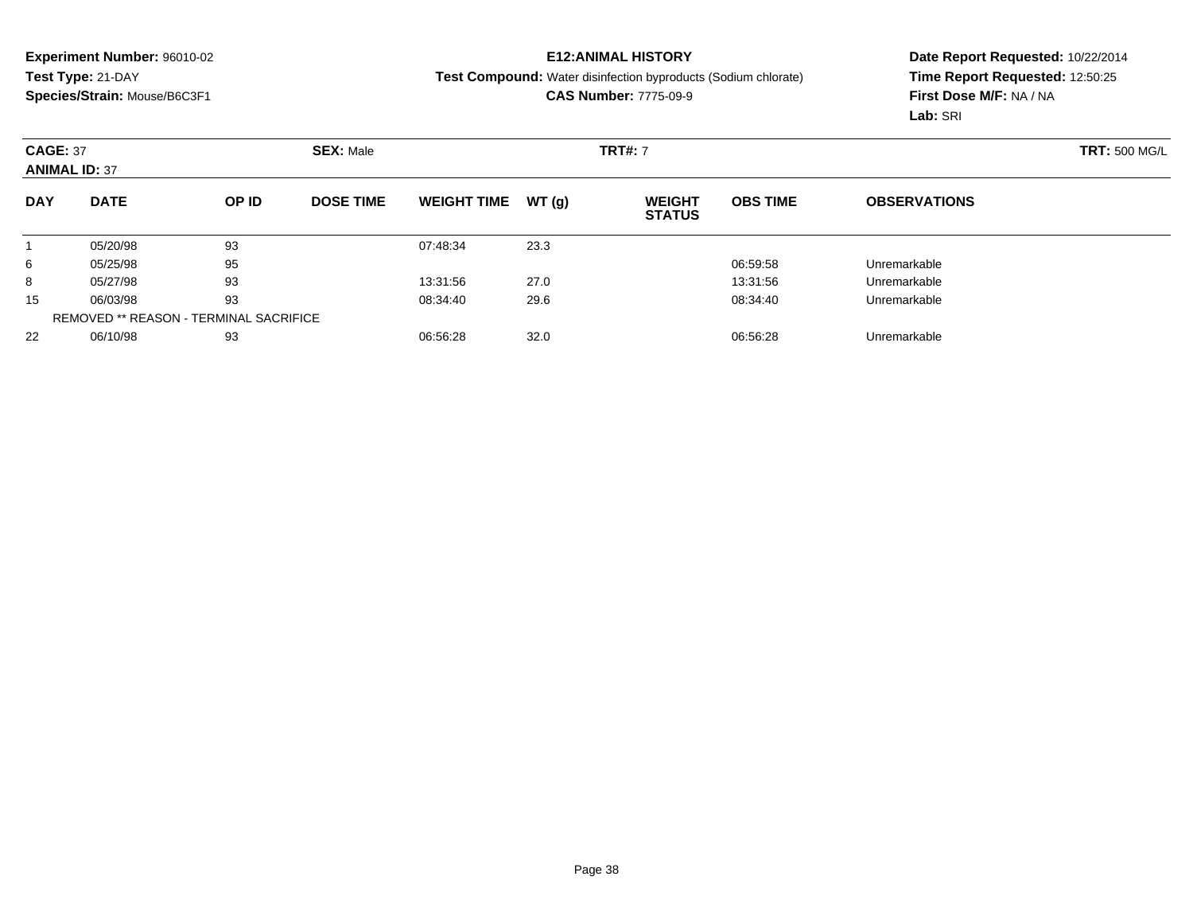**Experiment Number:** 96010-02
**Test Type:** 21-DAY
**Species/Strain:** Mouse/B6C3F1

**E12:ANIMAL HISTORY**
**Test Compound:** Water disinfection byproducts (Sodium chlorate)
**CAS Number:** 7775-09-9

**Date Report Requested:** 10/22/2014
**Time Report Requested:** 12:50:25
**First Dose M/F:** NA / NA
**Lab:** SRI

**CAGE:** 37
**ANIMAL ID:** 37
**SEX:** Male
**TRT#:** 7
**TRT:** 500 MG/L

| DAY | DATE | OP ID | DOSE TIME | WEIGHT TIME | WT (g) | WEIGHT STATUS | OBS TIME | OBSERVATIONS |
|---|---|---|---|---|---|---|---|---|
| 1 | 05/20/98 | 93 | | 07:48:34 | 23.3 | | | |
| 6 | 05/25/98 | 95 | | | | | 06:59:58 | Unremarkable |
| 8 | 05/27/98 | 93 | | 13:31:56 | 27.0 | | 13:31:56 | Unremarkable |
| 15 | 06/03/98 | 93 | | 08:34:40 | 29.6 | | 08:34:40 | Unremarkable |
| | REMOVED ** REASON - TERMINAL SACRIFICE | | | | | | | |
| 22 | 06/10/98 | 93 | | 06:56:28 | 32.0 | | 06:56:28 | Unremarkable |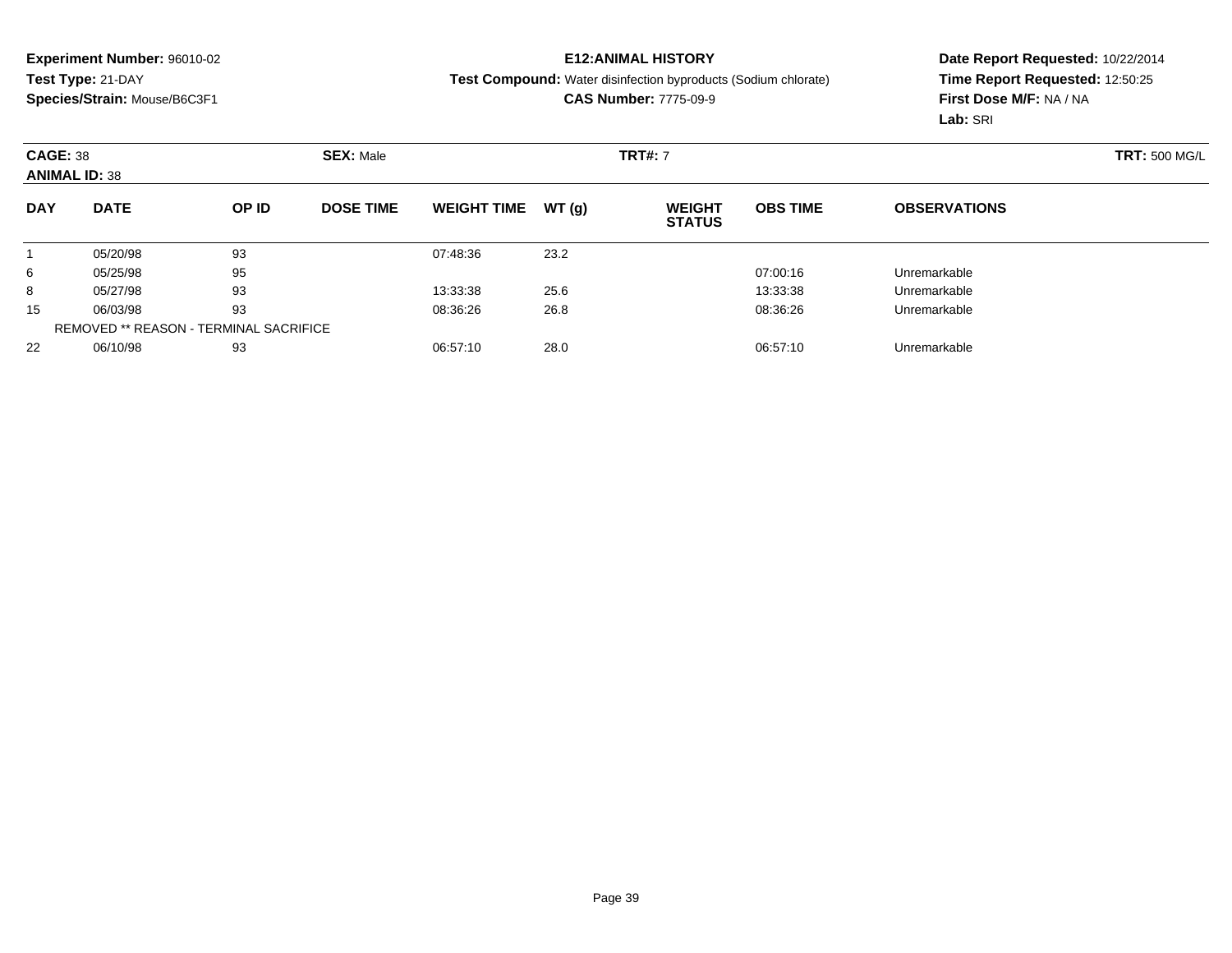**Experiment Number:** 96010-02
**Test Type:** 21-DAY
**Species/Strain:** Mouse/B6C3F1

**E12:ANIMAL HISTORY**
**Test Compound:** Water disinfection byproducts (Sodium chlorate)
**CAS Number:** 7775-09-9

**Date Report Requested:** 10/22/2014
**Time Report Requested:** 12:50:25
**First Dose M/F:** NA / NA
**Lab:** SRI

**CAGE:** 38 **SEX:** Male **TRT#:** 7 **TRT:** 500 MG/L
**ANIMAL ID:** 38

| DAY | DATE | OP ID | DOSE TIME | WEIGHT TIME | WT (g) | WEIGHT STATUS | OBS TIME | OBSERVATIONS |
|---|---|---|---|---|---|---|---|---|
| 1 | 05/20/98 | 93 | | 07:48:36 | 23.2 | | | |
| 6 | 05/25/98 | 95 | | | | | 07:00:16 | Unremarkable |
| 8 | 05/27/98 | 93 | | 13:33:38 | 25.6 | | 13:33:38 | Unremarkable |
| 15 | 06/03/98 | 93 | | 08:36:26 | 26.8 | | 08:36:26 | Unremarkable |
| | REMOVED ** REASON - TERMINAL SACRIFICE | | | | | | | |
| 22 | 06/10/98 | 93 | | 06:57:10 | 28.0 | | 06:57:10 | Unremarkable |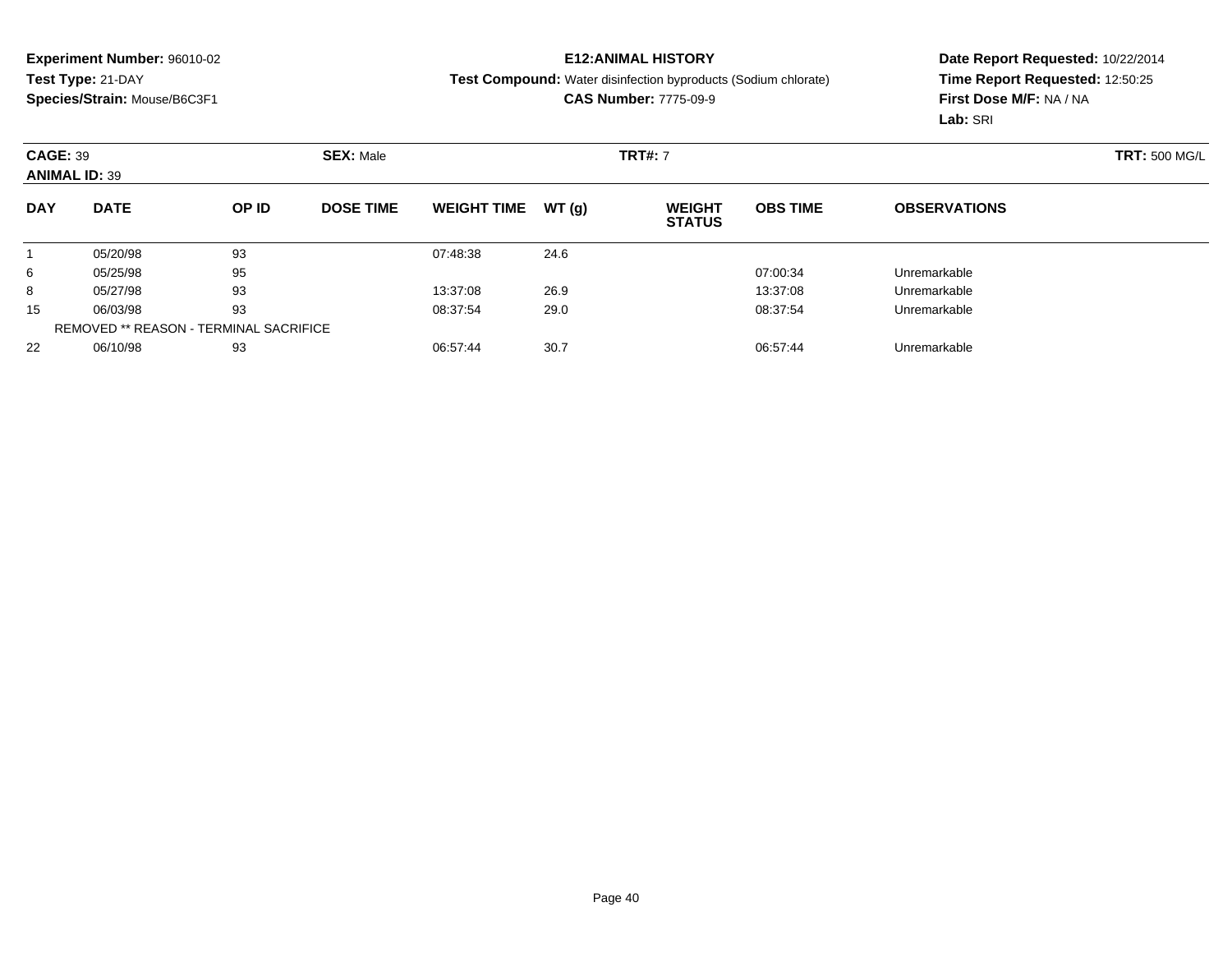**Experiment Number:** 96010-02
**Test Type:** 21-DAY
**Species/Strain:** Mouse/B6C3F1

**E12:ANIMAL HISTORY**
**Test Compound:** Water disinfection byproducts (Sodium chlorate)
**CAS Number:** 7775-09-9

**Date Report Requested:** 10/22/2014
**Time Report Requested:** 12:50:25
**First Dose M/F:** NA / NA
**Lab:** SRI

**CAGE:** 39 **SEX:** Male **TRT#:** 7 **TRT:** 500 MG/L
**ANIMAL ID:** 39

| DAY | DATE | OP ID | DOSE TIME | WEIGHT TIME | WT (g) | WEIGHT STATUS | OBS TIME | OBSERVATIONS |
|---|---|---|---|---|---|---|---|---|
| 1 | 05/20/98 | 93 | | 07:48:38 | 24.6 | | | |
| 6 | 05/25/98 | 95 | | | | | 07:00:34 | Unremarkable |
| 8 | 05/27/98 | 93 | | 13:37:08 | 26.9 | | 13:37:08 | Unremarkable |
| 15 | 06/03/98 | 93 | | 08:37:54 | 29.0 | | 08:37:54 | Unremarkable |
| | REMOVED ** REASON - TERMINAL SACRIFICE | | | | | | | |
| 22 | 06/10/98 | 93 | | 06:57:44 | 30.7 | | 06:57:44 | Unremarkable |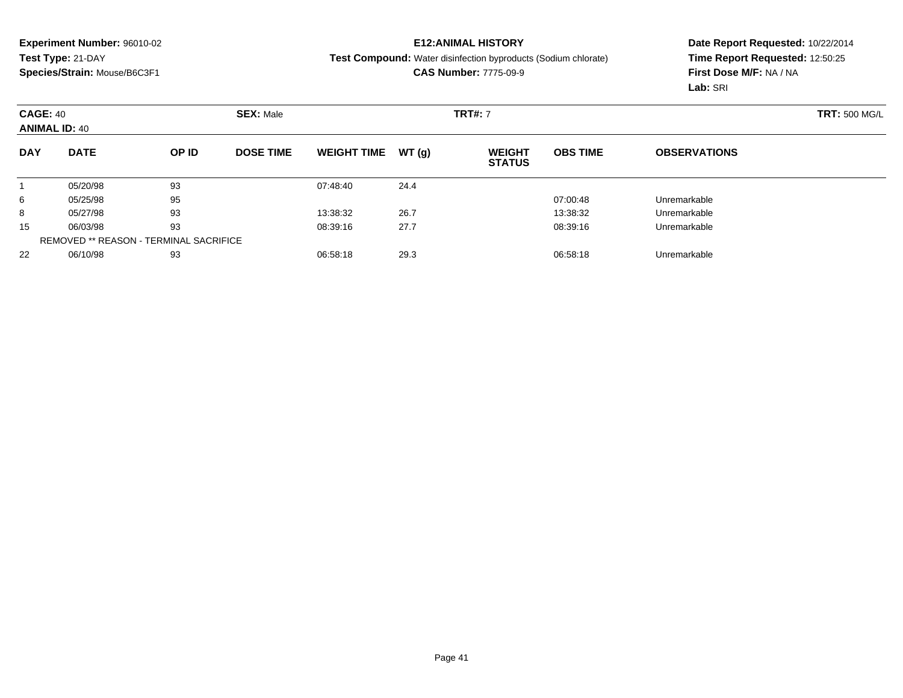**Experiment Number:** 96010-02
**Test Type:** 21-DAY
**Species/Strain:** Mouse/B6C3F1

**E12:ANIMAL HISTORY**
**Test Compound:** Water disinfection byproducts (Sodium chlorate)
**CAS Number:** 7775-09-9

**Date Report Requested:** 10/22/2014
**Time Report Requested:** 12:50:25
**First Dose M/F:** NA / NA
**Lab:** SRI

**CAGE:** 40 **SEX:** Male **TRT#:** 7 **TRT:** 500 MG/L
**ANIMAL ID:** 40

| DAY | DATE | OP ID | DOSE TIME | WEIGHT TIME | WT (g) | WEIGHT STATUS | OBS TIME | OBSERVATIONS |
|---|---|---|---|---|---|---|---|---|
| 1 | 05/20/98 | 93 | | 07:48:40 | 24.4 | | | |
| 6 | 05/25/98 | 95 | | | | | 07:00:48 | Unremarkable |
| 8 | 05/27/98 | 93 | | 13:38:32 | 26.7 | | 13:38:32 | Unremarkable |
| 15 | 06/03/98 | 93 | | 08:39:16 | 27.7 | | 08:39:16 | Unremarkable |
| REMOVED ** REASON - TERMINAL SACRIFICE | | | | | | | | |
| 22 | 06/10/98 | 93 | | 06:58:18 | 29.3 | | 06:58:18 | Unremarkable |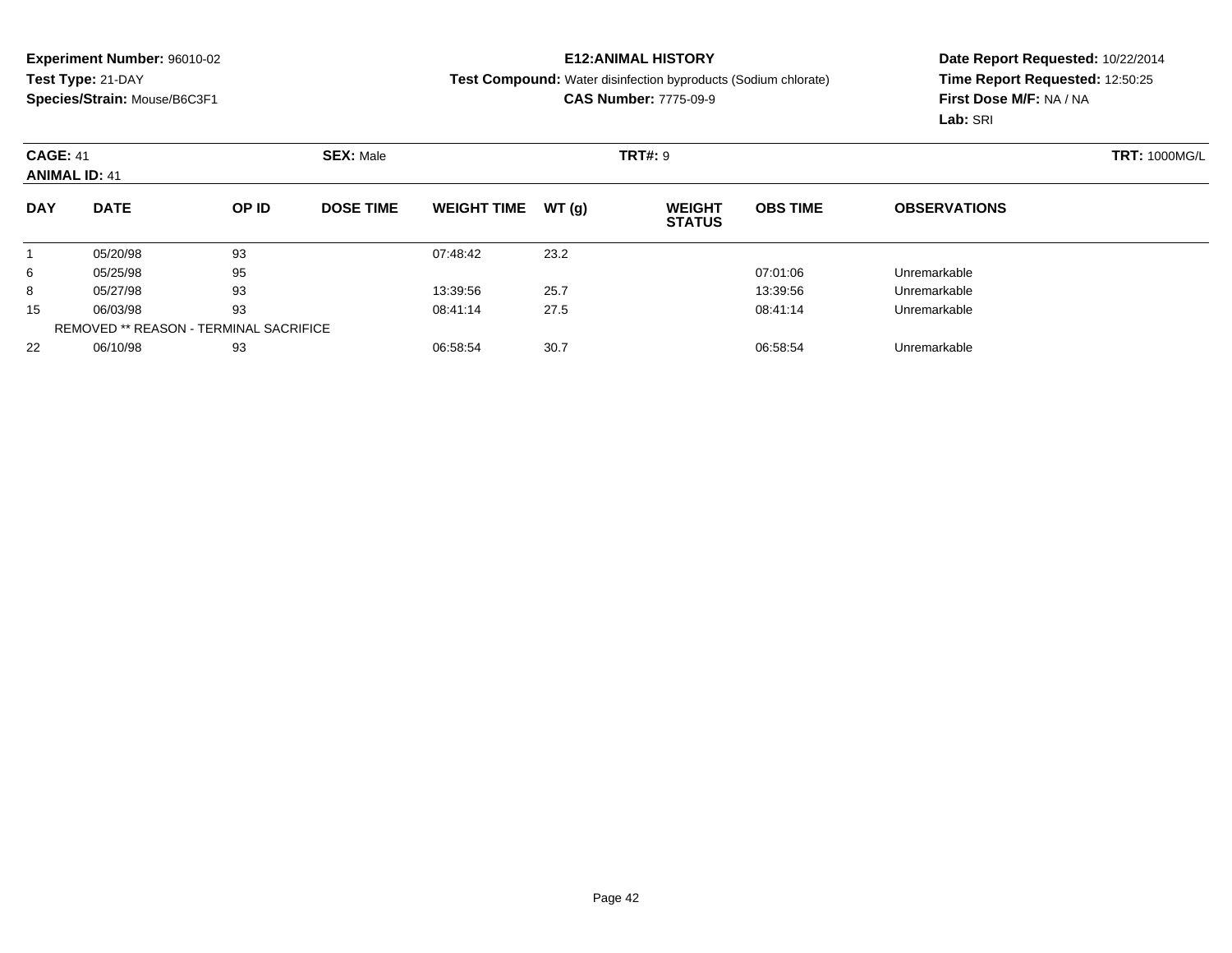**Experiment Number:** 96010-02
**Test Type:** 21-DAY
**Species/Strain:** Mouse/B6C3F1

**E12:ANIMAL HISTORY**
**Test Compound:** Water disinfection byproducts (Sodium chlorate)
**CAS Number:** 7775-09-9

**Date Report Requested:** 10/22/2014
**Time Report Requested:** 12:50:25
**First Dose M/F:** NA / NA
**Lab:** SRI

**CAGE:** 41 **SEX:** Male **TRT#:** 9 **TRT:** 1000MG/L
**ANIMAL ID:** 41

| DAY | DATE | OP ID | DOSE TIME | WEIGHT TIME | WT (g) | WEIGHT STATUS | OBS TIME | OBSERVATIONS |
|---|---|---|---|---|---|---|---|---|
| 1 | 05/20/98 | 93 | | 07:48:42 | 23.2 | | | |
| 6 | 05/25/98 | 95 | | | | | 07:01:06 | Unremarkable |
| 8 | 05/27/98 | 93 | | 13:39:56 | 25.7 | | 13:39:56 | Unremarkable |
| 15 | 06/03/98 | 93 | | 08:41:14 | 27.5 | | 08:41:14 | Unremarkable |
| | REMOVED ** REASON - TERMINAL SACRIFICE | | | | | | | |
| 22 | 06/10/98 | 93 | | 06:58:54 | 30.7 | | 06:58:54 | Unremarkable |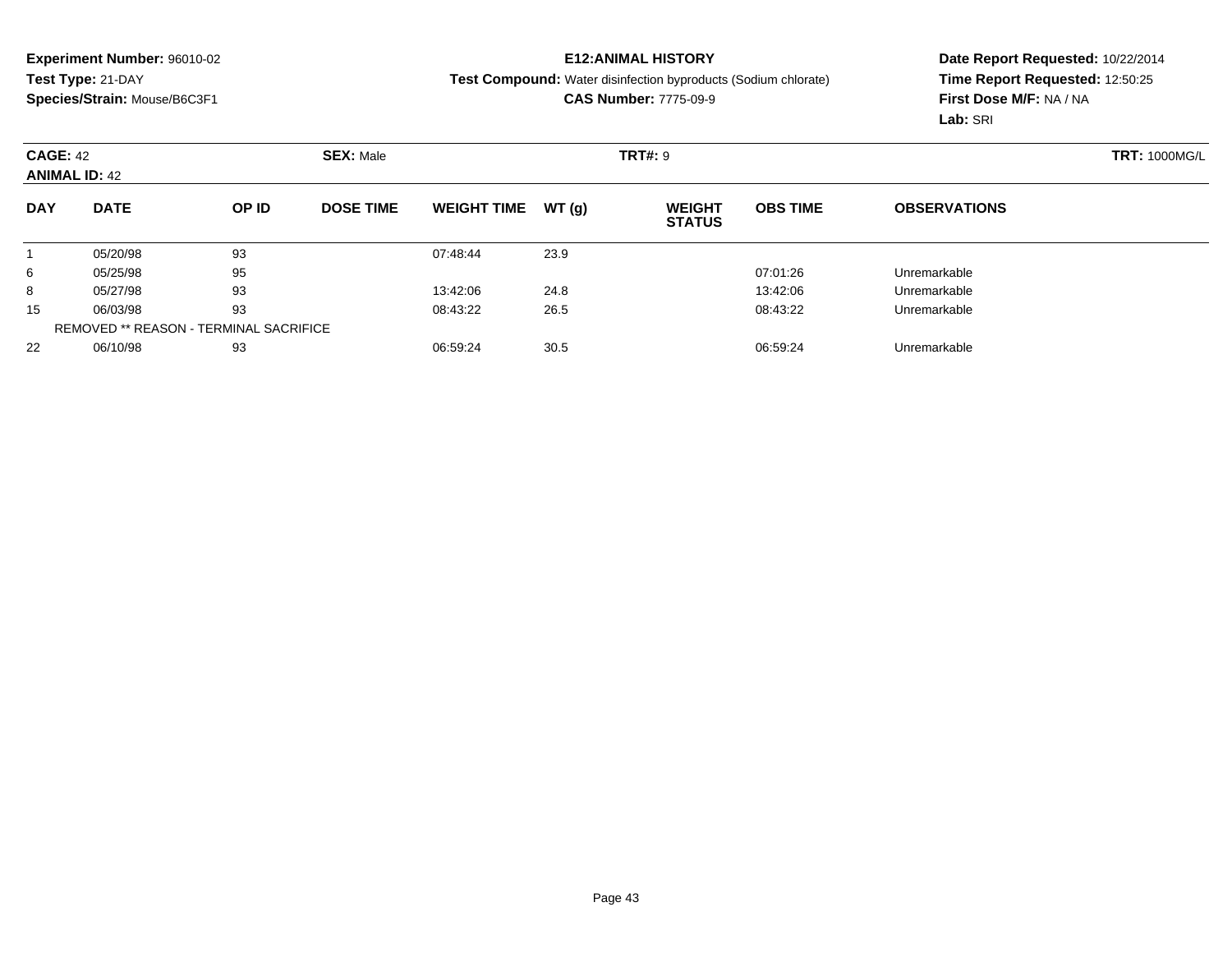**Experiment Number:** 96010-02
**Test Type:** 21-DAY
**Species/Strain:** Mouse/B6C3F1

**E12:ANIMAL HISTORY**
**Test Compound:** Water disinfection byproducts (Sodium chlorate)
**CAS Number:** 7775-09-9

**Date Report Requested:** 10/22/2014
**Time Report Requested:** 12:50:25
**First Dose M/F:** NA / NA
**Lab:** SRI

**CAGE:** 42 **SEX:** Male **TRT#:** 9 **TRT:** 1000MG/L
**ANIMAL ID:** 42

| DAY | DATE | OP ID | DOSE TIME | WEIGHT TIME | WT (g) | WEIGHT STATUS | OBS TIME | OBSERVATIONS |
|---|---|---|---|---|---|---|---|---|
| 1 | 05/20/98 | 93 | | 07:48:44 | 23.9 | | | |
| 6 | 05/25/98 | 95 | | | | | 07:01:26 | Unremarkable |
| 8 | 05/27/98 | 93 | | 13:42:06 | 24.8 | | 13:42:06 | Unremarkable |
| 15 | 06/03/98 | 93 | | 08:43:22 | 26.5 | | 08:43:22 | Unremarkable |
| | REMOVED ** REASON - TERMINAL SACRIFICE | | | | | | | |
| 22 | 06/10/98 | 93 | | 06:59:24 | 30.5 | | 06:59:24 | Unremarkable |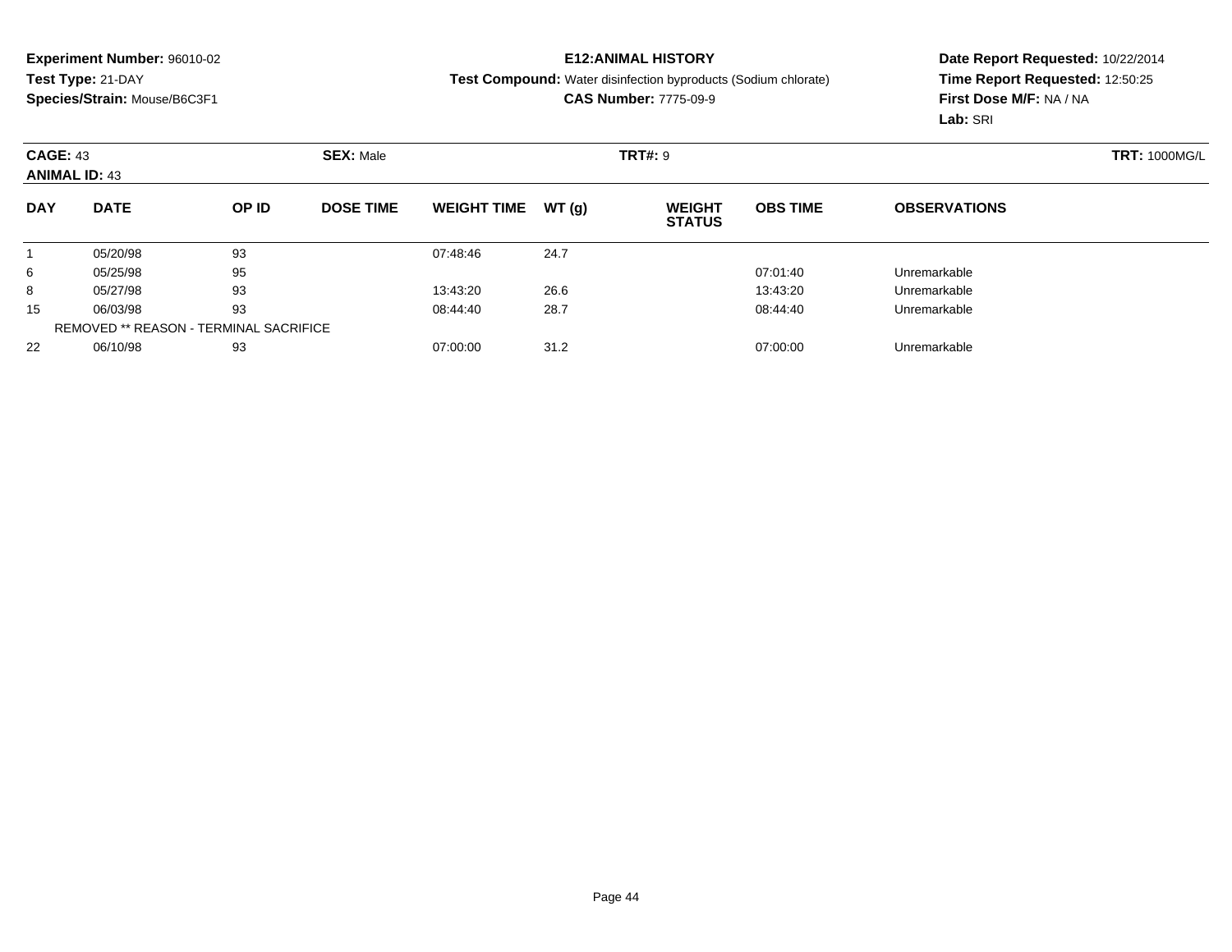**Experiment Number:** 96010-02
**Test Type:** 21-DAY
**Species/Strain:** Mouse/B6C3F1

**E12:ANIMAL HISTORY**
**Test Compound:** Water disinfection byproducts (Sodium chlorate)
**CAS Number:** 7775-09-9

**Date Report Requested:** 10/22/2014
**Time Report Requested:** 12:50:25
**First Dose M/F:** NA / NA
**Lab:** SRI

**CAGE:** 43 **SEX:** Male **TRT#:** 9 **TRT:** 1000MG/L
**ANIMAL ID:** 43

| DAY | DATE | OP ID | DOSE TIME | WEIGHT TIME | WT (g) | WEIGHT STATUS | OBS TIME | OBSERVATIONS |
|---|---|---|---|---|---|---|---|---|
| 1 | 05/20/98 | 93 | | 07:48:46 | 24.7 | | | |
| 6 | 05/25/98 | 95 | | | | | 07:01:40 | Unremarkable |
| 8 | 05/27/98 | 93 | | 13:43:20 | 26.6 | | 13:43:20 | Unremarkable |
| 15 | 06/03/98 | 93 | | 08:44:40 | 28.7 | | 08:44:40 | Unremarkable |
| | REMOVED ** REASON - TERMINAL SACRIFICE | | | | | | | |
| 22 | 06/10/98 | 93 | | 07:00:00 | 31.2 | | 07:00:00 | Unremarkable |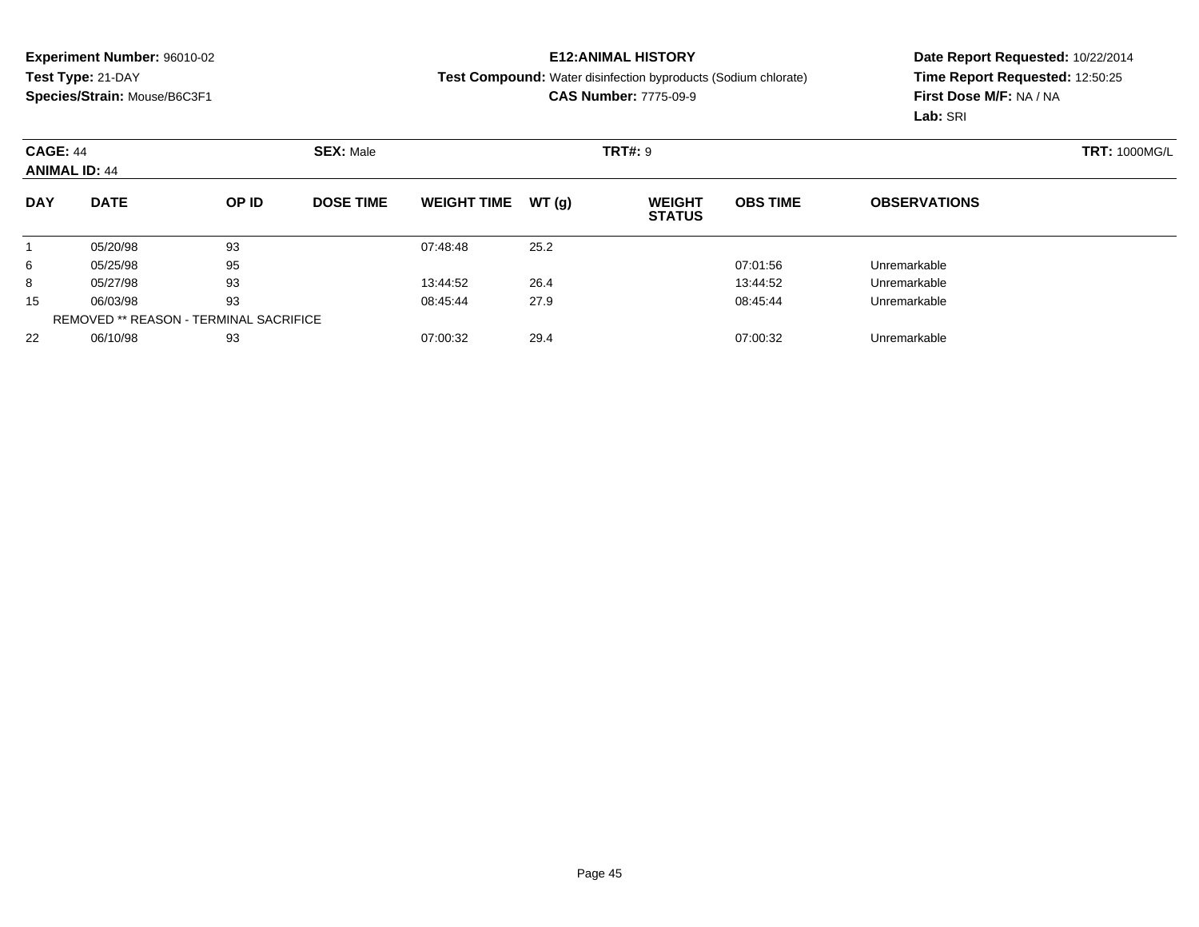**Experiment Number:** 96010-02
**Test Type:** 21-DAY
**Species/Strain:** Mouse/B6C3F1

**E12:ANIMAL HISTORY**
**Test Compound:** Water disinfection byproducts (Sodium chlorate)
**CAS Number:** 7775-09-9

**Date Report Requested:** 10/22/2014
**Time Report Requested:** 12:50:25
**First Dose M/F:** NA / NA
**Lab:** SRI

**CAGE:** 44 **SEX:** Male **TRT#:** 9 **TRT:** 1000MG/L
**ANIMAL ID:** 44

| DAY | DATE | OP ID | DOSE TIME | WEIGHT TIME | WT (g) | WEIGHT STATUS | OBS TIME | OBSERVATIONS |
|---|---|---|---|---|---|---|---|---|
| 1 | 05/20/98 | 93 | | 07:48:48 | 25.2 | | | |
| 6 | 05/25/98 | 95 | | | | | 07:01:56 | Unremarkable |
| 8 | 05/27/98 | 93 | | 13:44:52 | 26.4 | | 13:44:52 | Unremarkable |
| 15 | 06/03/98 | 93 | | 08:45:44 | 27.9 | | 08:45:44 | Unremarkable |
| | REMOVED ** REASON - TERMINAL SACRIFICE | | | | | | | |
| 22 | 06/10/98 | 93 | | 07:00:32 | 29.4 | | 07:00:32 | Unremarkable |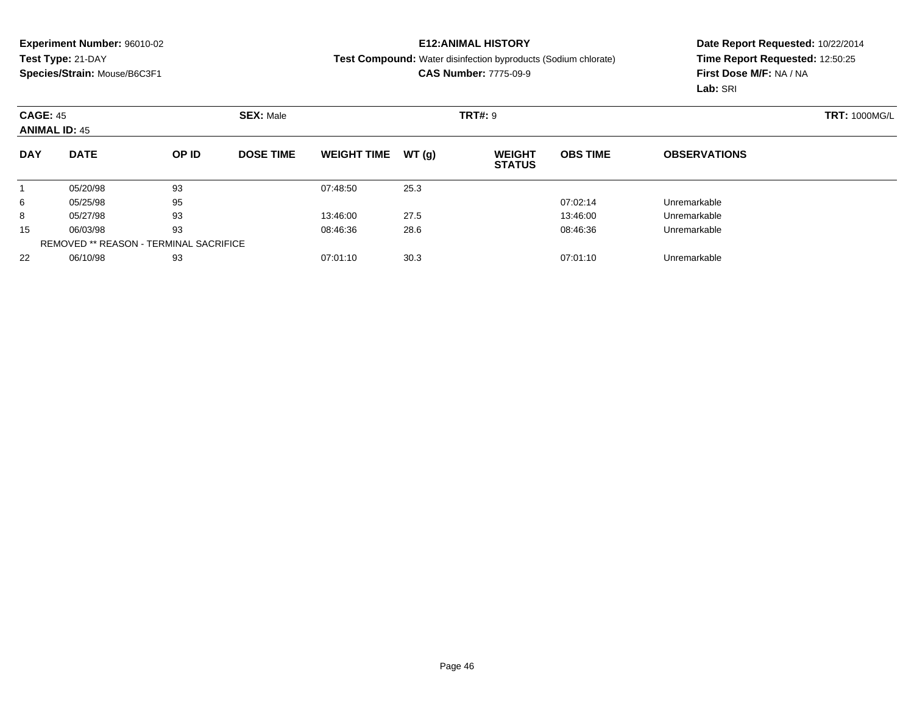**Experiment Number:** 96010-02
**Test Type:** 21-DAY
**Species/Strain:** Mouse/B6C3F1

**E12:ANIMAL HISTORY**
**Test Compound:** Water disinfection byproducts (Sodium chlorate)
**CAS Number:** 7775-09-9

**Date Report Requested:** 10/22/2014
**Time Report Requested:** 12:50:25
**First Dose M/F:** NA / NA
**Lab:** SRI

**CAGE:** 45 **SEX:** Male **TRT#:** 9 **TRT:** 1000MG/L
**ANIMAL ID:** 45

| DAY | DATE | OP ID | DOSE TIME | WEIGHT TIME | WT (g) | WEIGHT STATUS | OBS TIME | OBSERVATIONS |
|---|---|---|---|---|---|---|---|---|
| 1 | 05/20/98 | 93 | | 07:48:50 | 25.3 | | | |
| 6 | 05/25/98 | 95 | | | | | 07:02:14 | Unremarkable |
| 8 | 05/27/98 | 93 | | 13:46:00 | 27.5 | | 13:46:00 | Unremarkable |
| 15 | 06/03/98 | 93 | | 08:46:36 | 28.6 | | 08:46:36 | Unremarkable |
| | REMOVED ** REASON - TERMINAL SACRIFICE | | | | | | | |
| 22 | 06/10/98 | 93 | | 07:01:10 | 30.3 | | 07:01:10 | Unremarkable |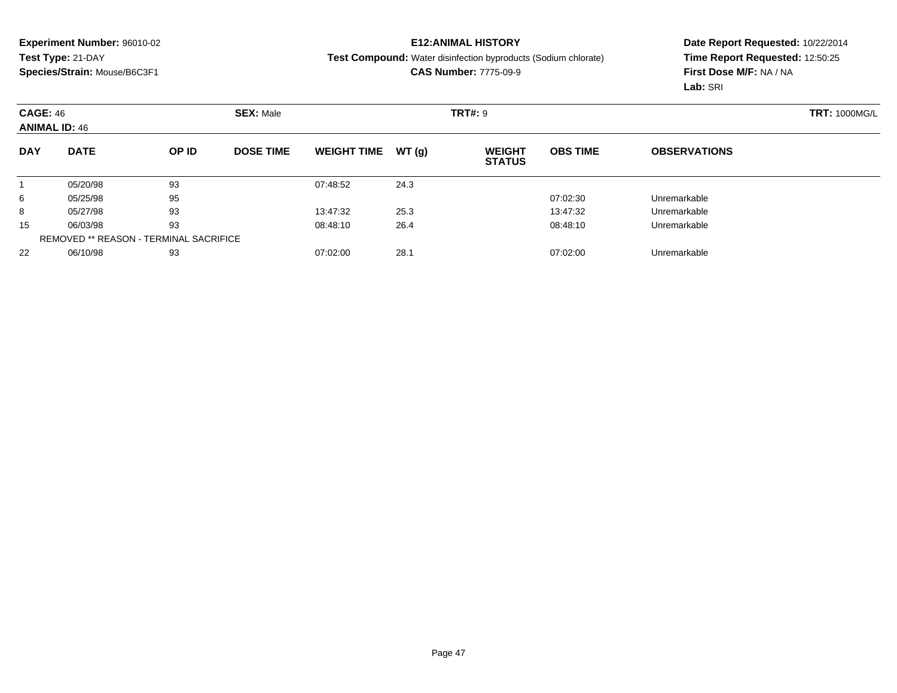**Experiment Number:** 96010-02
**Test Type:** 21-DAY
**Species/Strain:** Mouse/B6C3F1

**E12:ANIMAL HISTORY**
**Test Compound:** Water disinfection byproducts (Sodium chlorate)
**CAS Number:** 7775-09-9

**Date Report Requested:** 10/22/2014
**Time Report Requested:** 12:50:25
**First Dose M/F:** NA / NA
**Lab:** SRI

**CAGE:** 46 **SEX:** Male **TRT#:** 9 **TRT:** 1000MG/L
**ANIMAL ID:** 46

| DAY | DATE | OP ID | DOSE TIME | WEIGHT TIME | WT (g) | WEIGHT STATUS | OBS TIME | OBSERVATIONS |
|---|---|---|---|---|---|---|---|---|
| 1 | 05/20/98 | 93 | | 07:48:52 | 24.3 | | | |
| 6 | 05/25/98 | 95 | | | | | 07:02:30 | Unremarkable |
| 8 | 05/27/98 | 93 | | 13:47:32 | 25.3 | | 13:47:32 | Unremarkable |
| 15 | 06/03/98 | 93 | | 08:48:10 | 26.4 | | 08:48:10 | Unremarkable |
| | REMOVED ** REASON - TERMINAL SACRIFICE | | | | | | | |
| 22 | 06/10/98 | 93 | | 07:02:00 | 28.1 | | 07:02:00 | Unremarkable |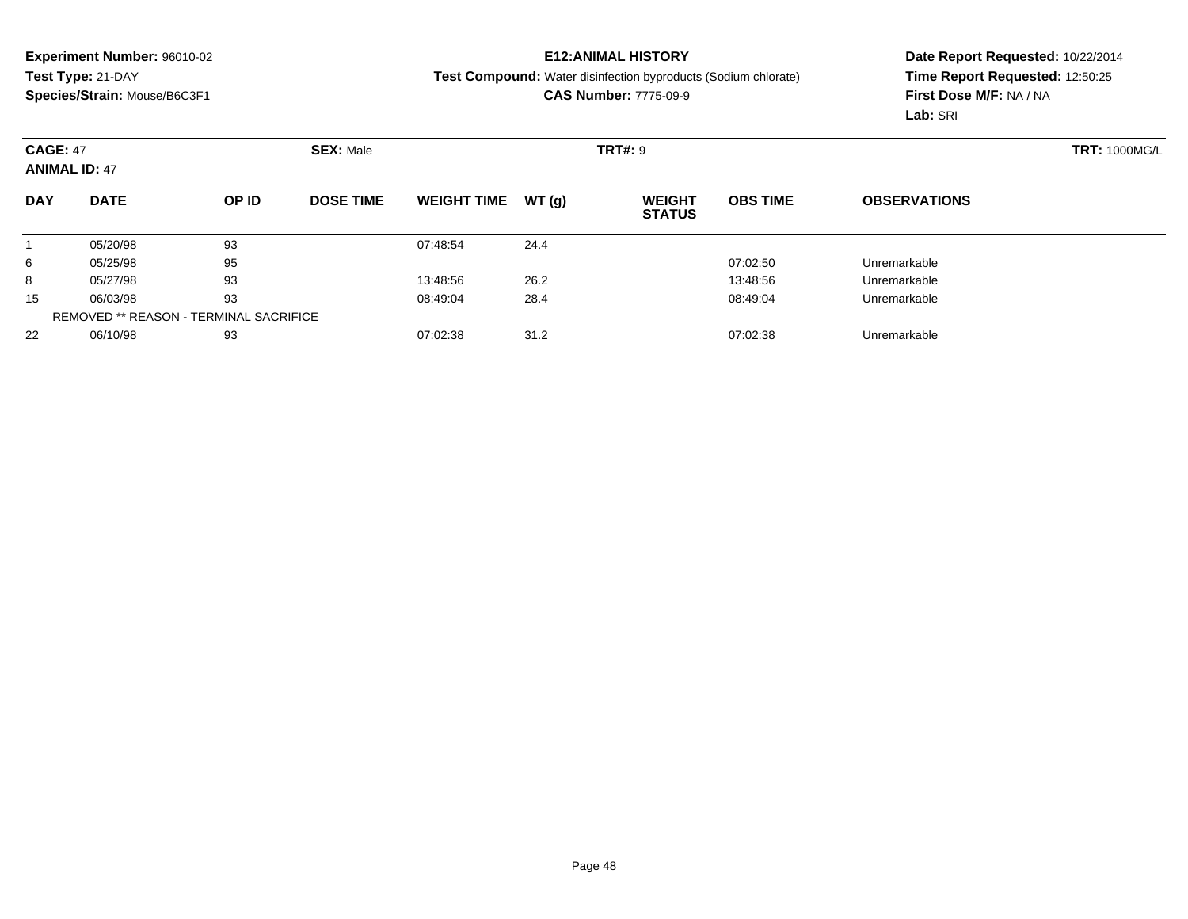**Experiment Number:** 96010-02
**Test Type:** 21-DAY
**Species/Strain:** Mouse/B6C3F1

**E12:ANIMAL HISTORY**
**Test Compound:** Water disinfection byproducts (Sodium chlorate)
**CAS Number:** 7775-09-9

**Date Report Requested:** 10/22/2014
**Time Report Requested:** 12:50:25
**First Dose M/F:** NA / NA
**Lab:** SRI

**CAGE:** 47 **SEX:** Male **TRT#:** 9 **TRT:** 1000MG/L
**ANIMAL ID:** 47

| DAY | DATE | OP ID | DOSE TIME | WEIGHT TIME | WT (g) | WEIGHT STATUS | OBS TIME | OBSERVATIONS |
|---|---|---|---|---|---|---|---|---|
| 1 | 05/20/98 | 93 | | 07:48:54 | 24.4 | | | |
| 6 | 05/25/98 | 95 | | | | | 07:02:50 | Unremarkable |
| 8 | 05/27/98 | 93 | | 13:48:56 | 26.2 | | 13:48:56 | Unremarkable |
| 15 | 06/03/98 | 93 | | 08:49:04 | 28.4 | | 08:49:04 | Unremarkable |
| | REMOVED ** REASON - TERMINAL SACRIFICE | | | | | | | |
| 22 | 06/10/98 | 93 | | 07:02:38 | 31.2 | | 07:02:38 | Unremarkable |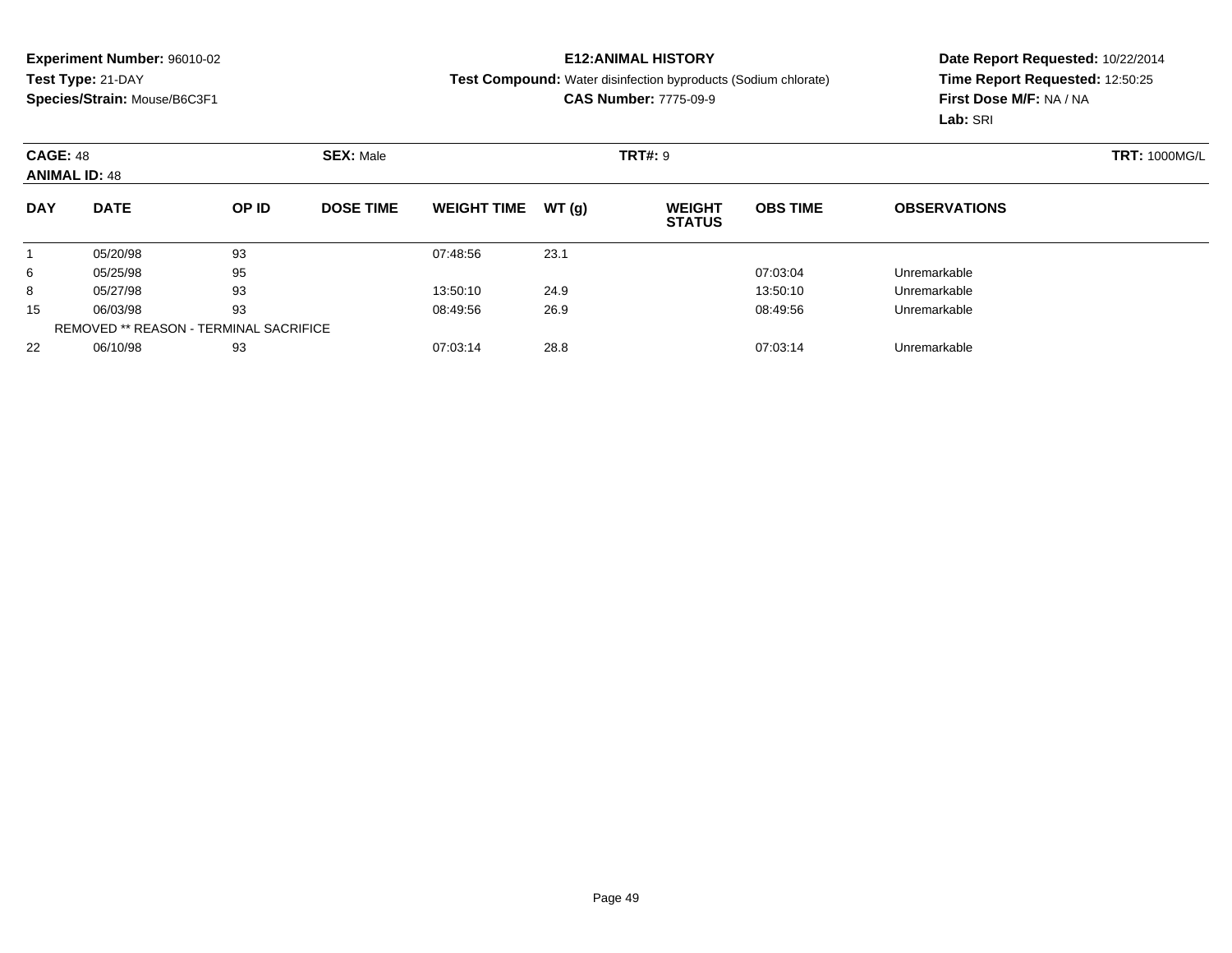**Experiment Number:** 96010-02
**Test Type:** 21-DAY
**Species/Strain:** Mouse/B6C3F1

**E12:ANIMAL HISTORY**
**Test Compound:** Water disinfection byproducts (Sodium chlorate)
**CAS Number:** 7775-09-9

**Date Report Requested:** 10/22/2014
**Time Report Requested:** 12:50:25
**First Dose M/F:** NA / NA
**Lab:** SRI

**CAGE:** 48 **SEX:** Male **TRT#:** 9 **TRT:** 1000MG/L
**ANIMAL ID:** 48

| DAY | DATE | OP ID | DOSE TIME | WEIGHT TIME | WT (g) | WEIGHT STATUS | OBS TIME | OBSERVATIONS |
|---|---|---|---|---|---|---|---|---|
| 1 | 05/20/98 | 93 | | 07:48:56 | 23.1 | | | |
| 6 | 05/25/98 | 95 | | | | | 07:03:04 | Unremarkable |
| 8 | 05/27/98 | 93 | | 13:50:10 | 24.9 | | 13:50:10 | Unremarkable |
| 15 | 06/03/98 | 93 | | 08:49:56 | 26.9 | | 08:49:56 | Unremarkable |
| | REMOVED ** REASON - TERMINAL SACRIFICE | | | | | | | |
| 22 | 06/10/98 | 93 | | 07:03:14 | 28.8 | | 07:03:14 | Unremarkable |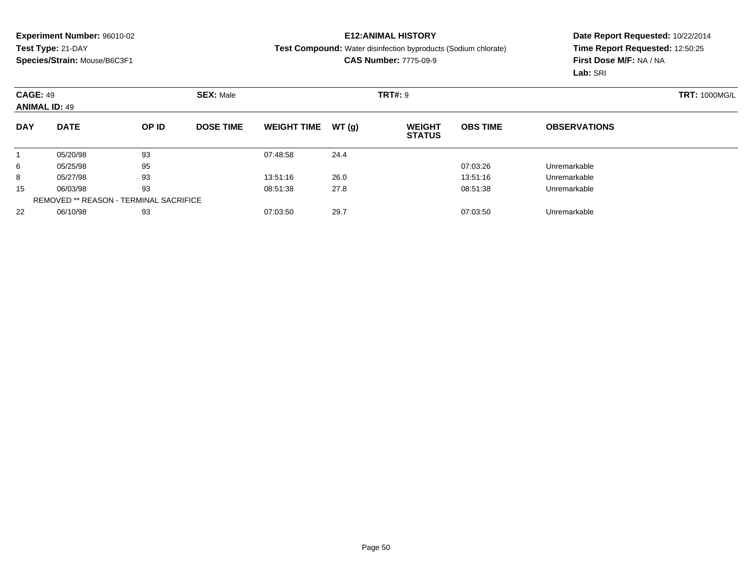**Experiment Number:** 96010-02
**Test Type:** 21-DAY
**Species/Strain:** Mouse/B6C3F1

**E12:ANIMAL HISTORY**
**Test Compound:** Water disinfection byproducts (Sodium chlorate)
**CAS Number:** 7775-09-9

**Date Report Requested:** 10/22/2014
**Time Report Requested:** 12:50:25
**First Dose M/F:** NA / NA
**Lab:** SRI

**CAGE:** 49 **SEX:** Male **TRT#:** 9 **TRT:** 1000MG/L
**ANIMAL ID:** 49

| DAY | DATE | OP ID | DOSE TIME | WEIGHT TIME | WT (g) | WEIGHT STATUS | OBS TIME | OBSERVATIONS |
|---|---|---|---|---|---|---|---|---|
| 1 | 05/20/98 | 93 | | 07:48:58 | 24.4 | | | |
| 6 | 05/25/98 | 95 | | | | | 07:03:26 | Unremarkable |
| 8 | 05/27/98 | 93 | | 13:51:16 | 26.0 | | 13:51:16 | Unremarkable |
| 15 | 06/03/98 | 93 | | 08:51:38 | 27.8 | | 08:51:38 | Unremarkable |
| | REMOVED ** REASON - TERMINAL SACRIFICE | | | | | | | |
| 22 | 06/10/98 | 93 | | 07:03:50 | 29.7 | | 07:03:50 | Unremarkable |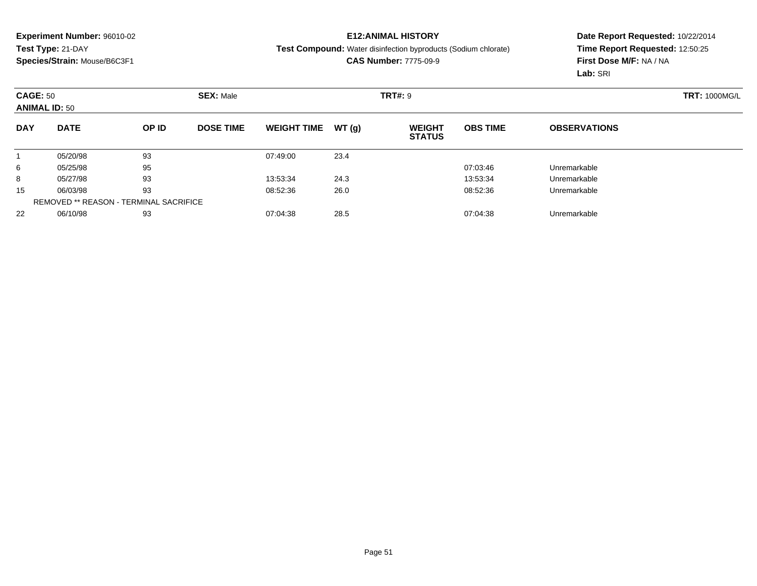**Experiment Number:** 96010-02
**Test Type:** 21-DAY
**Species/Strain:** Mouse/B6C3F1

**E12:ANIMAL HISTORY**
**Test Compound:** Water disinfection byproducts (Sodium chlorate)
**CAS Number:** 7775-09-9

**Date Report Requested:** 10/22/2014
**Time Report Requested:** 12:50:25
**First Dose M/F:** NA / NA
**Lab:** SRI

**CAGE:** 50 **SEX:** Male **TRT#:** 9 **TRT:** 1000MG/L
**ANIMAL ID:** 50

| DAY | DATE | OP ID | DOSE TIME | WEIGHT TIME | WT (g) | WEIGHT STATUS | OBS TIME | OBSERVATIONS |
|---|---|---|---|---|---|---|---|---|
| 1 | 05/20/98 | 93 | | 07:49:00 | 23.4 | | | |
| 6 | 05/25/98 | 95 | | | | | 07:03:46 | Unremarkable |
| 8 | 05/27/98 | 93 | | 13:53:34 | 24.3 | | 13:53:34 | Unremarkable |
| 15 | 06/03/98 | 93 | | 08:52:36 | 26.0 | | 08:52:36 | Unremarkable |
| | REMOVED ** REASON - TERMINAL SACRIFICE | | | | | | | |
| 22 | 06/10/98 | 93 | | 07:04:38 | 28.5 | | 07:04:38 | Unremarkable |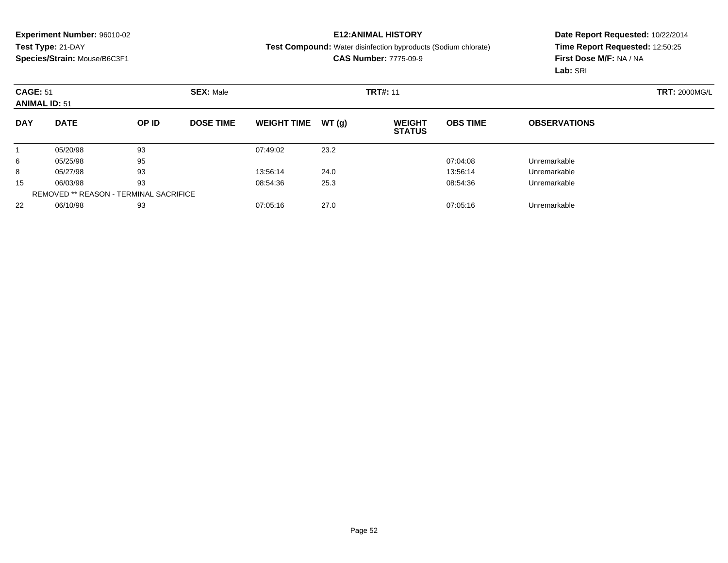**Experiment Number:** 96010-02
**Test Type:** 21-DAY
**Species/Strain:** Mouse/B6C3F1

**E12:ANIMAL HISTORY**
**Test Compound:** Water disinfection byproducts (Sodium chlorate)
**CAS Number:** 7775-09-9

**Date Report Requested:** 10/22/2014
**Time Report Requested:** 12:50:25
**First Dose M/F:** NA / NA
**Lab:** SRI

**CAGE:** 51
**ANIMAL ID:** 51
**SEX:** Male
**TRT#:** 11
**TRT:** 2000MG/L

| DAY | DATE | OP ID | DOSE TIME | WEIGHT TIME | WT (g) | WEIGHT STATUS | OBS TIME | OBSERVATIONS |
|---|---|---|---|---|---|---|---|---|
| 1 | 05/20/98 | 93 | | 07:49:02 | 23.2 | | | |
| 6 | 05/25/98 | 95 | | | | | 07:04:08 | Unremarkable |
| 8 | 05/27/98 | 93 | | 13:56:14 | 24.0 | | 13:56:14 | Unremarkable |
| 15 | 06/03/98 | 93 | | 08:54:36 | 25.3 | | 08:54:36 | Unremarkable |
| | REMOVED ** REASON - TERMINAL SACRIFICE | | | | | | | |
| 22 | 06/10/98 | 93 | | 07:05:16 | 27.0 | | 07:05:16 | Unremarkable |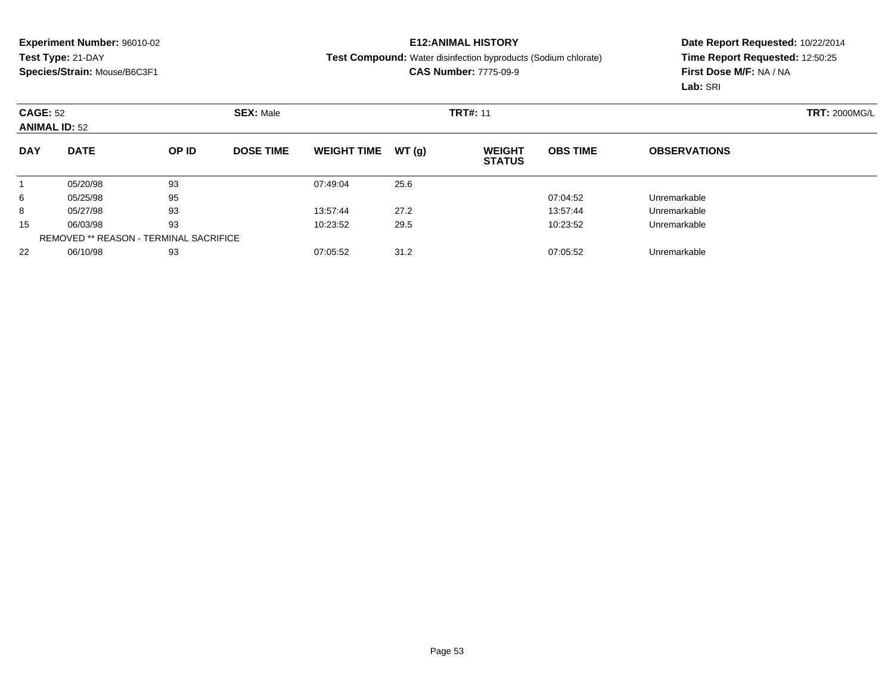**Experiment Number:** 96010-02
**Test Type:** 21-DAY
**Species/Strain:** Mouse/B6C3F1

**E12:ANIMAL HISTORY**
**Test Compound:** Water disinfection byproducts (Sodium chlorate)
**CAS Number:** 7775-09-9

**Date Report Requested:** 10/22/2014
**Time Report Requested:** 12:50:25
**First Dose M/F:** NA / NA
**Lab:** SRI

**CAGE:** 52 **SEX:** Male **TRT#:** 11 **TRT:** 2000MG/L
**ANIMAL ID:** 52

| DAY | DATE | OP ID | DOSE TIME | WEIGHT TIME | WT (g) | WEIGHT STATUS | OBS TIME | OBSERVATIONS |
|---|---|---|---|---|---|---|---|---|
| 1 | 05/20/98 | 93 | | 07:49:04 | 25.6 | | | |
| 6 | 05/25/98 | 95 | | | | | 07:04:52 | Unremarkable |
| 8 | 05/27/98 | 93 | | 13:57:44 | 27.2 | | 13:57:44 | Unremarkable |
| 15 | 06/03/98 | 93 | | 10:23:52 | 29.5 | | 10:23:52 | Unremarkable |
| | REMOVED ** REASON - TERMINAL SACRIFICE | | | | | | | |
| 22 | 06/10/98 | 93 | | 07:05:52 | 31.2 | | 07:05:52 | Unremarkable |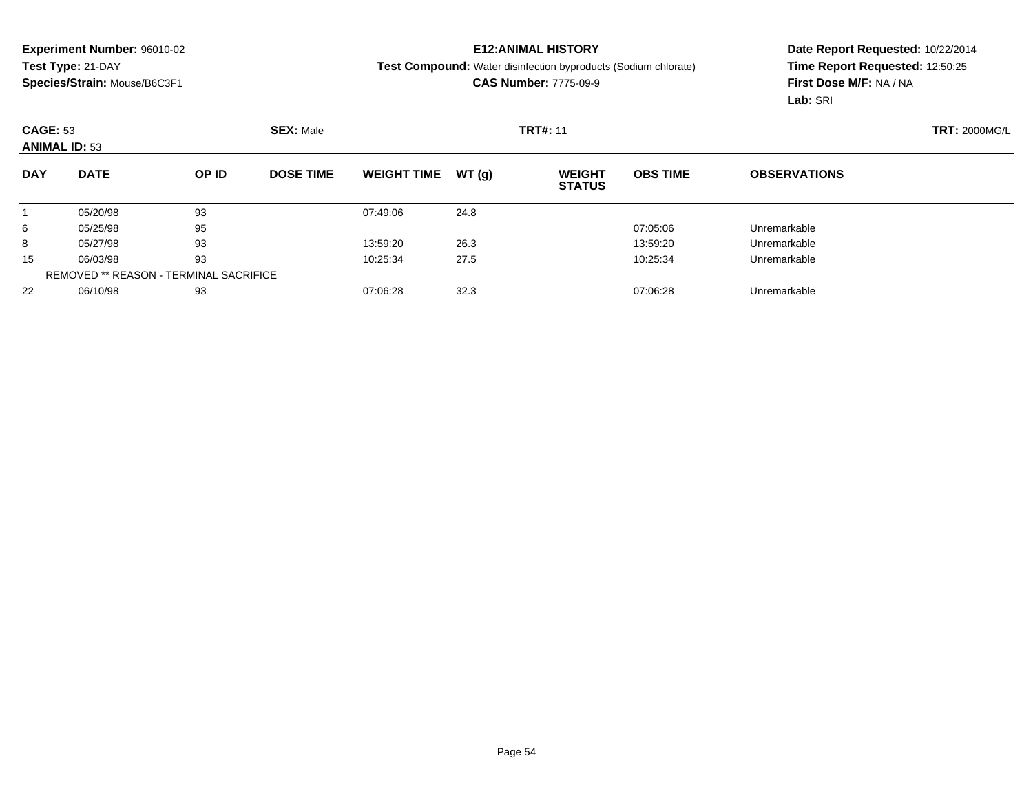**Experiment Number:** 96010-02
**Test Type:** 21-DAY
**Species/Strain:** Mouse/B6C3F1

**E12:ANIMAL HISTORY**
**Test Compound:** Water disinfection byproducts (Sodium chlorate)
**CAS Number:** 7775-09-9

**Date Report Requested:** 10/22/2014
**Time Report Requested:** 12:50:25
**First Dose M/F:** NA / NA
**Lab:** SRI

**CAGE:** 53 **SEX:** Male **TRT#:** 11 **TRT:** 2000MG/L
**ANIMAL ID:** 53

| DAY | DATE | OP ID | DOSE TIME | WEIGHT TIME | WT (g) | WEIGHT STATUS | OBS TIME | OBSERVATIONS |
|---|---|---|---|---|---|---|---|---|
| 1 | 05/20/98 | 93 | | 07:49:06 | 24.8 | | | |
| 6 | 05/25/98 | 95 | | | | | 07:05:06 | Unremarkable |
| 8 | 05/27/98 | 93 | | 13:59:20 | 26.3 | | 13:59:20 | Unremarkable |
| 15 | 06/03/98 | 93 | | 10:25:34 | 27.5 | | 10:25:34 | Unremarkable |
| | REMOVED ** REASON - TERMINAL SACRIFICE | | | | | | | |
| 22 | 06/10/98 | 93 | | 07:06:28 | 32.3 | | 07:06:28 | Unremarkable |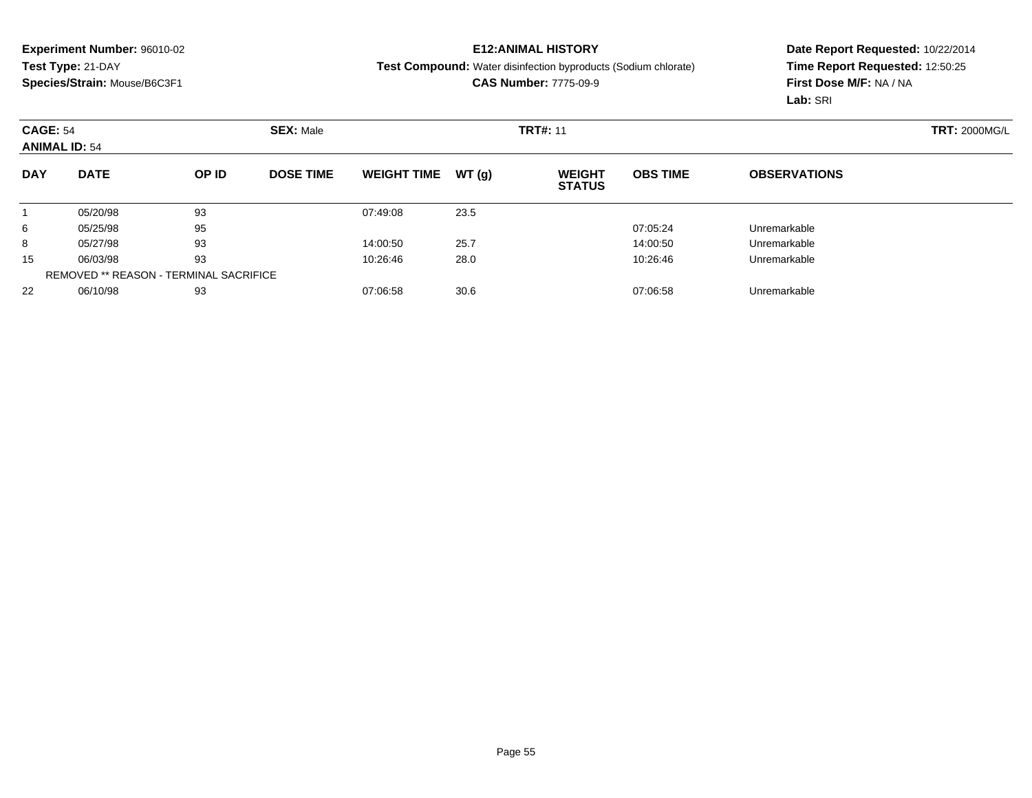**Experiment Number:** 96010-02
**Test Type:** 21-DAY
**Species/Strain:** Mouse/B6C3F1

**E12:ANIMAL HISTORY**
**Test Compound:** Water disinfection byproducts (Sodium chlorate)
**CAS Number:** 7775-09-9

**Date Report Requested:** 10/22/2014
**Time Report Requested:** 12:50:25
**First Dose M/F:** NA / NA
**Lab:** SRI

**CAGE:** 54 **SEX:** Male **TRT#:** 11 **TRT:** 2000MG/L
**ANIMAL ID:** 54

| DAY | DATE | OP ID | DOSE TIME | WEIGHT TIME | WT (g) | WEIGHT STATUS | OBS TIME | OBSERVATIONS |
|---|---|---|---|---|---|---|---|---|
| 1 | 05/20/98 | 93 | | 07:49:08 | 23.5 | | | |
| 6 | 05/25/98 | 95 | | | | | 07:05:24 | Unremarkable |
| 8 | 05/27/98 | 93 | | 14:00:50 | 25.7 | | 14:00:50 | Unremarkable |
| 15 | 06/03/98 | 93 | | 10:26:46 | 28.0 | | 10:26:46 | Unremarkable |
| | REMOVED ** REASON - TERMINAL SACRIFICE | | | | | | | |
| 22 | 06/10/98 | 93 | | 07:06:58 | 30.6 | | 07:06:58 | Unremarkable |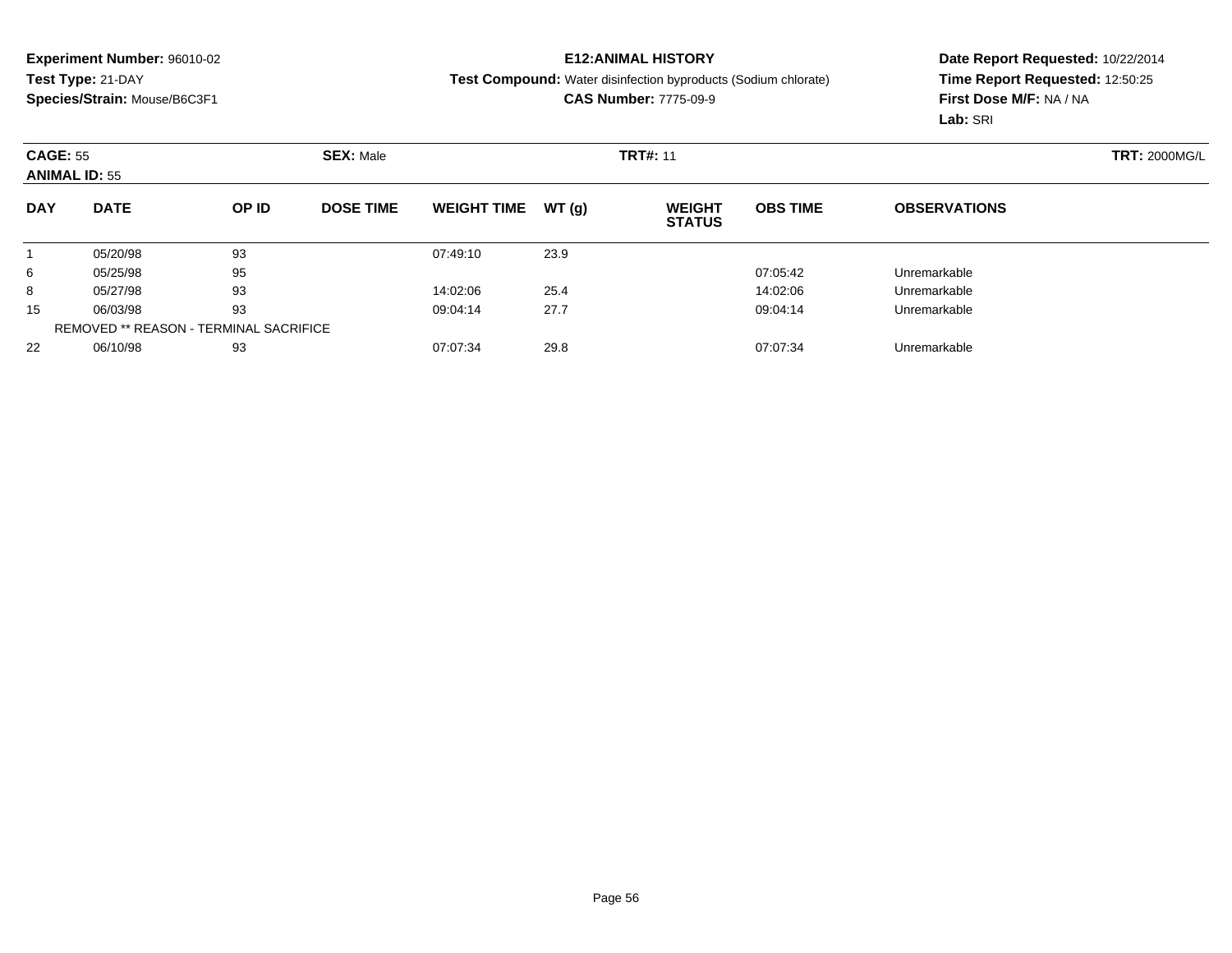**Experiment Number:** 96010-02
**Test Type:** 21-DAY
**Species/Strain:** Mouse/B6C3F1

**E12:ANIMAL HISTORY**
**Test Compound:** Water disinfection byproducts (Sodium chlorate)
**CAS Number:** 7775-09-9

**Date Report Requested:** 10/22/2014
**Time Report Requested:** 12:50:25
**First Dose M/F:** NA / NA
**Lab:** SRI

**CAGE:** 55
**ANIMAL ID:** 55

**SEX:** Male

**TRT#:** 11

**TRT:** 2000MG/L

| DAY | DATE | OP ID | DOSE TIME | WEIGHT TIME | WT (g) | WEIGHT STATUS | OBS TIME | OBSERVATIONS |
|---|---|---|---|---|---|---|---|---|
| 1 | 05/20/98 | 93 | | 07:49:10 | 23.9 | | | |
| 6 | 05/25/98 | 95 | | | | | 07:05:42 | Unremarkable |
| 8 | 05/27/98 | 93 | | 14:02:06 | 25.4 | | 14:02:06 | Unremarkable |
| 15 | 06/03/98 | 93 | | 09:04:14 | 27.7 | | 09:04:14 | Unremarkable |
| | REMOVED ** REASON - TERMINAL SACRIFICE | | | | | | | |
| 22 | 06/10/98 | 93 | | 07:07:34 | 29.8 | | 07:07:34 | Unremarkable |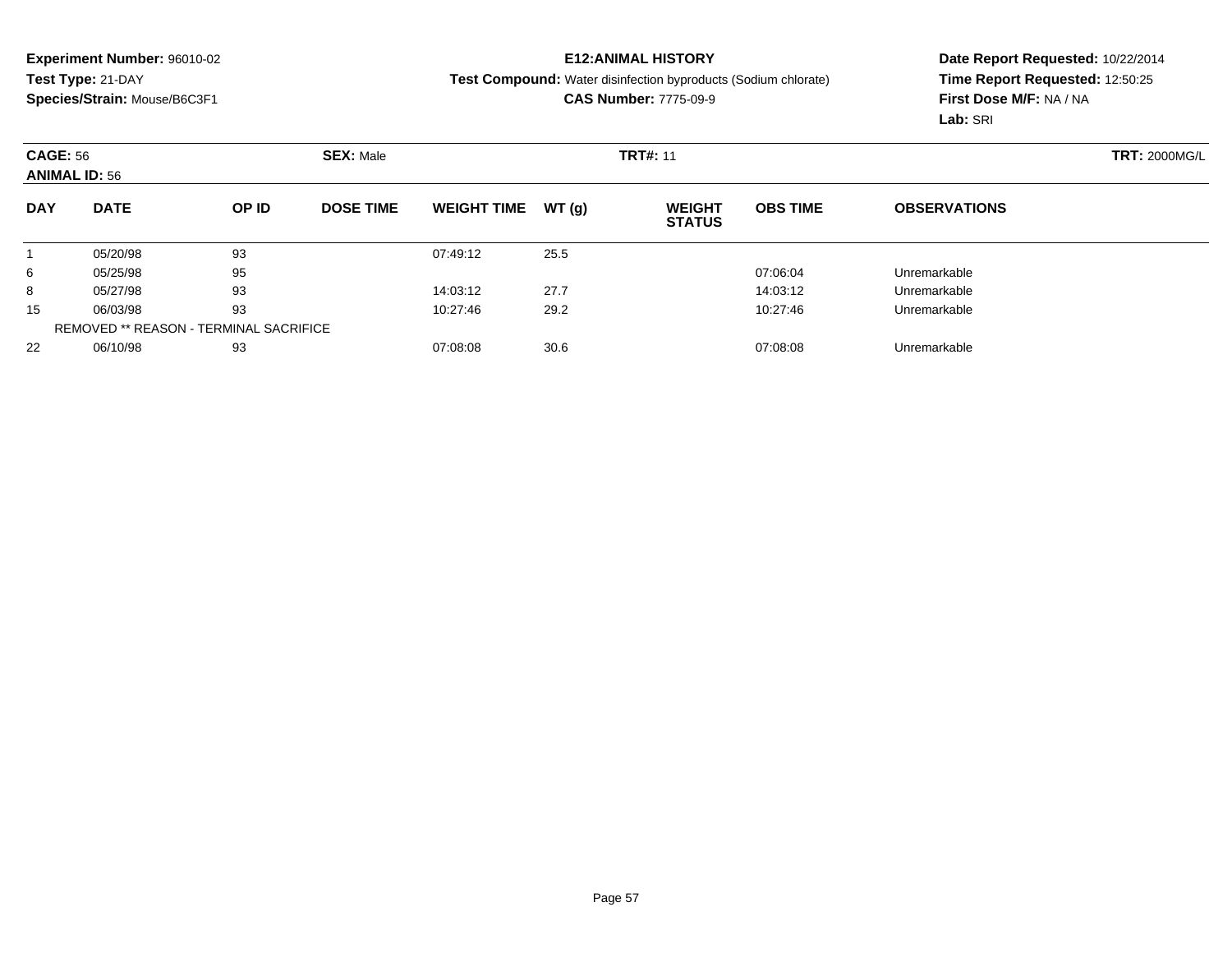**Experiment Number:** 96010-02
**Test Type:** 21-DAY
**Species/Strain:** Mouse/B6C3F1

**E12:ANIMAL HISTORY**
**Test Compound:** Water disinfection byproducts (Sodium chlorate)
**CAS Number:** 7775-09-9

**Date Report Requested:** 10/22/2014
**Time Report Requested:** 12:50:25
**First Dose M/F:** NA / NA
**Lab:** SRI

**CAGE:** 56 **SEX:** Male **TRT#:** 11 **TRT:** 2000MG/L
**ANIMAL ID:** 56

| DAY | DATE | OP ID | DOSE TIME | WEIGHT TIME | WT (g) | WEIGHT STATUS | OBS TIME | OBSERVATIONS |
|---|---|---|---|---|---|---|---|---|
| 1 | 05/20/98 | 93 | | 07:49:12 | 25.5 | | | |
| 6 | 05/25/98 | 95 | | | | | 07:06:04 | Unremarkable |
| 8 | 05/27/98 | 93 | | 14:03:12 | 27.7 | | 14:03:12 | Unremarkable |
| 15 | 06/03/98 | 93 | | 10:27:46 | 29.2 | | 10:27:46 | Unremarkable |
| | REMOVED ** REASON - TERMINAL SACRIFICE | | | | | | | |
| 22 | 06/10/98 | 93 | | 07:08:08 | 30.6 | | 07:08:08 | Unremarkable |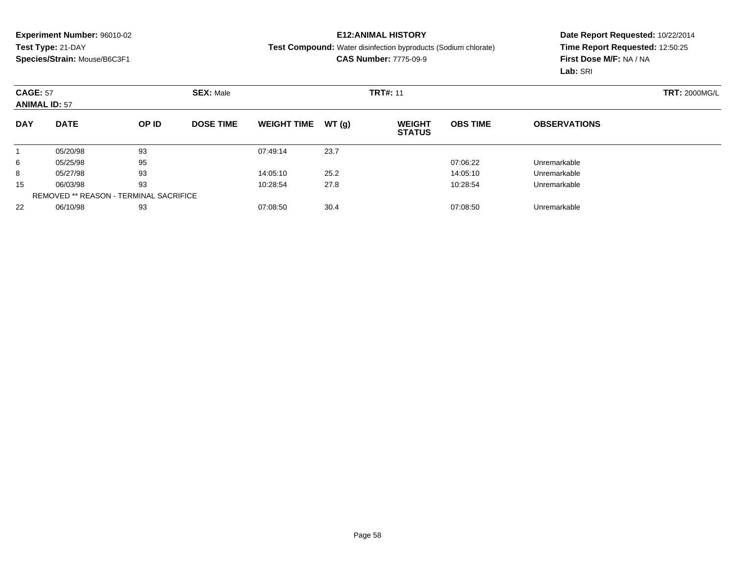**Experiment Number:** 96010-02
**Test Type:** 21-DAY
**Species/Strain:** Mouse/B6C3F1

**E12:ANIMAL HISTORY**
**Test Compound:** Water disinfection byproducts (Sodium chlorate)
**CAS Number:** 7775-09-9

**Date Report Requested:** 10/22/2014
**Time Report Requested:** 12:50:25
**First Dose M/F:** NA / NA
**Lab:** SRI

**CAGE:** 57 **SEX:** Male **TRT#:** 11 **TRT:** 2000MG/L
**ANIMAL ID:** 57

| DAY | DATE | OP ID | DOSE TIME | WEIGHT TIME | WT (g) | WEIGHT STATUS | OBS TIME | OBSERVATIONS |
|---|---|---|---|---|---|---|---|---|
| 1 | 05/20/98 | 93 | | 07:49:14 | 23.7 | | | |
| 6 | 05/25/98 | 95 | | | | | 07:06:22 | Unremarkable |
| 8 | 05/27/98 | 93 | | 14:05:10 | 25.2 | | 14:05:10 | Unremarkable |
| 15 | 06/03/98 | 93 | | 10:28:54 | 27.8 | | 10:28:54 | Unremarkable |
| REMOVED ** REASON - TERMINAL SACRIFICE | | | | | | | | |
| 22 | 06/10/98 | 93 | | 07:08:50 | 30.4 | | 07:08:50 | Unremarkable |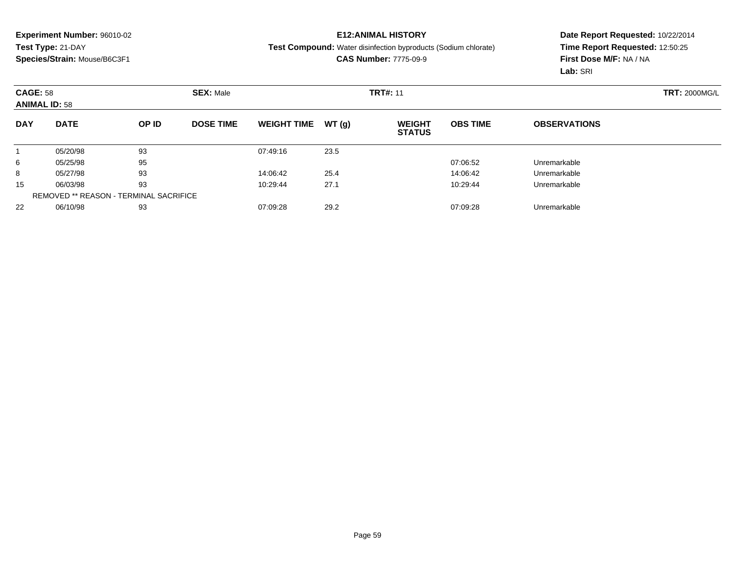**Experiment Number:** 96010-02
**Test Type:** 21-DAY
**Species/Strain:** Mouse/B6C3F1

**E12:ANIMAL HISTORY**
**Test Compound:** Water disinfection byproducts (Sodium chlorate)
**CAS Number:** 7775-09-9

**Date Report Requested:** 10/22/2014
**Time Report Requested:** 12:50:25
**First Dose M/F:** NA / NA
**Lab:** SRI

**CAGE:** 58 **SEX:** Male **TRT#:** 11 **TRT:** 2000MG/L
**ANIMAL ID:** 58

| DAY | DATE | OP ID | DOSE TIME | WEIGHT TIME | WT (g) | WEIGHT STATUS | OBS TIME | OBSERVATIONS |
|---|---|---|---|---|---|---|---|---|
| 1 | 05/20/98 | 93 | | 07:49:16 | 23.5 | | | |
| 6 | 05/25/98 | 95 | | | | | 07:06:52 | Unremarkable |
| 8 | 05/27/98 | 93 | | 14:06:42 | 25.4 | | 14:06:42 | Unremarkable |
| 15 | 06/03/98 | 93 | | 10:29:44 | 27.1 | | 10:29:44 | Unremarkable |
| | REMOVED ** REASON - TERMINAL SACRIFICE | | | | | | | |
| 22 | 06/10/98 | 93 | | 07:09:28 | 29.2 | | 07:09:28 | Unremarkable |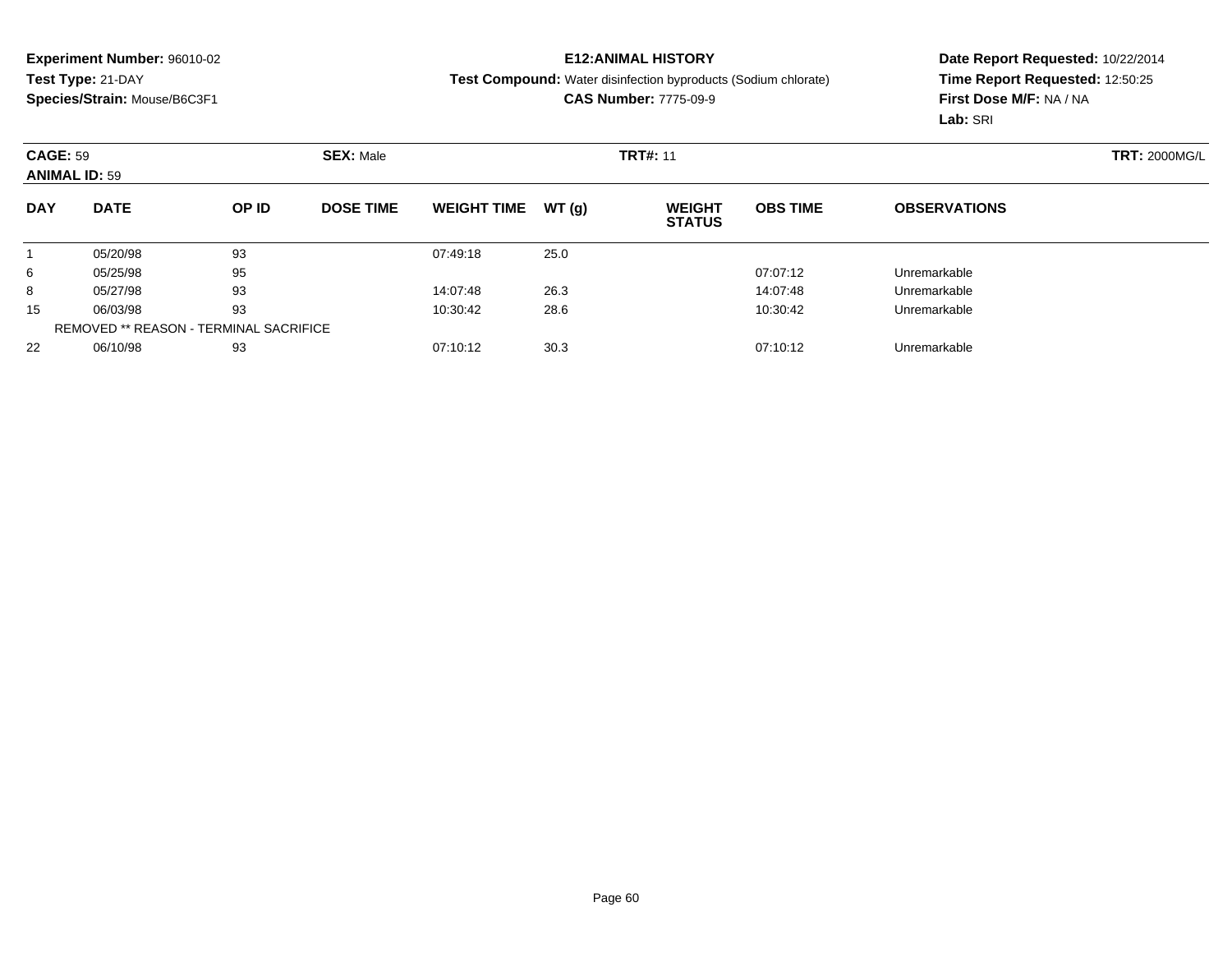**Experiment Number:** 96010-02
**Test Type:** 21-DAY
**Species/Strain:** Mouse/B6C3F1

**E12:ANIMAL HISTORY**
**Test Compound:** Water disinfection byproducts (Sodium chlorate)
**CAS Number:** 7775-09-9

**Date Report Requested:** 10/22/2014
**Time Report Requested:** 12:50:25
**First Dose M/F:** NA / NA
**Lab:** SRI

**CAGE:** 59 **SEX:** Male **TRT#:** 11 **TRT:** 2000MG/L
**ANIMAL ID:** 59

| DAY | DATE | OP ID | DOSE TIME | WEIGHT TIME | WT (g) | WEIGHT STATUS | OBS TIME | OBSERVATIONS |
|---|---|---|---|---|---|---|---|---|
| 1 | 05/20/98 | 93 | | 07:49:18 | 25.0 | | | |
| 6 | 05/25/98 | 95 | | | | | 07:07:12 | Unremarkable |
| 8 | 05/27/98 | 93 | | 14:07:48 | 26.3 | | 14:07:48 | Unremarkable |
| 15 | 06/03/98 | 93 | | 10:30:42 | 28.6 | | 10:30:42 | Unremarkable |
| | REMOVED ** REASON - TERMINAL SACRIFICE | | | | | | | |
| 22 | 06/10/98 | 93 | | 07:10:12 | 30.3 | | 07:10:12 | Unremarkable |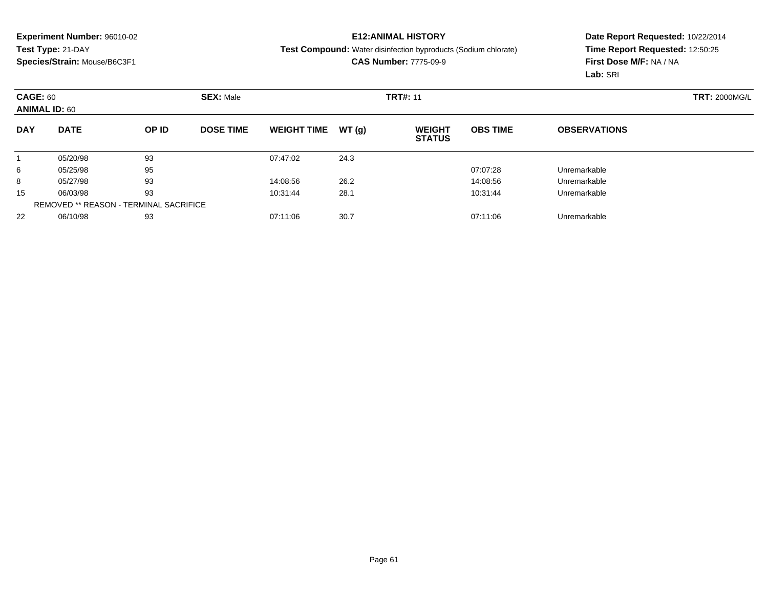**Experiment Number:** 96010-02
**Test Type:** 21-DAY
**Species/Strain:** Mouse/B6C3F1

**E12:ANIMAL HISTORY**
**Test Compound:** Water disinfection byproducts (Sodium chlorate)
**CAS Number:** 7775-09-9

**Date Report Requested:** 10/22/2014
**Time Report Requested:** 12:50:25
**First Dose M/F:** NA / NA
**Lab:** SRI

**CAGE:** 60 **SEX:** Male **TRT#:** 11 **TRT:** 2000MG/L
**ANIMAL ID:** 60

| DAY | DATE | OP ID | DOSE TIME | WEIGHT TIME | WT (g) | WEIGHT STATUS | OBS TIME | OBSERVATIONS |
|---|---|---|---|---|---|---|---|---|
| 1 | 05/20/98 | 93 | | 07:47:02 | 24.3 | | | |
| 6 | 05/25/98 | 95 | | | | | 07:07:28 | Unremarkable |
| 8 | 05/27/98 | 93 | | 14:08:56 | 26.2 | | 14:08:56 | Unremarkable |
| 15 | 06/03/98 | 93 | | 10:31:44 | 28.1 | | 10:31:44 | Unremarkable |
| REMOVED ** REASON - TERMINAL SACRIFICE | | | | | | | | |
| 22 | 06/10/98 | 93 | | 07:11:06 | 30.7 | | 07:11:06 | Unremarkable |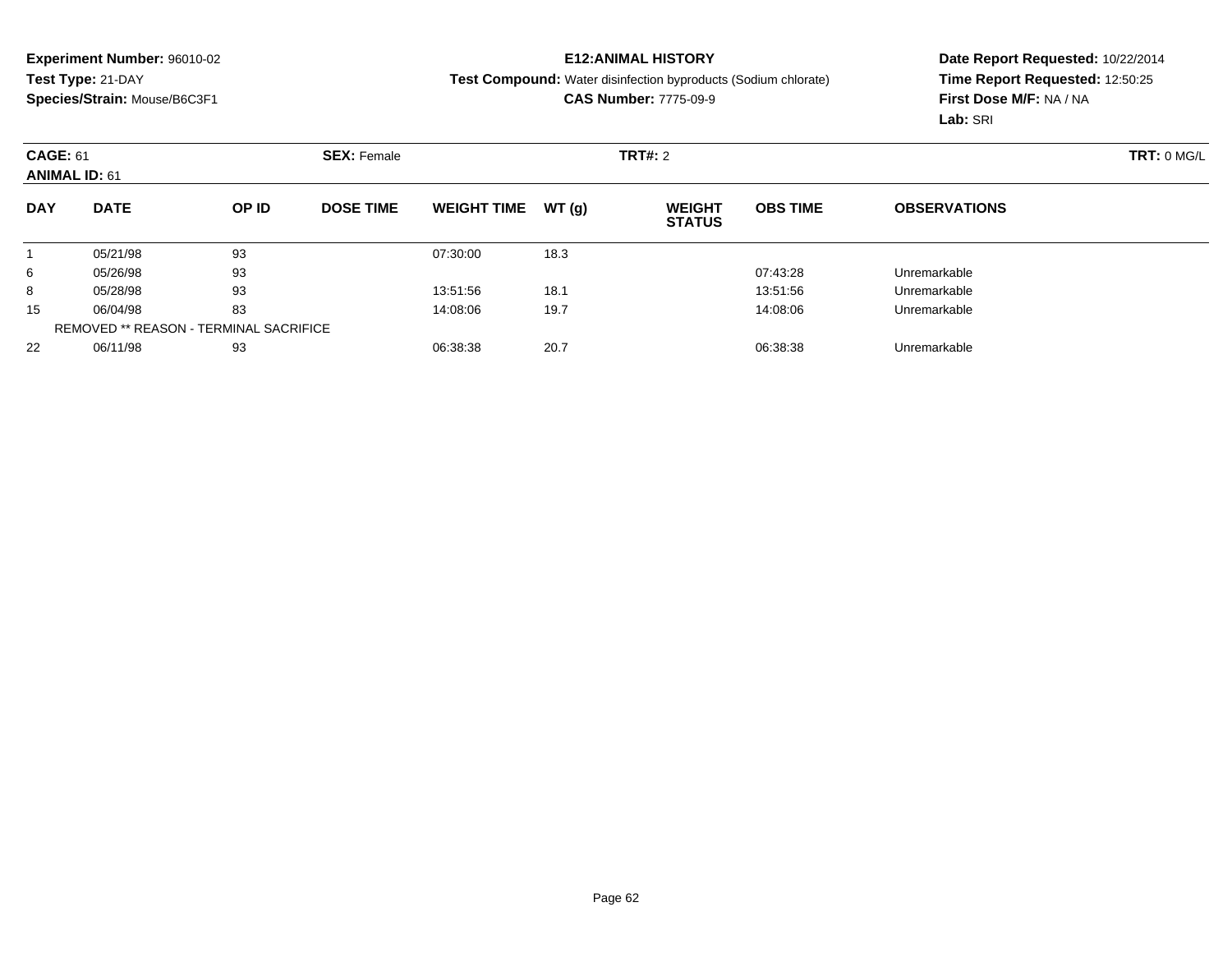**Experiment Number:** 96010-02
**Test Type:** 21-DAY
**Species/Strain:** Mouse/B6C3F1

**E12:ANIMAL HISTORY**
**Test Compound:** Water disinfection byproducts (Sodium chlorate)
**CAS Number:** 7775-09-9

**Date Report Requested:** 10/22/2014
**Time Report Requested:** 12:50:25
**First Dose M/F:** NA / NA
**Lab:** SRI

**CAGE:** 61 **SEX:** Female **TRT#:** 2 **TRT:** 0 MG/L
**ANIMAL ID:** 61

| DAY | DATE | OP ID | DOSE TIME | WEIGHT TIME | WT (g) | WEIGHT STATUS | OBS TIME | OBSERVATIONS |
|---|---|---|---|---|---|---|---|---|
| 1 | 05/21/98 | 93 | | 07:30:00 | 18.3 | | | |
| 6 | 05/26/98 | 93 | | | | | 07:43:28 | Unremarkable |
| 8 | 05/28/98 | 93 | | 13:51:56 | 18.1 | | 13:51:56 | Unremarkable |
| 15 | 06/04/98 | 83 | | 14:08:06 | 19.7 | | 14:08:06 | Unremarkable |
| REMOVED ** REASON - TERMINAL SACRIFICE | | | | | | | | |
| 22 | 06/11/98 | 93 | | 06:38:38 | 20.7 | | 06:38:38 | Unremarkable |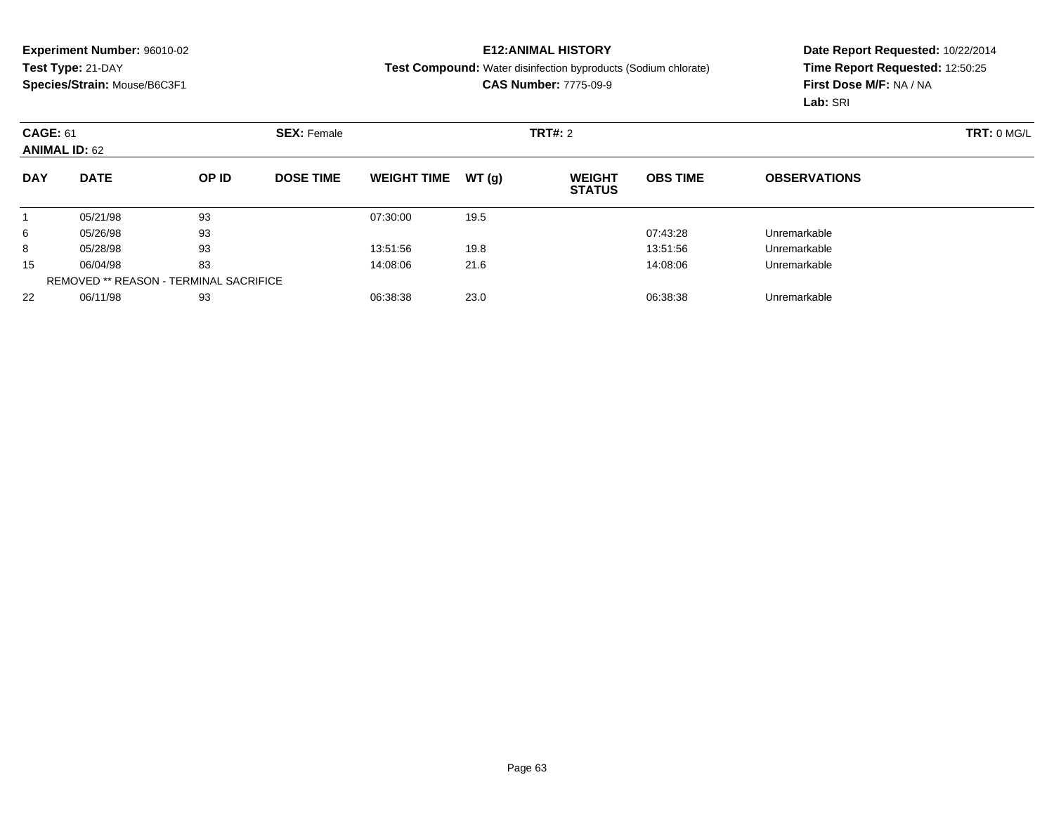**Experiment Number:** 96010-02
**Test Type:** 21-DAY
**Species/Strain:** Mouse/B6C3F1

**E12:ANIMAL HISTORY**
**Test Compound:** Water disinfection byproducts (Sodium chlorate)
**CAS Number:** 7775-09-9

**Date Report Requested:** 10/22/2014
**Time Report Requested:** 12:50:25
**First Dose M/F:** NA / NA
**Lab:** SRI

**CAGE:** 61 **SEX:** Female **TRT#:** 2 **TRT:** 0 MG/L
**ANIMAL ID:** 62

| DAY | DATE | OP ID | DOSE TIME | WEIGHT TIME | WT (g) | WEIGHT STATUS | OBS TIME | OBSERVATIONS |
|---|---|---|---|---|---|---|---|---|
| 1 | 05/21/98 | 93 | | 07:30:00 | 19.5 | | | |
| 6 | 05/26/98 | 93 | | | | | 07:43:28 | Unremarkable |
| 8 | 05/28/98 | 93 | | 13:51:56 | 19.8 | | 13:51:56 | Unremarkable |
| 15 | 06/04/98 | 83 | | 14:08:06 | 21.6 | | 14:08:06 | Unremarkable |
| | REMOVED ** REASON - TERMINAL SACRIFICE | | | | | | | |
| 22 | 06/11/98 | 93 | | 06:38:38 | 23.0 | | 06:38:38 | Unremarkable |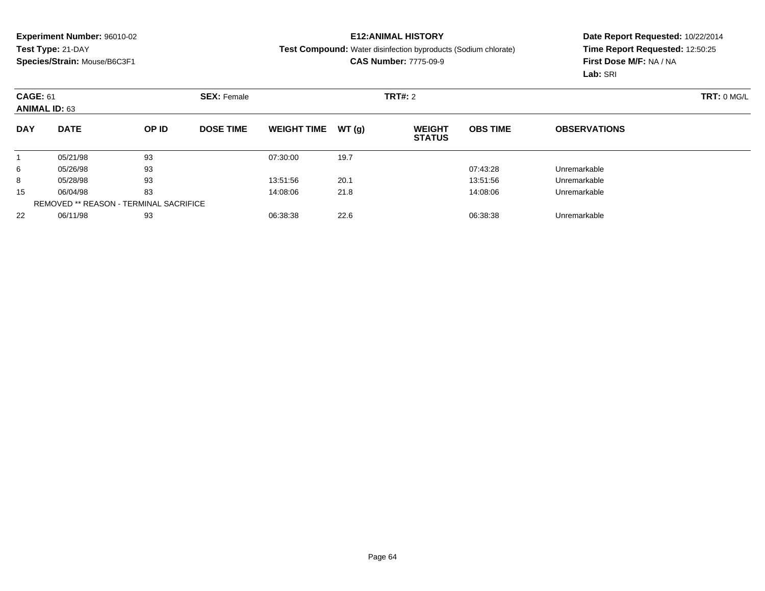**Experiment Number:** 96010-02
**Test Type:** 21-DAY
**Species/Strain:** Mouse/B6C3F1

**E12:ANIMAL HISTORY**
**Test Compound:** Water disinfection byproducts (Sodium chlorate)
**CAS Number:** 7775-09-9

**Date Report Requested:** 10/22/2014
**Time Report Requested:** 12:50:25
**First Dose M/F:** NA / NA
**Lab:** SRI

**CAGE:** 61 **SEX:** Female **TRT#:** 2 **TRT:** 0 MG/L
**ANIMAL ID:** 63

| DAY | DATE | OP ID | DOSE TIME | WEIGHT TIME | WT (g) | WEIGHT STATUS | OBS TIME | OBSERVATIONS |
|---|---|---|---|---|---|---|---|---|
| 1 | 05/21/98 | 93 | | 07:30:00 | 19.7 | | | |
| 6 | 05/26/98 | 93 | | | | | 07:43:28 | Unremarkable |
| 8 | 05/28/98 | 93 | | 13:51:56 | 20.1 | | 13:51:56 | Unremarkable |
| 15 | 06/04/98 | 83 | | 14:08:06 | 21.8 | | 14:08:06 | Unremarkable |
| REMOVED ** REASON - TERMINAL SACRIFICE | | | | | | | | |
| 22 | 06/11/98 | 93 | | 06:38:38 | 22.6 | | 06:38:38 | Unremarkable |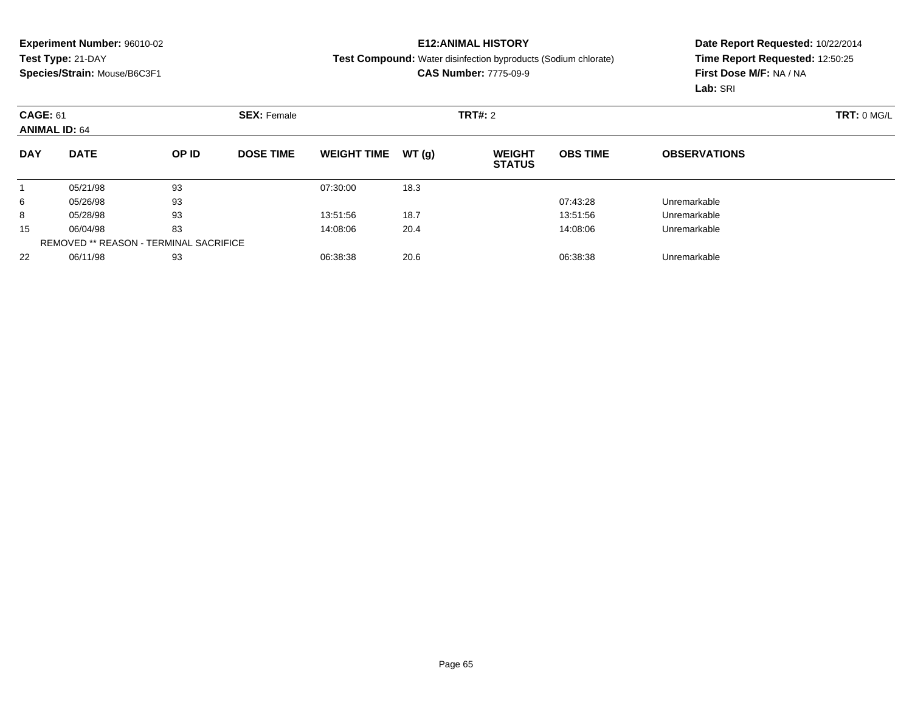**Experiment Number:** 96010-02
**Test Type:** 21-DAY
**Species/Strain:** Mouse/B6C3F1

**E12:ANIMAL HISTORY**
**Test Compound:** Water disinfection byproducts (Sodium chlorate)
**CAS Number:** 7775-09-9

**Date Report Requested:** 10/22/2014
**Time Report Requested:** 12:50:25
**First Dose M/F:** NA / NA
**Lab:** SRI

**CAGE:** 61 **SEX:** Female **TRT#:** 2 **TRT:** 0 MG/L
**ANIMAL ID:** 64

| DAY | DATE | OP ID | DOSE TIME | WEIGHT TIME | WT (g) | WEIGHT STATUS | OBS TIME | OBSERVATIONS |
|---|---|---|---|---|---|---|---|---|
| 1 | 05/21/98 | 93 | | 07:30:00 | 18.3 | | | |
| 6 | 05/26/98 | 93 | | | | | 07:43:28 | Unremarkable |
| 8 | 05/28/98 | 93 | | 13:51:56 | 18.7 | | 13:51:56 | Unremarkable |
| 15 | 06/04/98 | 83 | | 14:08:06 | 20.4 | | 14:08:06 | Unremarkable |
| | REMOVED ** REASON - TERMINAL SACRIFICE | | | | | | | |
| 22 | 06/11/98 | 93 | | 06:38:38 | 20.6 | | 06:38:38 | Unremarkable |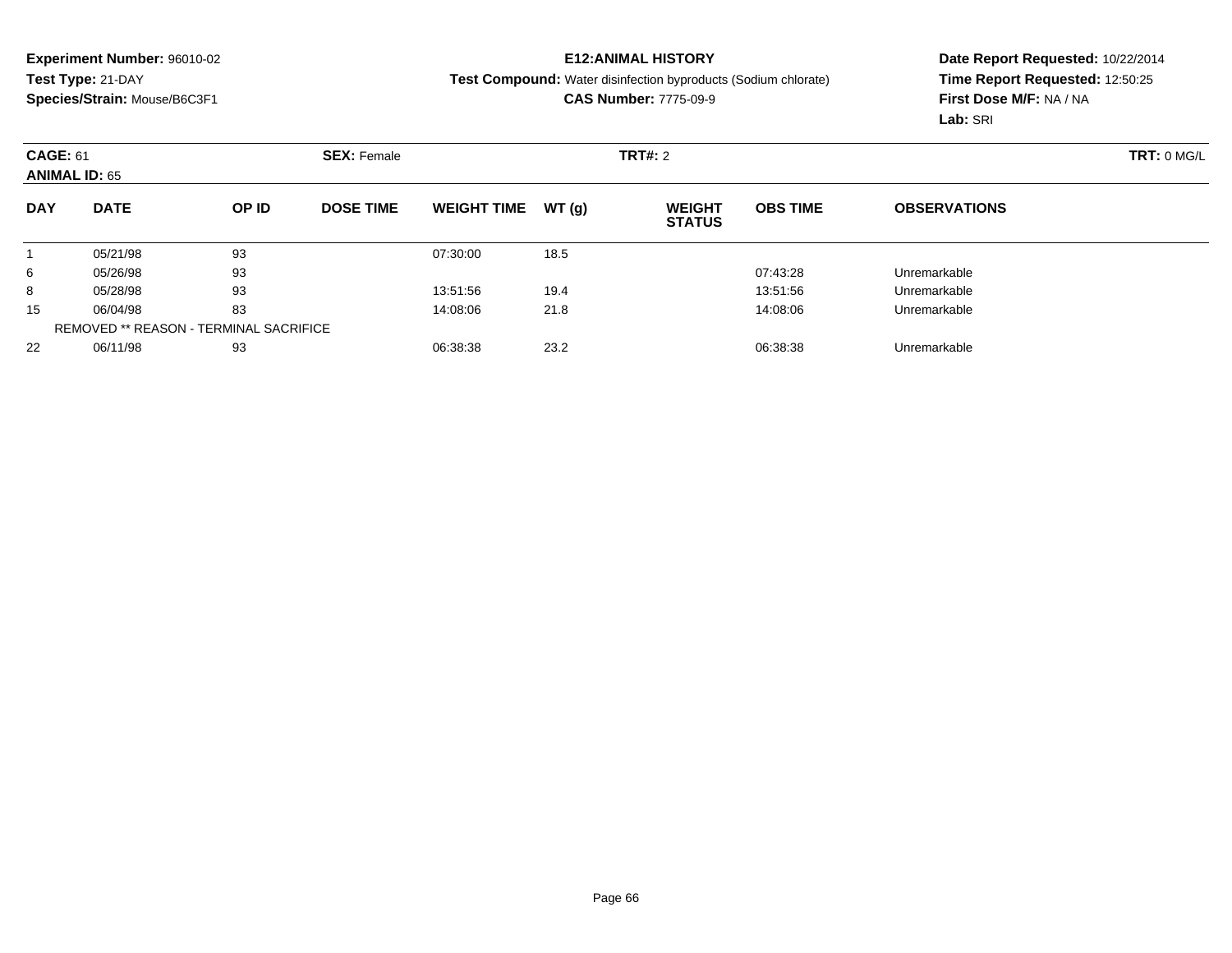**Experiment Number:** 96010-02
**Test Type:** 21-DAY
**Species/Strain:** Mouse/B6C3F1

**E12:ANIMAL HISTORY**
**Test Compound:** Water disinfection byproducts (Sodium chlorate)
**CAS Number:** 7775-09-9

**Date Report Requested:** 10/22/2014
**Time Report Requested:** 12:50:25
**First Dose M/F:** NA / NA
**Lab:** SRI

**CAGE:** 61 **SEX:** Female **TRT#:** 2 **TRT:** 0 MG/L
**ANIMAL ID:** 65

| DAY | DATE | OP ID | DOSE TIME | WEIGHT TIME | WT (g) | WEIGHT STATUS | OBS TIME | OBSERVATIONS |
|---|---|---|---|---|---|---|---|---|
| 1 | 05/21/98 | 93 | | 07:30:00 | 18.5 | | | |
| 6 | 05/26/98 | 93 | | | | | 07:43:28 | Unremarkable |
| 8 | 05/28/98 | 93 | | 13:51:56 | 19.4 | | 13:51:56 | Unremarkable |
| 15 | 06/04/98 | 83 | | 14:08:06 | 21.8 | | 14:08:06 | Unremarkable |
| | REMOVED ** REASON - TERMINAL SACRIFICE | | | | | | | |
| 22 | 06/11/98 | 93 | | 06:38:38 | 23.2 | | 06:38:38 | Unremarkable |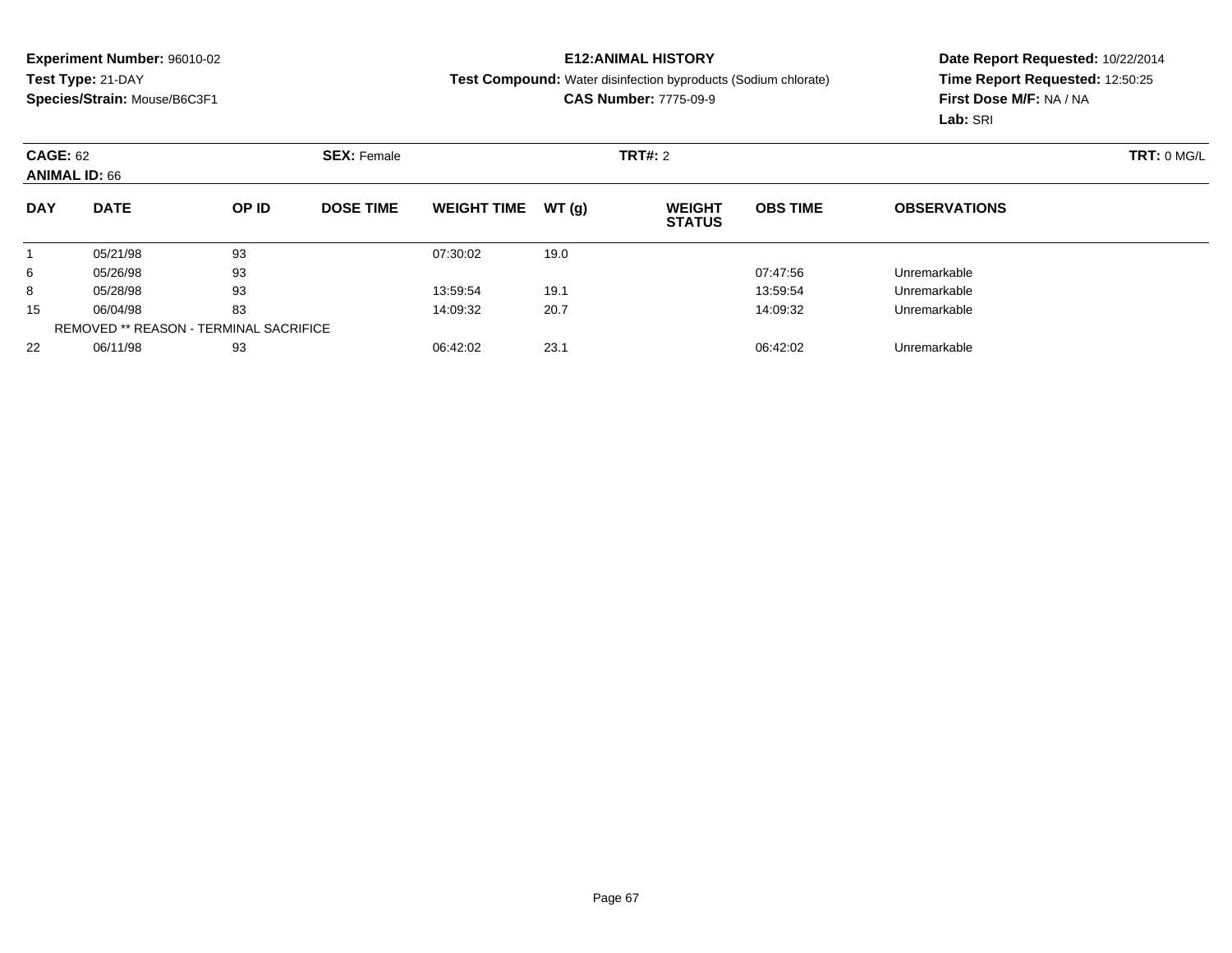**Experiment Number:** 96010-02
**Test Type:** 21-DAY
**Species/Strain:** Mouse/B6C3F1

**E12:ANIMAL HISTORY**
**Test Compound:** Water disinfection byproducts (Sodium chlorate)
**CAS Number:** 7775-09-9

**Date Report Requested:** 10/22/2014
**Time Report Requested:** 12:50:25
**First Dose M/F:** NA / NA
**Lab:** SRI

**CAGE:** 62 **SEX:** Female **TRT#:** 2 **TRT:** 0 MG/L
**ANIMAL ID:** 66

| DAY | DATE | OP ID | DOSE TIME | WEIGHT TIME | WT (g) | WEIGHT STATUS | OBS TIME | OBSERVATIONS |
|---|---|---|---|---|---|---|---|---|
| 1 | 05/21/98 | 93 | | 07:30:02 | 19.0 | | | |
| 6 | 05/26/98 | 93 | | | | | 07:47:56 | Unremarkable |
| 8 | 05/28/98 | 93 | | 13:59:54 | 19.1 | | 13:59:54 | Unremarkable |
| 15 | 06/04/98 | 83 | | 14:09:32 | 20.7 | | 14:09:32 | Unremarkable |
| REMOVED ** REASON - TERMINAL SACRIFICE | | | | | | | | |
| 22 | 06/11/98 | 93 | | 06:42:02 | 23.1 | | 06:42:02 | Unremarkable |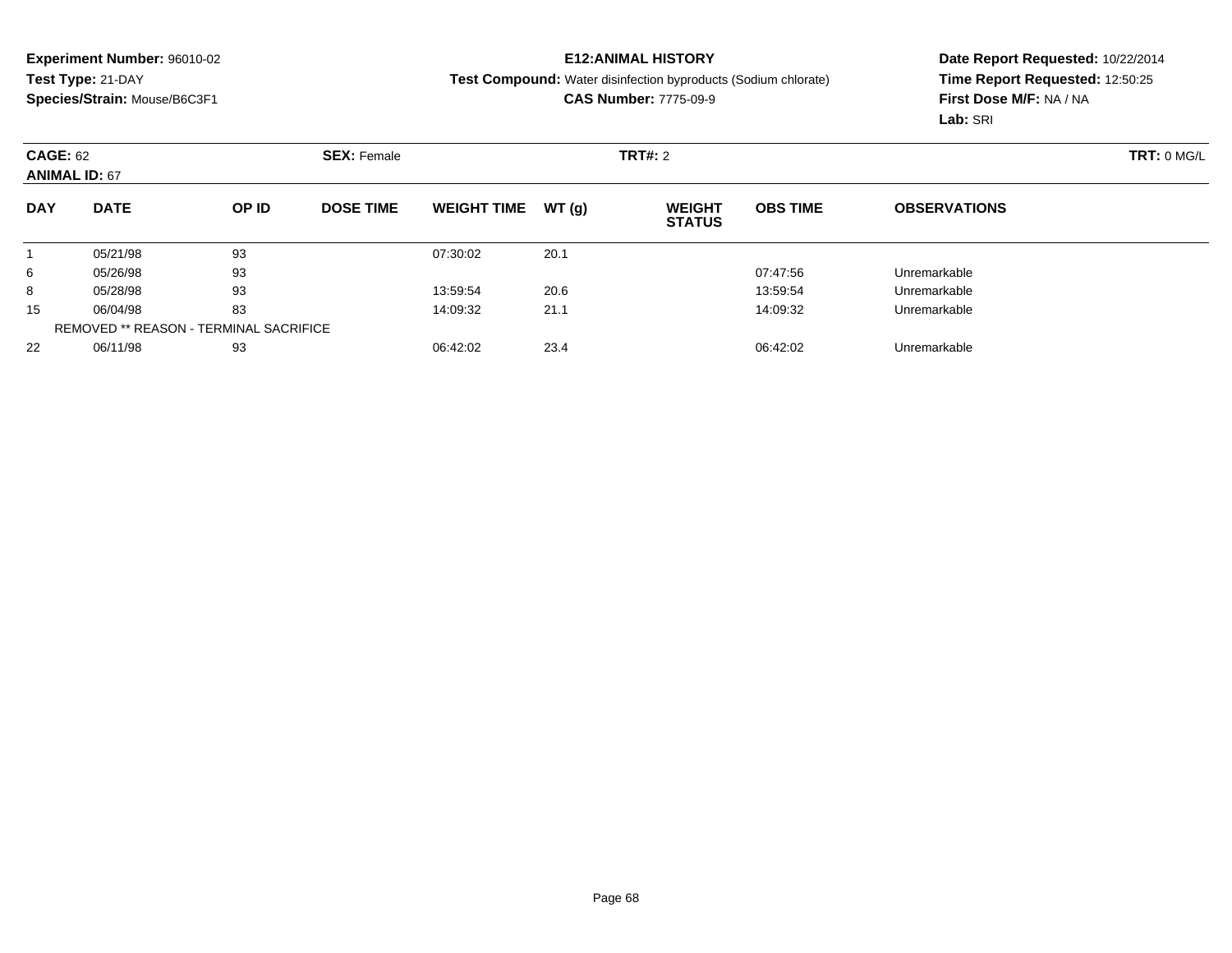**Experiment Number:** 96010-02
**Test Type:** 21-DAY
**Species/Strain:** Mouse/B6C3F1

**E12:ANIMAL HISTORY**
**Test Compound:** Water disinfection byproducts (Sodium chlorate)
**CAS Number:** 7775-09-9

**Date Report Requested:** 10/22/2014
**Time Report Requested:** 12:50:25
**First Dose M/F:** NA / NA
**Lab:** SRI

**CAGE:** 62 **SEX:** Female **TRT#:** 2 **TRT:** 0 MG/L
**ANIMAL ID:** 67

| DAY | DATE | OP ID | DOSE TIME | WEIGHT TIME | WT (g) | WEIGHT STATUS | OBS TIME | OBSERVATIONS |
|---|---|---|---|---|---|---|---|---|
| 1 | 05/21/98 | 93 | | 07:30:02 | 20.1 | | | |
| 6 | 05/26/98 | 93 | | | | | 07:47:56 | Unremarkable |
| 8 | 05/28/98 | 93 | | 13:59:54 | 20.6 | | 13:59:54 | Unremarkable |
| 15 | 06/04/98 | 83 | | 14:09:32 | 21.1 | | 14:09:32 | Unremarkable |
| | REMOVED ** REASON - TERMINAL SACRIFICE | | | | | | | |
| 22 | 06/11/98 | 93 | | 06:42:02 | 23.4 | | 06:42:02 | Unremarkable |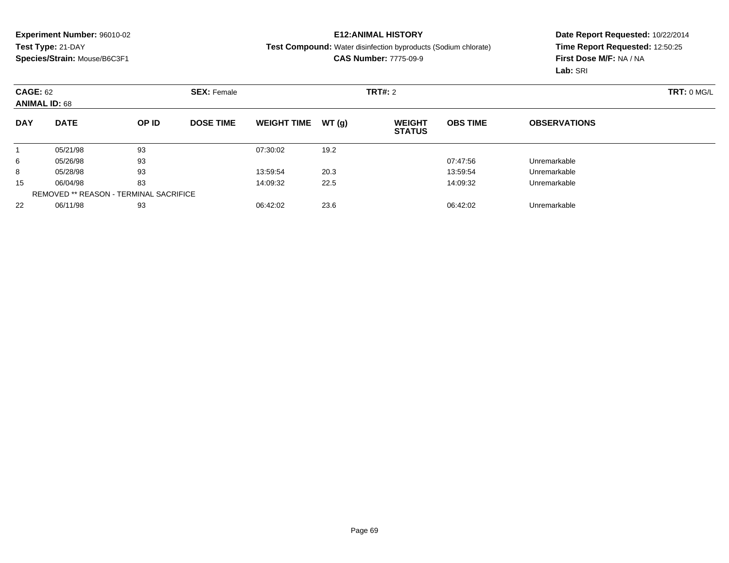**Experiment Number:** 96010-02
**Test Type:** 21-DAY
**Species/Strain:** Mouse/B6C3F1

**E12:ANIMAL HISTORY**
**Test Compound:** Water disinfection byproducts (Sodium chlorate)
**CAS Number:** 7775-09-9

**Date Report Requested:** 10/22/2014
**Time Report Requested:** 12:50:25
**First Dose M/F:** NA / NA
**Lab:** SRI

**CAGE:** 62 **SEX:** Female **TRT#:** 2 **TRT:** 0 MG/L
**ANIMAL ID:** 68

| DAY | DATE | OP ID | DOSE TIME | WEIGHT TIME | WT (g) | WEIGHT STATUS | OBS TIME | OBSERVATIONS |
|---|---|---|---|---|---|---|---|---|
| 1 | 05/21/98 | 93 | | 07:30:02 | 19.2 | | | |
| 6 | 05/26/98 | 93 | | | | | 07:47:56 | Unremarkable |
| 8 | 05/28/98 | 93 | | 13:59:54 | 20.3 | | 13:59:54 | Unremarkable |
| 15 | 06/04/98 | 83 | | 14:09:32 | 22.5 | | 14:09:32 | Unremarkable |
| | REMOVED ** REASON - TERMINAL SACRIFICE | | | | | | | |
| 22 | 06/11/98 | 93 | | 06:42:02 | 23.6 | | 06:42:02 | Unremarkable |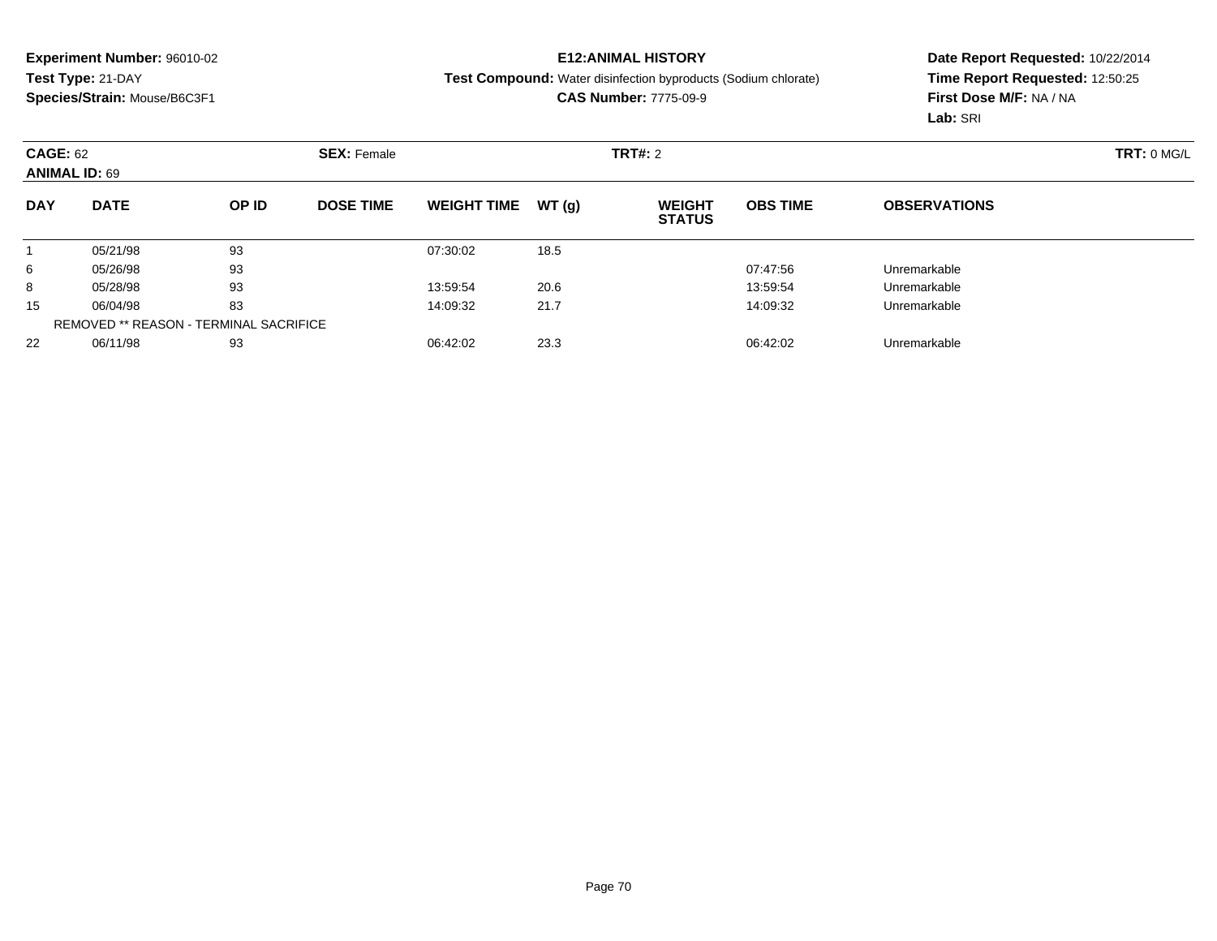**Experiment Number:** 96010-02
**Test Type:** 21-DAY
**Species/Strain:** Mouse/B6C3F1

**E12:ANIMAL HISTORY**
**Test Compound:** Water disinfection byproducts (Sodium chlorate)
**CAS Number:** 7775-09-9

**Date Report Requested:** 10/22/2014
**Time Report Requested:** 12:50:25
**First Dose M/F:** NA / NA
**Lab:** SRI

**CAGE:** 62 **SEX:** Female **TRT#:** 2 **TRT:** 0 MG/L
**ANIMAL ID:** 69

| DAY | DATE | OP ID | DOSE TIME | WEIGHT TIME | WT (g) | WEIGHT STATUS | OBS TIME | OBSERVATIONS |
|---|---|---|---|---|---|---|---|---|
| 1 | 05/21/98 | 93 | | 07:30:02 | 18.5 | | | |
| 6 | 05/26/98 | 93 | | | | | 07:47:56 | Unremarkable |
| 8 | 05/28/98 | 93 | | 13:59:54 | 20.6 | | 13:59:54 | Unremarkable |
| 15 | 06/04/98 | 83 | | 14:09:32 | 21.7 | | 14:09:32 | Unremarkable |
| | REMOVED ** REASON - TERMINAL SACRIFICE | | | | | | | |
| 22 | 06/11/98 | 93 | | 06:42:02 | 23.3 | | 06:42:02 | Unremarkable |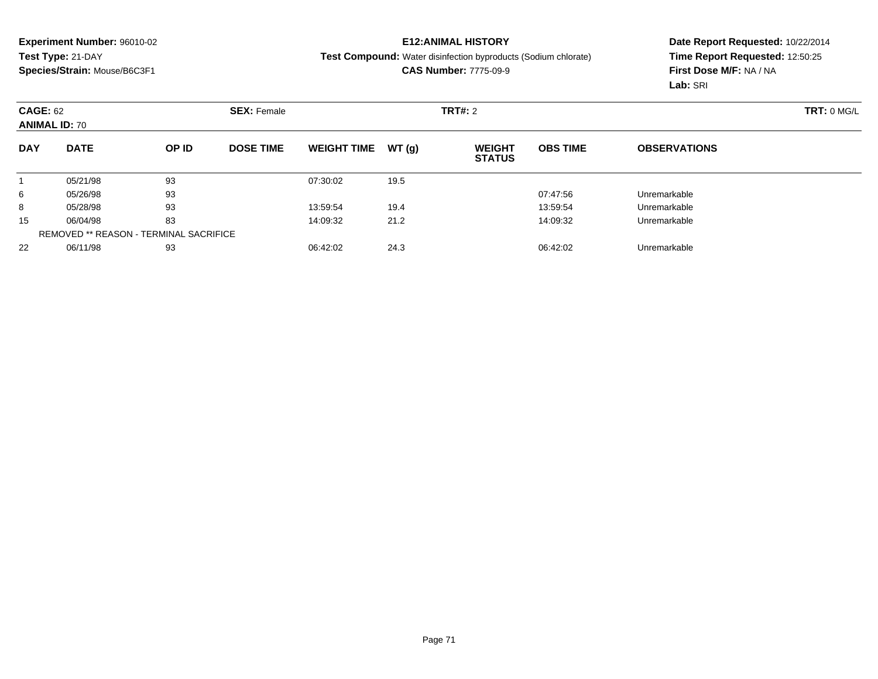**Experiment Number:** 96010-02
**Test Type:** 21-DAY
**Species/Strain:** Mouse/B6C3F1

**E12:ANIMAL HISTORY**
**Test Compound:** Water disinfection byproducts (Sodium chlorate)
**CAS Number:** 7775-09-9

**Date Report Requested:** 10/22/2014
**Time Report Requested:** 12:50:25
**First Dose M/F:** NA / NA
**Lab:** SRI

**CAGE:** 62 **SEX:** Female **TRT#:** 2 **TRT:** 0 MG/L
**ANIMAL ID:** 70

| DAY | DATE | OP ID | DOSE TIME | WEIGHT TIME | WT (g) | WEIGHT STATUS | OBS TIME | OBSERVATIONS |
|---|---|---|---|---|---|---|---|---|
| 1 | 05/21/98 | 93 | | 07:30:02 | 19.5 | | | |
| 6 | 05/26/98 | 93 | | | | | 07:47:56 | Unremarkable |
| 8 | 05/28/98 | 93 | | 13:59:54 | 19.4 | | 13:59:54 | Unremarkable |
| 15 | 06/04/98 | 83 | | 14:09:32 | 21.2 | | 14:09:32 | Unremarkable |
| | REMOVED ** REASON - TERMINAL SACRIFICE | | | | | | | |
| 22 | 06/11/98 | 93 | | 06:42:02 | 24.3 | | 06:42:02 | Unremarkable |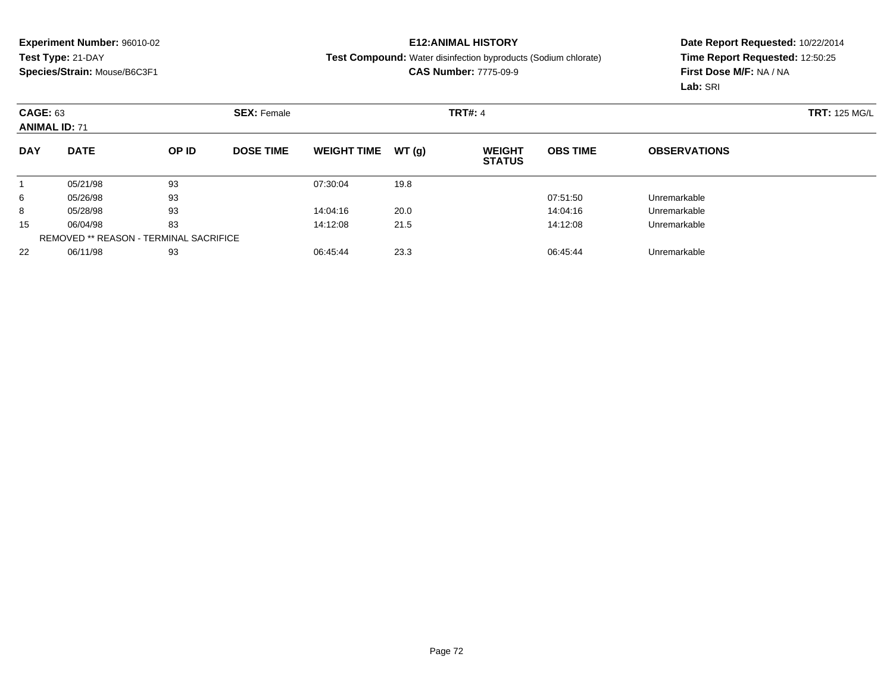**Experiment Number:** 96010-02
**Test Type:** 21-DAY
**Species/Strain:** Mouse/B6C3F1

**E12:ANIMAL HISTORY**
**Test Compound:** Water disinfection byproducts (Sodium chlorate)
**CAS Number:** 7775-09-9

**Date Report Requested:** 10/22/2014
**Time Report Requested:** 12:50:25
**First Dose M/F:** NA / NA
**Lab:** SRI

**CAGE:** 63 **ANIMAL ID:** 71 **SEX:** Female **TRT#:** 4 **TRT:** 125 MG/L

| DAY | DATE | OP ID | DOSE TIME | WEIGHT TIME | WT (g) | WEIGHT STATUS | OBS TIME | OBSERVATIONS |
|---|---|---|---|---|---|---|---|---|
| 1 | 05/21/98 | 93 | | 07:30:04 | 19.8 | | | |
| 6 | 05/26/98 | 93 | | | | | 07:51:50 | Unremarkable |
| 8 | 05/28/98 | 93 | | 14:04:16 | 20.0 | | 14:04:16 | Unremarkable |
| 15 | 06/04/98 | 83 | | 14:12:08 | 21.5 | | 14:12:08 | Unremarkable |
| | REMOVED ** REASON - TERMINAL SACRIFICE | | | | | | | |
| 22 | 06/11/98 | 93 | | 06:45:44 | 23.3 | | 06:45:44 | Unremarkable |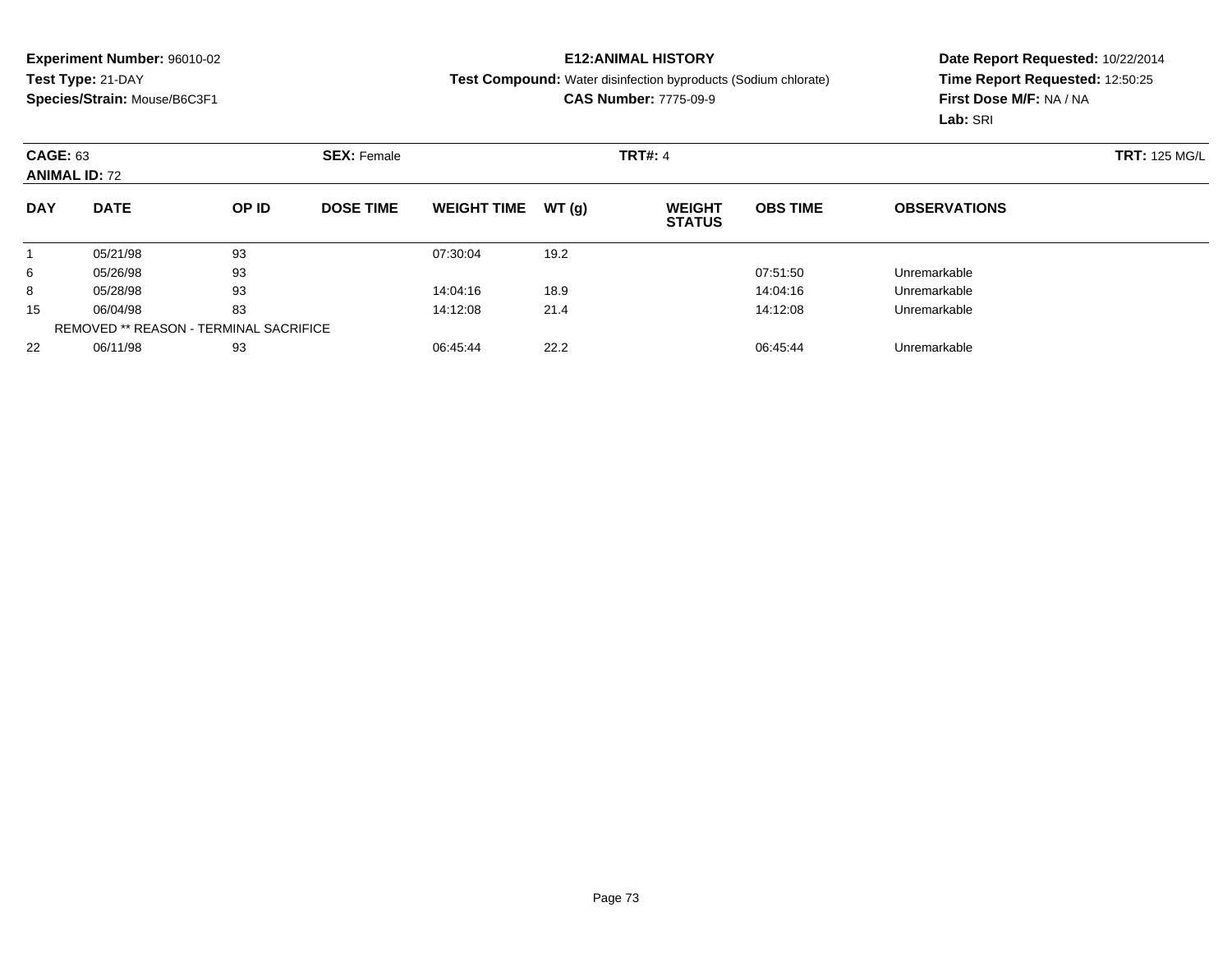**Experiment Number:** 96010-02
**Test Type:** 21-DAY
**Species/Strain:** Mouse/B6C3F1

**E12:ANIMAL HISTORY**
**Test Compound:** Water disinfection byproducts (Sodium chlorate)
**CAS Number:** 7775-09-9

**Date Report Requested:** 10/22/2014
**Time Report Requested:** 12:50:25
**First Dose M/F:** NA / NA
**Lab:** SRI

**CAGE:** 63 **SEX:** Female **TRT#:** 4 **TRT:** 125 MG/L
**ANIMAL ID:** 72

| DAY | DATE | OP ID | DOSE TIME | WEIGHT TIME | WT (g) | WEIGHT STATUS | OBS TIME | OBSERVATIONS |
|---|---|---|---|---|---|---|---|---|
| 1 | 05/21/98 | 93 | | 07:30:04 | 19.2 | | | |
| 6 | 05/26/98 | 93 | | | | | 07:51:50 | Unremarkable |
| 8 | 05/28/98 | 93 | | 14:04:16 | 18.9 | | 14:04:16 | Unremarkable |
| 15 | 06/04/98 | 83 | | 14:12:08 | 21.4 | | 14:12:08 | Unremarkable |
| REMOVED ** REASON - TERMINAL SACRIFICE | | | | | | | | |
| 22 | 06/11/98 | 93 | | 06:45:44 | 22.2 | | 06:45:44 | Unremarkable |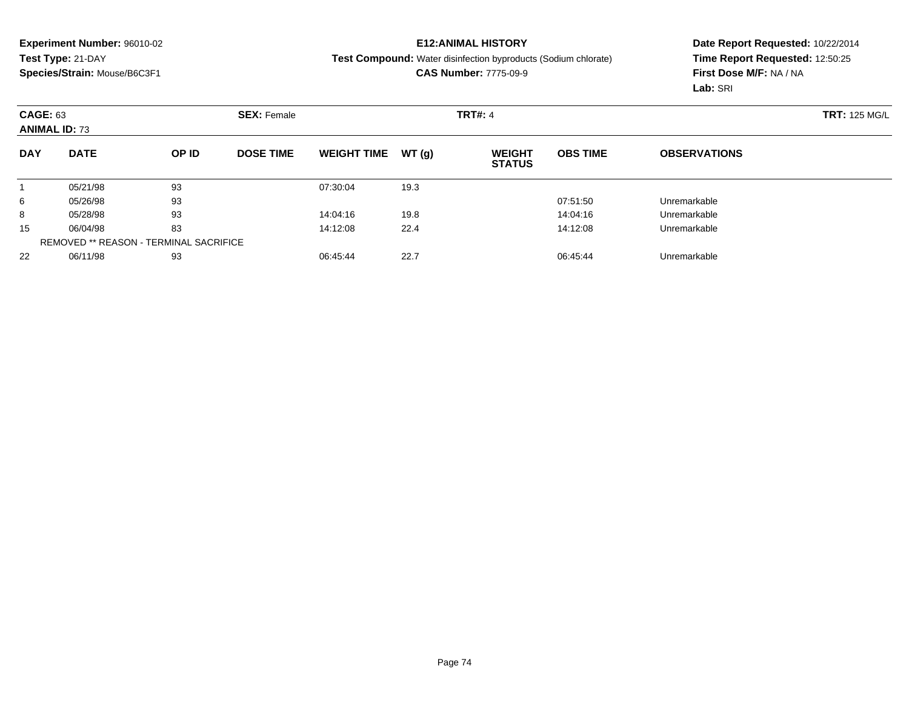**Experiment Number:** 96010-02
**Test Type:** 21-DAY
**Species/Strain:** Mouse/B6C3F1

**E12:ANIMAL HISTORY**
**Test Compound:** Water disinfection byproducts (Sodium chlorate)
**CAS Number:** 7775-09-9

**Date Report Requested:** 10/22/2014
**Time Report Requested:** 12:50:25
**First Dose M/F:** NA / NA
**Lab:** SRI

**CAGE:** 63 **SEX:** Female **TRT#:** 4 **TRT:** 125 MG/L
**ANIMAL ID:** 73

| DAY | DATE | OP ID | DOSE TIME | WEIGHT TIME | WT (g) | WEIGHT STATUS | OBS TIME | OBSERVATIONS |
|---|---|---|---|---|---|---|---|---|
| 1 | 05/21/98 | 93 | | 07:30:04 | 19.3 | | | |
| 6 | 05/26/98 | 93 | | | | | 07:51:50 | Unremarkable |
| 8 | 05/28/98 | 93 | | 14:04:16 | 19.8 | | 14:04:16 | Unremarkable |
| 15 | 06/04/98 | 83 | | 14:12:08 | 22.4 | | 14:12:08 | Unremarkable |
| REMOVED ** REASON - TERMINAL SACRIFICE | | | | | | | | |
| 22 | 06/11/98 | 93 | | 06:45:44 | 22.7 | | 06:45:44 | Unremarkable |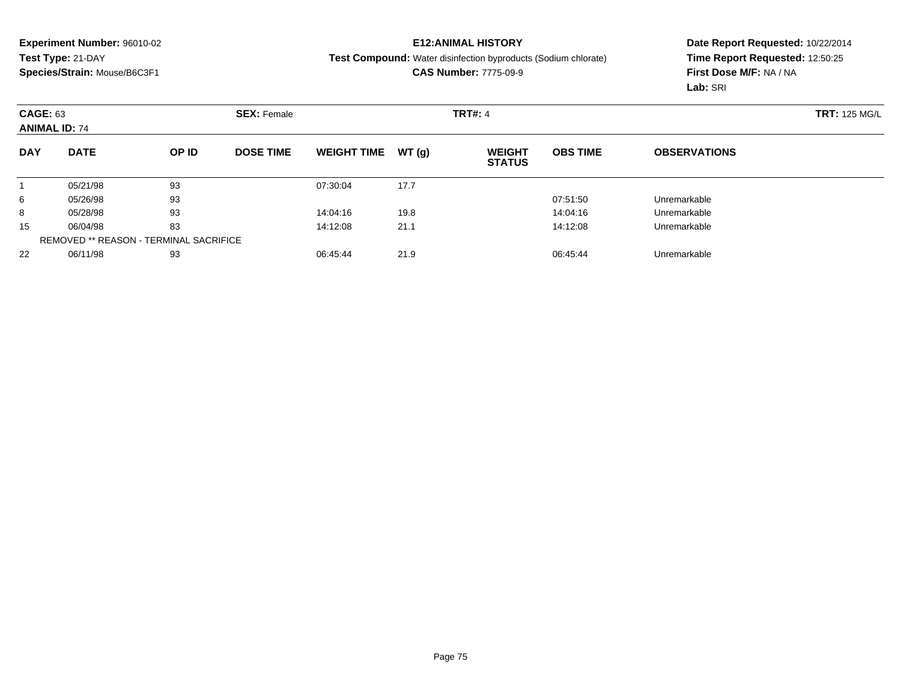**Experiment Number:** 96010-02
**Test Type:** 21-DAY
**Species/Strain:** Mouse/B6C3F1

**E12:ANIMAL HISTORY**
**Test Compound:** Water disinfection byproducts (Sodium chlorate)
**CAS Number:** 7775-09-9

**Date Report Requested:** 10/22/2014
**Time Report Requested:** 12:50:25
**First Dose M/F:** NA / NA
**Lab:** SRI

**CAGE:** 63 **SEX:** Female **TRT#:** 4 **TRT:** 125 MG/L
**ANIMAL ID:** 74

| DAY | DATE | OP ID | DOSE TIME | WEIGHT TIME | WT (g) | WEIGHT STATUS | OBS TIME | OBSERVATIONS |
|---|---|---|---|---|---|---|---|---|
| 1 | 05/21/98 | 93 | | 07:30:04 | 17.7 | | | |
| 6 | 05/26/98 | 93 | | | | | 07:51:50 | Unremarkable |
| 8 | 05/28/98 | 93 | | 14:04:16 | 19.8 | | 14:04:16 | Unremarkable |
| 15 | 06/04/98 | 83 | | 14:12:08 | 21.1 | | 14:12:08 | Unremarkable |
| | REMOVED ** REASON - TERMINAL SACRIFICE | | | | | | | |
| 22 | 06/11/98 | 93 | | 06:45:44 | 21.9 | | 06:45:44 | Unremarkable |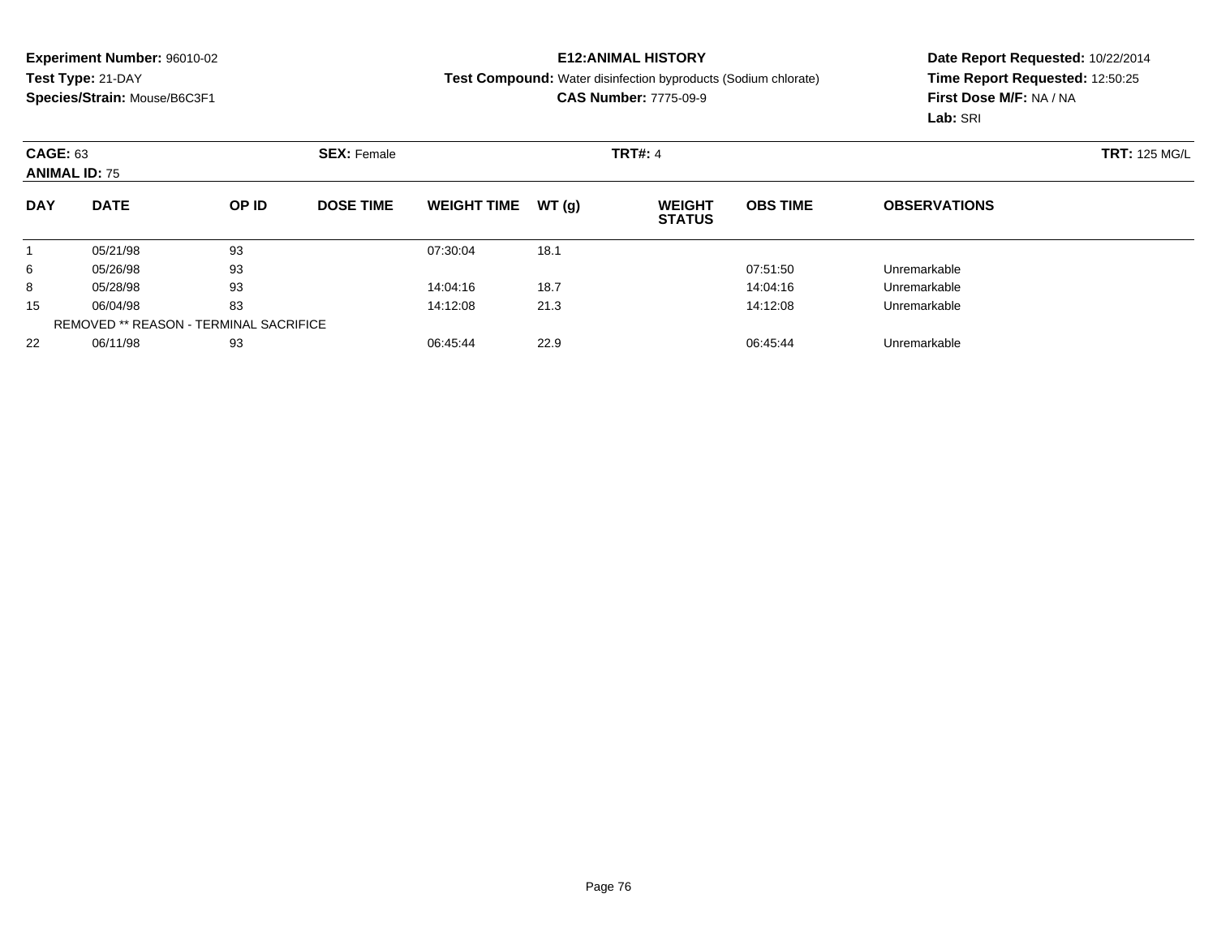**Experiment Number:** 96010-02
**Test Type:** 21-DAY
**Species/Strain:** Mouse/B6C3F1

**E12:ANIMAL HISTORY**
**Test Compound:** Water disinfection byproducts (Sodium chlorate)
**CAS Number:** 7775-09-9

**Date Report Requested:** 10/22/2014
**Time Report Requested:** 12:50:25
**First Dose M/F:** NA / NA
**Lab:** SRI

**CAGE:** 63 **SEX:** Female **TRT#:** 4 **TRT:** 125 MG/L
**ANIMAL ID:** 75

| DAY | DATE | OP ID | DOSE TIME | WEIGHT TIME | WT (g) | WEIGHT STATUS | OBS TIME | OBSERVATIONS |
|---|---|---|---|---|---|---|---|---|
| 1 | 05/21/98 | 93 | | 07:30:04 | 18.1 | | | |
| 6 | 05/26/98 | 93 | | | | | 07:51:50 | Unremarkable |
| 8 | 05/28/98 | 93 | | 14:04:16 | 18.7 | | 14:04:16 | Unremarkable |
| 15 | 06/04/98 | 83 | | 14:12:08 | 21.3 | | 14:12:08 | Unremarkable |
| REMOVED ** REASON - TERMINAL SACRIFICE | | | | | | | | |
| 22 | 06/11/98 | 93 | | 06:45:44 | 22.9 | | 06:45:44 | Unremarkable |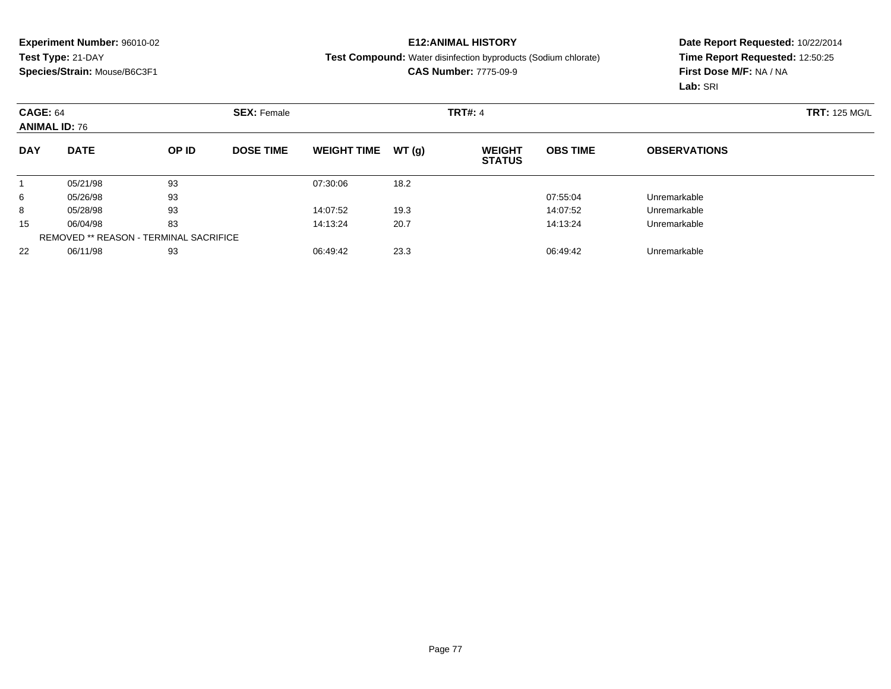**Experiment Number:** 96010-02
**Test Type:** 21-DAY
**Species/Strain:** Mouse/B6C3F1

**E12:ANIMAL HISTORY**
**Test Compound:** Water disinfection byproducts (Sodium chlorate)
**CAS Number:** 7775-09-9

**Date Report Requested:** 10/22/2014
**Time Report Requested:** 12:50:25
**First Dose M/F:** NA / NA
**Lab:** SRI

**CAGE:** 64 **SEX:** Female **TRT#:** 4 **TRT:** 125 MG/L
**ANIMAL ID:** 76

| DAY | DATE | OP ID | DOSE TIME | WEIGHT TIME | WT (g) | WEIGHT STATUS | OBS TIME | OBSERVATIONS |
|---|---|---|---|---|---|---|---|---|
| 1 | 05/21/98 | 93 | | 07:30:06 | 18.2 | | | |
| 6 | 05/26/98 | 93 | | | | | 07:55:04 | Unremarkable |
| 8 | 05/28/98 | 93 | | 14:07:52 | 19.3 | | 14:07:52 | Unremarkable |
| 15 | 06/04/98 | 83 | | 14:13:24 | 20.7 | | 14:13:24 | Unremarkable |
| REMOVED ** REASON - TERMINAL SACRIFICE | | | | | | | | |
| 22 | 06/11/98 | 93 | | 06:49:42 | 23.3 | | 06:49:42 | Unremarkable |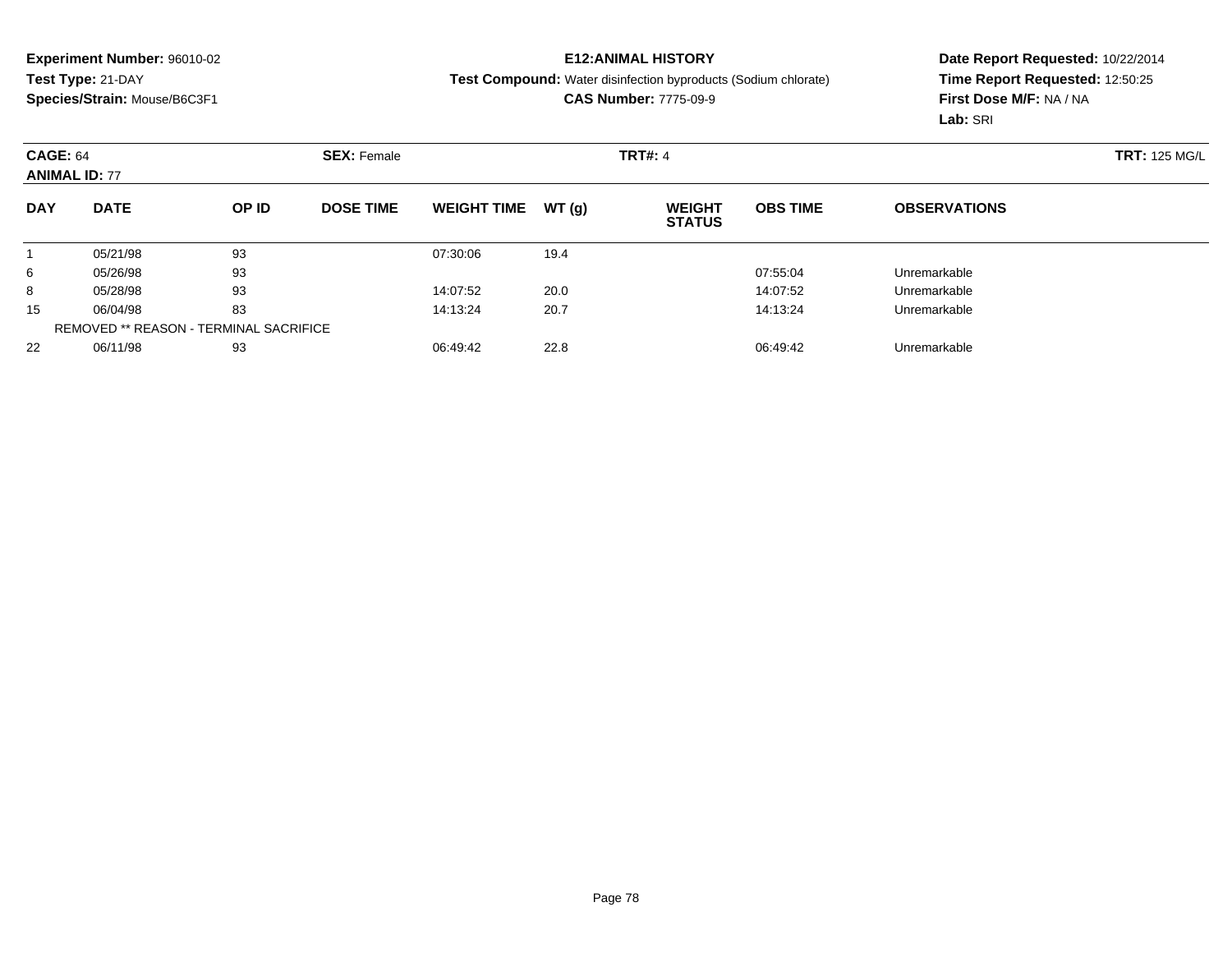**Experiment Number:** 96010-02
**Test Type:** 21-DAY
**Species/Strain:** Mouse/B6C3F1

**E12:ANIMAL HISTORY**
**Test Compound:** Water disinfection byproducts (Sodium chlorate)
**CAS Number:** 7775-09-9

**Date Report Requested:** 10/22/2014
**Time Report Requested:** 12:50:25
**First Dose M/F:** NA / NA
**Lab:** SRI

**CAGE:** 64 **SEX:** Female **TRT#:** 4 **TRT:** 125 MG/L
**ANIMAL ID:** 77

| DAY | DATE | OP ID | DOSE TIME | WEIGHT TIME | WT (g) | WEIGHT STATUS | OBS TIME | OBSERVATIONS |
|---|---|---|---|---|---|---|---|---|
| 1 | 05/21/98 | 93 | | 07:30:06 | 19.4 | | | |
| 6 | 05/26/98 | 93 | | | | | 07:55:04 | Unremarkable |
| 8 | 05/28/98 | 93 | | 14:07:52 | 20.0 | | 14:07:52 | Unremarkable |
| 15 | 06/04/98 | 83 | | 14:13:24 | 20.7 | | 14:13:24 | Unremarkable |
| | REMOVED ** REASON - TERMINAL SACRIFICE | | | | | | | |
| 22 | 06/11/98 | 93 | | 06:49:42 | 22.8 | | 06:49:42 | Unremarkable |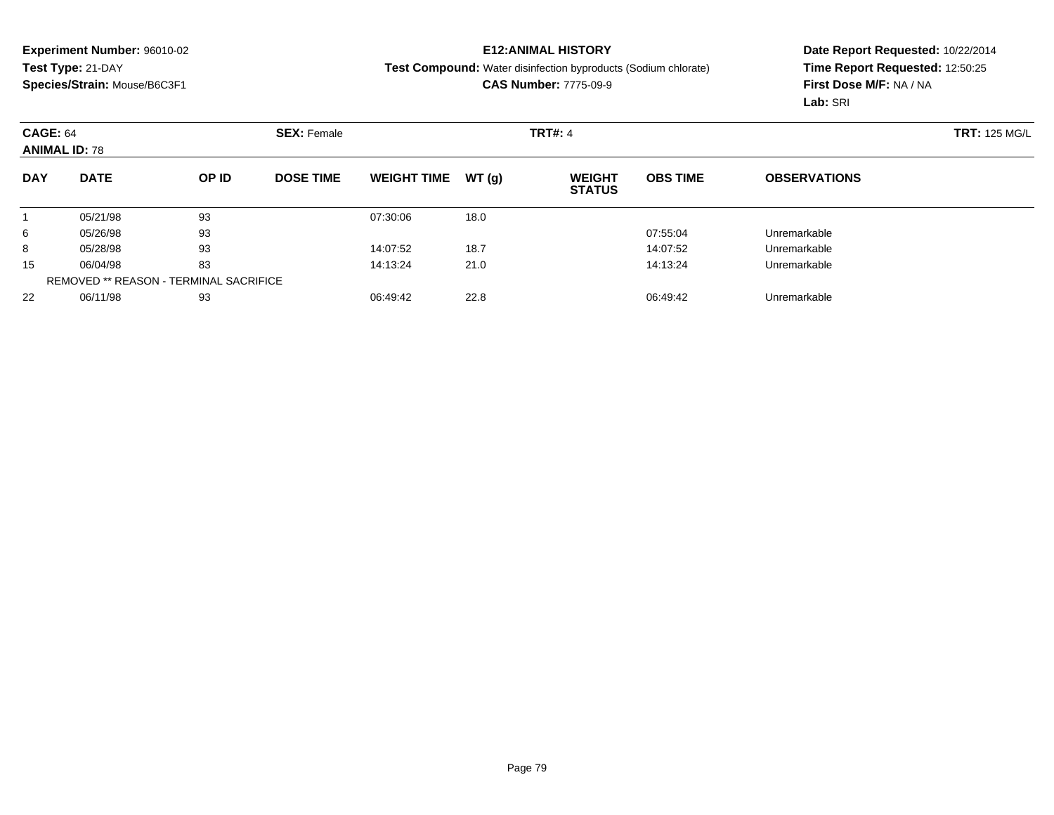**Experiment Number:** 96010-02
**Test Type:** 21-DAY
**Species/Strain:** Mouse/B6C3F1

**E12:ANIMAL HISTORY**
**Test Compound:** Water disinfection byproducts (Sodium chlorate)
**CAS Number:** 7775-09-9

**Date Report Requested:** 10/22/2014
**Time Report Requested:** 12:50:25
**First Dose M/F:** NA / NA
**Lab:** SRI

**CAGE:** 64 **SEX:** Female **TRT#:** 4 **TRT:** 125 MG/L
**ANIMAL ID:** 78

| DAY | DATE | OP ID | DOSE TIME | WEIGHT TIME | WT (g) | WEIGHT STATUS | OBS TIME | OBSERVATIONS |
|---|---|---|---|---|---|---|---|---|
| 1 | 05/21/98 | 93 | | 07:30:06 | 18.0 | | | |
| 6 | 05/26/98 | 93 | | | | | 07:55:04 | Unremarkable |
| 8 | 05/28/98 | 93 | | 14:07:52 | 18.7 | | 14:07:52 | Unremarkable |
| 15 | 06/04/98 | 83 | | 14:13:24 | 21.0 | | 14:13:24 | Unremarkable |
| REMOVED ** REASON - TERMINAL SACRIFICE | | | | | | | | |
| 22 | 06/11/98 | 93 | | 06:49:42 | 22.8 | | 06:49:42 | Unremarkable |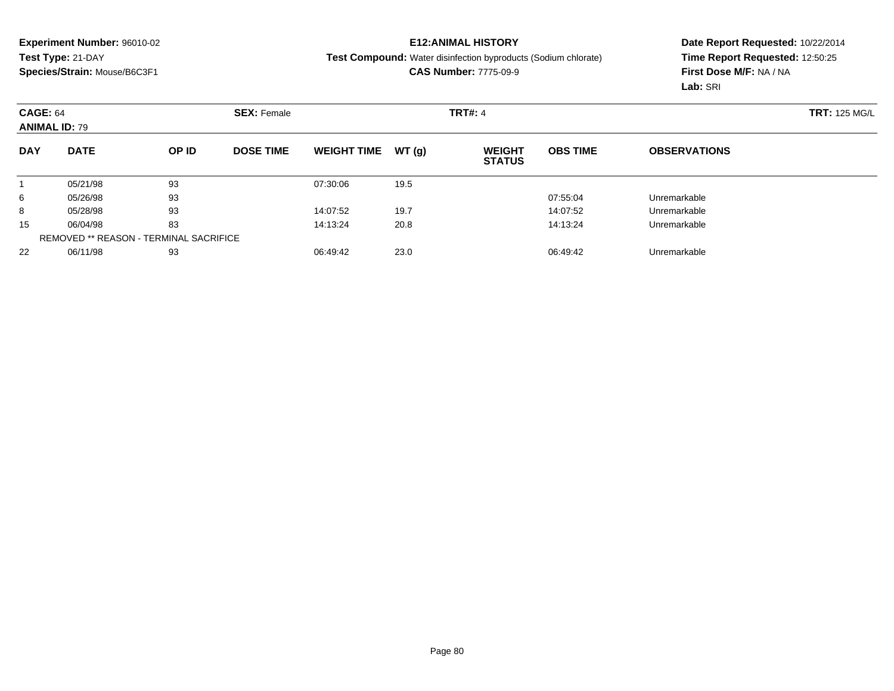**Experiment Number:** 96010-02
**Test Type:** 21-DAY
**Species/Strain:** Mouse/B6C3F1

**E12:ANIMAL HISTORY**
**Test Compound:** Water disinfection byproducts (Sodium chlorate)
**CAS Number:** 7775-09-9

**Date Report Requested:** 10/22/2014
**Time Report Requested:** 12:50:25
**First Dose M/F:** NA / NA
**Lab:** SRI

**CAGE:** 64 **SEX:** Female **TRT#:** 4 **TRT:** 125 MG/L
**ANIMAL ID:** 79

| DAY | DATE | OP ID | DOSE TIME | WEIGHT TIME | WT (g) | WEIGHT STATUS | OBS TIME | OBSERVATIONS |
|---|---|---|---|---|---|---|---|---|
| 1 | 05/21/98 | 93 | | 07:30:06 | 19.5 | | | |
| 6 | 05/26/98 | 93 | | | | | 07:55:04 | Unremarkable |
| 8 | 05/28/98 | 93 | | 14:07:52 | 19.7 | | 14:07:52 | Unremarkable |
| 15 | 06/04/98 | 83 | | 14:13:24 | 20.8 | | 14:13:24 | Unremarkable |
| | REMOVED ** REASON - TERMINAL SACRIFICE | | | | | | | |
| 22 | 06/11/98 | 93 | | 06:49:42 | 23.0 | | 06:49:42 | Unremarkable |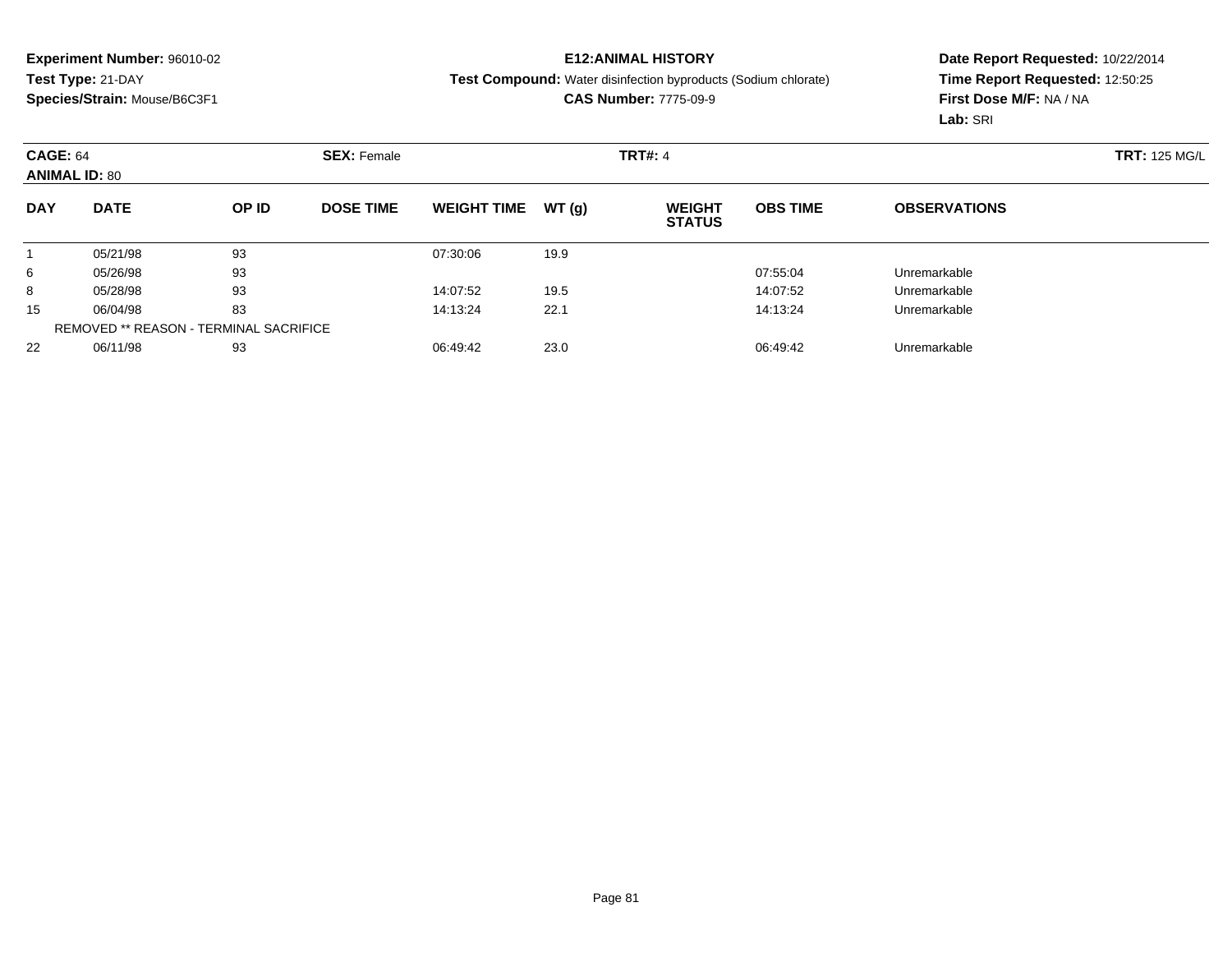**Experiment Number:** 96010-02
**Test Type:** 21-DAY
**Species/Strain:** Mouse/B6C3F1

**E12:ANIMAL HISTORY**
**Test Compound:** Water disinfection byproducts (Sodium chlorate)
**CAS Number:** 7775-09-9

**Date Report Requested:** 10/22/2014
**Time Report Requested:** 12:50:25
**First Dose M/F:** NA / NA
**Lab:** SRI

**CAGE:** 64 **SEX:** Female **TRT#:** 4 **TRT:** 125 MG/L
**ANIMAL ID:** 80

| DAY | DATE | OP ID | DOSE TIME | WEIGHT TIME | WT (g) | WEIGHT STATUS | OBS TIME | OBSERVATIONS |
|---|---|---|---|---|---|---|---|---|
| 1 | 05/21/98 | 93 | | 07:30:06 | 19.9 | | | |
| 6 | 05/26/98 | 93 | | | | | 07:55:04 | Unremarkable |
| 8 | 05/28/98 | 93 | | 14:07:52 | 19.5 | | 14:07:52 | Unremarkable |
| 15 | 06/04/98 | 83 | | 14:13:24 | 22.1 | | 14:13:24 | Unremarkable |
| | REMOVED ** REASON - TERMINAL SACRIFICE | | | | | | | |
| 22 | 06/11/98 | 93 | | 06:49:42 | 23.0 | | 06:49:42 | Unremarkable |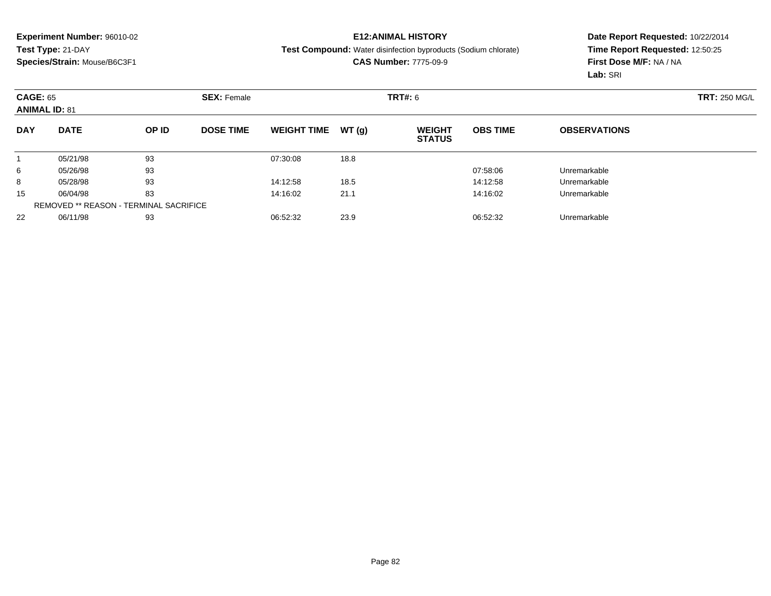**Experiment Number:** 96010-02
**Test Type:** 21-DAY
**Species/Strain:** Mouse/B6C3F1

**E12:ANIMAL HISTORY**
**Test Compound:** Water disinfection byproducts (Sodium chlorate)
**CAS Number:** 7775-09-9

**Date Report Requested:** 10/22/2014
**Time Report Requested:** 12:50:25
**First Dose M/F:** NA / NA
**Lab:** SRI

**CAGE:** 65 **SEX:** Female **TRT#:** 6 **TRT:** 250 MG/L
**ANIMAL ID:** 81

| DAY | DATE | OP ID | DOSE TIME | WEIGHT TIME | WT (g) | WEIGHT STATUS | OBS TIME | OBSERVATIONS |
|---|---|---|---|---|---|---|---|---|
| 1 | 05/21/98 | 93 | | 07:30:08 | 18.8 | | | |
| 6 | 05/26/98 | 93 | | | | | 07:58:06 | Unremarkable |
| 8 | 05/28/98 | 93 | | 14:12:58 | 18.5 | | 14:12:58 | Unremarkable |
| 15 | 06/04/98 | 83 | | 14:16:02 | 21.1 | | 14:16:02 | Unremarkable |
| | REMOVED ** REASON - TERMINAL SACRIFICE | | | | | | | |
| 22 | 06/11/98 | 93 | | 06:52:32 | 23.9 | | 06:52:32 | Unremarkable |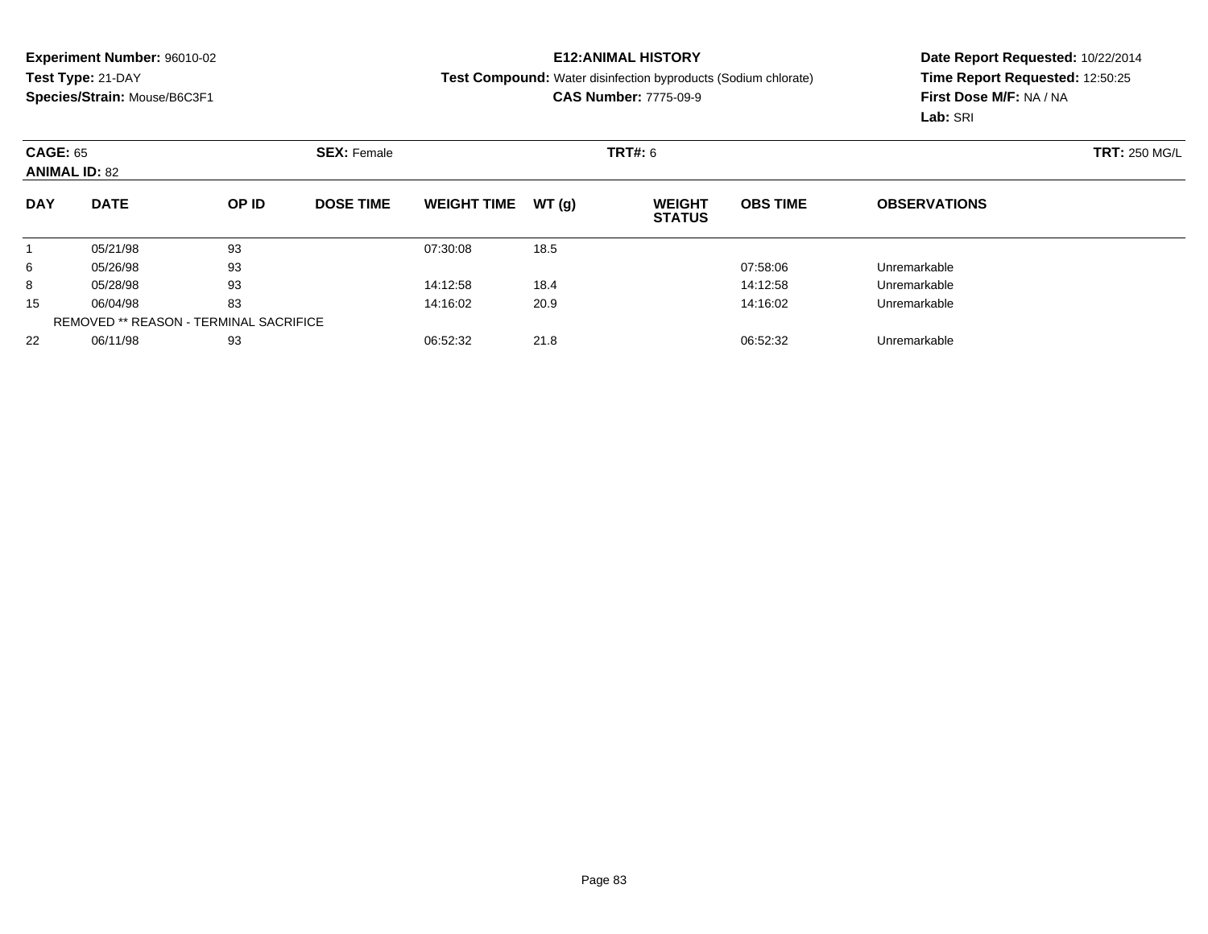**Experiment Number:** 96010-02
**Test Type:** 21-DAY
**Species/Strain:** Mouse/B6C3F1

**E12:ANIMAL HISTORY**
**Test Compound:** Water disinfection byproducts (Sodium chlorate)
**CAS Number:** 7775-09-9

**Date Report Requested:** 10/22/2014
**Time Report Requested:** 12:50:25
**First Dose M/F:** NA / NA
**Lab:** SRI

**CAGE:** 65 **SEX:** Female **TRT#:** 6 **TRT:** 250 MG/L
**ANIMAL ID:** 82

| DAY | DATE | OP ID | DOSE TIME | WEIGHT TIME | WT (g) | WEIGHT STATUS | OBS TIME | OBSERVATIONS |
|---|---|---|---|---|---|---|---|---|
| 1 | 05/21/98 | 93 | | 07:30:08 | 18.5 | | | |
| 6 | 05/26/98 | 93 | | | | | 07:58:06 | Unremarkable |
| 8 | 05/28/98 | 93 | | 14:12:58 | 18.4 | | 14:12:58 | Unremarkable |
| 15 | 06/04/98 | 83 | | 14:16:02 | 20.9 | | 14:16:02 | Unremarkable |
| | REMOVED ** REASON - TERMINAL SACRIFICE | | | | | | | |
| 22 | 06/11/98 | 93 | | 06:52:32 | 21.8 | | 06:52:32 | Unremarkable |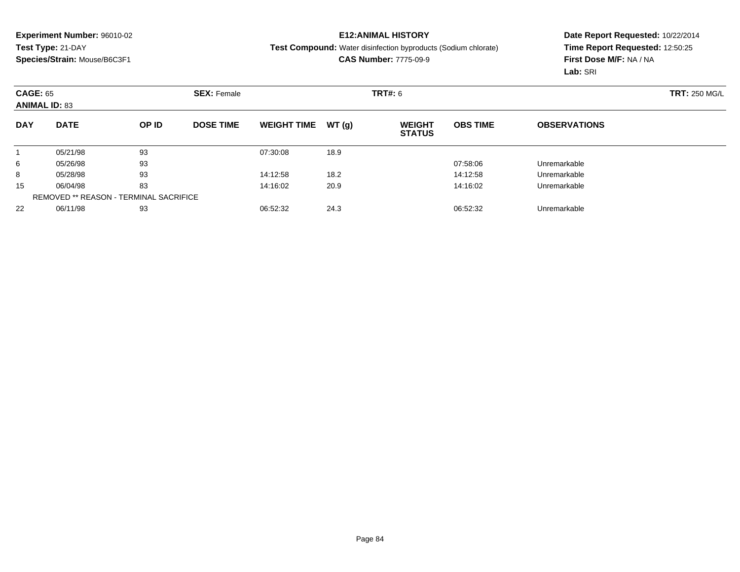**Experiment Number:** 96010-02
**Test Type:** 21-DAY
**Species/Strain:** Mouse/B6C3F1

**E12:ANIMAL HISTORY**
**Test Compound:** Water disinfection byproducts (Sodium chlorate)
**CAS Number:** 7775-09-9

**Date Report Requested:** 10/22/2014
**Time Report Requested:** 12:50:25
**First Dose M/F:** NA / NA
**Lab:** SRI

**CAGE:** 65 **SEX:** Female **TRT#:** 6 **TRT:** 250 MG/L
**ANIMAL ID:** 83

| DAY | DATE | OP ID | DOSE TIME | WEIGHT TIME | WT (g) | WEIGHT STATUS | OBS TIME | OBSERVATIONS |
|---|---|---|---|---|---|---|---|---|
| 1 | 05/21/98 | 93 | | 07:30:08 | 18.9 | | | |
| 6 | 05/26/98 | 93 | | | | | 07:58:06 | Unremarkable |
| 8 | 05/28/98 | 93 | | 14:12:58 | 18.2 | | 14:12:58 | Unremarkable |
| 15 | 06/04/98 | 83 | | 14:16:02 | 20.9 | | 14:16:02 | Unremarkable |
| | REMOVED ** REASON - TERMINAL SACRIFICE | | | | | | | |
| 22 | 06/11/98 | 93 | | 06:52:32 | 24.3 | | 06:52:32 | Unremarkable |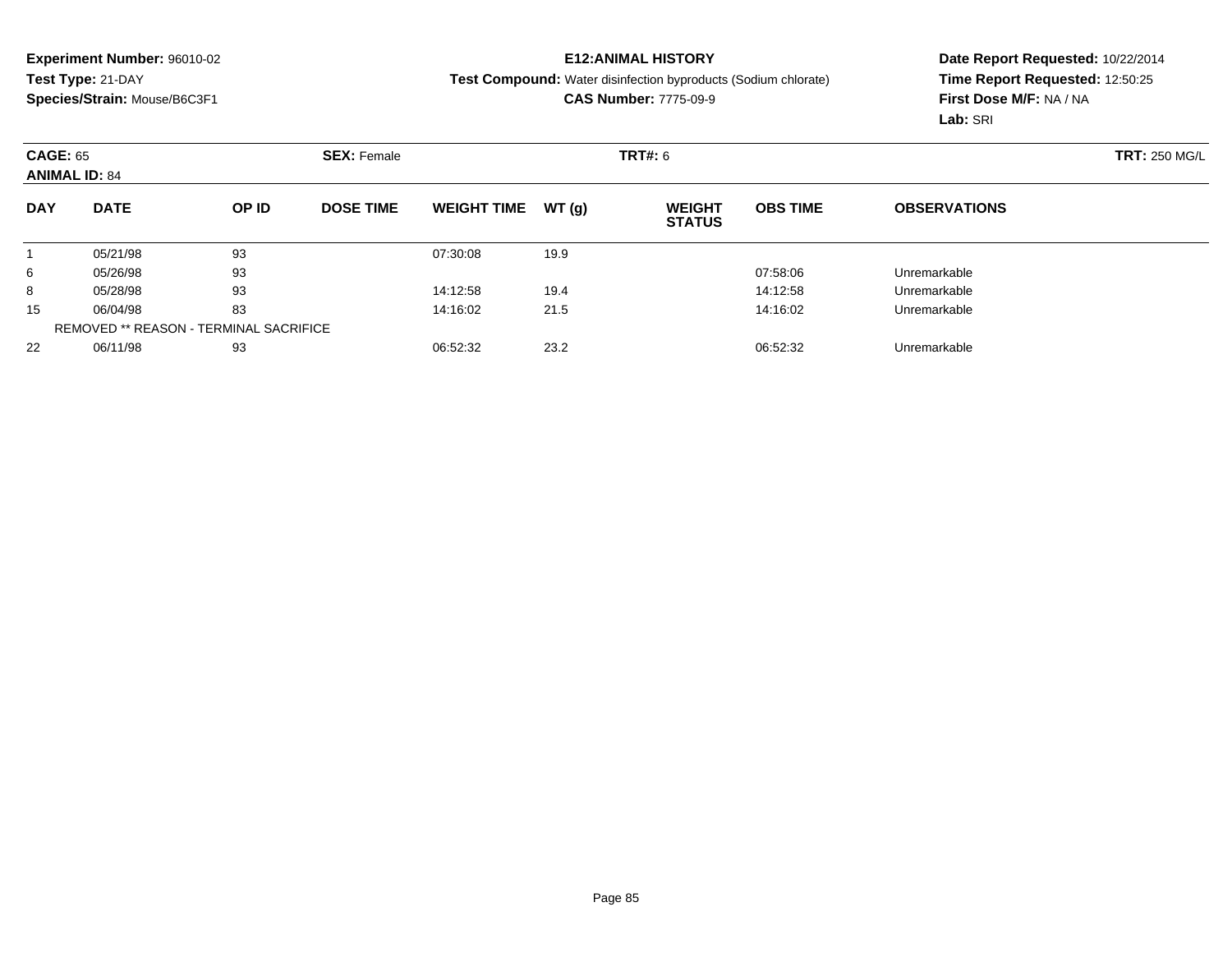**Experiment Number:** 96010-02
**Test Type:** 21-DAY
**Species/Strain:** Mouse/B6C3F1

**E12:ANIMAL HISTORY**
**Test Compound:** Water disinfection byproducts (Sodium chlorate)
**CAS Number:** 7775-09-9

**Date Report Requested:** 10/22/2014
**Time Report Requested:** 12:50:25
**First Dose M/F:** NA / NA
**Lab:** SRI

**CAGE:** 65 **SEX:** Female **TRT#:** 6 **TRT:** 250 MG/L
**ANIMAL ID:** 84

| DAY | DATE | OP ID | DOSE TIME | WEIGHT TIME | WT (g) | WEIGHT STATUS | OBS TIME | OBSERVATIONS |
|---|---|---|---|---|---|---|---|---|
| 1 | 05/21/98 | 93 | | 07:30:08 | 19.9 | | | |
| 6 | 05/26/98 | 93 | | | | | 07:58:06 | Unremarkable |
| 8 | 05/28/98 | 93 | | 14:12:58 | 19.4 | | 14:12:58 | Unremarkable |
| 15 | 06/04/98 | 83 | | 14:16:02 | 21.5 | | 14:16:02 | Unremarkable |
| | REMOVED ** REASON - TERMINAL SACRIFICE | | | | | | | |
| 22 | 06/11/98 | 93 | | 06:52:32 | 23.2 | | 06:52:32 | Unremarkable |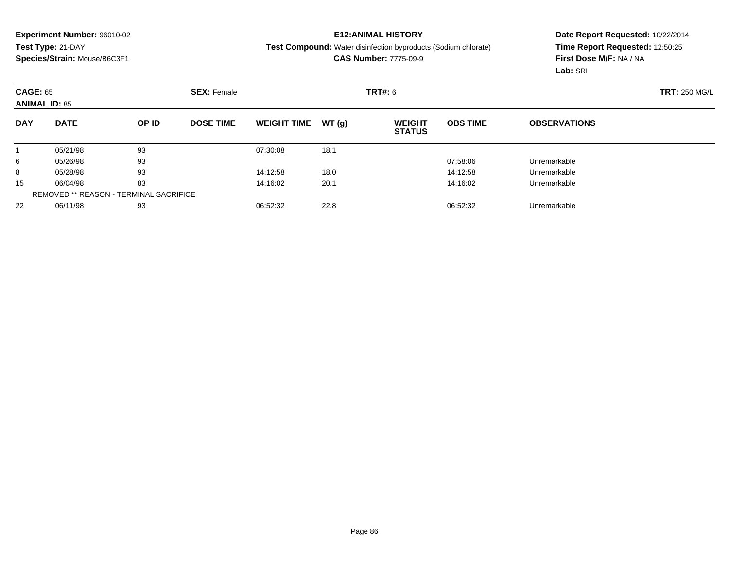**Experiment Number:** 96010-02
**Test Type:** 21-DAY
**Species/Strain:** Mouse/B6C3F1

**E12:ANIMAL HISTORY**
**Test Compound:** Water disinfection byproducts (Sodium chlorate)
**CAS Number:** 7775-09-9

**Date Report Requested:** 10/22/2014
**Time Report Requested:** 12:50:25
**First Dose M/F:** NA / NA
**Lab:** SRI

**CAGE:** 65 **SEX:** Female **TRT#:** 6 **TRT:** 250 MG/L
**ANIMAL ID:** 85

| DAY | DATE | OP ID | DOSE TIME | WEIGHT TIME | WT (g) | WEIGHT STATUS | OBS TIME | OBSERVATIONS |
|---|---|---|---|---|---|---|---|---|
| 1 | 05/21/98 | 93 | | 07:30:08 | 18.1 | | | |
| 6 | 05/26/98 | 93 | | | | | 07:58:06 | Unremarkable |
| 8 | 05/28/98 | 93 | | 14:12:58 | 18.0 | | 14:12:58 | Unremarkable |
| 15 | 06/04/98 | 83 | | 14:16:02 | 20.1 | | 14:16:02 | Unremarkable |
| | REMOVED ** REASON - TERMINAL SACRIFICE | | | | | | | |
| 22 | 06/11/98 | 93 | | 06:52:32 | 22.8 | | 06:52:32 | Unremarkable |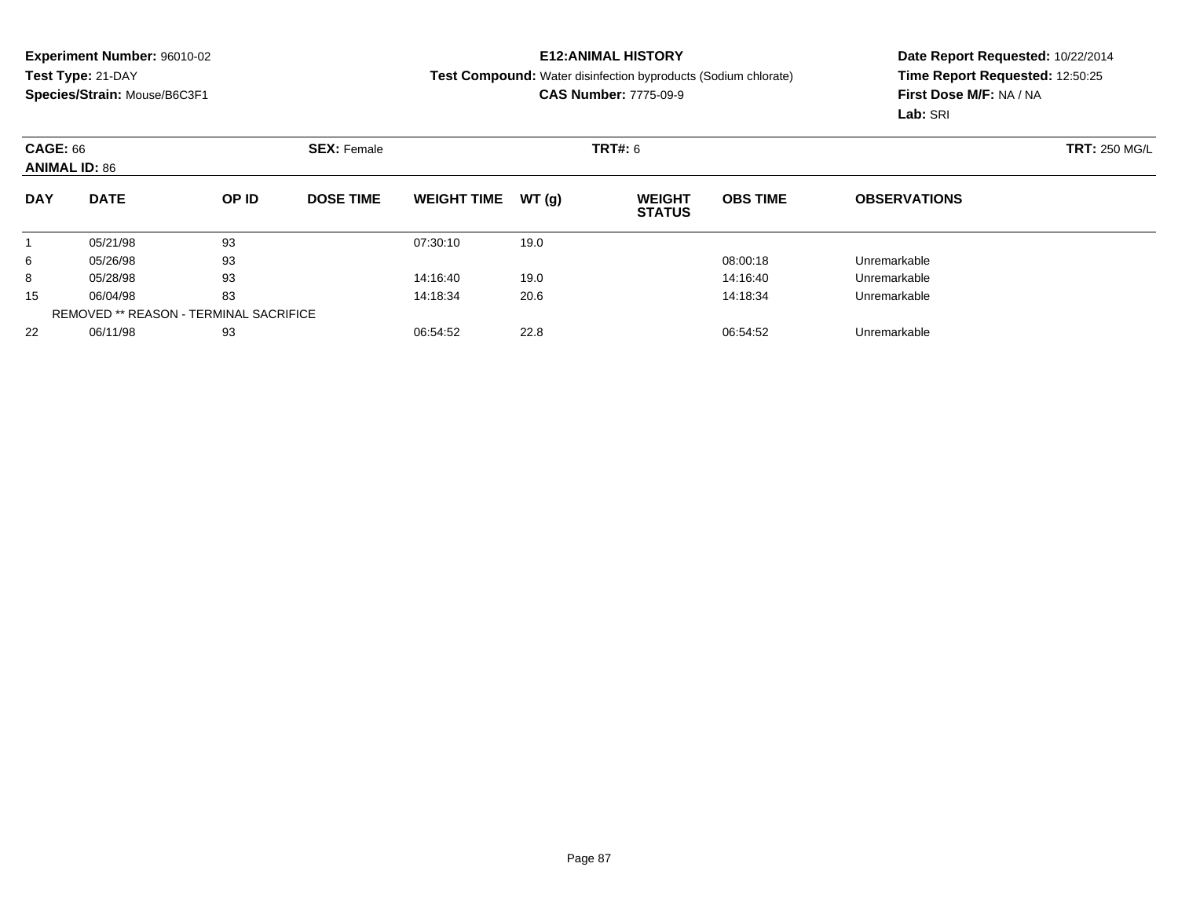**Experiment Number:** 96010-02
**Test Type:** 21-DAY
**Species/Strain:** Mouse/B6C3F1

**E12:ANIMAL HISTORY**
**Test Compound:** Water disinfection byproducts (Sodium chlorate)
**CAS Number:** 7775-09-9

**Date Report Requested:** 10/22/2014
**Time Report Requested:** 12:50:25
**First Dose M/F:** NA / NA
**Lab:** SRI

**CAGE:** 66
**ANIMAL ID:** 86
**SEX:** Female
**TRT#:** 6
**TRT:** 250 MG/L

| DAY | DATE | OP ID | DOSE TIME | WEIGHT TIME | WT (g) | WEIGHT STATUS | OBS TIME | OBSERVATIONS |
|---|---|---|---|---|---|---|---|---|
| 1 | 05/21/98 | 93 | | 07:30:10 | 19.0 | | | |
| 6 | 05/26/98 | 93 | | | | | 08:00:18 | Unremarkable |
| 8 | 05/28/98 | 93 | | 14:16:40 | 19.0 | | 14:16:40 | Unremarkable |
| 15 | 06/04/98 | 83 | | 14:18:34 | 20.6 | | 14:18:34 | Unremarkable |
| | REMOVED ** REASON - TERMINAL SACRIFICE | | | | | | | |
| 22 | 06/11/98 | 93 | | 06:54:52 | 22.8 | | 06:54:52 | Unremarkable |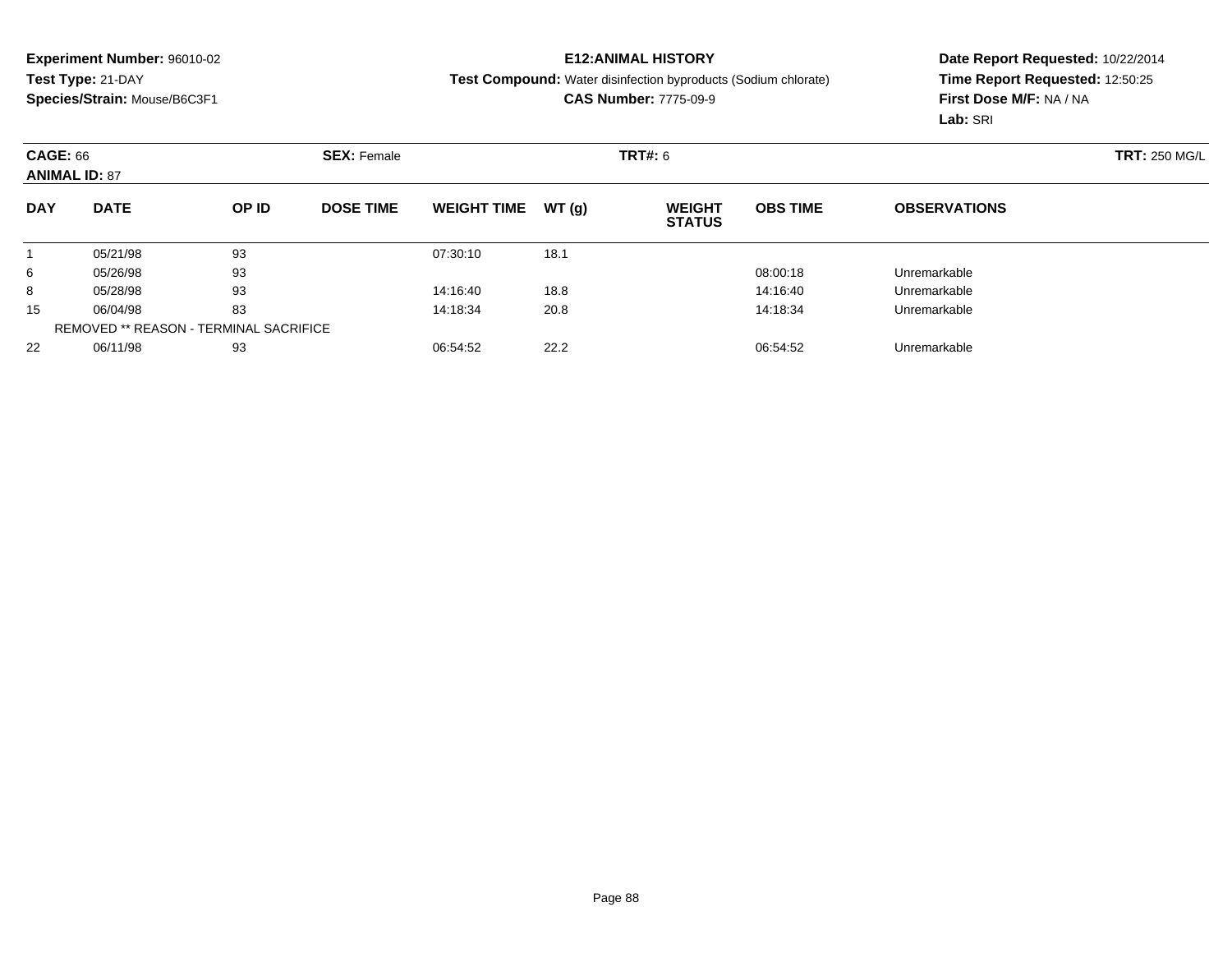**Experiment Number:** 96010-02
**Test Type:** 21-DAY
**Species/Strain:** Mouse/B6C3F1

**E12:ANIMAL HISTORY**
**Test Compound:** Water disinfection byproducts (Sodium chlorate)
**CAS Number:** 7775-09-9

**Date Report Requested:** 10/22/2014
**Time Report Requested:** 12:50:25
**First Dose M/F:** NA / NA
**Lab:** SRI

**CAGE:** 66 **SEX:** Female **TRT#:** 6 **TRT:** 250 MG/L
**ANIMAL ID:** 87

| DAY | DATE | OP ID | DOSE TIME | WEIGHT TIME | WT (g) | WEIGHT STATUS | OBS TIME | OBSERVATIONS |
|---|---|---|---|---|---|---|---|---|
| 1 | 05/21/98 | 93 | | 07:30:10 | 18.1 | | | |
| 6 | 05/26/98 | 93 | | | | | 08:00:18 | Unremarkable |
| 8 | 05/28/98 | 93 | | 14:16:40 | 18.8 | | 14:16:40 | Unremarkable |
| 15 | 06/04/98 | 83 | | 14:18:34 | 20.8 | | 14:18:34 | Unremarkable |
| | REMOVED ** REASON - TERMINAL SACRIFICE | | | | | | | |
| 22 | 06/11/98 | 93 | | 06:54:52 | 22.2 | | 06:54:52 | Unremarkable |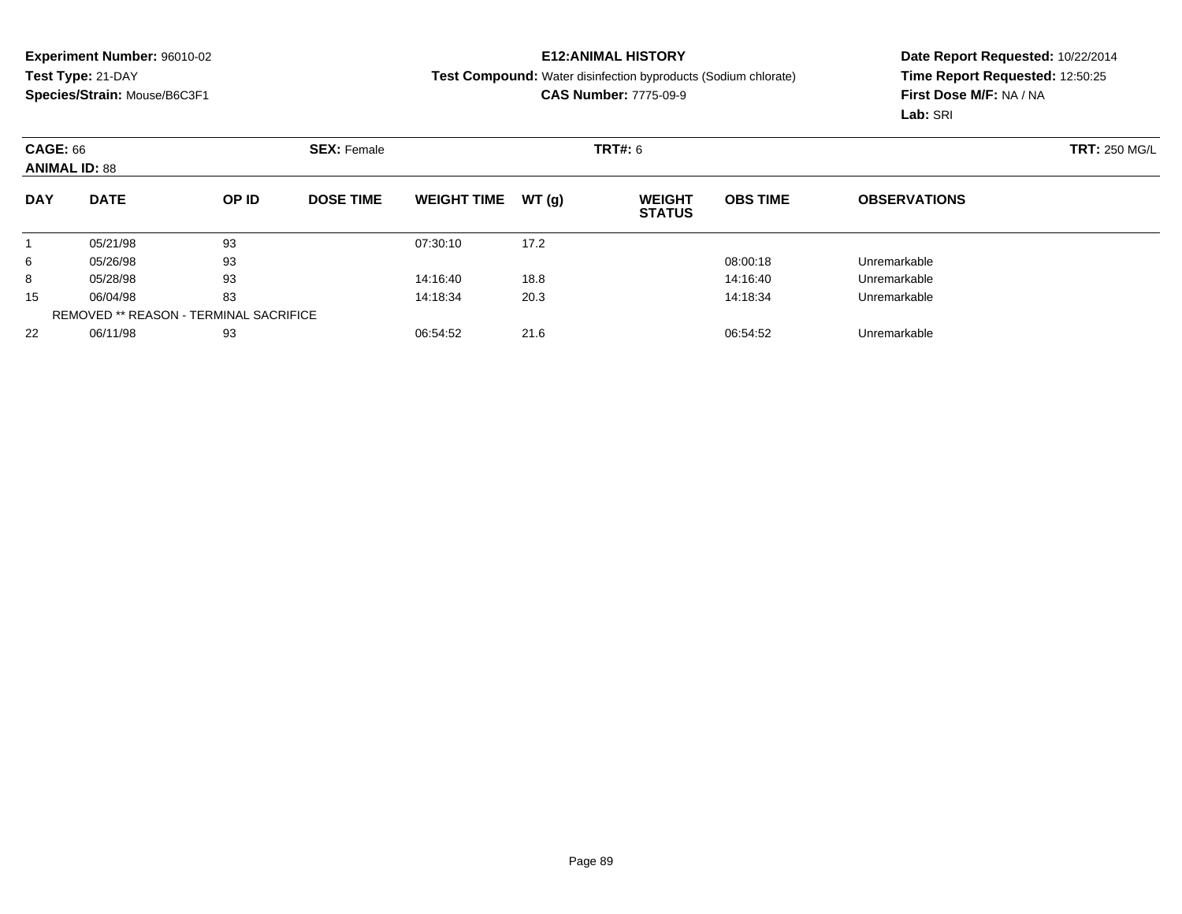**Experiment Number:** 96010-02
**Test Type:** 21-DAY
**Species/Strain:** Mouse/B6C3F1

**E12:ANIMAL HISTORY**
**Test Compound:** Water disinfection byproducts (Sodium chlorate)
**CAS Number:** 7775-09-9

**Date Report Requested:** 10/22/2014
**Time Report Requested:** 12:50:25
**First Dose M/F:** NA / NA
**Lab:** SRI

**CAGE:** 66 **SEX:** Female **TRT#:** 6 **TRT:** 250 MG/L
**ANIMAL ID:** 88

| DAY | DATE | OP ID | DOSE TIME | WEIGHT TIME | WT (g) | WEIGHT STATUS | OBS TIME | OBSERVATIONS |
|---|---|---|---|---|---|---|---|---|
| 1 | 05/21/98 | 93 | | 07:30:10 | 17.2 | | | |
| 6 | 05/26/98 | 93 | | | | | 08:00:18 | Unremarkable |
| 8 | 05/28/98 | 93 | | 14:16:40 | 18.8 | | 14:16:40 | Unremarkable |
| 15 | 06/04/98 | 83 | | 14:18:34 | 20.3 | | 14:18:34 | Unremarkable |
| REMOVED ** REASON - TERMINAL SACRIFICE | | | | | | | | |
| 22 | 06/11/98 | 93 | | 06:54:52 | 21.6 | | 06:54:52 | Unremarkable |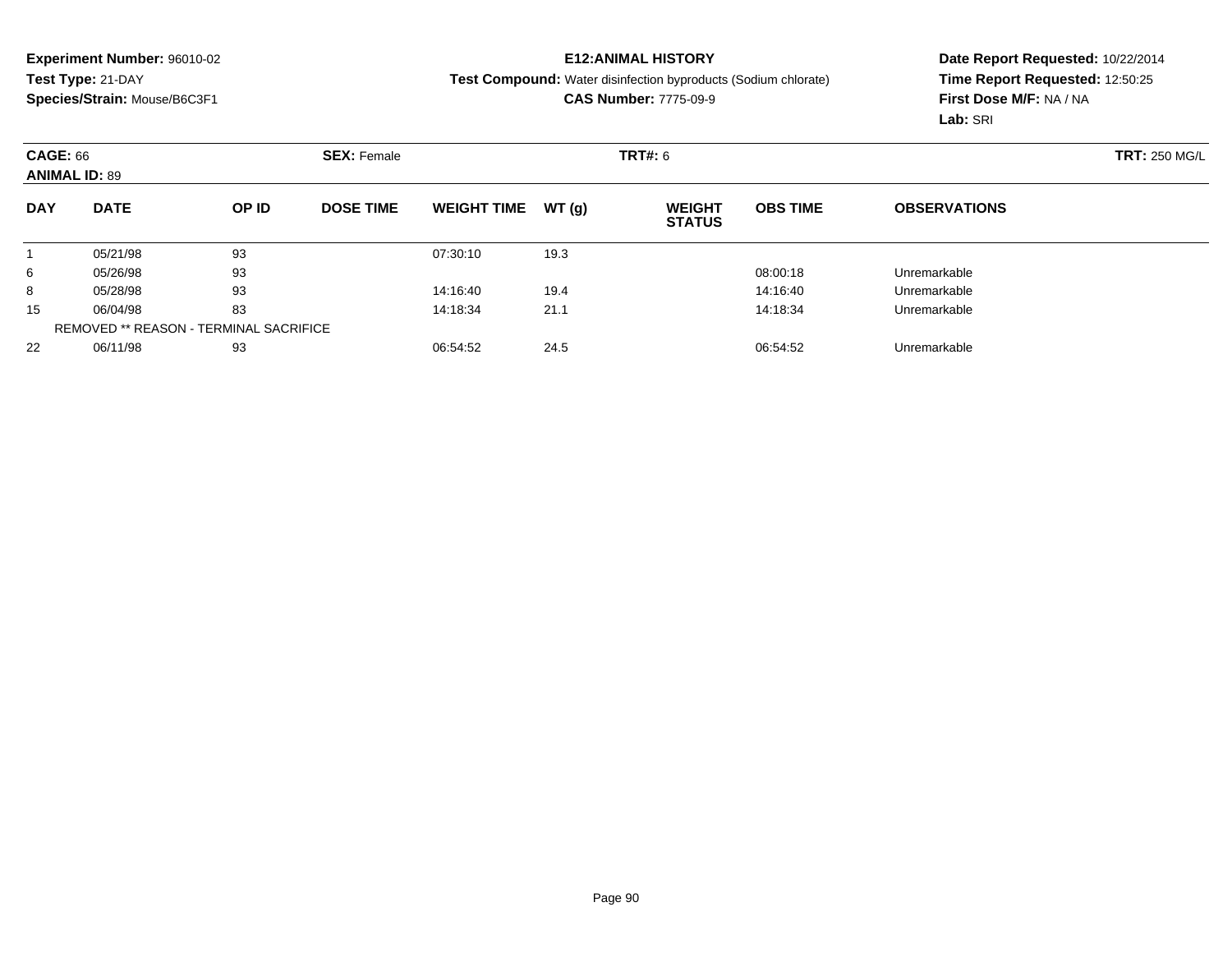**Experiment Number:** 96010-02
**Test Type:** 21-DAY
**Species/Strain:** Mouse/B6C3F1

**E12:ANIMAL HISTORY**
**Test Compound:** Water disinfection byproducts (Sodium chlorate)
**CAS Number:** 7775-09-9

**Date Report Requested:** 10/22/2014
**Time Report Requested:** 12:50:25
**First Dose M/F:** NA / NA
**Lab:** SRI

**CAGE:** 66 **SEX:** Female **TRT#:** 6 **TRT:** 250 MG/L
**ANIMAL ID:** 89

| DAY | DATE | OP ID | DOSE TIME | WEIGHT TIME | WT (g) | WEIGHT STATUS | OBS TIME | OBSERVATIONS |
|---|---|---|---|---|---|---|---|---|
| 1 | 05/21/98 | 93 | | 07:30:10 | 19.3 | | | |
| 6 | 05/26/98 | 93 | | | | | 08:00:18 | Unremarkable |
| 8 | 05/28/98 | 93 | | 14:16:40 | 19.4 | | 14:16:40 | Unremarkable |
| 15 | 06/04/98 | 83 | | 14:18:34 | 21.1 | | 14:18:34 | Unremarkable |
| | REMOVED ** REASON - TERMINAL SACRIFICE | | | | | | | |
| 22 | 06/11/98 | 93 | | 06:54:52 | 24.5 | | 06:54:52 | Unremarkable |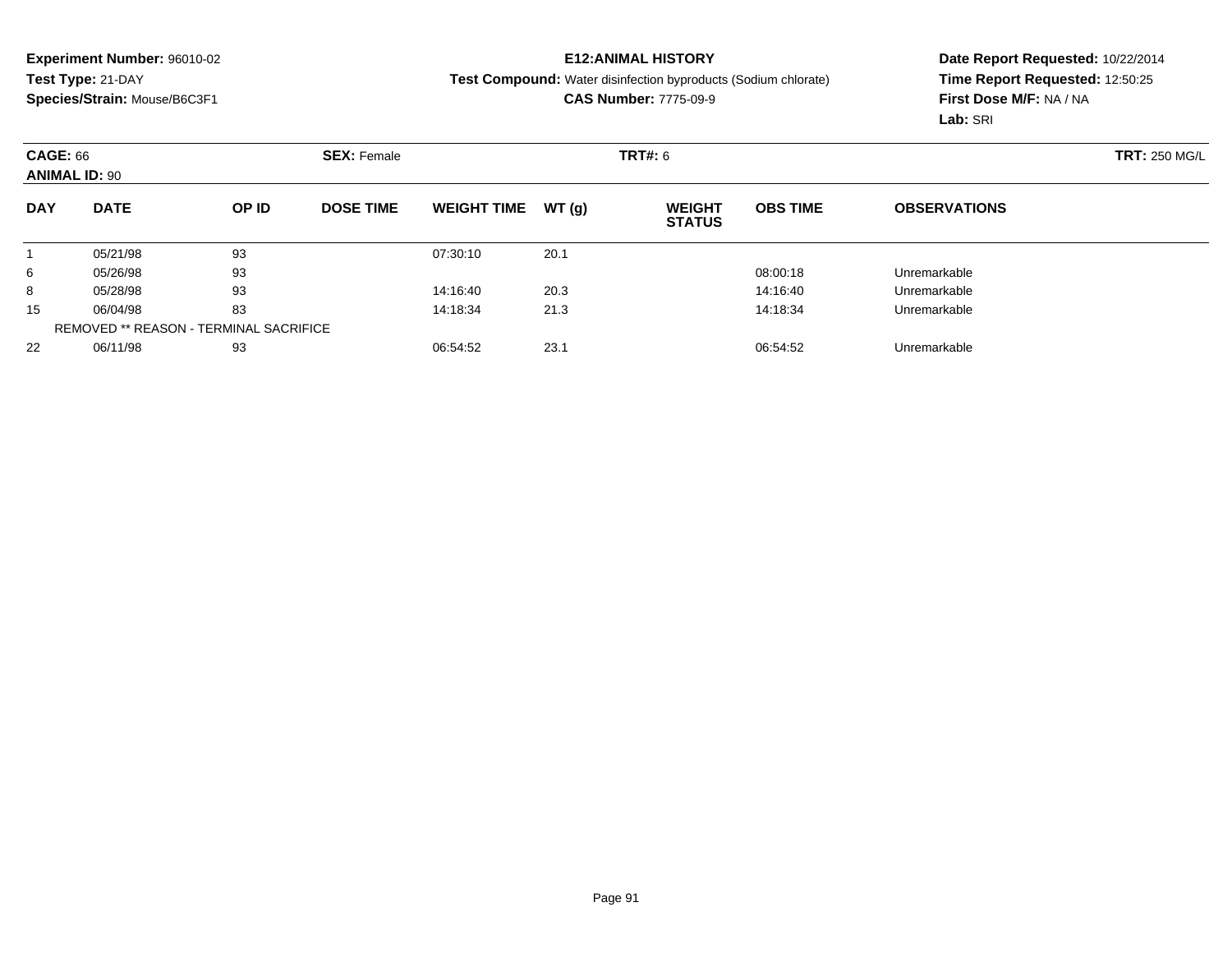**Experiment Number:** 96010-02
**Test Type:** 21-DAY
**Species/Strain:** Mouse/B6C3F1

**E12:ANIMAL HISTORY**
**Test Compound:** Water disinfection byproducts (Sodium chlorate)
**CAS Number:** 7775-09-9

**Date Report Requested:** 10/22/2014
**Time Report Requested:** 12:50:25
**First Dose M/F:** NA / NA
**Lab:** SRI

**CAGE:** 66 **SEX:** Female **TRT#:** 6 **TRT:** 250 MG/L
**ANIMAL ID:** 90

| DAY | DATE | OP ID | DOSE TIME | WEIGHT TIME | WT (g) | WEIGHT STATUS | OBS TIME | OBSERVATIONS |
|---|---|---|---|---|---|---|---|---|
| 1 | 05/21/98 | 93 | | 07:30:10 | 20.1 | | | |
| 6 | 05/26/98 | 93 | | | | | 08:00:18 | Unremarkable |
| 8 | 05/28/98 | 93 | | 14:16:40 | 20.3 | | 14:16:40 | Unremarkable |
| 15 | 06/04/98 | 83 | | 14:18:34 | 21.3 | | 14:18:34 | Unremarkable |
| | REMOVED ** REASON - TERMINAL SACRIFICE | | | | | | | |
| 22 | 06/11/98 | 93 | | 06:54:52 | 23.1 | | 06:54:52 | Unremarkable |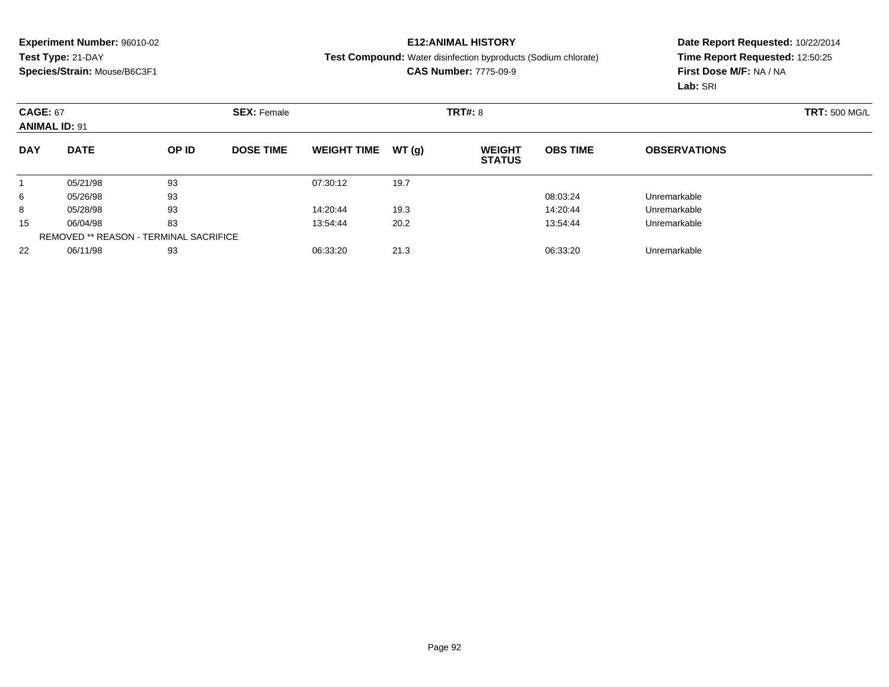**Experiment Number:** 96010-02
**Test Type:** 21-DAY
**Species/Strain:** Mouse/B6C3F1

**E12:ANIMAL HISTORY**
**Test Compound:** Water disinfection byproducts (Sodium chlorate)
**CAS Number:** 7775-09-9

**Date Report Requested:** 10/22/2014
**Time Report Requested:** 12:50:25
**First Dose M/F:** NA / NA
**Lab:** SRI

**CAGE:** 67
**ANIMAL ID:** 91
**SEX:** Female
**TRT#:** 8
**TRT:** 500 MG/L

| DAY | DATE | OP ID | DOSE TIME | WEIGHT TIME | WT (g) | WEIGHT STATUS | OBS TIME | OBSERVATIONS |
|---|---|---|---|---|---|---|---|---|
| 1 | 05/21/98 | 93 | | 07:30:12 | 19.7 | | | |
| 6 | 05/26/98 | 93 | | | | | 08:03:24 | Unremarkable |
| 8 | 05/28/98 | 93 | | 14:20:44 | 19.3 | | 14:20:44 | Unremarkable |
| 15 | 06/04/98 | 83 | | 13:54:44 | 20.2 | | 13:54:44 | Unremarkable |
| | REMOVED ** REASON - TERMINAL SACRIFICE | | | | | | | |
| 22 | 06/11/98 | 93 | | 06:33:20 | 21.3 | | 06:33:20 | Unremarkable |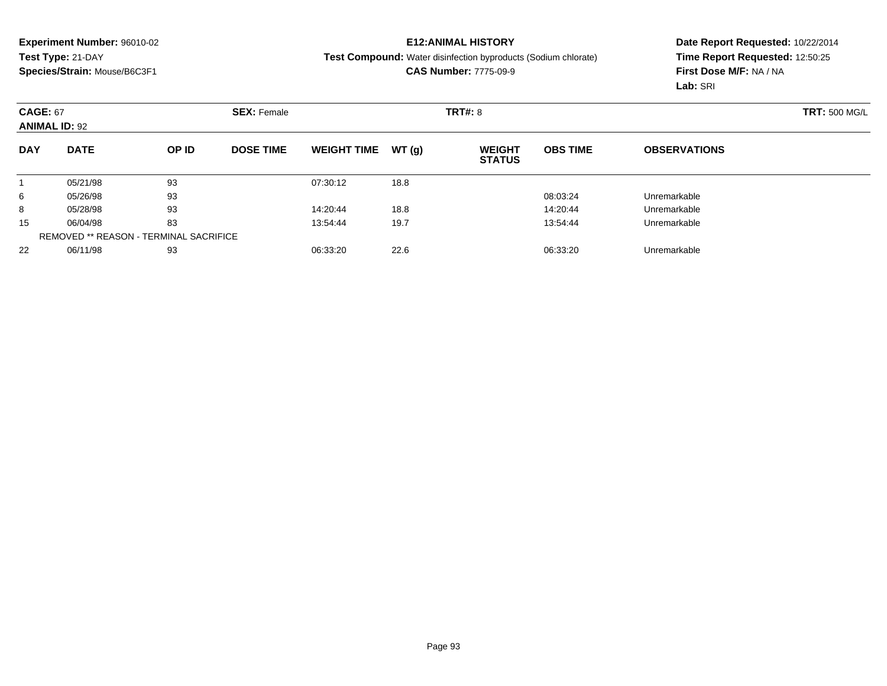**Experiment Number:** 96010-02
**Test Type:** 21-DAY
**Species/Strain:** Mouse/B6C3F1

**E12:ANIMAL HISTORY**
**Test Compound:** Water disinfection byproducts (Sodium chlorate)
**CAS Number:** 7775-09-9

**Date Report Requested:** 10/22/2014
**Time Report Requested:** 12:50:25
**First Dose M/F:** NA / NA
**Lab:** SRI

**CAGE:** 67 **SEX:** Female **TRT#:** 8 **TRT:** 500 MG/L
**ANIMAL ID:** 92

| DAY | DATE | OP ID | DOSE TIME | WEIGHT TIME | WT (g) | WEIGHT STATUS | OBS TIME | OBSERVATIONS |
|---|---|---|---|---|---|---|---|---|
| 1 | 05/21/98 | 93 | | 07:30:12 | 18.8 | | | |
| 6 | 05/26/98 | 93 | | | | | 08:03:24 | Unremarkable |
| 8 | 05/28/98 | 93 | | 14:20:44 | 18.8 | | 14:20:44 | Unremarkable |
| 15 | 06/04/98 | 83 | | 13:54:44 | 19.7 | | 13:54:44 | Unremarkable |
| | REMOVED ** REASON - TERMINAL SACRIFICE | | | | | | | |
| 22 | 06/11/98 | 93 | | 06:33:20 | 22.6 | | 06:33:20 | Unremarkable |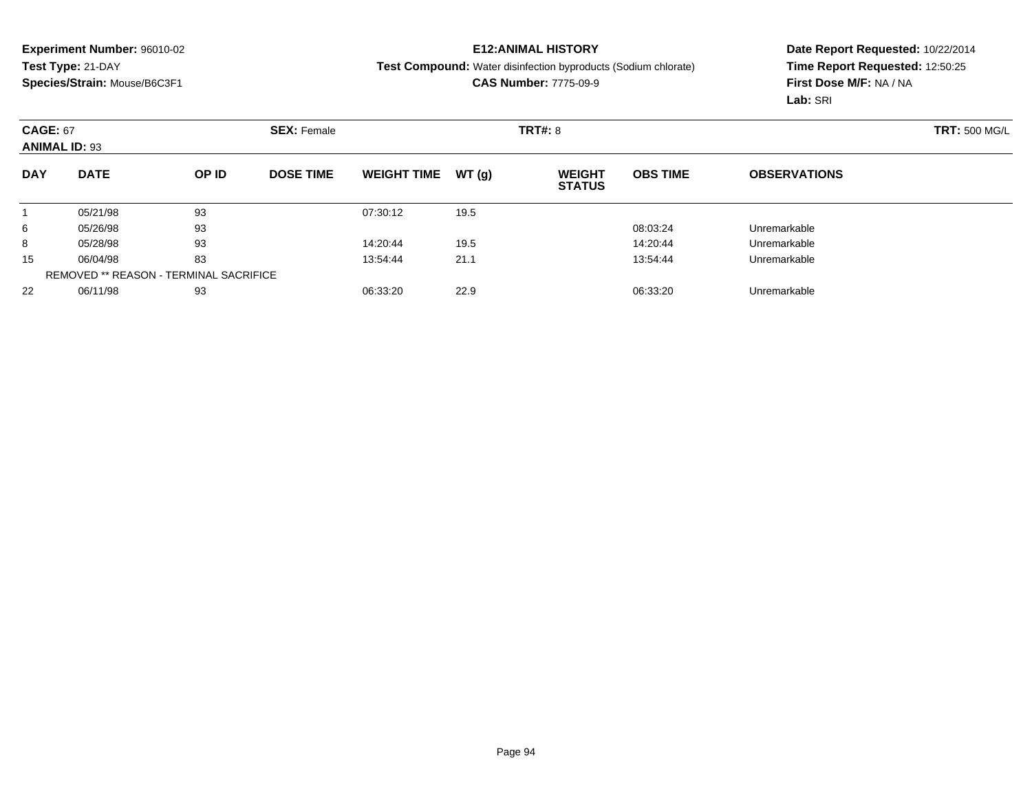**Experiment Number:** 96010-02
**Test Type:** 21-DAY
**Species/Strain:** Mouse/B6C3F1

**E12:ANIMAL HISTORY**
**Test Compound:** Water disinfection byproducts (Sodium chlorate)
**CAS Number:** 7775-09-9

**Date Report Requested:** 10/22/2014
**Time Report Requested:** 12:50:25
**First Dose M/F:** NA / NA
**Lab:** SRI

**CAGE:** 67 **SEX:** Female **TRT#:** 8 **TRT:** 500 MG/L
**ANIMAL ID:** 93

| DAY | DATE | OP ID | DOSE TIME | WEIGHT TIME | WT (g) | WEIGHT STATUS | OBS TIME | OBSERVATIONS |
|---|---|---|---|---|---|---|---|---|
| 1 | 05/21/98 | 93 | | 07:30:12 | 19.5 | | | |
| 6 | 05/26/98 | 93 | | | | | 08:03:24 | Unremarkable |
| 8 | 05/28/98 | 93 | | 14:20:44 | 19.5 | | 14:20:44 | Unremarkable |
| 15 | 06/04/98 | 83 | | 13:54:44 | 21.1 | | 13:54:44 | Unremarkable |
| | REMOVED ** REASON - TERMINAL SACRIFICE | | | | | | | |
| 22 | 06/11/98 | 93 | | 06:33:20 | 22.9 | | 06:33:20 | Unremarkable |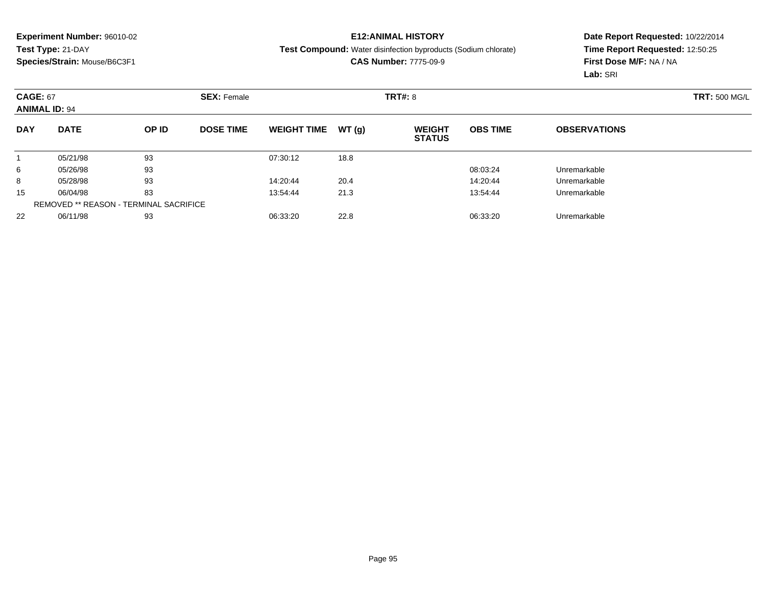**Experiment Number:** 96010-02
**Test Type:** 21-DAY
**Species/Strain:** Mouse/B6C3F1

**E12:ANIMAL HISTORY**
**Test Compound:** Water disinfection byproducts (Sodium chlorate)
**CAS Number:** 7775-09-9

**Date Report Requested:** 10/22/2014
**Time Report Requested:** 12:50:25
**First Dose M/F:** NA / NA
**Lab:** SRI

**CAGE:** 67 **SEX:** Female **TRT#:** 8 **TRT:** 500 MG/L
**ANIMAL ID:** 94

| DAY | DATE | OP ID | DOSE TIME | WEIGHT TIME | WT (g) | WEIGHT STATUS | OBS TIME | OBSERVATIONS |
|---|---|---|---|---|---|---|---|---|
| 1 | 05/21/98 | 93 | | 07:30:12 | 18.8 | | | |
| 6 | 05/26/98 | 93 | | | | | 08:03:24 | Unremarkable |
| 8 | 05/28/98 | 93 | | 14:20:44 | 20.4 | | 14:20:44 | Unremarkable |
| 15 | 06/04/98 | 83 | | 13:54:44 | 21.3 | | 13:54:44 | Unremarkable |
| | REMOVED ** REASON - TERMINAL SACRIFICE | | | | | | | |
| 22 | 06/11/98 | 93 | | 06:33:20 | 22.8 | | 06:33:20 | Unremarkable |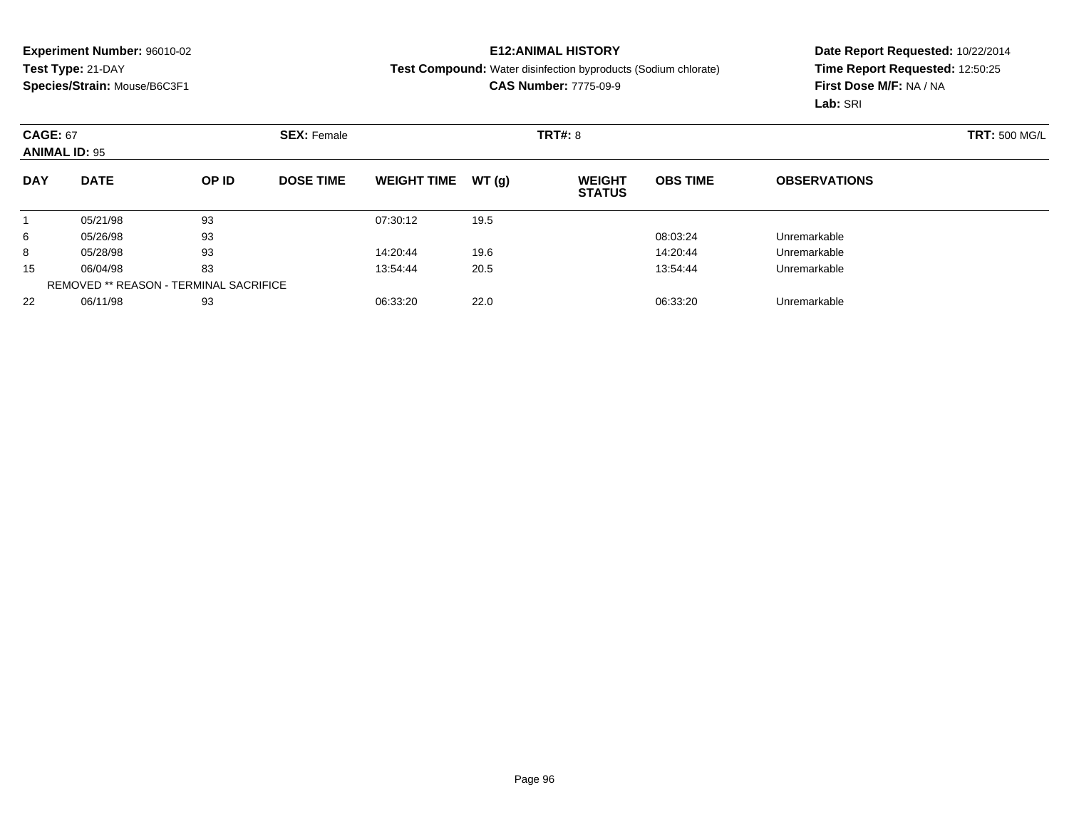**Experiment Number:** 96010-02
**Test Type:** 21-DAY
**Species/Strain:** Mouse/B6C3F1

**E12:ANIMAL HISTORY**
**Test Compound:** Water disinfection byproducts (Sodium chlorate)
**CAS Number:** 7775-09-9

**Date Report Requested:** 10/22/2014
**Time Report Requested:** 12:50:25
**First Dose M/F:** NA / NA
**Lab:** SRI

**CAGE:** 67 **SEX:** Female **TRT#:** 8 **TRT:** 500 MG/L
**ANIMAL ID:** 95

| DAY | DATE | OP ID | DOSE TIME | WEIGHT TIME | WT (g) | WEIGHT STATUS | OBS TIME | OBSERVATIONS |
|---|---|---|---|---|---|---|---|---|
| 1 | 05/21/98 | 93 | | 07:30:12 | 19.5 | | | |
| 6 | 05/26/98 | 93 | | | | | 08:03:24 | Unremarkable |
| 8 | 05/28/98 | 93 | | 14:20:44 | 19.6 | | 14:20:44 | Unremarkable |
| 15 | 06/04/98 | 83 | | 13:54:44 | 20.5 | | 13:54:44 | Unremarkable |
| | REMOVED ** REASON - TERMINAL SACRIFICE | | | | | | | |
| 22 | 06/11/98 | 93 | | 06:33:20 | 22.0 | | 06:33:20 | Unremarkable |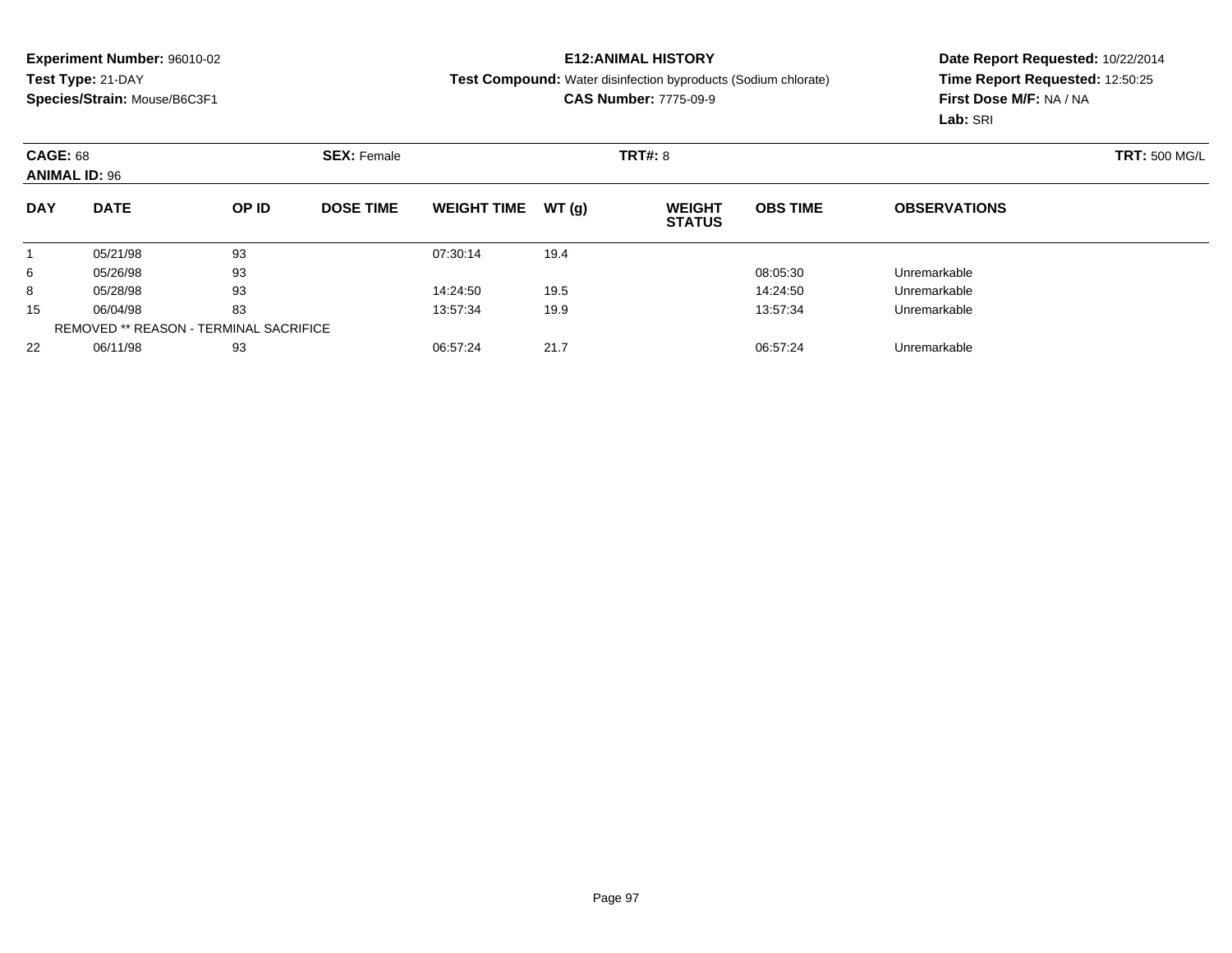**Experiment Number:** 96010-02
**Test Type:** 21-DAY
**Species/Strain:** Mouse/B6C3F1

**E12:ANIMAL HISTORY**
**Test Compound:** Water disinfection byproducts (Sodium chlorate)
**CAS Number:** 7775-09-9

**Date Report Requested:** 10/22/2014
**Time Report Requested:** 12:50:25
**First Dose M/F:** NA / NA
**Lab:** SRI

**CAGE:** 68 **SEX:** Female **TRT#:** 8 **TRT:** 500 MG/L
**ANIMAL ID:** 96

| DAY | DATE | OP ID | DOSE TIME | WEIGHT TIME | WT (g) | WEIGHT STATUS | OBS TIME | OBSERVATIONS |
|---|---|---|---|---|---|---|---|---|
| 1 | 05/21/98 | 93 | | 07:30:14 | 19.4 | | | |
| 6 | 05/26/98 | 93 | | | | | 08:05:30 | Unremarkable |
| 8 | 05/28/98 | 93 | | 14:24:50 | 19.5 | | 14:24:50 | Unremarkable |
| 15 | 06/04/98 | 83 | | 13:57:34 | 19.9 | | 13:57:34 | Unremarkable |
| | REMOVED ** REASON - TERMINAL SACRIFICE | | | | | | | |
| 22 | 06/11/98 | 93 | | 06:57:24 | 21.7 | | 06:57:24 | Unremarkable |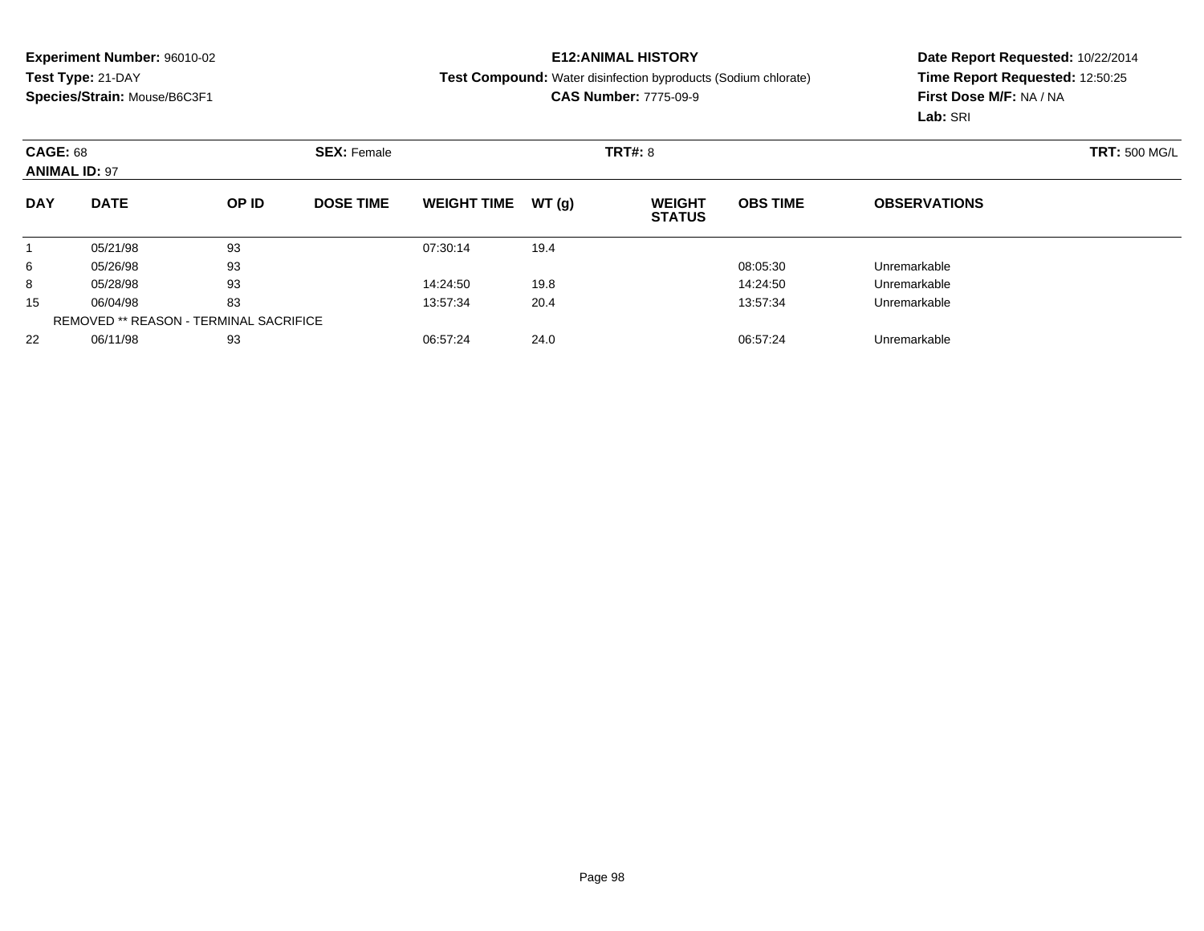**Experiment Number:** 96010-02
**Test Type:** 21-DAY
**Species/Strain:** Mouse/B6C3F1

**E12:ANIMAL HISTORY**
**Test Compound:** Water disinfection byproducts (Sodium chlorate)
**CAS Number:** 7775-09-9

**Date Report Requested:** 10/22/2014
**Time Report Requested:** 12:50:25
**First Dose M/F:** NA / NA
**Lab:** SRI

**CAGE:** 68 **SEX:** Female **TRT#:** 8 **TRT:** 500 MG/L
**ANIMAL ID:** 97

| DAY | DATE | OP ID | DOSE TIME | WEIGHT TIME | WT (g) | WEIGHT STATUS | OBS TIME | OBSERVATIONS |
|---|---|---|---|---|---|---|---|---|
| 1 | 05/21/98 | 93 | | 07:30:14 | 19.4 | | | |
| 6 | 05/26/98 | 93 | | | | | 08:05:30 | Unremarkable |
| 8 | 05/28/98 | 93 | | 14:24:50 | 19.8 | | 14:24:50 | Unremarkable |
| 15 | 06/04/98 | 83 | | 13:57:34 | 20.4 | | 13:57:34 | Unremarkable |
| | REMOVED ** REASON - TERMINAL SACRIFICE | | | | | | | |
| 22 | 06/11/98 | 93 | | 06:57:24 | 24.0 | | 06:57:24 | Unremarkable |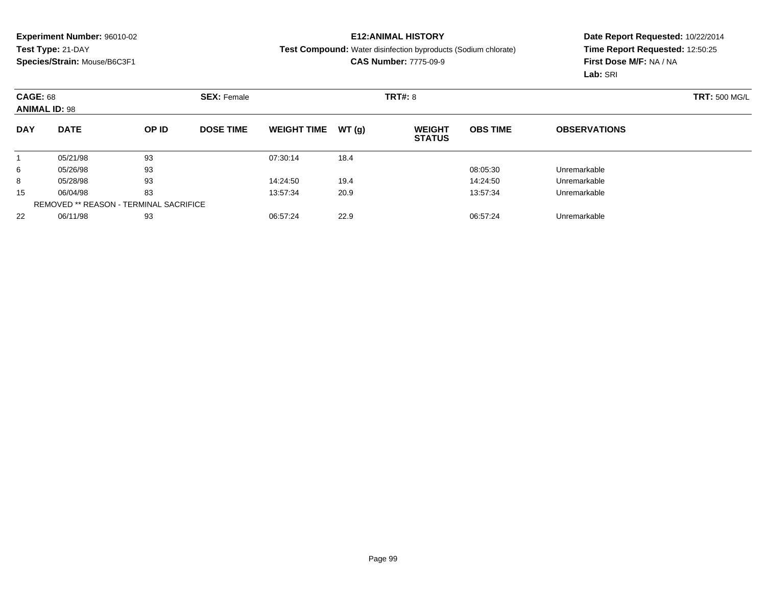**Experiment Number:** 96010-02
**Test Type:** 21-DAY
**Species/Strain:** Mouse/B6C3F1

**E12:ANIMAL HISTORY**
**Test Compound:** Water disinfection byproducts (Sodium chlorate)
**CAS Number:** 7775-09-9

**Date Report Requested:** 10/22/2014
**Time Report Requested:** 12:50:25
**First Dose M/F:** NA / NA
**Lab:** SRI

**CAGE:** 68 **SEX:** Female **TRT#:** 8 **TRT:** 500 MG/L
**ANIMAL ID:** 98

| DAY | DATE | OP ID | DOSE TIME | WEIGHT TIME | WT (g) | WEIGHT STATUS | OBS TIME | OBSERVATIONS |
|---|---|---|---|---|---|---|---|---|
| 1 | 05/21/98 | 93 | | 07:30:14 | 18.4 | | | |
| 6 | 05/26/98 | 93 | | | | | 08:05:30 | Unremarkable |
| 8 | 05/28/98 | 93 | | 14:24:50 | 19.4 | | 14:24:50 | Unremarkable |
| 15 | 06/04/98 | 83 | | 13:57:34 | 20.9 | | 13:57:34 | Unremarkable |
| | REMOVED ** REASON - TERMINAL SACRIFICE | | | | | | | |
| 22 | 06/11/98 | 93 | | 06:57:24 | 22.9 | | 06:57:24 | Unremarkable |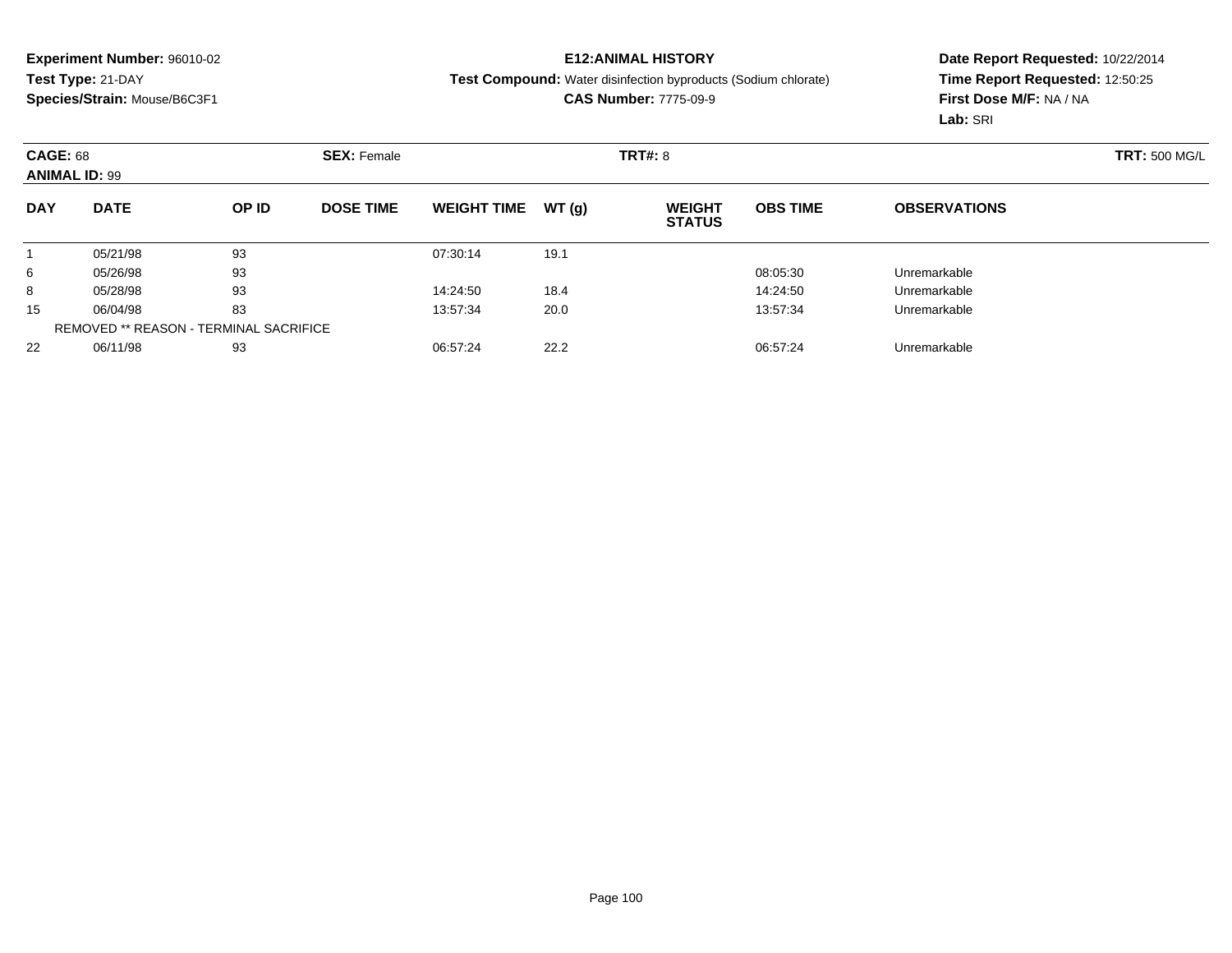**Experiment Number:** 96010-02
**Test Type:** 21-DAY
**Species/Strain:** Mouse/B6C3F1

**E12:ANIMAL HISTORY**
**Test Compound:** Water disinfection byproducts (Sodium chlorate)
**CAS Number:** 7775-09-9

**Date Report Requested:** 10/22/2014
**Time Report Requested:** 12:50:25
**First Dose M/F:** NA / NA
**Lab:** SRI

**CAGE:** 68 **SEX:** Female **TRT#:** 8 **TRT:** 500 MG/L
**ANIMAL ID:** 99

| DAY | DATE | OP ID | DOSE TIME | WEIGHT TIME | WT (g) | WEIGHT STATUS | OBS TIME | OBSERVATIONS |
|---|---|---|---|---|---|---|---|---|
| 1 | 05/21/98 | 93 | | 07:30:14 | 19.1 | | | |
| 6 | 05/26/98 | 93 | | | | | 08:05:30 | Unremarkable |
| 8 | 05/28/98 | 93 | | 14:24:50 | 18.4 | | 14:24:50 | Unremarkable |
| 15 | 06/04/98 | 83 | | 13:57:34 | 20.0 | | 13:57:34 | Unremarkable |
| | REMOVED ** REASON - TERMINAL SACRIFICE | | | | | | | |
| 22 | 06/11/98 | 93 | | 06:57:24 | 22.2 | | 06:57:24 | Unremarkable |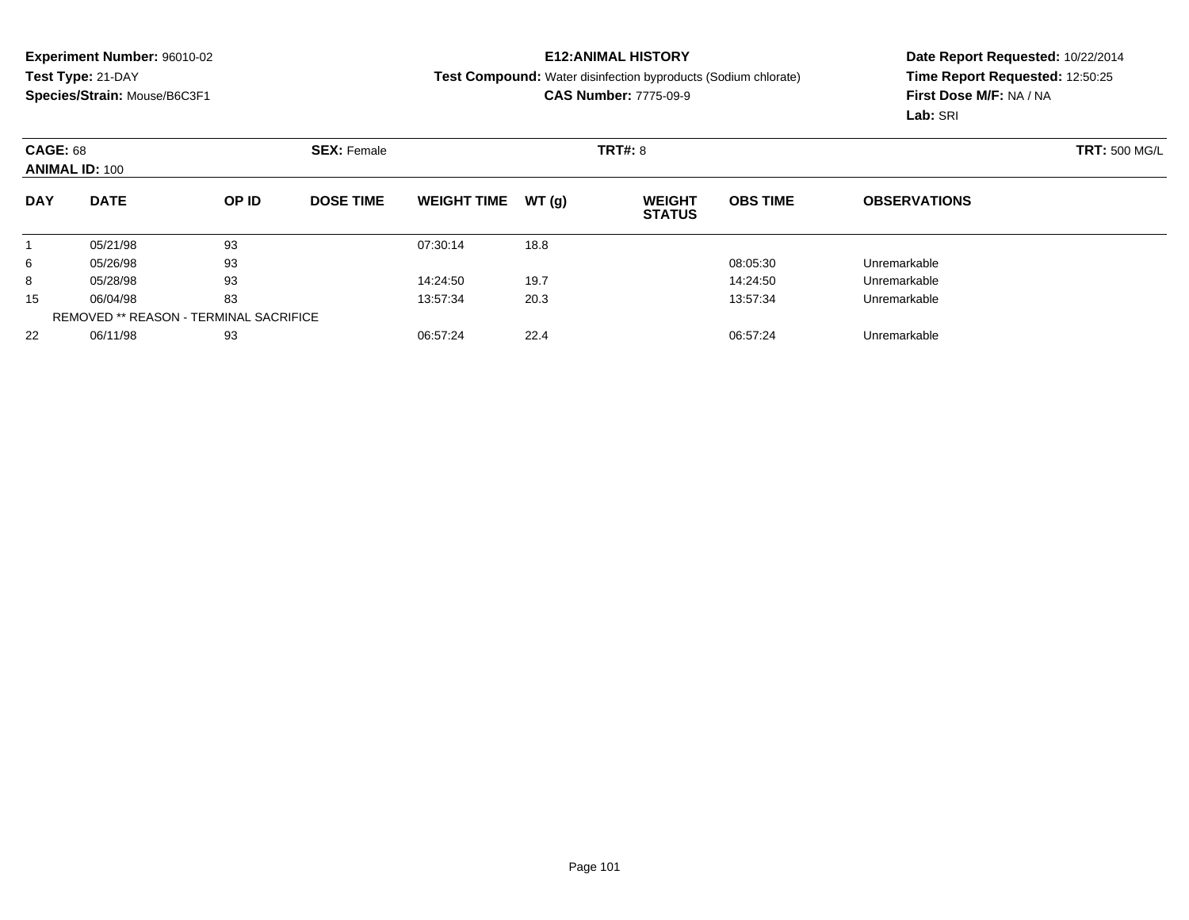**Experiment Number:** 96010-02
**Test Type:** 21-DAY
**Species/Strain:** Mouse/B6C3F1

**E12:ANIMAL HISTORY**
**Test Compound:** Water disinfection byproducts (Sodium chlorate)
**CAS Number:** 7775-09-9

**Date Report Requested:** 10/22/2014
**Time Report Requested:** 12:50:25
**First Dose M/F:** NA / NA
**Lab:** SRI

**CAGE:** 68 **SEX:** Female **TRT#:** 8 **TRT:** 500 MG/L
**ANIMAL ID:** 100

| DAY | DATE | OP ID | DOSE TIME | WEIGHT TIME | WT (g) | WEIGHT STATUS | OBS TIME | OBSERVATIONS |
|---|---|---|---|---|---|---|---|---|
| 1 | 05/21/98 | 93 | | 07:30:14 | 18.8 | | | |
| 6 | 05/26/98 | 93 | | | | | 08:05:30 | Unremarkable |
| 8 | 05/28/98 | 93 | | 14:24:50 | 19.7 | | 14:24:50 | Unremarkable |
| 15 | 06/04/98 | 83 | | 13:57:34 | 20.3 | | 13:57:34 | Unremarkable |
| | REMOVED ** REASON - TERMINAL SACRIFICE | | | | | | | |
| 22 | 06/11/98 | 93 | | 06:57:24 | 22.4 | | 06:57:24 | Unremarkable |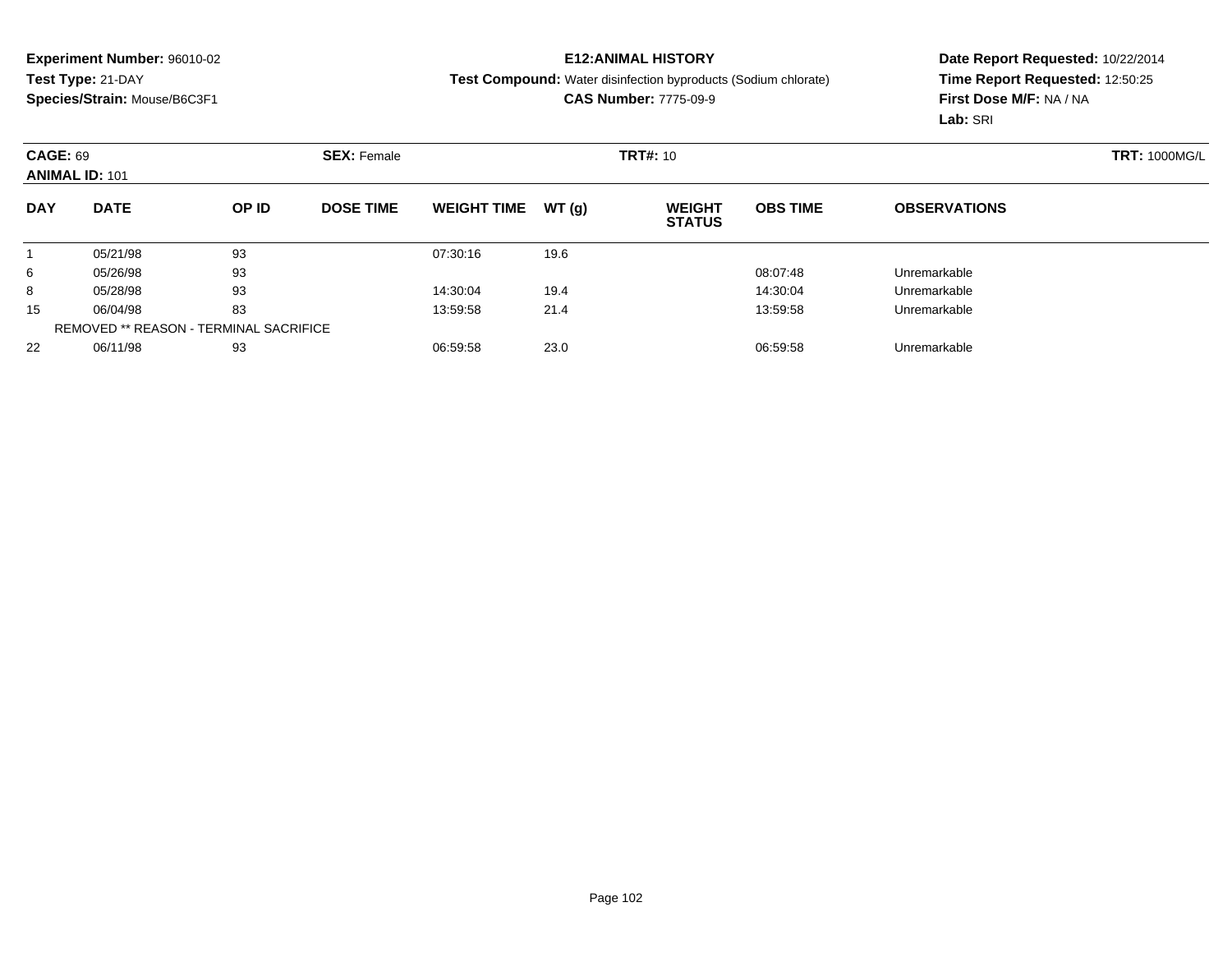**Experiment Number:** 96010-02
**Test Type:** 21-DAY
**Species/Strain:** Mouse/B6C3F1

**E12:ANIMAL HISTORY**
**Test Compound:** Water disinfection byproducts (Sodium chlorate)
**CAS Number:** 7775-09-9

**Date Report Requested:** 10/22/2014
**Time Report Requested:** 12:50:25
**First Dose M/F:** NA / NA
**Lab:** SRI

**CAGE:** 69 **SEX:** Female **TRT#:** 10 **TRT:** 1000MG/L
**ANIMAL ID:** 101

| DAY | DATE | OP ID | DOSE TIME | WEIGHT TIME | WT (g) | WEIGHT STATUS | OBS TIME | OBSERVATIONS |
|---|---|---|---|---|---|---|---|---|
| 1 | 05/21/98 | 93 | | 07:30:16 | 19.6 | | | |
| 6 | 05/26/98 | 93 | | | | | 08:07:48 | Unremarkable |
| 8 | 05/28/98 | 93 | | 14:30:04 | 19.4 | | 14:30:04 | Unremarkable |
| 15 | 06/04/98 | 83 | | 13:59:58 | 21.4 | | 13:59:58 | Unremarkable |
| | REMOVED ** REASON - TERMINAL SACRIFICE | | | | | | | |
| 22 | 06/11/98 | 93 | | 06:59:58 | 23.0 | | 06:59:58 | Unremarkable |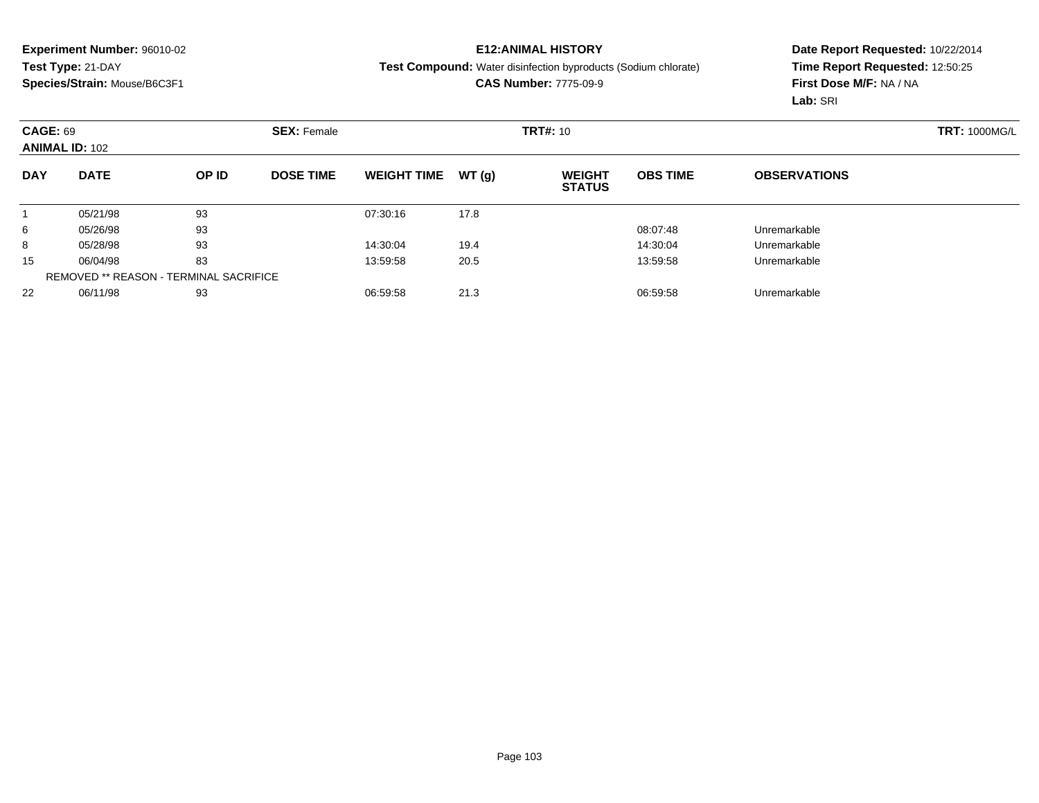**Experiment Number:** 96010-02
**Test Type:** 21-DAY
**Species/Strain:** Mouse/B6C3F1

**E12:ANIMAL HISTORY**
**Test Compound:** Water disinfection byproducts (Sodium chlorate)
**CAS Number:** 7775-09-9

**Date Report Requested:** 10/22/2014
**Time Report Requested:** 12:50:25
**First Dose M/F:** NA / NA
**Lab:** SRI

**CAGE:** 69 **SEX:** Female **TRT#:** 10 **TRT:** 1000MG/L
**ANIMAL ID:** 102

| DAY | DATE | OP ID | DOSE TIME | WEIGHT TIME | WT (g) | WEIGHT STATUS | OBS TIME | OBSERVATIONS |
|---|---|---|---|---|---|---|---|---|
| 1 | 05/21/98 | 93 | | 07:30:16 | 17.8 | | | |
| 6 | 05/26/98 | 93 | | | | | 08:07:48 | Unremarkable |
| 8 | 05/28/98 | 93 | | 14:30:04 | 19.4 | | 14:30:04 | Unremarkable |
| 15 | 06/04/98 | 83 | | 13:59:58 | 20.5 | | 13:59:58 | Unremarkable |
| | REMOVED ** REASON - TERMINAL SACRIFICE | | | | | | | |
| 22 | 06/11/98 | 93 | | 06:59:58 | 21.3 | | 06:59:58 | Unremarkable |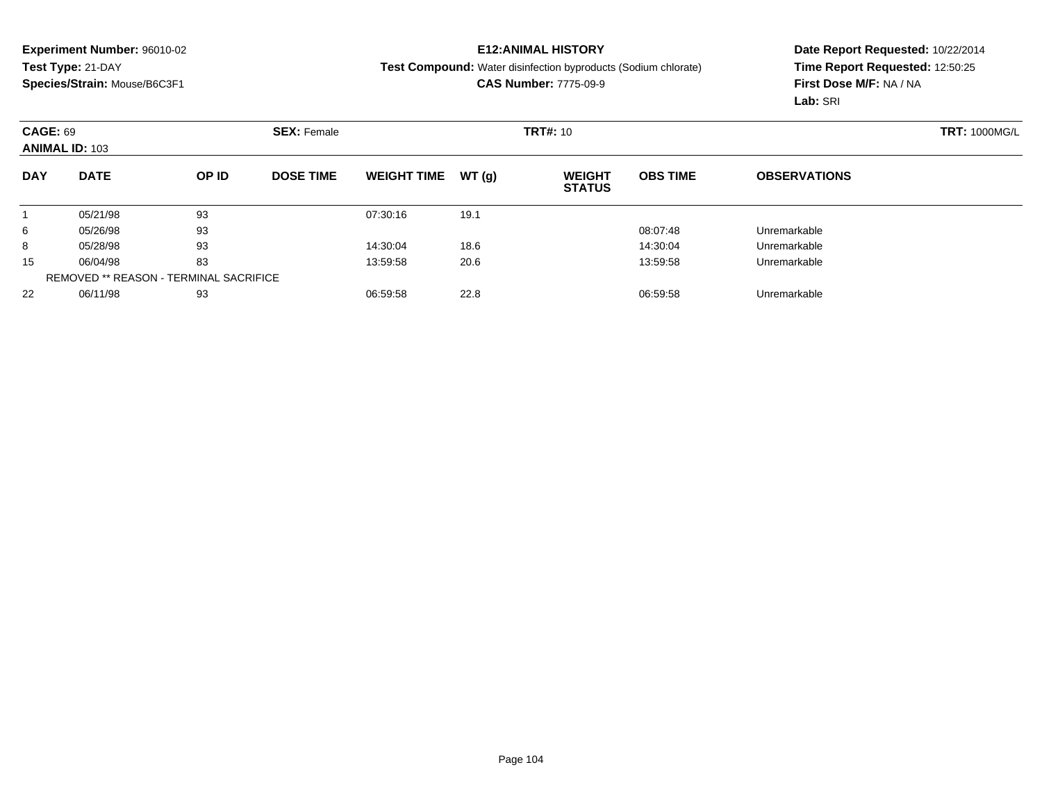**Experiment Number:** 96010-02
**Test Type:** 21-DAY
**Species/Strain:** Mouse/B6C3F1

**E12:ANIMAL HISTORY**
**Test Compound:** Water disinfection byproducts (Sodium chlorate)
**CAS Number:** 7775-09-9

**Date Report Requested:** 10/22/2014
**Time Report Requested:** 12:50:25
**First Dose M/F:** NA / NA
**Lab:** SRI

**CAGE:** 69 **SEX:** Female **TRT#:** 10 **TRT:** 1000MG/L
**ANIMAL ID:** 103

| DAY | DATE | OP ID | DOSE TIME | WEIGHT TIME | WT (g) | WEIGHT STATUS | OBS TIME | OBSERVATIONS |
|---|---|---|---|---|---|---|---|---|
| 1 | 05/21/98 | 93 | | 07:30:16 | 19.1 | | | |
| 6 | 05/26/98 | 93 | | | | | 08:07:48 | Unremarkable |
| 8 | 05/28/98 | 93 | | 14:30:04 | 18.6 | | 14:30:04 | Unremarkable |
| 15 | 06/04/98 | 83 | | 13:59:58 | 20.6 | | 13:59:58 | Unremarkable |
| | REMOVED ** REASON - TERMINAL SACRIFICE | | | | | | | |
| 22 | 06/11/98 | 93 | | 06:59:58 | 22.8 | | 06:59:58 | Unremarkable |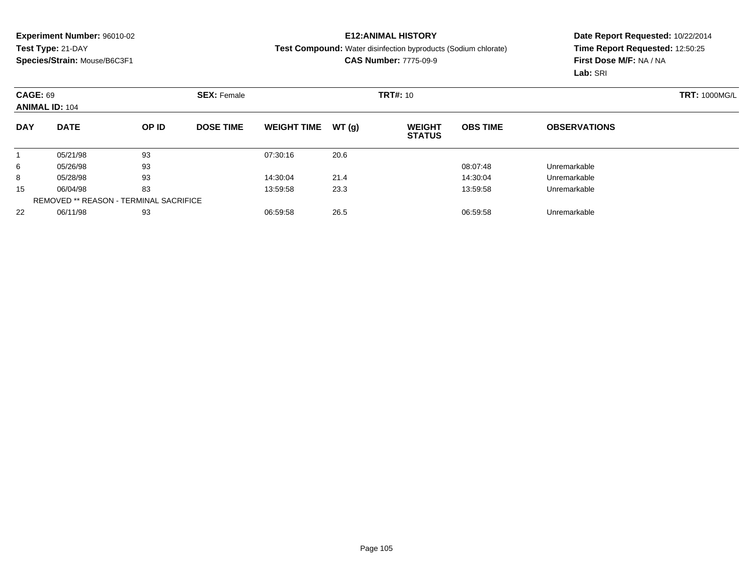**Experiment Number:** 96010-02
**Test Type:** 21-DAY
**Species/Strain:** Mouse/B6C3F1

**E12:ANIMAL HISTORY**
**Test Compound:** Water disinfection byproducts (Sodium chlorate)
**CAS Number:** 7775-09-9

**Date Report Requested:** 10/22/2014
**Time Report Requested:** 12:50:25
**First Dose M/F:** NA / NA
**Lab:** SRI

**CAGE:** 69 **SEX:** Female **TRT#:** 10 **TRT:** 1000MG/L
**ANIMAL ID:** 104

| DAY | DATE | OP ID | DOSE TIME | WEIGHT TIME | WT (g) | WEIGHT STATUS | OBS TIME | OBSERVATIONS |
|---|---|---|---|---|---|---|---|---|
| 1 | 05/21/98 | 93 | | 07:30:16 | 20.6 | | | |
| 6 | 05/26/98 | 93 | | | | | 08:07:48 | Unremarkable |
| 8 | 05/28/98 | 93 | | 14:30:04 | 21.4 | | 14:30:04 | Unremarkable |
| 15 | 06/04/98 | 83 | | 13:59:58 | 23.3 | | 13:59:58 | Unremarkable |
| REMOVED ** REASON - TERMINAL SACRIFICE | | | | | | | | |
| 22 | 06/11/98 | 93 | | 06:59:58 | 26.5 | | 06:59:58 | Unremarkable |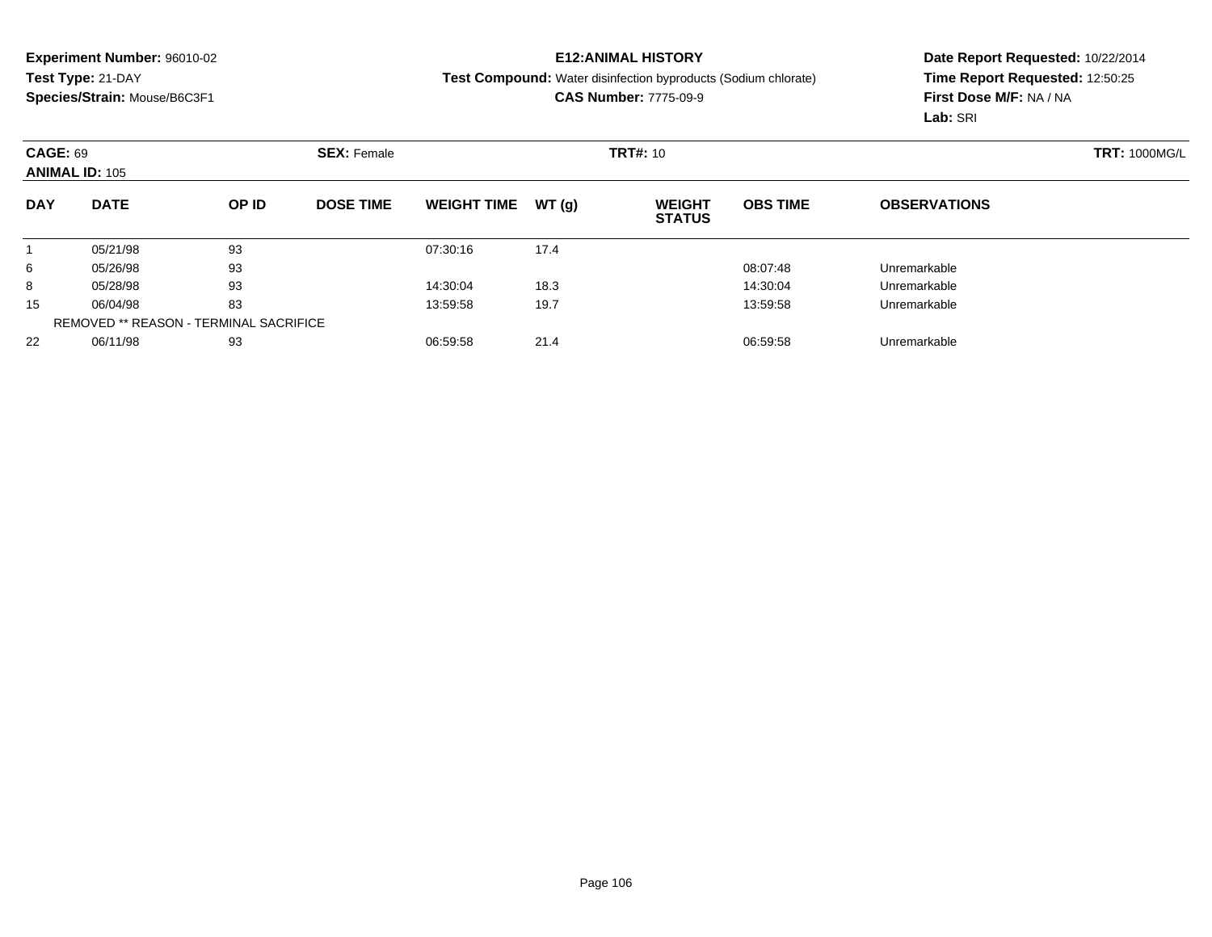**Experiment Number:** 96010-02
**Test Type:** 21-DAY
**Species/Strain:** Mouse/B6C3F1

**E12:ANIMAL HISTORY**
**Test Compound:** Water disinfection byproducts (Sodium chlorate)
**CAS Number:** 7775-09-9

**Date Report Requested:** 10/22/2014
**Time Report Requested:** 12:50:25
**First Dose M/F:** NA / NA
**Lab:** SRI

**CAGE:** 69 | **SEX:** Female | **TRT#:** 10 | **TRT:** 1000MG/L
**ANIMAL ID:** 105

| DAY | DATE | OP ID | DOSE TIME | WEIGHT TIME | WT (g) | WEIGHT STATUS | OBS TIME | OBSERVATIONS |
|---|---|---|---|---|---|---|---|---|
| 1 | 05/21/98 | 93 | | 07:30:16 | 17.4 | | | |
| 6 | 05/26/98 | 93 | | | | | 08:07:48 | Unremarkable |
| 8 | 05/28/98 | 93 | | 14:30:04 | 18.3 | | 14:30:04 | Unremarkable |
| 15 | 06/04/98 | 83 | | 13:59:58 | 19.7 | | 13:59:58 | Unremarkable |
| | REMOVED ** REASON - TERMINAL SACRIFICE | | | | | | | |
| 22 | 06/11/98 | 93 | | 06:59:58 | 21.4 | | 06:59:58 | Unremarkable |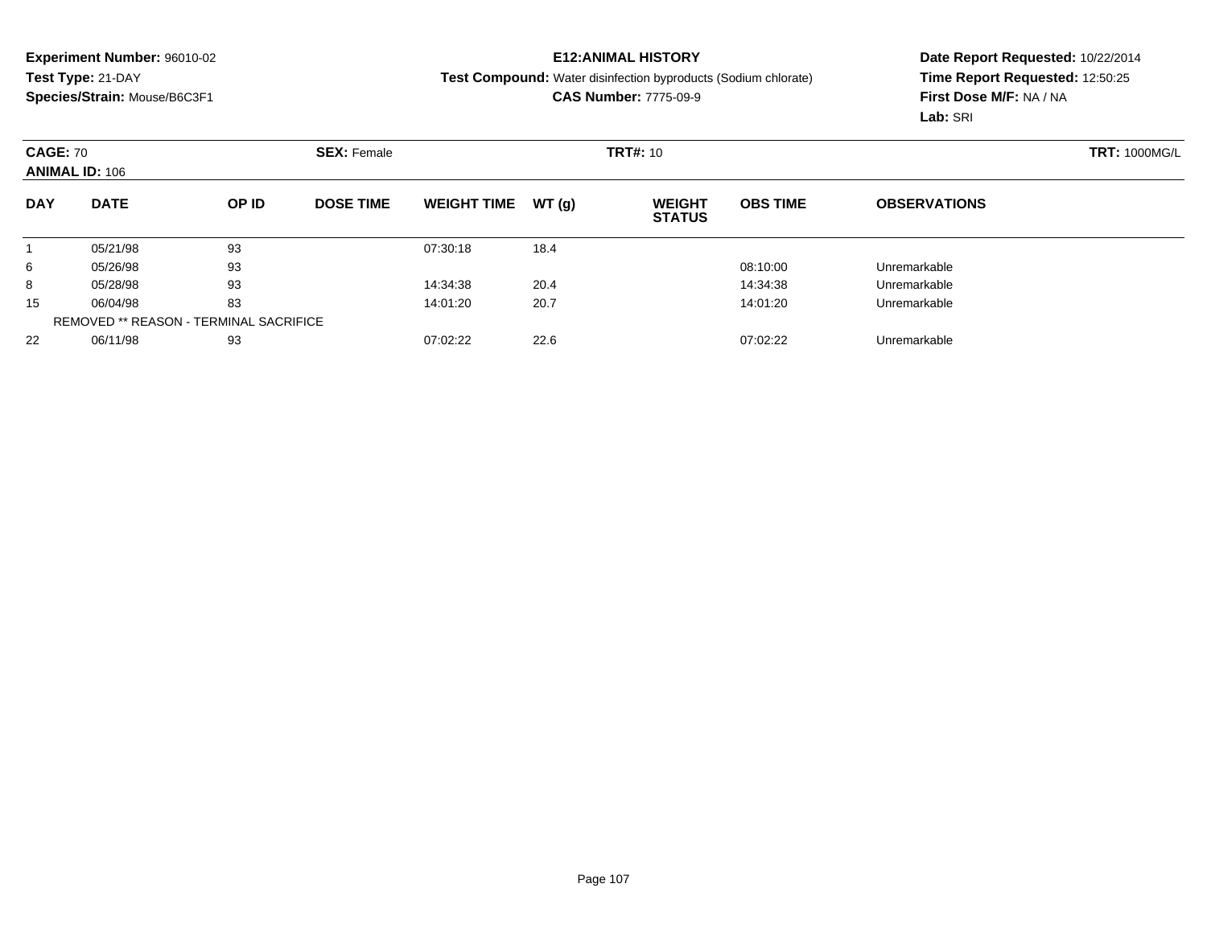**Experiment Number:** 96010-02
**Test Type:** 21-DAY
**Species/Strain:** Mouse/B6C3F1

**E12:ANIMAL HISTORY**
**Test Compound:** Water disinfection byproducts (Sodium chlorate)
**CAS Number:** 7775-09-9

**Date Report Requested:** 10/22/2014
**Time Report Requested:** 12:50:25
**First Dose M/F:** NA / NA
**Lab:** SRI

**CAGE:** 70 **SEX:** Female **TRT#:** 10 **TRT:** 1000MG/L
**ANIMAL ID:** 106

| DAY | DATE | OP ID | DOSE TIME | WEIGHT TIME | WT (g) | WEIGHT STATUS | OBS TIME | OBSERVATIONS |
|---|---|---|---|---|---|---|---|---|
| 1 | 05/21/98 | 93 | | 07:30:18 | 18.4 | | | |
| 6 | 05/26/98 | 93 | | | | | 08:10:00 | Unremarkable |
| 8 | 05/28/98 | 93 | | 14:34:38 | 20.4 | | 14:34:38 | Unremarkable |
| 15 | 06/04/98 | 83 | | 14:01:20 | 20.7 | | 14:01:20 | Unremarkable |
| REMOVED ** REASON - TERMINAL SACRIFICE | | | | | | | | |
| 22 | 06/11/98 | 93 | | 07:02:22 | 22.6 | | 07:02:22 | Unremarkable |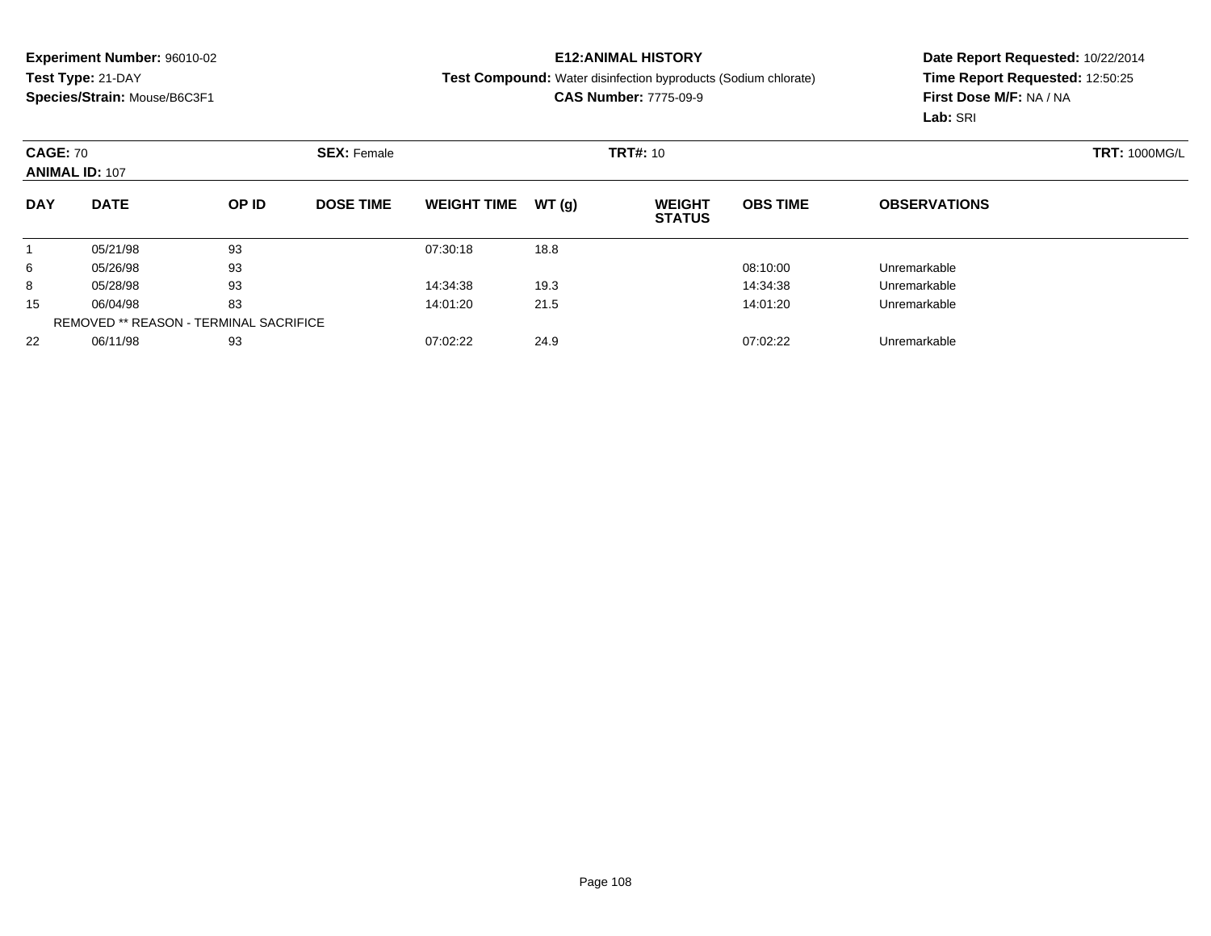**Experiment Number:** 96010-02
**Test Type:** 21-DAY
**Species/Strain:** Mouse/B6C3F1

**E12:ANIMAL HISTORY**
**Test Compound:** Water disinfection byproducts (Sodium chlorate)
**CAS Number:** 7775-09-9

**Date Report Requested:** 10/22/2014
**Time Report Requested:** 12:50:25
**First Dose M/F:** NA / NA
**Lab:** SRI

**CAGE:** 70 **SEX:** Female **TRT#:** 10 **TRT:** 1000MG/L
**ANIMAL ID:** 107

| DAY | DATE | OP ID | DOSE TIME | WEIGHT TIME | WT (g) | WEIGHT STATUS | OBS TIME | OBSERVATIONS |
|---|---|---|---|---|---|---|---|---|
| 1 | 05/21/98 | 93 | | 07:30:18 | 18.8 | | | |
| 6 | 05/26/98 | 93 | | | | | 08:10:00 | Unremarkable |
| 8 | 05/28/98 | 93 | | 14:34:38 | 19.3 | | 14:34:38 | Unremarkable |
| 15 | 06/04/98 | 83 | | 14:01:20 | 21.5 | | 14:01:20 | Unremarkable |
| | REMOVED ** REASON - TERMINAL SACRIFICE | | | | | | | |
| 22 | 06/11/98 | 93 | | 07:02:22 | 24.9 | | 07:02:22 | Unremarkable |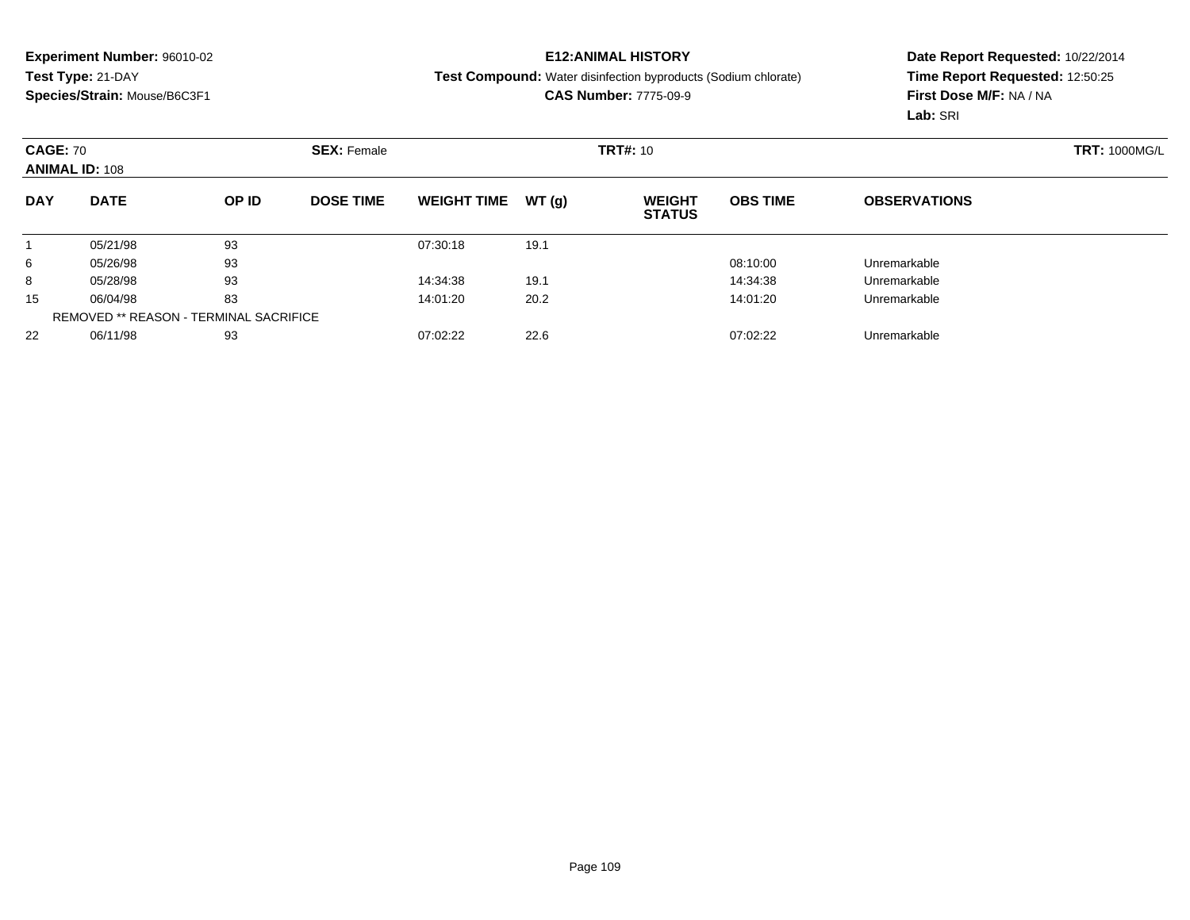**Experiment Number:** 96010-02
**Test Type:** 21-DAY
**Species/Strain:** Mouse/B6C3F1

**E12:ANIMAL HISTORY**
**Test Compound:** Water disinfection byproducts (Sodium chlorate)
**CAS Number:** 7775-09-9

**Date Report Requested:** 10/22/2014
**Time Report Requested:** 12:50:25
**First Dose M/F:** NA / NA
**Lab:** SRI

**CAGE:** 70 **SEX:** Female **TRT#:** 10 **TRT:** 1000MG/L
**ANIMAL ID:** 108

| DAY | DATE | OP ID | DOSE TIME | WEIGHT TIME | WT (g) | WEIGHT STATUS | OBS TIME | OBSERVATIONS |
|---|---|---|---|---|---|---|---|---|
| 1 | 05/21/98 | 93 | | 07:30:18 | 19.1 | | | |
| 6 | 05/26/98 | 93 | | | | | 08:10:00 | Unremarkable |
| 8 | 05/28/98 | 93 | | 14:34:38 | 19.1 | | 14:34:38 | Unremarkable |
| 15 | 06/04/98 | 83 | | 14:01:20 | 20.2 | | 14:01:20 | Unremarkable |
| | REMOVED ** REASON - TERMINAL SACRIFICE | | | | | | | |
| 22 | 06/11/98 | 93 | | 07:02:22 | 22.6 | | 07:02:22 | Unremarkable |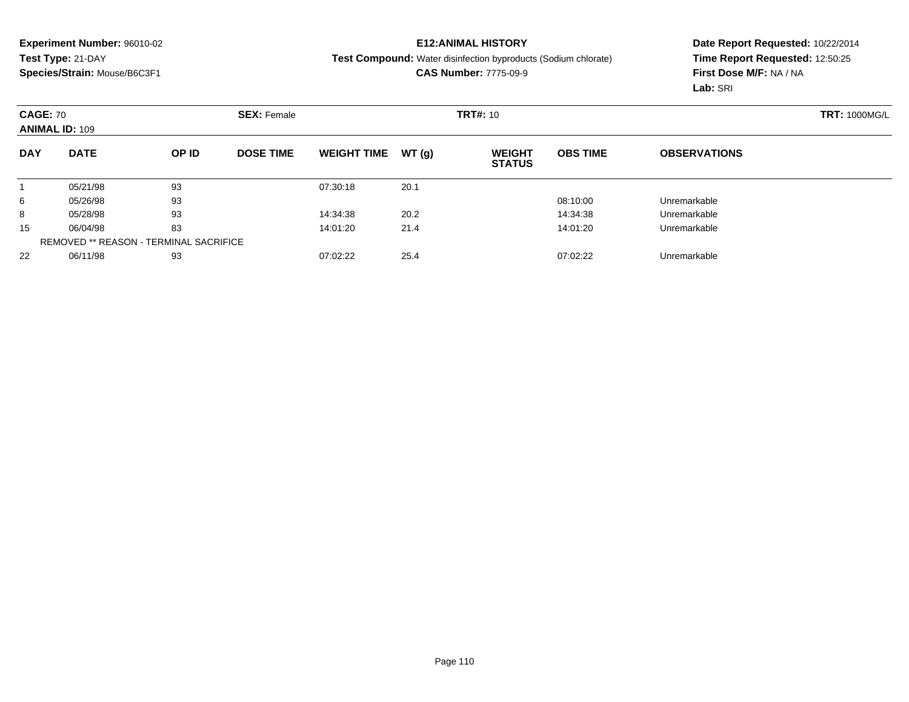**Experiment Number:** 96010-02
**Test Type:** 21-DAY
**Species/Strain:** Mouse/B6C3F1

**E12:ANIMAL HISTORY**
**Test Compound:** Water disinfection byproducts (Sodium chlorate)
**CAS Number:** 7775-09-9

**Date Report Requested:** 10/22/2014
**Time Report Requested:** 12:50:25
**First Dose M/F:** NA / NA
**Lab:** SRI

**CAGE:** 70 **SEX:** Female **TRT#:** 10 **TRT:** 1000MG/L
**ANIMAL ID:** 109

| DAY | DATE | OP ID | DOSE TIME | WEIGHT TIME | WT (g) | WEIGHT STATUS | OBS TIME | OBSERVATIONS |
|---|---|---|---|---|---|---|---|---|
| 1 | 05/21/98 | 93 | | 07:30:18 | 20.1 | | | |
| 6 | 05/26/98 | 93 | | | | | 08:10:00 | Unremarkable |
| 8 | 05/28/98 | 93 | | 14:34:38 | 20.2 | | 14:34:38 | Unremarkable |
| 15 | 06/04/98 | 83 | | 14:01:20 | 21.4 | | 14:01:20 | Unremarkable |
| | REMOVED ** REASON - TERMINAL SACRIFICE | | | | | | | |
| 22 | 06/11/98 | 93 | | 07:02:22 | 25.4 | | 07:02:22 | Unremarkable |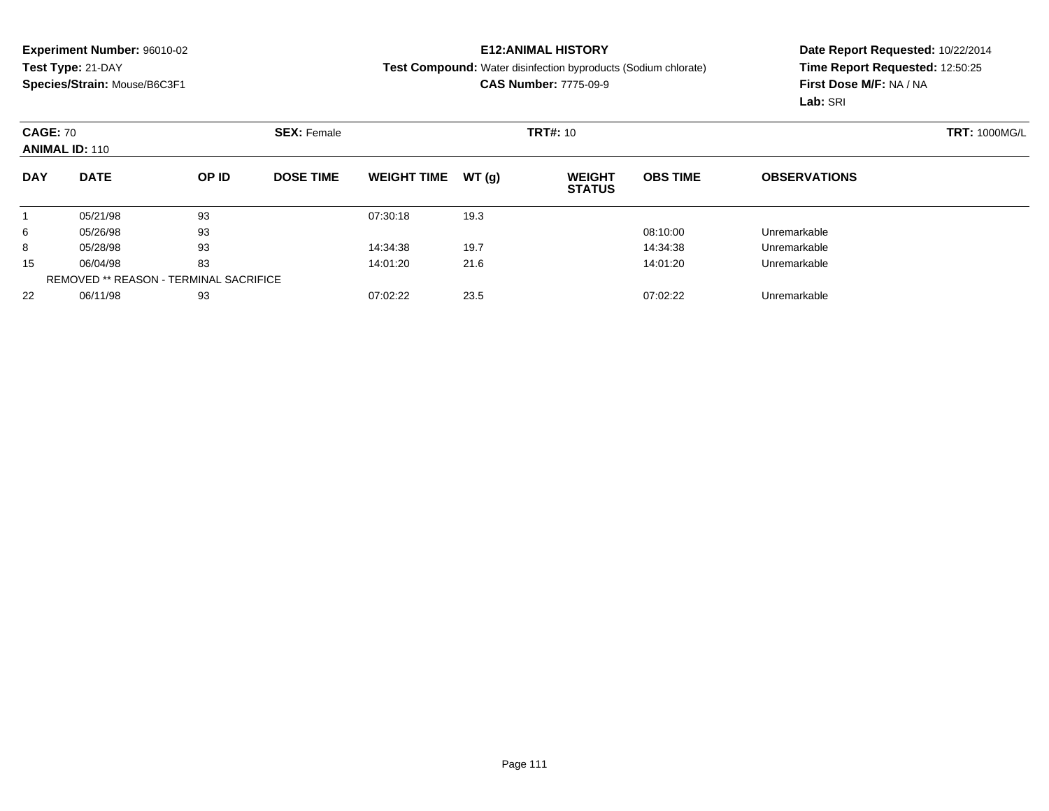**Experiment Number:** 96010-02
**Test Type:** 21-DAY
**Species/Strain:** Mouse/B6C3F1

**E12:ANIMAL HISTORY**
**Test Compound:** Water disinfection byproducts (Sodium chlorate)
**CAS Number:** 7775-09-9

**Date Report Requested:** 10/22/2014
**Time Report Requested:** 12:50:25
**First Dose M/F:** NA / NA
**Lab:** SRI

**CAGE:** 70 **SEX:** Female **TRT#:** 10 **TRT:** 1000MG/L
**ANIMAL ID:** 110

| DAY | DATE | OP ID | DOSE TIME | WEIGHT TIME | WT (g) | WEIGHT STATUS | OBS TIME | OBSERVATIONS |
|---|---|---|---|---|---|---|---|---|
| 1 | 05/21/98 | 93 | | 07:30:18 | 19.3 | | | |
| 6 | 05/26/98 | 93 | | | | | 08:10:00 | Unremarkable |
| 8 | 05/28/98 | 93 | | 14:34:38 | 19.7 | | 14:34:38 | Unremarkable |
| 15 | 06/04/98 | 83 | | 14:01:20 | 21.6 | | 14:01:20 | Unremarkable |
| | REMOVED ** REASON - TERMINAL SACRIFICE | | | | | | | |
| 22 | 06/11/98 | 93 | | 07:02:22 | 23.5 | | 07:02:22 | Unremarkable |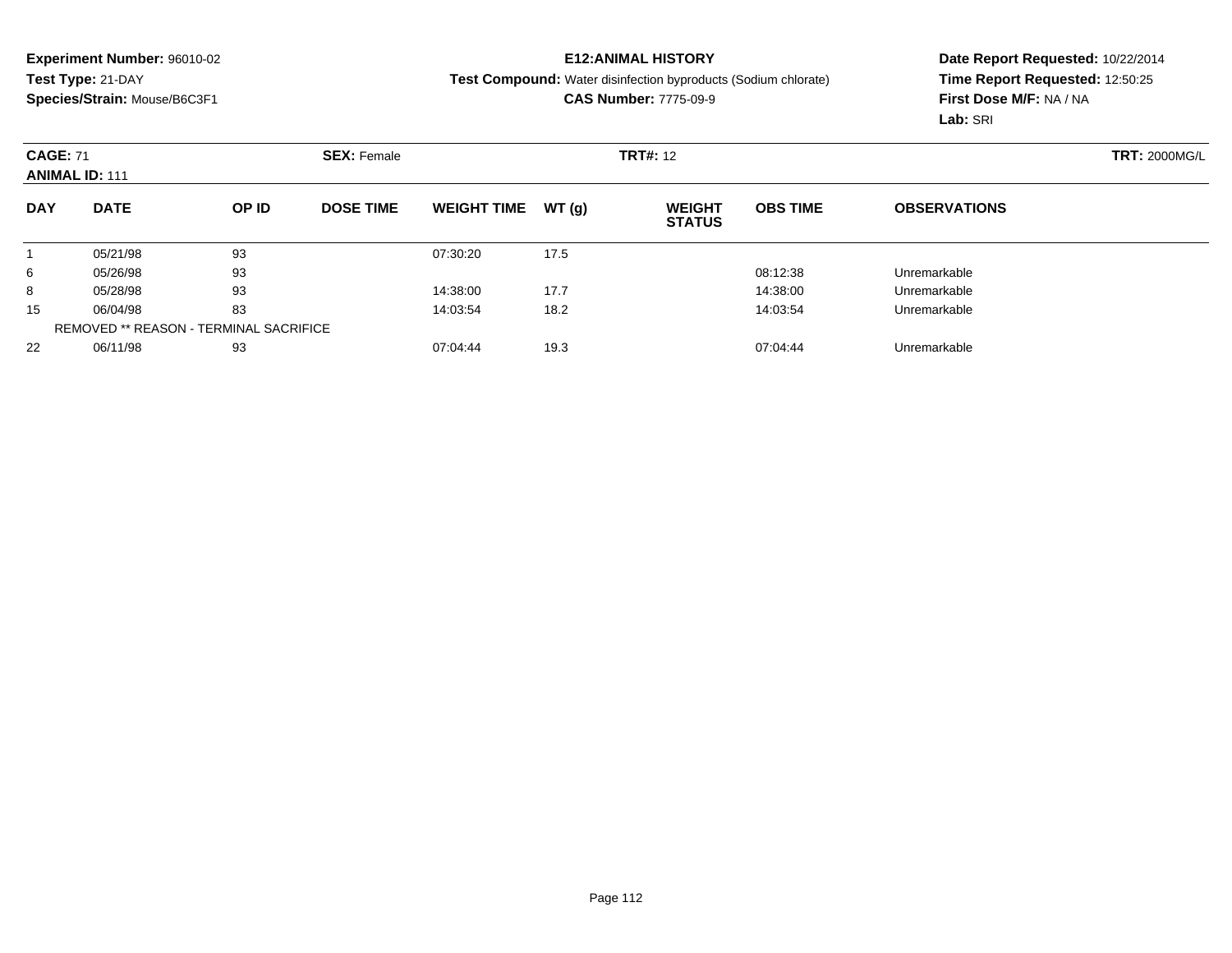**Experiment Number:** 96010-02
**Test Type:** 21-DAY
**Species/Strain:** Mouse/B6C3F1

**E12:ANIMAL HISTORY**
**Test Compound:** Water disinfection byproducts (Sodium chlorate)
**CAS Number:** 7775-09-9

**Date Report Requested:** 10/22/2014
**Time Report Requested:** 12:50:25
**First Dose M/F:** NA / NA
**Lab:** SRI

**CAGE:** 71 **SEX:** Female **TRT#:** 12 **TRT:** 2000MG/L
**ANIMAL ID:** 111

| DAY | DATE | OP ID | DOSE TIME | WEIGHT TIME | WT (g) | WEIGHT STATUS | OBS TIME | OBSERVATIONS |
|---|---|---|---|---|---|---|---|---|
| 1 | 05/21/98 | 93 | | 07:30:20 | 17.5 | | | |
| 6 | 05/26/98 | 93 | | | | | 08:12:38 | Unremarkable |
| 8 | 05/28/98 | 93 | | 14:38:00 | 17.7 | | 14:38:00 | Unremarkable |
| 15 | 06/04/98 | 83 | | 14:03:54 | 18.2 | | 14:03:54 | Unremarkable |
| | REMOVED ** REASON - TERMINAL SACRIFICE | | | | | | | |
| 22 | 06/11/98 | 93 | | 07:04:44 | 19.3 | | 07:04:44 | Unremarkable |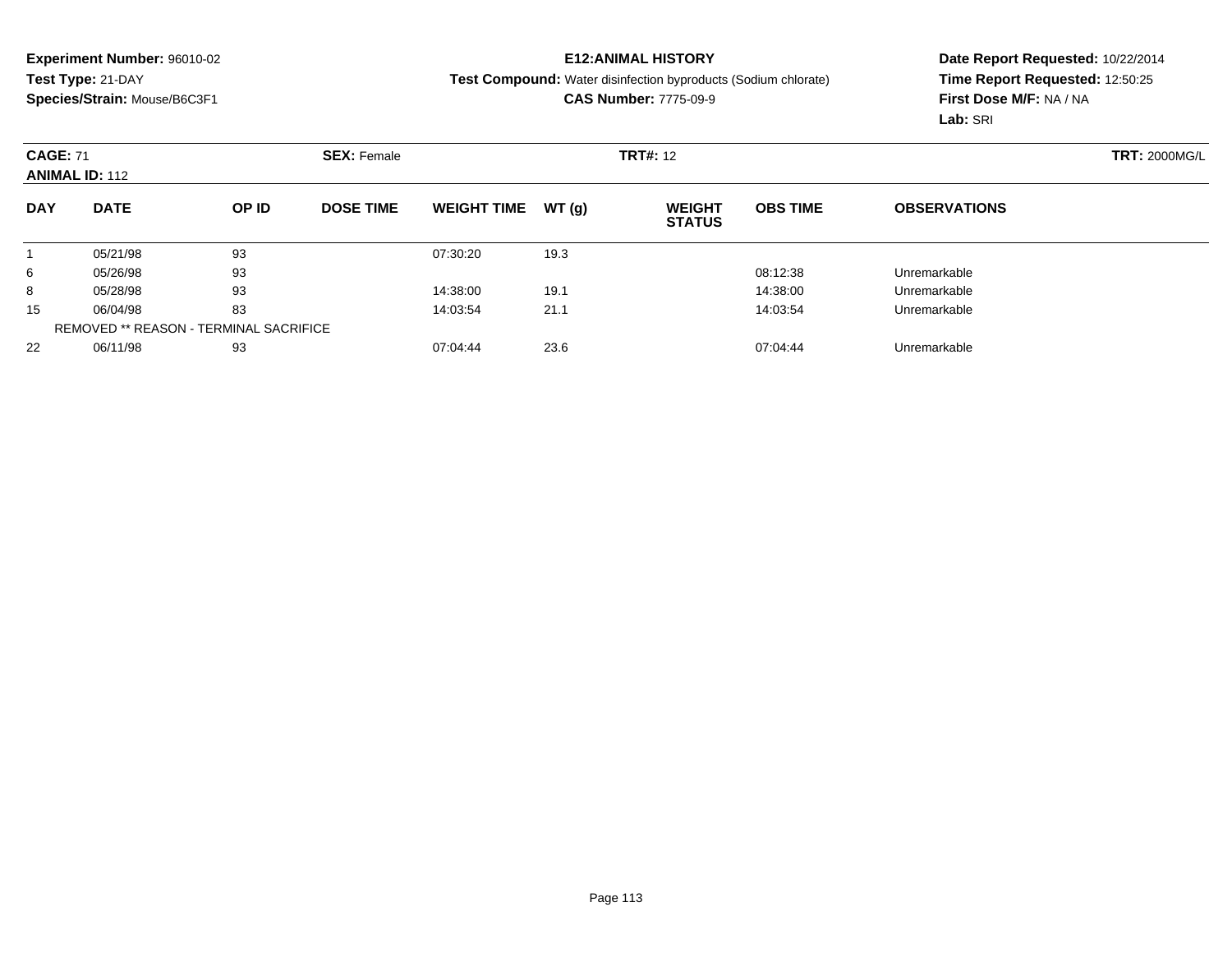**Experiment Number:** 96010-02
**Test Type:** 21-DAY
**Species/Strain:** Mouse/B6C3F1

**E12:ANIMAL HISTORY**
**Test Compound:** Water disinfection byproducts (Sodium chlorate)
**CAS Number:** 7775-09-9

**Date Report Requested:** 10/22/2014
**Time Report Requested:** 12:50:25
**First Dose M/F:** NA / NA
**Lab:** SRI

**CAGE:** 71 **SEX:** Female **TRT#:** 12 **TRT:** 2000MG/L
**ANIMAL ID:** 112

| DAY | DATE | OP ID | DOSE TIME | WEIGHT TIME | WT (g) | WEIGHT STATUS | OBS TIME | OBSERVATIONS |
|---|---|---|---|---|---|---|---|---|
| 1 | 05/21/98 | 93 | | 07:30:20 | 19.3 | | | |
| 6 | 05/26/98 | 93 | | | | | 08:12:38 | Unremarkable |
| 8 | 05/28/98 | 93 | | 14:38:00 | 19.1 | | 14:38:00 | Unremarkable |
| 15 | 06/04/98 | 83 | | 14:03:54 | 21.1 | | 14:03:54 | Unremarkable |
| | REMOVED ** REASON - TERMINAL SACRIFICE | | | | | | | |
| 22 | 06/11/98 | 93 | | 07:04:44 | 23.6 | | 07:04:44 | Unremarkable |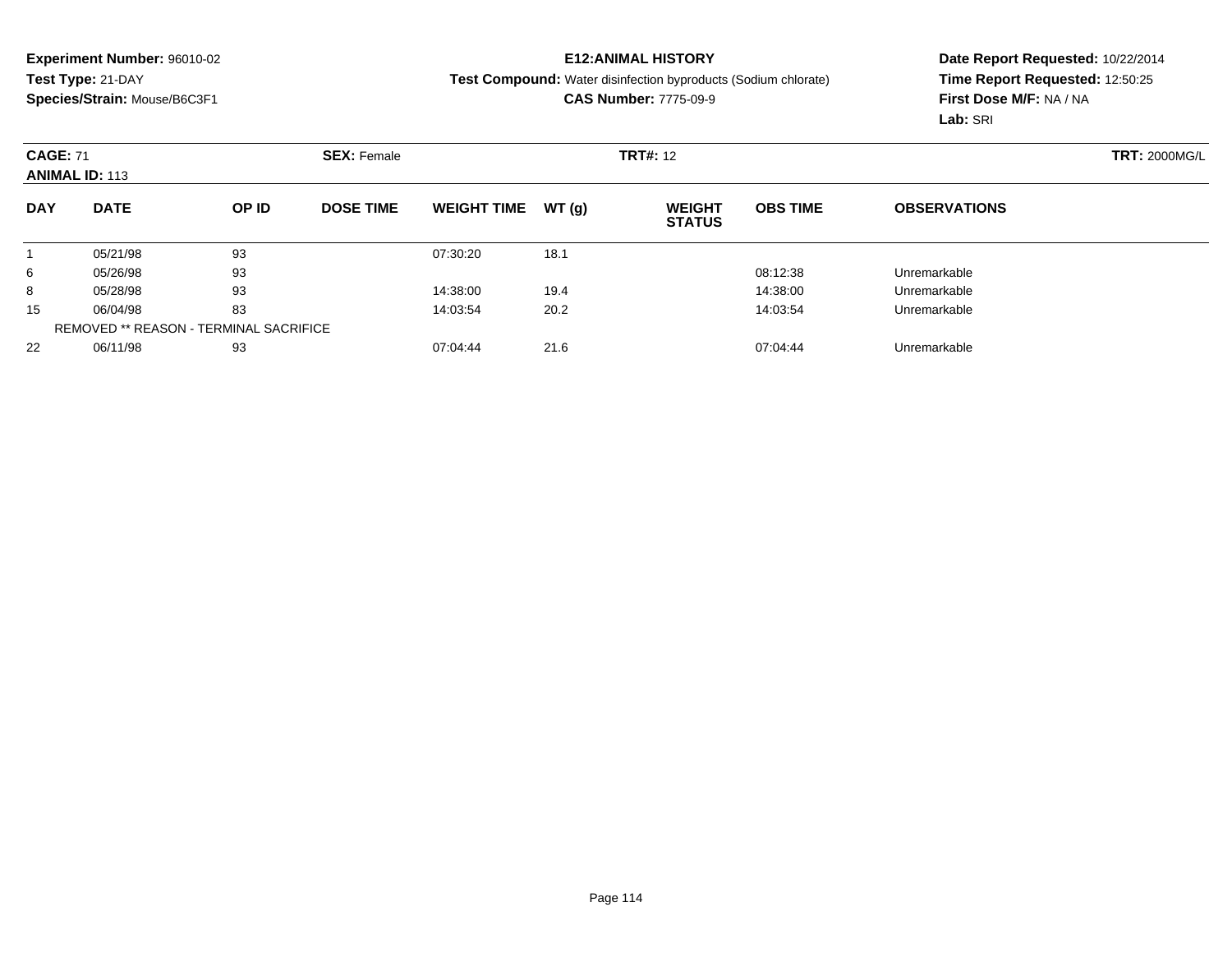**Experiment Number:** 96010-02
**Test Type:** 21-DAY
**Species/Strain:** Mouse/B6C3F1

**E12:ANIMAL HISTORY**
**Test Compound:** Water disinfection byproducts (Sodium chlorate)
**CAS Number:** 7775-09-9

**Date Report Requested:** 10/22/2014
**Time Report Requested:** 12:50:25
**First Dose M/F:** NA / NA
**Lab:** SRI

**CAGE:** 71 **SEX:** Female **TRT#:** 12 **TRT:** 2000MG/L
**ANIMAL ID:** 113

| DAY | DATE | OP ID | DOSE TIME | WEIGHT TIME | WT (g) | WEIGHT STATUS | OBS TIME | OBSERVATIONS |
|---|---|---|---|---|---|---|---|---|
| 1 | 05/21/98 | 93 | | 07:30:20 | 18.1 | | | |
| 6 | 05/26/98 | 93 | | | | | 08:12:38 | Unremarkable |
| 8 | 05/28/98 | 93 | | 14:38:00 | 19.4 | | 14:38:00 | Unremarkable |
| 15 | 06/04/98 | 83 | | 14:03:54 | 20.2 | | 14:03:54 | Unremarkable |
| REMOVED ** REASON - TERMINAL SACRIFICE | | | | | | | | |
| 22 | 06/11/98 | 93 | | 07:04:44 | 21.6 | | 07:04:44 | Unremarkable |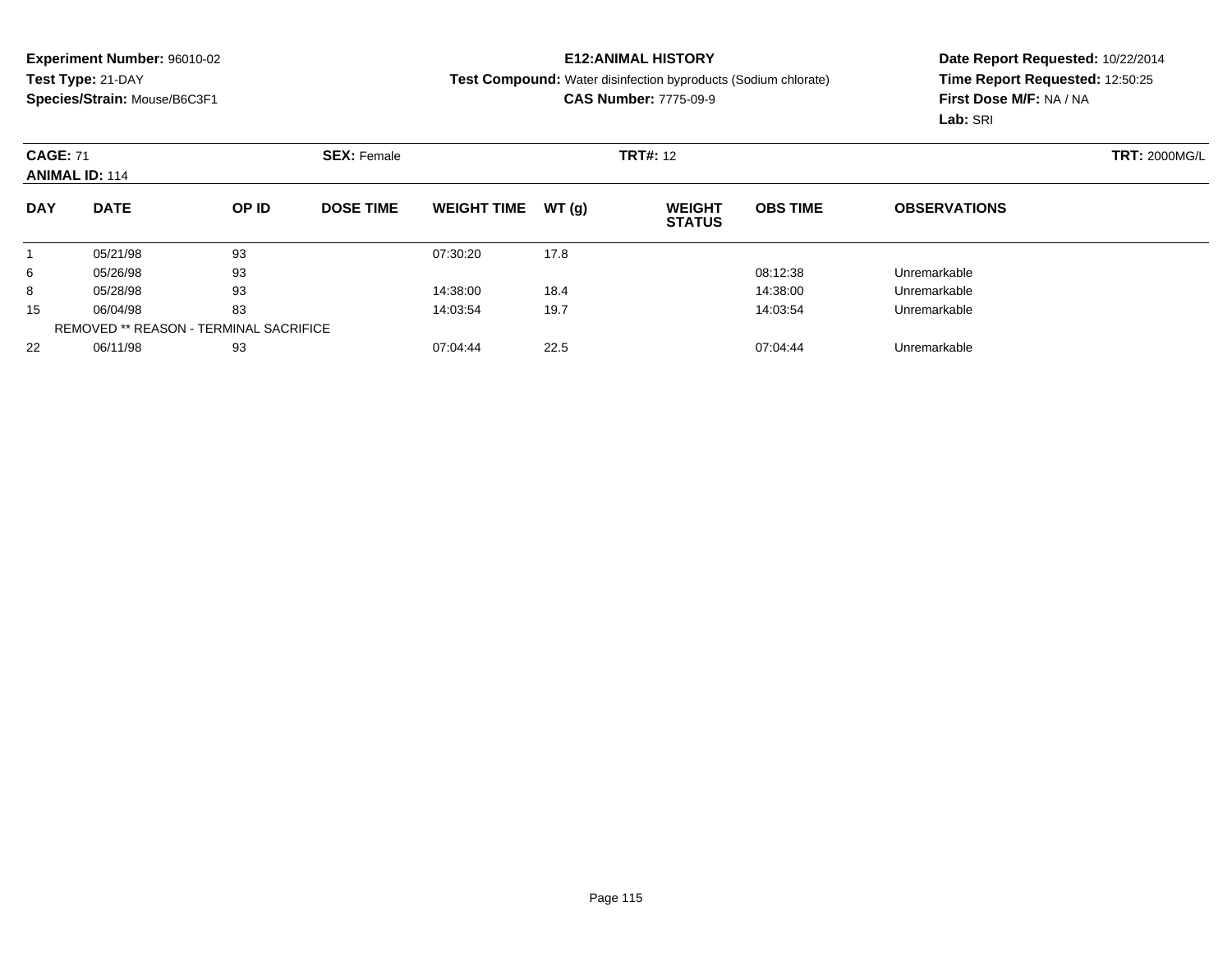**Experiment Number:** 96010-02
**Test Type:** 21-DAY
**Species/Strain:** Mouse/B6C3F1

**E12:ANIMAL HISTORY**
**Test Compound:** Water disinfection byproducts (Sodium chlorate)
**CAS Number:** 7775-09-9

**Date Report Requested:** 10/22/2014
**Time Report Requested:** 12:50:25
**First Dose M/F:** NA / NA
**Lab:** SRI

**CAGE:** 71 **SEX:** Female **TRT#:** 12 **TRT:** 2000MG/L
**ANIMAL ID:** 114

| DAY | DATE | OP ID | DOSE TIME | WEIGHT TIME | WT (g) | WEIGHT STATUS | OBS TIME | OBSERVATIONS |
|---|---|---|---|---|---|---|---|---|
| 1 | 05/21/98 | 93 | | 07:30:20 | 17.8 | | | |
| 6 | 05/26/98 | 93 | | | | | 08:12:38 | Unremarkable |
| 8 | 05/28/98 | 93 | | 14:38:00 | 18.4 | | 14:38:00 | Unremarkable |
| 15 | 06/04/98 | 83 | | 14:03:54 | 19.7 | | 14:03:54 | Unremarkable |
| | REMOVED ** REASON - TERMINAL SACRIFICE | | | | | | | |
| 22 | 06/11/98 | 93 | | 07:04:44 | 22.5 | | 07:04:44 | Unremarkable |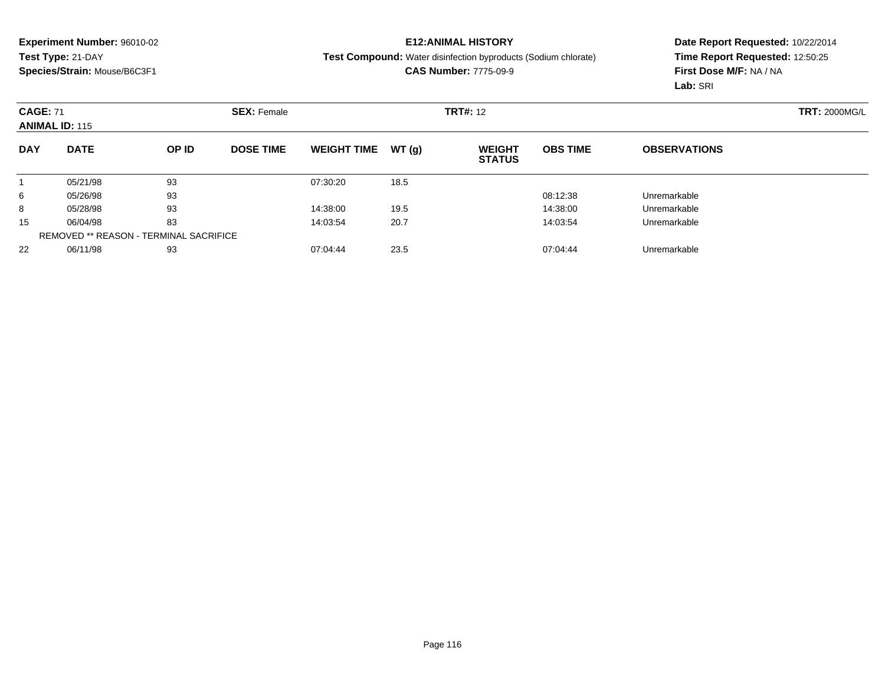**Experiment Number:** 96010-02
**Test Type:** 21-DAY
**Species/Strain:** Mouse/B6C3F1

**E12:ANIMAL HISTORY**
**Test Compound:** Water disinfection byproducts (Sodium chlorate)
**CAS Number:** 7775-09-9

**Date Report Requested:** 10/22/2014
**Time Report Requested:** 12:50:25
**First Dose M/F:** NA / NA
**Lab:** SRI

**CAGE:** 71 **SEX:** Female **TRT#:** 12 **TRT:** 2000MG/L
**ANIMAL ID:** 115

| DAY | DATE | OP ID | DOSE TIME | WEIGHT TIME | WT (g) | WEIGHT STATUS | OBS TIME | OBSERVATIONS |
|---|---|---|---|---|---|---|---|---|
| 1 | 05/21/98 | 93 | | 07:30:20 | 18.5 | | | |
| 6 | 05/26/98 | 93 | | | | | 08:12:38 | Unremarkable |
| 8 | 05/28/98 | 93 | | 14:38:00 | 19.5 | | 14:38:00 | Unremarkable |
| 15 | 06/04/98 | 83 | | 14:03:54 | 20.7 | | 14:03:54 | Unremarkable |
| REMOVED ** REASON - TERMINAL SACRIFICE | | | | | | | | |
| 22 | 06/11/98 | 93 | | 07:04:44 | 23.5 | | 07:04:44 | Unremarkable |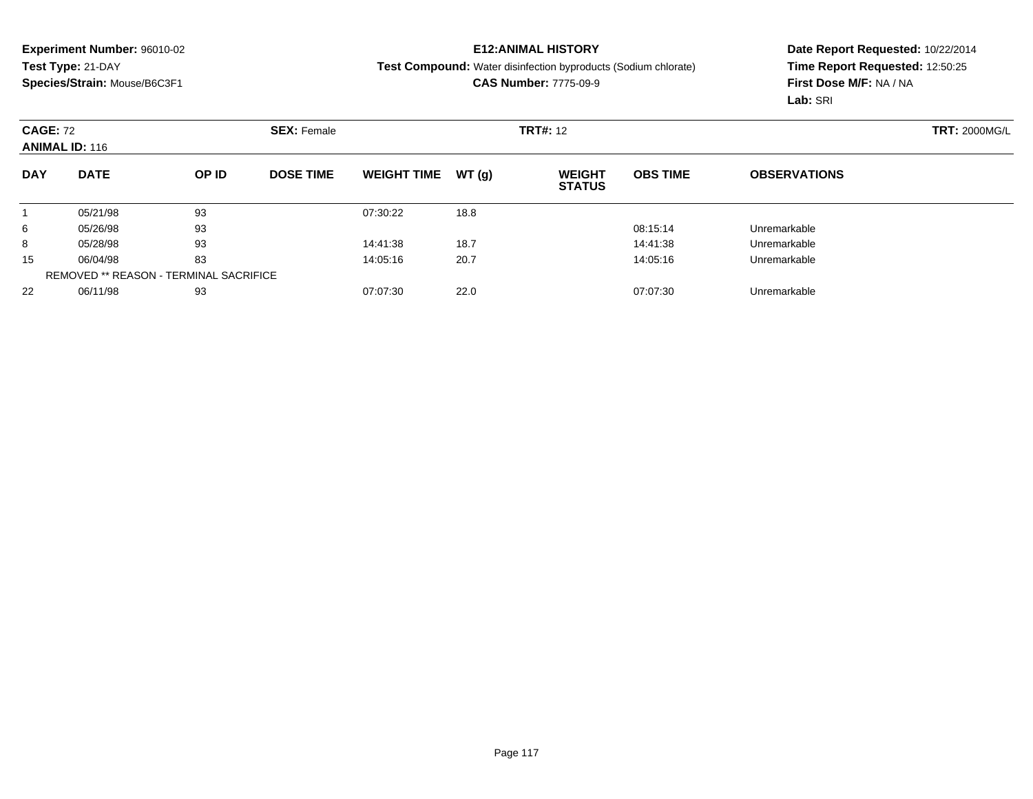**Experiment Number:** 96010-02
**Test Type:** 21-DAY
**Species/Strain:** Mouse/B6C3F1

**E12:ANIMAL HISTORY**
**Test Compound:** Water disinfection byproducts (Sodium chlorate)
**CAS Number:** 7775-09-9

**Date Report Requested:** 10/22/2014
**Time Report Requested:** 12:50:25
**First Dose M/F:** NA / NA
**Lab:** SRI

**CAGE:** 72 **SEX:** Female **TRT#:** 12 **TRT:** 2000MG/L
**ANIMAL ID:** 116

| DAY | DATE | OP ID | DOSE TIME | WEIGHT TIME | WT (g) | WEIGHT STATUS | OBS TIME | OBSERVATIONS |
|---|---|---|---|---|---|---|---|---|
| 1 | 05/21/98 | 93 | | 07:30:22 | 18.8 | | | |
| 6 | 05/26/98 | 93 | | | | | 08:15:14 | Unremarkable |
| 8 | 05/28/98 | 93 | | 14:41:38 | 18.7 | | 14:41:38 | Unremarkable |
| 15 | 06/04/98 | 83 | | 14:05:16 | 20.7 | | 14:05:16 | Unremarkable |
| REMOVED ** REASON - TERMINAL SACRIFICE | | | | | | | | |
| 22 | 06/11/98 | 93 | | 07:07:30 | 22.0 | | 07:07:30 | Unremarkable |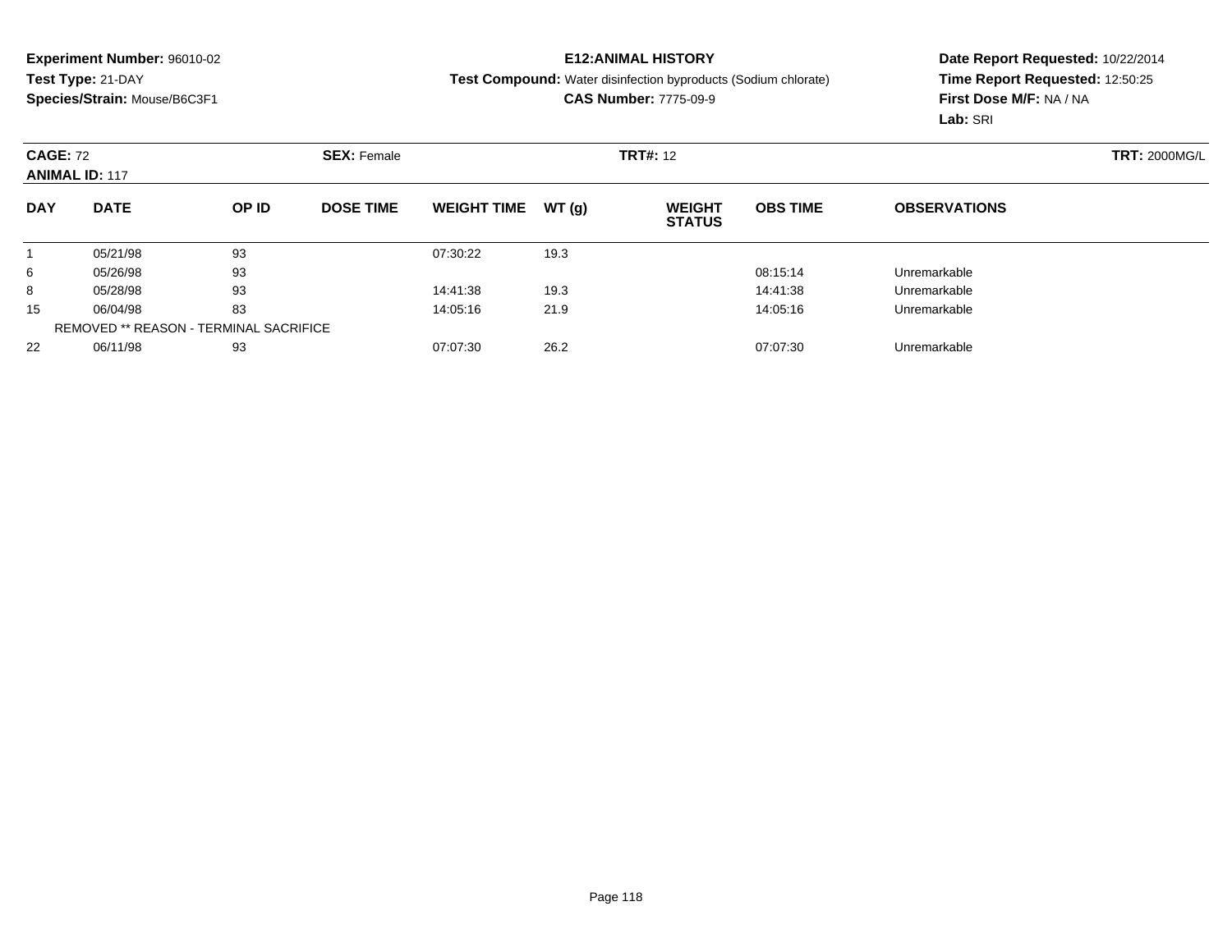**Experiment Number:** 96010-02
**Test Type:** 21-DAY
**Species/Strain:** Mouse/B6C3F1

**E12:ANIMAL HISTORY**
**Test Compound:** Water disinfection byproducts (Sodium chlorate)
**CAS Number:** 7775-09-9

**Date Report Requested:** 10/22/2014
**Time Report Requested:** 12:50:25
**First Dose M/F:** NA / NA
**Lab:** SRI

**CAGE:** 72 **SEX:** Female **TRT#:** 12 **TRT:** 2000MG/L
**ANIMAL ID:** 117

| DAY | DATE | OP ID | DOSE TIME | WEIGHT TIME | WT (g) | WEIGHT STATUS | OBS TIME | OBSERVATIONS |
|---|---|---|---|---|---|---|---|---|
| 1 | 05/21/98 | 93 | | 07:30:22 | 19.3 | | | |
| 6 | 05/26/98 | 93 | | | | | 08:15:14 | Unremarkable |
| 8 | 05/28/98 | 93 | | 14:41:38 | 19.3 | | 14:41:38 | Unremarkable |
| 15 | 06/04/98 | 83 | | 14:05:16 | 21.9 | | 14:05:16 | Unremarkable |
| REMOVED ** REASON - TERMINAL SACRIFICE | | | | | | | | |
| 22 | 06/11/98 | 93 | | 07:07:30 | 26.2 | | 07:07:30 | Unremarkable |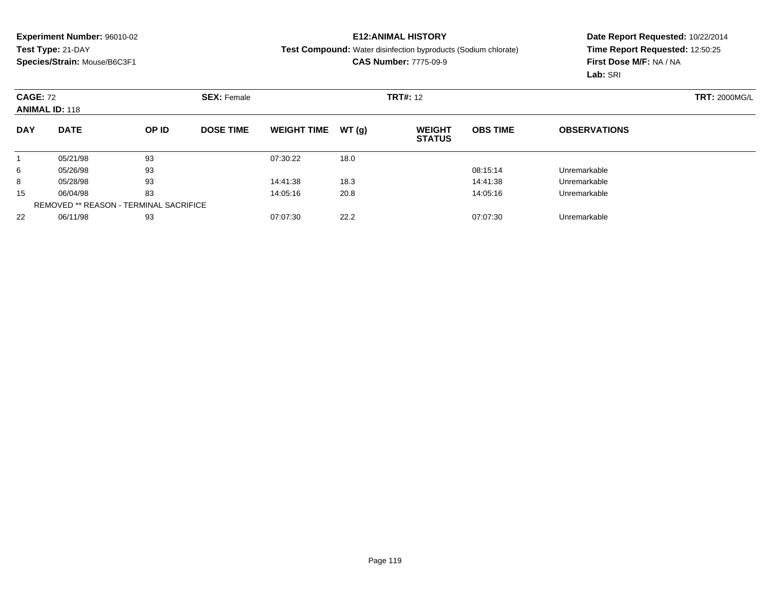**Experiment Number:** 96010-02
**Test Type:** 21-DAY
**Species/Strain:** Mouse/B6C3F1

**E12:ANIMAL HISTORY**
**Test Compound:** Water disinfection byproducts (Sodium chlorate)
**CAS Number:** 7775-09-9

**Date Report Requested:** 10/22/2014
**Time Report Requested:** 12:50:25
**First Dose M/F:** NA / NA
**Lab:** SRI

**CAGE:** 72 **SEX:** Female **TRT#:** 12 **TRT:** 2000MG/L
**ANIMAL ID:** 118

| DAY | DATE | OP ID | DOSE TIME | WEIGHT TIME | WT (g) | WEIGHT STATUS | OBS TIME | OBSERVATIONS |
|---|---|---|---|---|---|---|---|---|
| 1 | 05/21/98 | 93 | | 07:30:22 | 18.0 | | | |
| 6 | 05/26/98 | 93 | | | | | 08:15:14 | Unremarkable |
| 8 | 05/28/98 | 93 | | 14:41:38 | 18.3 | | 14:41:38 | Unremarkable |
| 15 | 06/04/98 | 83 | | 14:05:16 | 20.8 | | 14:05:16 | Unremarkable |
| | REMOVED ** REASON - TERMINAL SACRIFICE | | | | | | | |
| 22 | 06/11/98 | 93 | | 07:07:30 | 22.2 | | 07:07:30 | Unremarkable |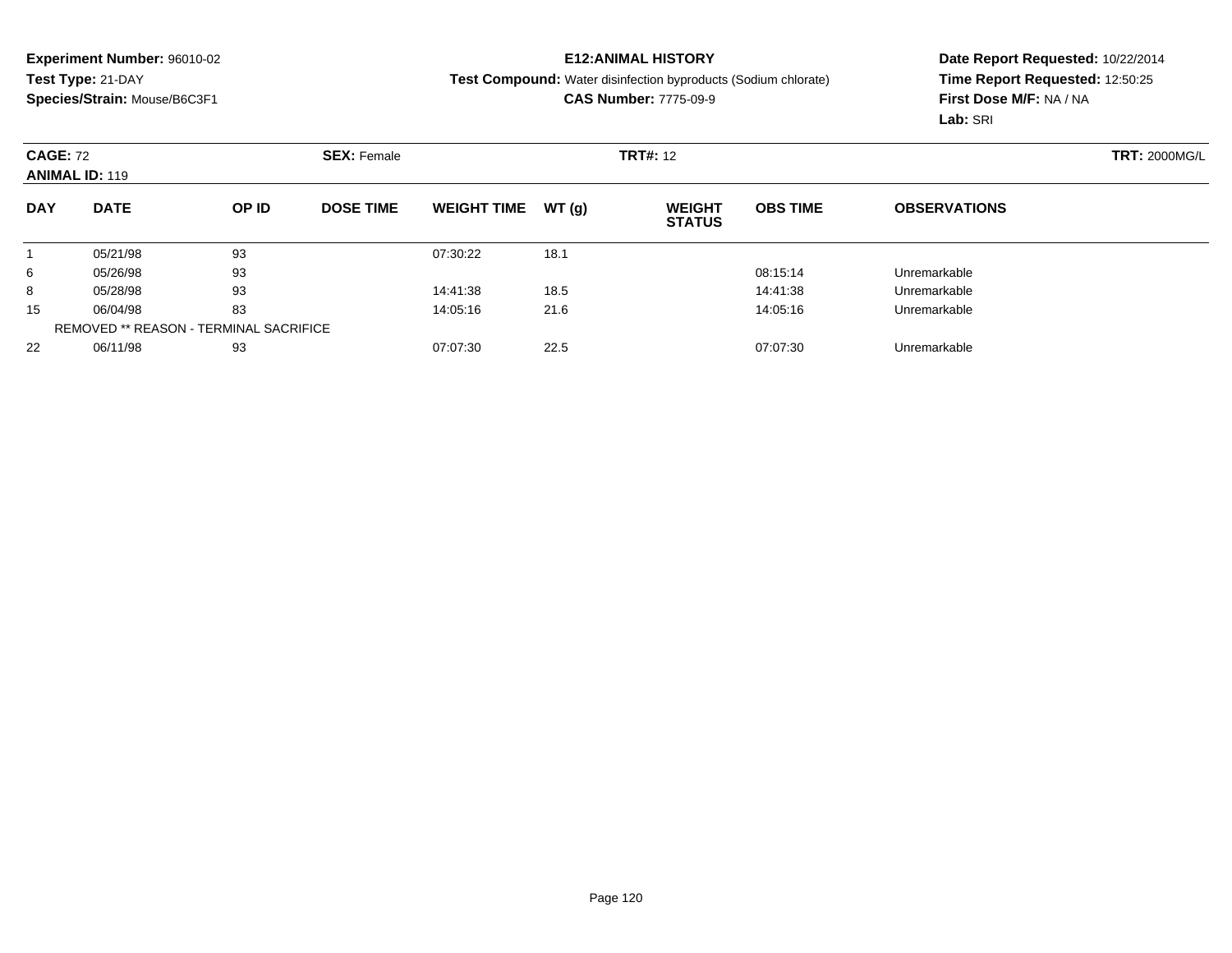**Experiment Number:** 96010-02
**Test Type:** 21-DAY
**Species/Strain:** Mouse/B6C3F1

**E12:ANIMAL HISTORY**
**Test Compound:** Water disinfection byproducts (Sodium chlorate)
**CAS Number:** 7775-09-9

**Date Report Requested:** 10/22/2014
**Time Report Requested:** 12:50:25
**First Dose M/F:** NA / NA
**Lab:** SRI

**CAGE:** 72 **SEX:** Female **TRT#:** 12 **TRT:** 2000MG/L
**ANIMAL ID:** 119

| DAY | DATE | OP ID | DOSE TIME | WEIGHT TIME | WT (g) | WEIGHT STATUS | OBS TIME | OBSERVATIONS |
|---|---|---|---|---|---|---|---|---|
| 1 | 05/21/98 | 93 | | 07:30:22 | 18.1 | | | |
| 6 | 05/26/98 | 93 | | | | | 08:15:14 | Unremarkable |
| 8 | 05/28/98 | 93 | | 14:41:38 | 18.5 | | 14:41:38 | Unremarkable |
| 15 | 06/04/98 | 83 | | 14:05:16 | 21.6 | | 14:05:16 | Unremarkable |
| | REMOVED ** REASON - TERMINAL SACRIFICE | | | | | | | |
| 22 | 06/11/98 | 93 | | 07:07:30 | 22.5 | | 07:07:30 | Unremarkable |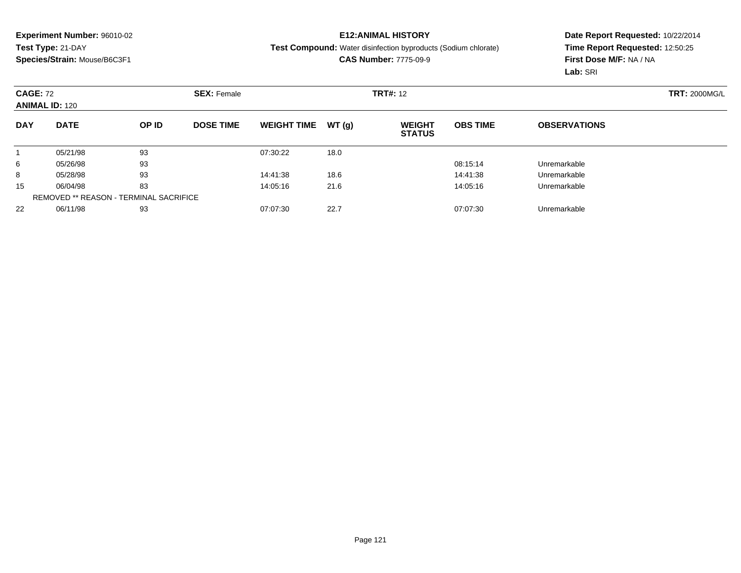**Experiment Number:** 96010-02
**Test Type:** 21-DAY
**Species/Strain:** Mouse/B6C3F1

**E12:ANIMAL HISTORY**
**Test Compound:** Water disinfection byproducts (Sodium chlorate)
**CAS Number:** 7775-09-9

**Date Report Requested:** 10/22/2014
**Time Report Requested:** 12:50:25
**First Dose M/F:** NA / NA
**Lab:** SRI

**CAGE:** 72 **SEX:** Female **TRT#:** 12 **TRT:** 2000MG/L
**ANIMAL ID:** 120

| DAY | DATE | OP ID | DOSE TIME | WEIGHT TIME | WT (g) | WEIGHT STATUS | OBS TIME | OBSERVATIONS |
|---|---|---|---|---|---|---|---|---|
| 1 | 05/21/98 | 93 | | 07:30:22 | 18.0 | | | |
| 6 | 05/26/98 | 93 | | | | | 08:15:14 | Unremarkable |
| 8 | 05/28/98 | 93 | | 14:41:38 | 18.6 | | 14:41:38 | Unremarkable |
| 15 | 06/04/98 | 83 | | 14:05:16 | 21.6 | | 14:05:16 | Unremarkable |
| REMOVED ** REASON - TERMINAL SACRIFICE | | | | | | | | |
| 22 | 06/11/98 | 93 | | 07:07:30 | 22.7 | | 07:07:30 | Unremarkable |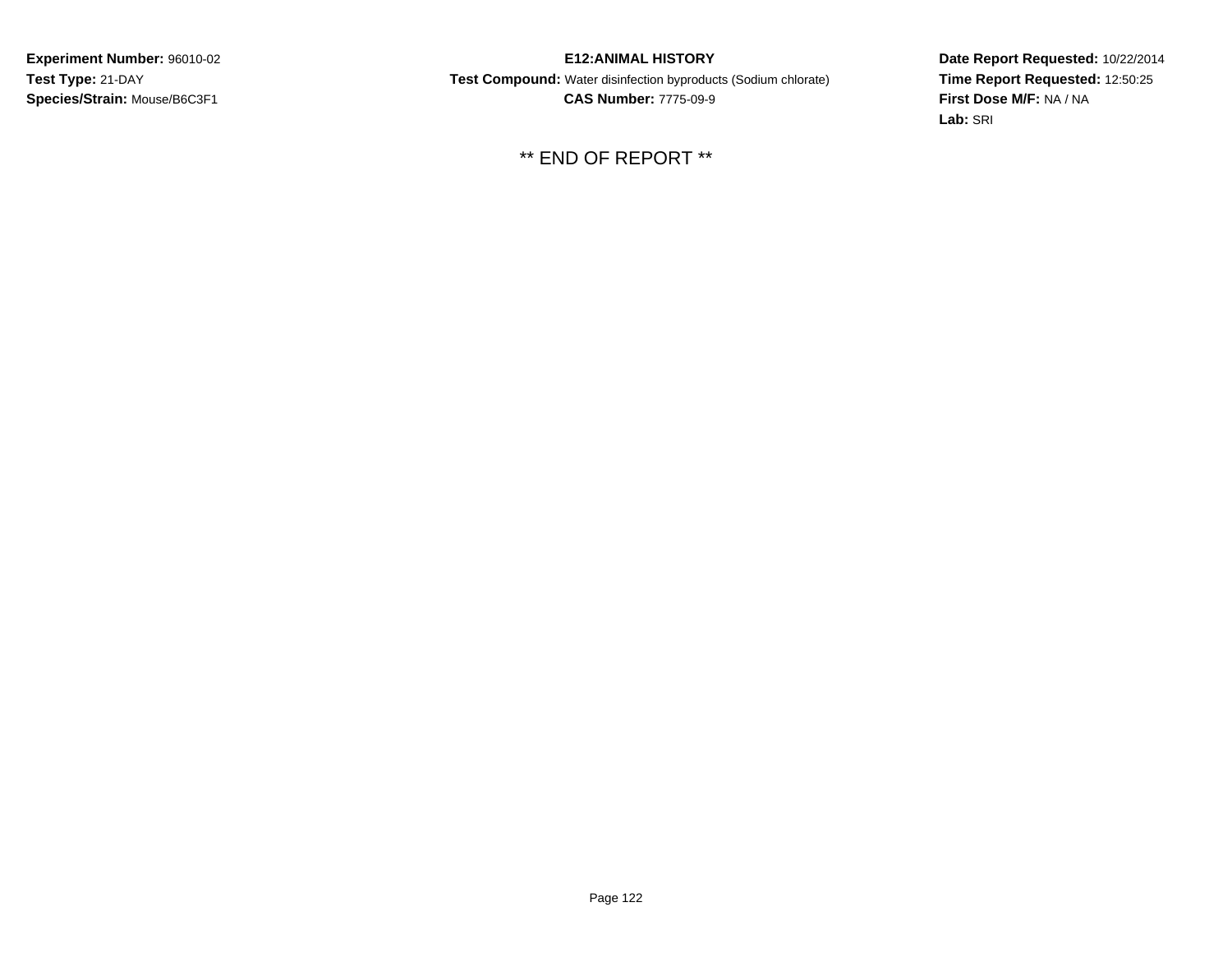**Experiment Number:** 96010-02
**Test Type:** 21-DAY
**Species/Strain:** Mouse/B6C3F1

**E12:ANIMAL HISTORY**
**Test Compound:** Water disinfection byproducts (Sodium chlorate)
**CAS Number:** 7775-09-9

**Date Report Requested:** 10/22/2014
**Time Report Requested:** 12:50:25
**First Dose M/F:** NA / NA
**Lab:** SRI

** END OF REPORT **